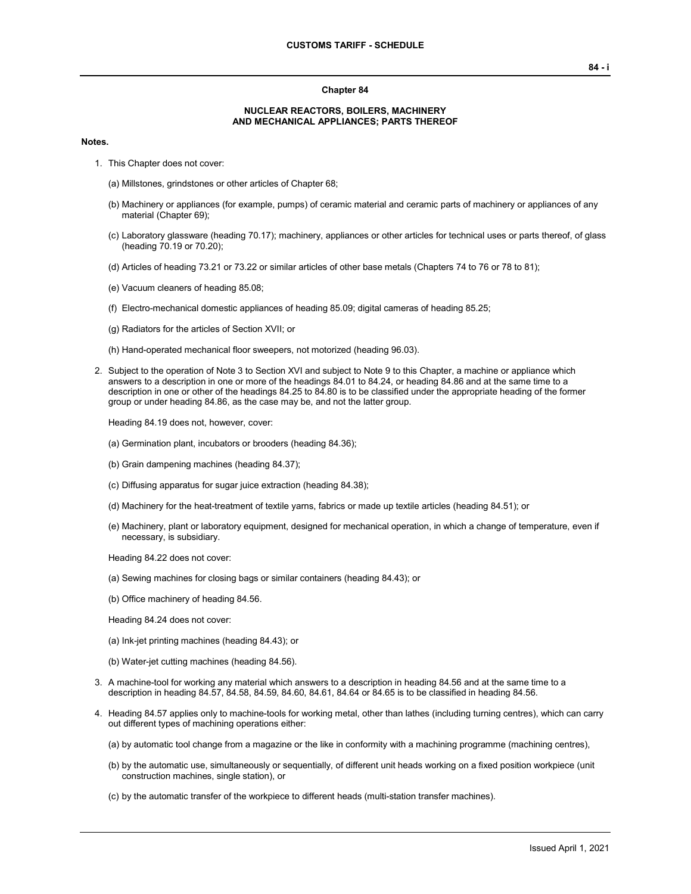# Chapter 84

## NUCLEAR REACTORS, BOILERS, MACHINERY AND MECHANICAL APPLIANCES; PARTS THEREOF

**Notes.**

1. This Chapter does not cover:

   (a) Millstones, grindstones or other articles of Chapter 68;

   (b) Machinery or appliances (for example, pumps) of ceramic material and ceramic parts of machinery or appliances of any material (Chapter 69);

   (c) Laboratory glassware (heading 70.17); machinery, appliances or other articles for technical uses or parts thereof, of glass (heading 70.19 or 70.20);

   (d) Articles of heading 73.21 or 73.22 or similar articles of other base metals (Chapters 74 to 76 or 78 to 81);

   (e) Vacuum cleaners of heading 85.08;

   (f) Electro-mechanical domestic appliances of heading 85.09; digital cameras of heading 85.25;

   (g) Radiators for the articles of Section XVII; or

   (h) Hand-operated mechanical floor sweepers, not motorized (heading 96.03).

2. Subject to the operation of Note 3 to Section XVI and subject to Note 9 to this Chapter, a machine or appliance which answers to a description in one or more of the headings 84.01 to 84.24, or heading 84.86 and at the same time to a description in one or other of the headings 84.25 to 84.80 is to be classified under the appropriate heading of the former group or under heading 84.86, as the case may be, and not the latter group.

   Heading 84.19 does not, however, cover:

   (a) Germination plant, incubators or brooders (heading 84.36);

   (b) Grain dampening machines (heading 84.37);

   (c) Diffusing apparatus for sugar juice extraction (heading 84.38);

   (d) Machinery for the heat-treatment of textile yarns, fabrics or made up textile articles (heading 84.51); or

   (e) Machinery, plant or laboratory equipment, designed for mechanical operation, in which a change of temperature, even if necessary, is subsidiary.

   Heading 84.22 does not cover:

   (a) Sewing machines for closing bags or similar containers (heading 84.43); or

   (b) Office machinery of heading 84.56.

   Heading 84.24 does not cover:

   (a) Ink-jet printing machines (heading 84.43); or

   (b) Water-jet cutting machines (heading 84.56).

3. A machine-tool for working any material which answers to a description in heading 84.56 and at the same time to a description in heading 84.57, 84.58, 84.59, 84.60, 84.61, 84.64 or 84.65 is to be classified in heading 84.56.

4. Heading 84.57 applies only to machine-tools for working metal, other than lathes (including turning centres), which can carry out different types of machining operations either:

   (a) by automatic tool change from a magazine or the like in conformity with a machining programme (machining centres),

   (b) by the automatic use, simultaneously or sequentially, of different unit heads working on a fixed position workpiece (unit construction machines, single station), or

   (c) by the automatic transfer of the workpiece to different heads (multi-station transfer machines).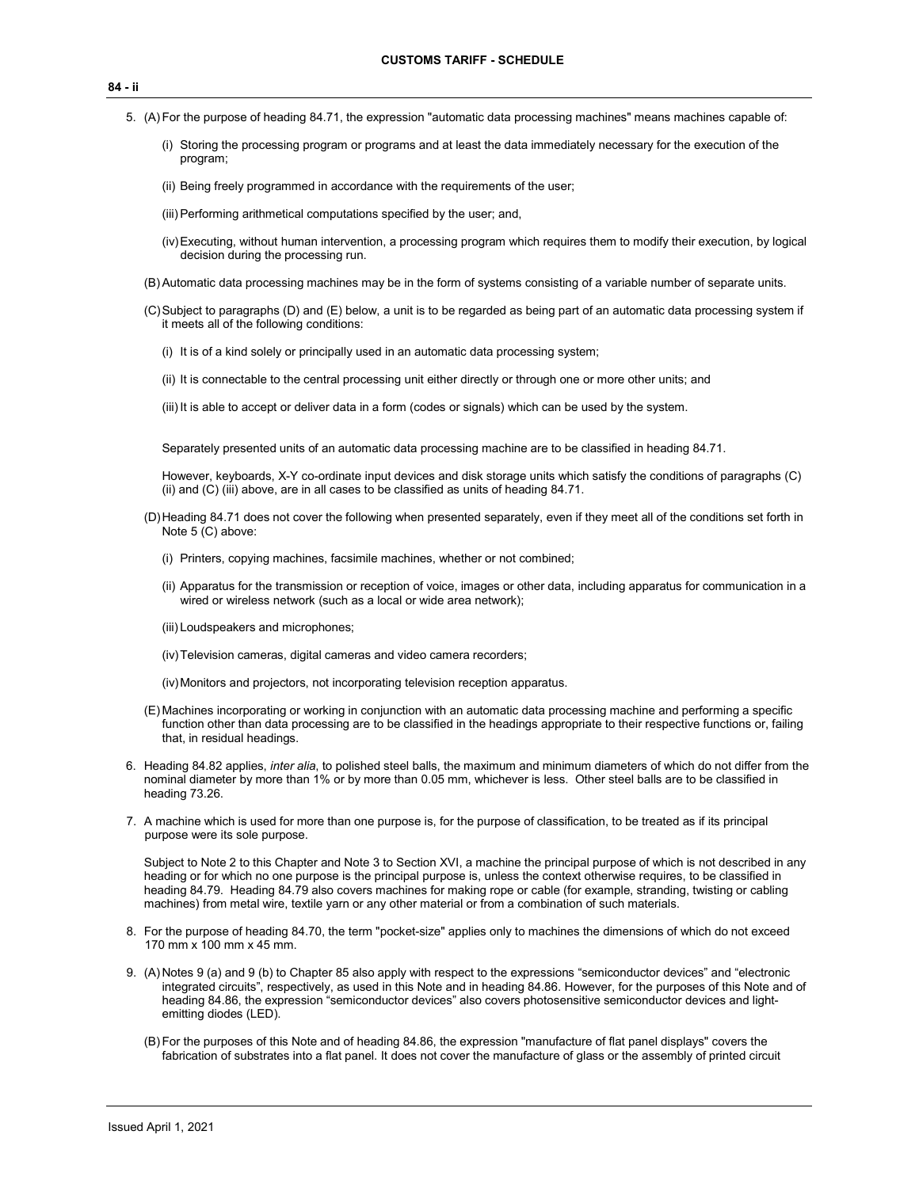5. (A) For the purpose of heading 84.71, the expression "automatic data processing machines" means machines capable of:

   (i) Storing the processing program or programs and at least the data immediately necessary for the execution of the program;

   (ii) Being freely programmed in accordance with the requirements of the user;

   (iii) Performing arithmetical computations specified by the user; and,

   (iv) Executing, without human intervention, a processing program which requires them to modify their execution, by logical decision during the processing run.

   (B) Automatic data processing machines may be in the form of systems consisting of a variable number of separate units.

   (C) Subject to paragraphs (D) and (E) below, a unit is to be regarded as being part of an automatic data processing system if it meets all of the following conditions:

   (i) It is of a kind solely or principally used in an automatic data processing system;

   (ii) It is connectable to the central processing unit either directly or through one or more other units; and

   (iii) It is able to accept or deliver data in a form (codes or signals) which can be used by the system.

   Separately presented units of an automatic data processing machine are to be classified in heading 84.71.

   However, keyboards, X-Y co-ordinate input devices and disk storage units which satisfy the conditions of paragraphs (C) (ii) and (C) (iii) above, are in all cases to be classified as units of heading 84.71.

   (D) Heading 84.71 does not cover the following when presented separately, even if they meet all of the conditions set forth in Note 5 (C) above:

   (i) Printers, copying machines, facsimile machines, whether or not combined;

   (ii) Apparatus for the transmission or reception of voice, images or other data, including apparatus for communication in a wired or wireless network (such as a local or wide area network);

   (iii) Loudspeakers and microphones;

   (iv) Television cameras, digital cameras and video camera recorders;

   (iv) Monitors and projectors, not incorporating television reception apparatus.

   (E) Machines incorporating or working in conjunction with an automatic data processing machine and performing a specific function other than data processing are to be classified in the headings appropriate to their respective functions or, failing that, in residual headings.

6. Heading 84.82 applies, *inter alia*, to polished steel balls, the maximum and minimum diameters of which do not differ from the nominal diameter by more than 1% or by more than 0.05 mm, whichever is less. Other steel balls are to be classified in heading 73.26.

7. A machine which is used for more than one purpose is, for the purpose of classification, to be treated as if its principal purpose were its sole purpose.

   Subject to Note 2 to this Chapter and Note 3 to Section XVI, a machine the principal purpose of which is not described in any heading or for which no one purpose is the principal purpose is, unless the context otherwise requires, to be classified in heading 84.79. Heading 84.79 also covers machines for making rope or cable (for example, stranding, twisting or cabling machines) from metal wire, textile yarn or any other material or from a combination of such materials.

8. For the purpose of heading 84.70, the term "pocket-size" applies only to machines the dimensions of which do not exceed 170 mm x 100 mm x 45 mm.

9. (A) Notes 9 (a) and 9 (b) to Chapter 85 also apply with respect to the expressions “semiconductor devices” and “electronic integrated circuits”, respectively, as used in this Note and in heading 84.86. However, for the purposes of this Note and of heading 84.86, the expression “semiconductor devices” also covers photosensitive semiconductor devices and light-emitting diodes (LED).

   (B) For the purposes of this Note and of heading 84.86, the expression "manufacture of flat panel displays" covers the fabrication of substrates into a flat panel. It does not cover the manufacture of glass or the assembly of printed circuit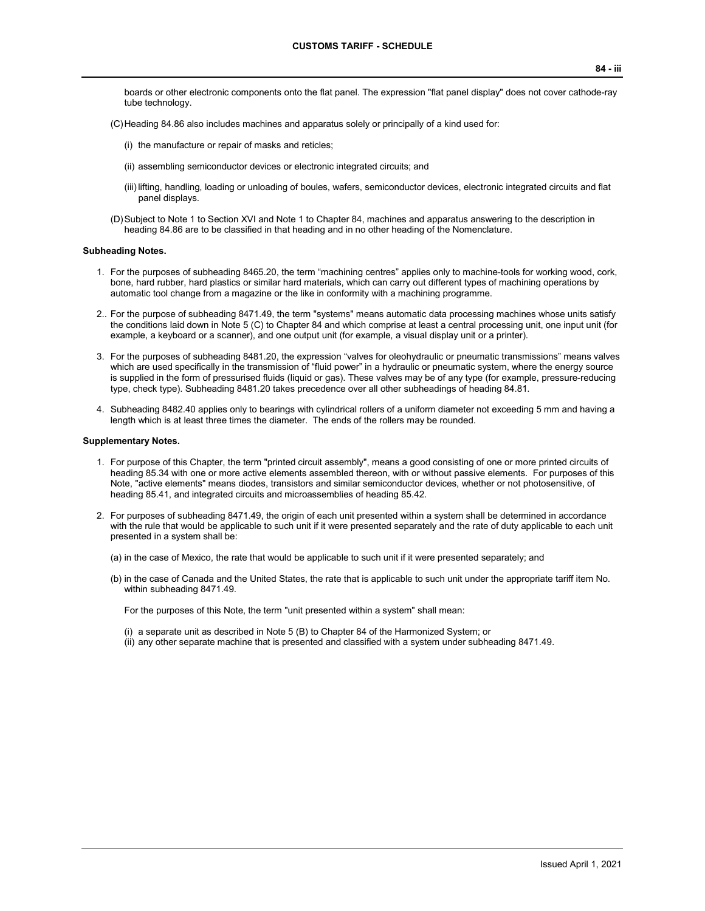boards or other electronic components onto the flat panel. The expression "flat panel display" does not cover cathode-ray tube technology.

(C) Heading 84.86 also includes machines and apparatus solely or principally of a kind used for:

(i) the manufacture or repair of masks and reticles;

(ii) assembling semiconductor devices or electronic integrated circuits; and

(iii) lifting, handling, loading or unloading of boules, wafers, semiconductor devices, electronic integrated circuits and flat panel displays.

(D) Subject to Note 1 to Section XVI and Note 1 to Chapter 84, machines and apparatus answering to the description in heading 84.86 are to be classified in that heading and in no other heading of the Nomenclature.

**Subheading Notes.**

1. For the purposes of subheading 8465.20, the term “machining centres” applies only to machine-tools for working wood, cork, bone, hard rubber, hard plastics or similar hard materials, which can carry out different types of machining operations by automatic tool change from a magazine or the like in conformity with a machining programme.

2.. For the purpose of subheading 8471.49, the term "systems" means automatic data processing machines whose units satisfy the conditions laid down in Note 5 (C) to Chapter 84 and which comprise at least a central processing unit, one input unit (for example, a keyboard or a scanner), and one output unit (for example, a visual display unit or a printer).

3. For the purposes of subheading 8481.20, the expression “valves for oleohydraulic or pneumatic transmissions” means valves which are used specifically in the transmission of “fluid power” in a hydraulic or pneumatic system, where the energy source is supplied in the form of pressurised fluids (liquid or gas). These valves may be of any type (for example, pressure-reducing type, check type). Subheading 8481.20 takes precedence over all other subheadings of heading 84.81.

4. Subheading 8482.40 applies only to bearings with cylindrical rollers of a uniform diameter not exceeding 5 mm and having a length which is at least three times the diameter. The ends of the rollers may be rounded.

**Supplementary Notes.**

1. For purpose of this Chapter, the term "printed circuit assembly", means a good consisting of one or more printed circuits of heading 85.34 with one or more active elements assembled thereon, with or without passive elements. For purposes of this Note, "active elements" means diodes, transistors and similar semiconductor devices, whether or not photosensitive, of heading 85.41, and integrated circuits and microassemblies of heading 85.42.

2. For purposes of subheading 8471.49, the origin of each unit presented within a system shall be determined in accordance with the rule that would be applicable to such unit if it were presented separately and the rate of duty applicable to each unit presented in a system shall be:

   (a) in the case of Mexico, the rate that would be applicable to such unit if it were presented separately; and

   (b) in the case of Canada and the United States, the rate that is applicable to such unit under the appropriate tariff item No. within subheading 8471.49.

   For the purposes of this Note, the term "unit presented within a system" shall mean:

   (i) a separate unit as described in Note 5 (B) to Chapter 84 of the Harmonized System; or
   (ii) any other separate machine that is presented and classified with a system under subheading 8471.49.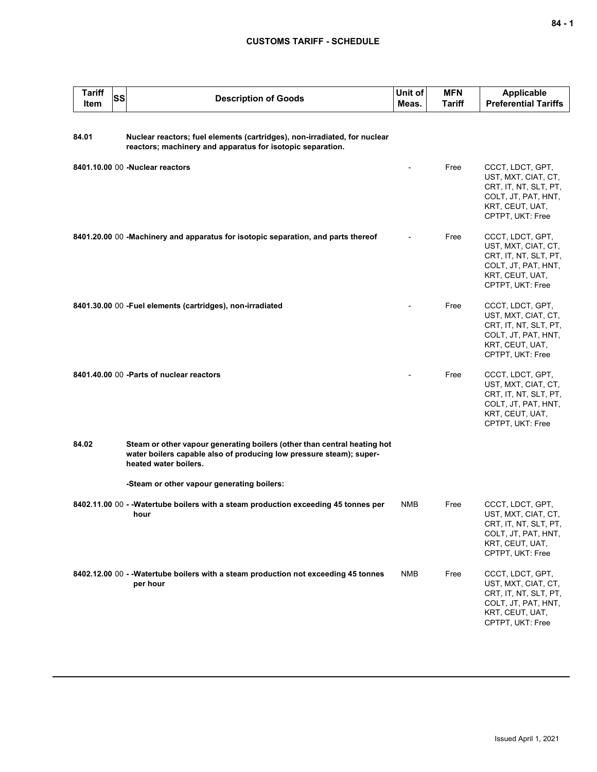| Tariff Item | SS | Description of Goods | Unit of Meas. | MFN Tariff | Applicable Preferential Tariffs |
|---|---|---|---|---|---|
| 84.01 | | Nuclear reactors; fuel elements (cartridges), non-irradiated, for nuclear reactors; machinery and apparatus for isotopic separation. | | | |
| 8401.10.00 | 00 | -Nuclear reactors | - | Free | CCCT, LDCT, GPT, UST, MXT, CIAT, CT, CRT, IT, NT, SLT, PT, COLT, JT, PAT, HNT, KRT, CEUT, UAT, CPTPT, UKT: Free |
| 8401.20.00 | 00 | -Machinery and apparatus for isotopic separation, and parts thereof | - | Free | CCCT, LDCT, GPT, UST, MXT, CIAT, CT, CRT, IT, NT, SLT, PT, COLT, JT, PAT, HNT, KRT, CEUT, UAT, CPTPT, UKT: Free |
| 8401.30.00 | 00 | -Fuel elements (cartridges), non-irradiated | - | Free | CCCT, LDCT, GPT, UST, MXT, CIAT, CT, CRT, IT, NT, SLT, PT, COLT, JT, PAT, HNT, KRT, CEUT, UAT, CPTPT, UKT: Free |
| 8401.40.00 | 00 | -Parts of nuclear reactors | - | Free | CCCT, LDCT, GPT, UST, MXT, CIAT, CT, CRT, IT, NT, SLT, PT, COLT, JT, PAT, HNT, KRT, CEUT, UAT, CPTPT, UKT: Free |
| 84.02 | | Steam or other vapour generating boilers (other than central heating hot water boilers capable also of producing low pressure steam); super-heated water boilers. | | | |
| | | -Steam or other vapour generating boilers: | | | |
| 8402.11.00 | 00 | - -Watertube boilers with a steam production exceeding 45 tonnes per hour | NMB | Free | CCCT, LDCT, GPT, UST, MXT, CIAT, CT, CRT, IT, NT, SLT, PT, COLT, JT, PAT, HNT, KRT, CEUT, UAT, CPTPT, UKT: Free |
| 8402.12.00 | 00 | - -Watertube boilers with a steam production not exceeding 45 tonnes per hour | NMB | Free | CCCT, LDCT, GPT, UST, MXT, CIAT, CT, CRT, IT, NT, SLT, PT, COLT, JT, PAT, HNT, KRT, CEUT, UAT, CPTPT, UKT: Free |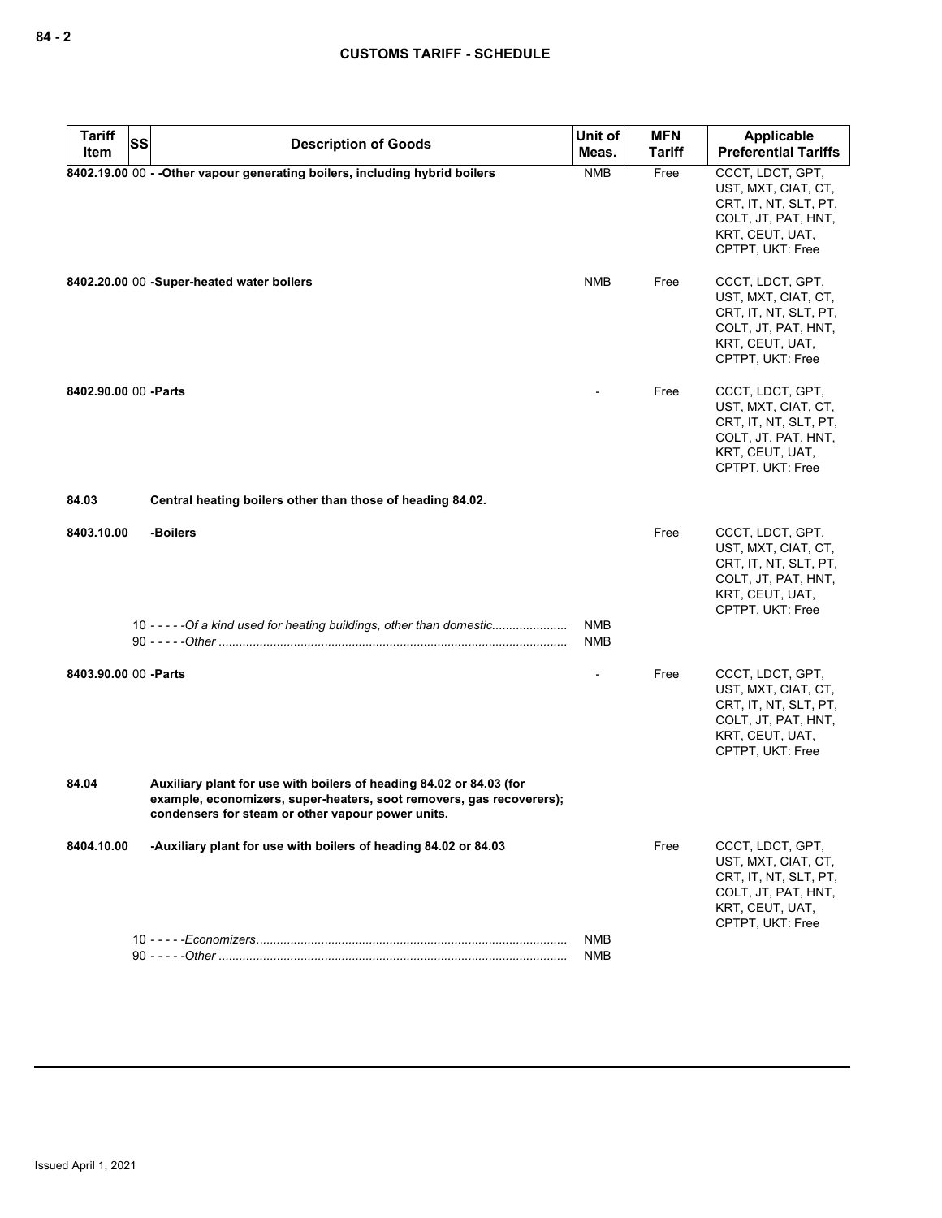| Tariff Item | SS | Description of Goods | Unit of Meas. | MFN Tariff | Applicable Preferential Tariffs |
|---|---|---|---|---|---|
| **8402.19.00** | 00 | **- -Other vapour generating boilers, including hybrid boilers** | NMB | Free | CCCT, LDCT, GPT, UST, MXT, CIAT, CT, CRT, IT, NT, SLT, PT, COLT, JT, PAT, HNT, KRT, CEUT, UAT, CPTPT, UKT: Free |
| **8402.20.00** | 00 | **-Super-heated water boilers** | NMB | Free | CCCT, LDCT, GPT, UST, MXT, CIAT, CT, CRT, IT, NT, SLT, PT, COLT, JT, PAT, HNT, KRT, CEUT, UAT, CPTPT, UKT: Free |
| **8402.90.00** | 00 | **-Parts** | - | Free | CCCT, LDCT, GPT, UST, MXT, CIAT, CT, CRT, IT, NT, SLT, PT, COLT, JT, PAT, HNT, KRT, CEUT, UAT, CPTPT, UKT: Free |
| **84.03** | | **Central heating boilers other than those of heading 84.02.** | | | |
| **8403.10.00** | | **-Boilers** | | Free | CCCT, LDCT, GPT, UST, MXT, CIAT, CT, CRT, IT, NT, SLT, PT, COLT, JT, PAT, HNT, KRT, CEUT, UAT, CPTPT, UKT: Free |
| | 10 | - - - - -*Of a kind used for heating buildings, other than domestic* | NMB | | |
| | 90 | - - - - -*Other* | NMB | | |
| **8403.90.00** | 00 | **-Parts** | - | Free | CCCT, LDCT, GPT, UST, MXT, CIAT, CT, CRT, IT, NT, SLT, PT, COLT, JT, PAT, HNT, KRT, CEUT, UAT, CPTPT, UKT: Free |
| **84.04** | | **Auxiliary plant for use with boilers of heading 84.02 or 84.03 (for example, economizers, super-heaters, soot removers, gas recoverers); condensers for steam or other vapour power units.** | | | |
| **8404.10.00** | | **-Auxiliary plant for use with boilers of heading 84.02 or 84.03** | | Free | CCCT, LDCT, GPT, UST, MXT, CIAT, CT, CRT, IT, NT, SLT, PT, COLT, JT, PAT, HNT, KRT, CEUT, UAT, CPTPT, UKT: Free |
| | 10 | - - - - -*Economizers* | NMB | | |
| | 90 | - - - - -*Other* | NMB | | |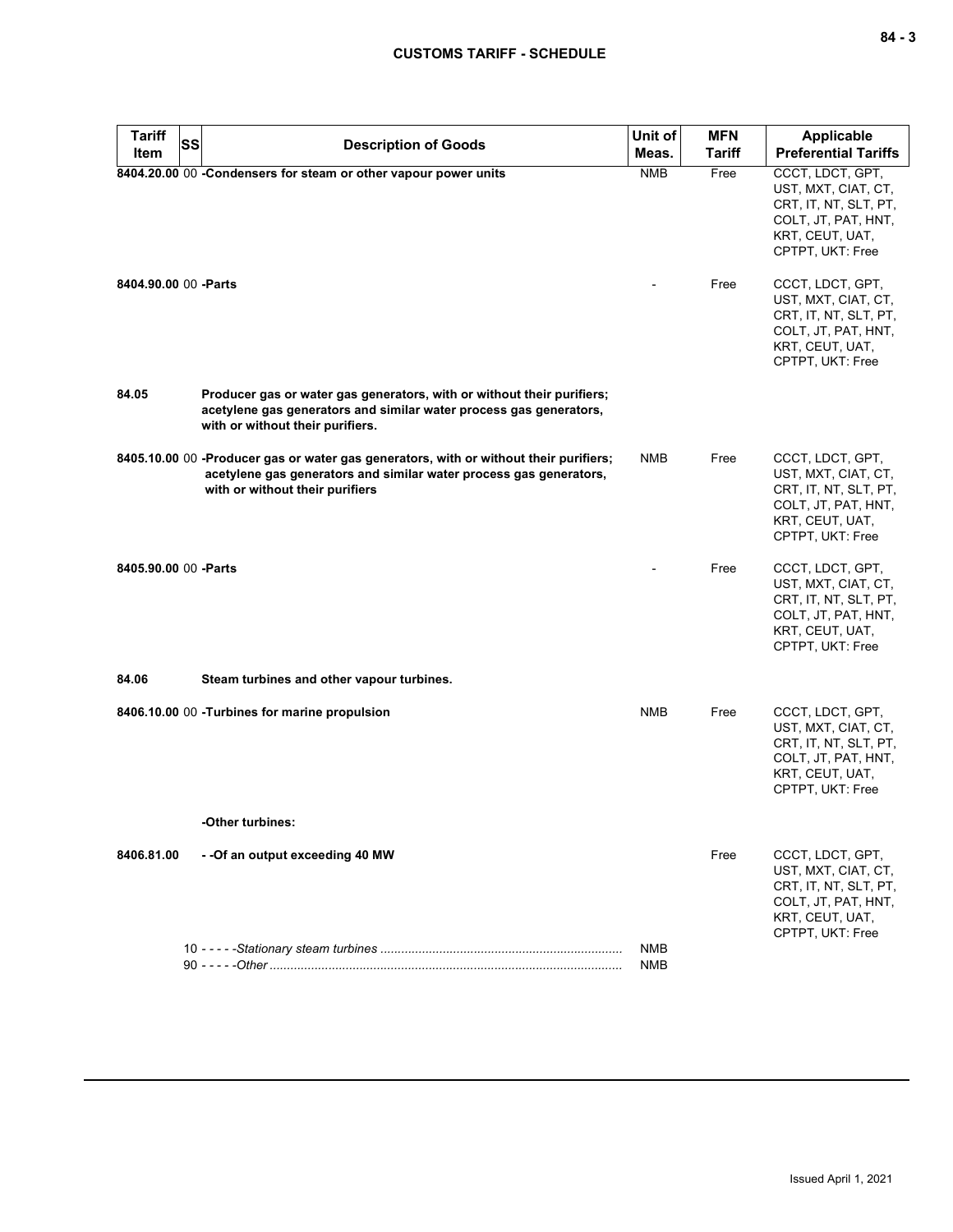| Tariff Item | SS | Description of Goods | Unit of Meas. | MFN Tariff | Applicable Preferential Tariffs |
|---|---|---|---|---|---|
| **8404.20.00** | 00 | **-Condensers for steam or other vapour power units** | NMB | Free | CCCT, LDCT, GPT, UST, MXT, CIAT, CT, CRT, IT, NT, SLT, PT, COLT, JT, PAT, HNT, KRT, CEUT, UAT, CPTPT, UKT: Free |
| **8404.90.00** | 00 | **-Parts** | - | Free | CCCT, LDCT, GPT, UST, MXT, CIAT, CT, CRT, IT, NT, SLT, PT, COLT, JT, PAT, HNT, KRT, CEUT, UAT, CPTPT, UKT: Free |
| **84.05** | | **Producer gas or water gas generators, with or without their purifiers; acetylene gas generators and similar water process gas generators, with or without their purifiers.** | | | |
| **8405.10.00** | 00 | **-Producer gas or water gas generators, with or without their purifiers; acetylene gas generators and similar water process gas generators, with or without their purifiers** | NMB | Free | CCCT, LDCT, GPT, UST, MXT, CIAT, CT, CRT, IT, NT, SLT, PT, COLT, JT, PAT, HNT, KRT, CEUT, UAT, CPTPT, UKT: Free |
| **8405.90.00** | 00 | **-Parts** | - | Free | CCCT, LDCT, GPT, UST, MXT, CIAT, CT, CRT, IT, NT, SLT, PT, COLT, JT, PAT, HNT, KRT, CEUT, UAT, CPTPT, UKT: Free |
| **84.06** | | **Steam turbines and other vapour turbines.** | | | |
| **8406.10.00** | 00 | **-Turbines for marine propulsion** | NMB | Free | CCCT, LDCT, GPT, UST, MXT, CIAT, CT, CRT, IT, NT, SLT, PT, COLT, JT, PAT, HNT, KRT, CEUT, UAT, CPTPT, UKT: Free |
| | | **-Other turbines:** | | | |
| **8406.81.00** | | **- -Of an output exceeding 40 MW** | | Free | CCCT, LDCT, GPT, UST, MXT, CIAT, CT, CRT, IT, NT, SLT, PT, COLT, JT, PAT, HNT, KRT, CEUT, UAT, CPTPT, UKT: Free |
| | 10 | - - - - -*Stationary steam turbines* | NMB | | |
| | 90 | - - - - -*Other* | NMB | | |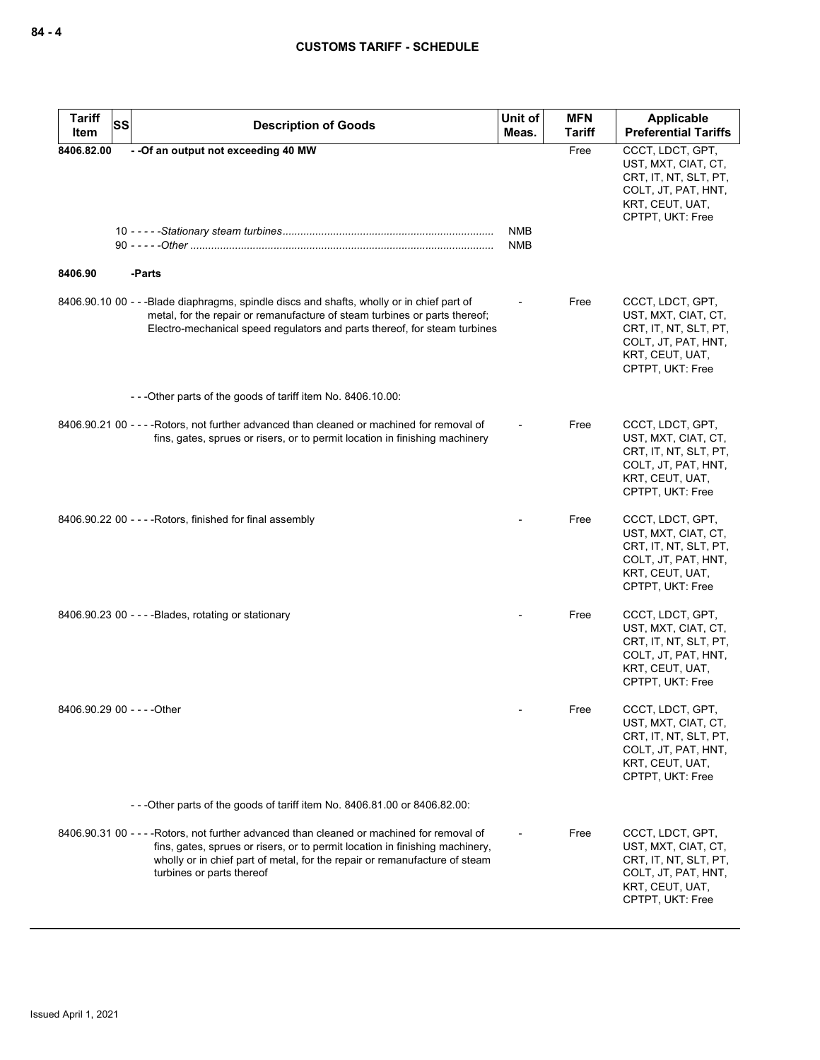| Tariff Item | SS | Description of Goods | Unit of Meas. | MFN Tariff | Applicable Preferential Tariffs |
|---|---|---|---|---|---|
| 8406.82.00 | | - -Of an output not exceeding 40 MW | | Free | CCCT, LDCT, GPT, UST, MXT, CIAT, CT, CRT, IT, NT, SLT, PT, COLT, JT, PAT, HNT, KRT, CEUT, UAT, CPTPT, UKT: Free |
| | 10 | - - - - -*Stationary steam turbines* | NMB | | |
| | 90 | - - - - -*Other* | NMB | | |
| 8406.90 | | -Parts | | | |
| 8406.90.10 | 00 | - - -Blade diaphragms, spindle discs and shafts, wholly or in chief part of metal, for the repair or remanufacture of steam turbines or parts thereof; Electro-mechanical speed regulators and parts thereof, for steam turbines | - | Free | CCCT, LDCT, GPT, UST, MXT, CIAT, CT, CRT, IT, NT, SLT, PT, COLT, JT, PAT, HNT, KRT, CEUT, UAT, CPTPT, UKT: Free |
| | | - - -Other parts of the goods of tariff item No. 8406.10.00: | | | |
| 8406.90.21 | 00 | - - - -Rotors, not further advanced than cleaned or machined for removal of fins, gates, sprues or risers, or to permit location in finishing machinery | - | Free | CCCT, LDCT, GPT, UST, MXT, CIAT, CT, CRT, IT, NT, SLT, PT, COLT, JT, PAT, HNT, KRT, CEUT, UAT, CPTPT, UKT: Free |
| 8406.90.22 | 00 | - - - -Rotors, finished for final assembly | - | Free | CCCT, LDCT, GPT, UST, MXT, CIAT, CT, CRT, IT, NT, SLT, PT, COLT, JT, PAT, HNT, KRT, CEUT, UAT, CPTPT, UKT: Free |
| 8406.90.23 | 00 | - - - -Blades, rotating or stationary | - | Free | CCCT, LDCT, GPT, UST, MXT, CIAT, CT, CRT, IT, NT, SLT, PT, COLT, JT, PAT, HNT, KRT, CEUT, UAT, CPTPT, UKT: Free |
| 8406.90.29 | 00 | - - - -Other | - | Free | CCCT, LDCT, GPT, UST, MXT, CIAT, CT, CRT, IT, NT, SLT, PT, COLT, JT, PAT, HNT, KRT, CEUT, UAT, CPTPT, UKT: Free |
| | | - - -Other parts of the goods of tariff item No. 8406.81.00 or 8406.82.00: | | | |
| 8406.90.31 | 00 | - - - -Rotors, not further advanced than cleaned or machined for removal of fins, gates, sprues or risers, or to permit location in finishing machinery, wholly or in chief part of metal, for the repair or remanufacture of steam turbines or parts thereof | - | Free | CCCT, LDCT, GPT, UST, MXT, CIAT, CT, CRT, IT, NT, SLT, PT, COLT, JT, PAT, HNT, KRT, CEUT, UAT, CPTPT, UKT: Free |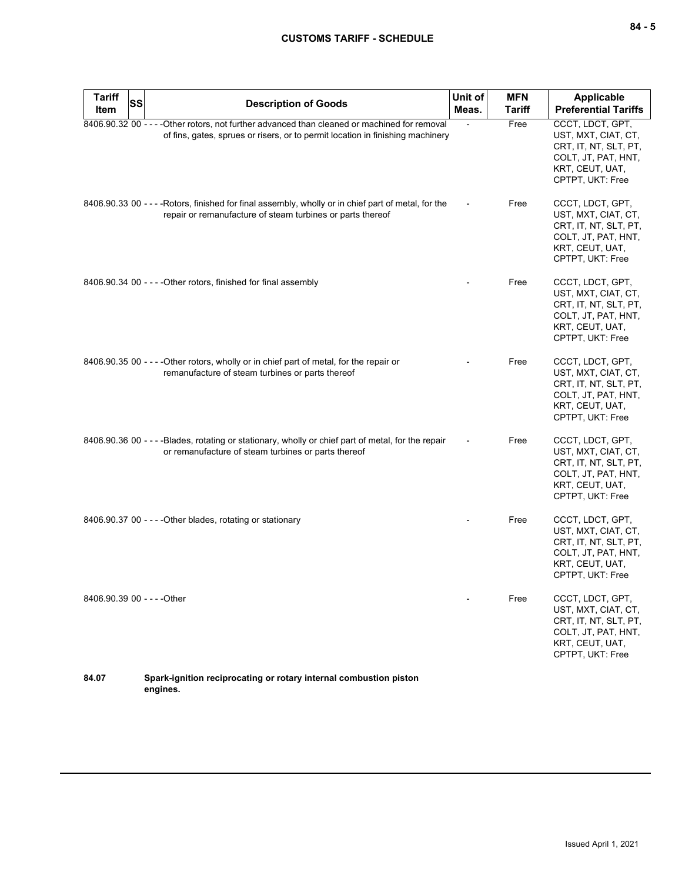| Tariff Item | SS | Description of Goods | Unit of Meas. | MFN Tariff | Applicable Preferential Tariffs |
|---|---|---|---|---|---|
| 8406.90.32 | 00 | - - - -Other rotors, not further advanced than cleaned or machined for removal of fins, gates, sprues or risers, or to permit location in finishing machinery | - | Free | CCCT, LDCT, GPT, UST, MXT, CIAT, CT, CRT, IT, NT, SLT, PT, COLT, JT, PAT, HNT, KRT, CEUT, UAT, CPTPT, UKT: Free |
| 8406.90.33 | 00 | - - - -Rotors, finished for final assembly, wholly or in chief part of metal, for the repair or remanufacture of steam turbines or parts thereof | - | Free | CCCT, LDCT, GPT, UST, MXT, CIAT, CT, CRT, IT, NT, SLT, PT, COLT, JT, PAT, HNT, KRT, CEUT, UAT, CPTPT, UKT: Free |
| 8406.90.34 | 00 | - - - -Other rotors, finished for final assembly | - | Free | CCCT, LDCT, GPT, UST, MXT, CIAT, CT, CRT, IT, NT, SLT, PT, COLT, JT, PAT, HNT, KRT, CEUT, UAT, CPTPT, UKT: Free |
| 8406.90.35 | 00 | - - - -Other rotors, wholly or in chief part of metal, for the repair or remanufacture of steam turbines or parts thereof | - | Free | CCCT, LDCT, GPT, UST, MXT, CIAT, CT, CRT, IT, NT, SLT, PT, COLT, JT, PAT, HNT, KRT, CEUT, UAT, CPTPT, UKT: Free |
| 8406.90.36 | 00 | - - - -Blades, rotating or stationary, wholly or chief part of metal, for the repair or remanufacture of steam turbines or parts thereof | - | Free | CCCT, LDCT, GPT, UST, MXT, CIAT, CT, CRT, IT, NT, SLT, PT, COLT, JT, PAT, HNT, KRT, CEUT, UAT, CPTPT, UKT: Free |
| 8406.90.37 | 00 | - - - -Other blades, rotating or stationary | - | Free | CCCT, LDCT, GPT, UST, MXT, CIAT, CT, CRT, IT, NT, SLT, PT, COLT, JT, PAT, HNT, KRT, CEUT, UAT, CPTPT, UKT: Free |
| 8406.90.39 | 00 | - - - -Other | - | Free | CCCT, LDCT, GPT, UST, MXT, CIAT, CT, CRT, IT, NT, SLT, PT, COLT, JT, PAT, HNT, KRT, CEUT, UAT, CPTPT, UKT: Free |
| **84.07** | | **Spark-ignition reciprocating or rotary internal combustion piston engines.** | | | |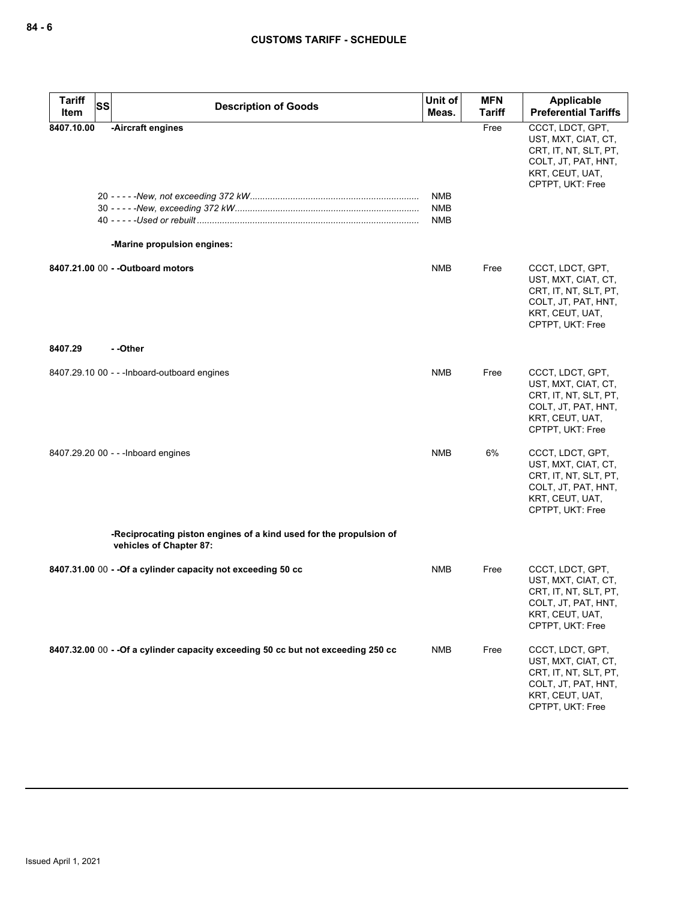| Tariff Item | SS | Description of Goods | Unit of Meas. | MFN Tariff | Applicable Preferential Tariffs |
|---|---|---|---|---|---|
| **8407.10.00** | | **-Aircraft engines** | | Free | CCCT, LDCT, GPT, UST, MXT, CIAT, CT, CRT, IT, NT, SLT, PT, COLT, JT, PAT, HNT, KRT, CEUT, UAT, CPTPT, UKT: Free |
| | 20 | - - - - -*New, not exceeding 372 kW* | NMB | | |
| | 30 | - - - - -*New, exceeding 372 kW* | NMB | | |
| | 40 | - - - - -*Used or rebuilt* | NMB | | |
| | | **-Marine propulsion engines:** | | | |
| **8407.21.00** | 00 | **- -Outboard motors** | NMB | Free | CCCT, LDCT, GPT, UST, MXT, CIAT, CT, CRT, IT, NT, SLT, PT, COLT, JT, PAT, HNT, KRT, CEUT, UAT, CPTPT, UKT: Free |
| **8407.29** | | **- -Other** | | | |
| 8407.29.10 | 00 | - - -Inboard-outboard engines | NMB | Free | CCCT, LDCT, GPT, UST, MXT, CIAT, CT, CRT, IT, NT, SLT, PT, COLT, JT, PAT, HNT, KRT, CEUT, UAT, CPTPT, UKT: Free |
| 8407.29.20 | 00 | - - -Inboard engines | NMB | 6% | CCCT, LDCT, GPT, UST, MXT, CIAT, CT, CRT, IT, NT, SLT, PT, COLT, JT, PAT, HNT, KRT, CEUT, UAT, CPTPT, UKT: Free |
| | | **-Reciprocating piston engines of a kind used for the propulsion of vehicles of Chapter 87:** | | | |
| **8407.31.00** | 00 | **- -Of a cylinder capacity not exceeding 50 cc** | NMB | Free | CCCT, LDCT, GPT, UST, MXT, CIAT, CT, CRT, IT, NT, SLT, PT, COLT, JT, PAT, HNT, KRT, CEUT, UAT, CPTPT, UKT: Free |
| **8407.32.00** | 00 | **- -Of a cylinder capacity exceeding 50 cc but not exceeding 250 cc** | NMB | Free | CCCT, LDCT, GPT, UST, MXT, CIAT, CT, CRT, IT, NT, SLT, PT, COLT, JT, PAT, HNT, KRT, CEUT, UAT, CPTPT, UKT: Free |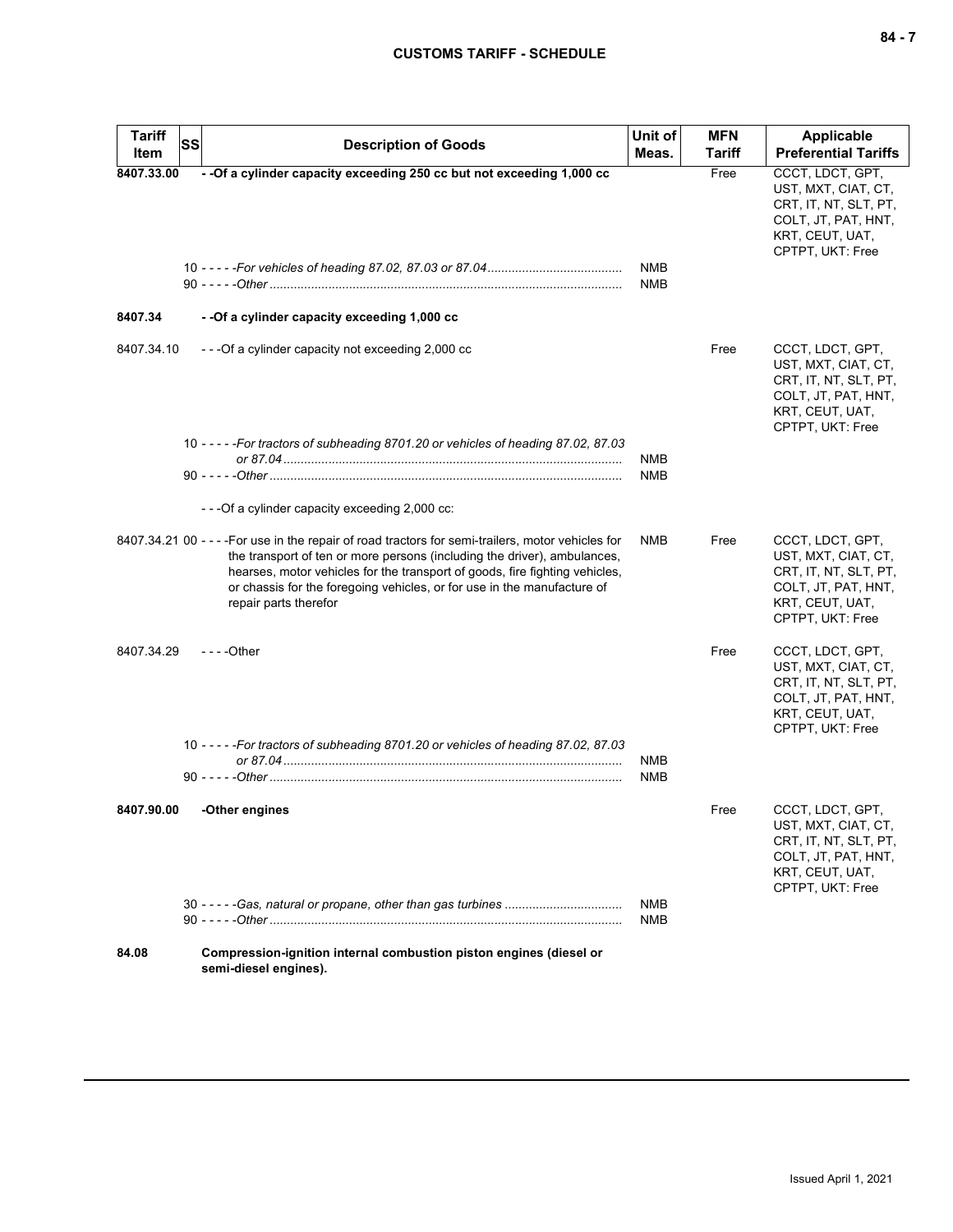| Tariff Item | SS | Description of Goods | Unit of Meas. | MFN Tariff | Applicable Preferential Tariffs |
|---|---|---|---|---|---|
| **8407.33.00** | | **- -Of a cylinder capacity exceeding 250 cc but not exceeding 1,000 cc** | | Free | CCCT, LDCT, GPT, UST, MXT, CIAT, CT, CRT, IT, NT, SLT, PT, COLT, JT, PAT, HNT, KRT, CEUT, UAT, CPTPT, UKT: Free |
| | | 10 - - - - -*For vehicles of heading 87.02, 87.03 or 87.04* | NMB | | |
| | | 90 - - - - -*Other* | NMB | | |
| **8407.34** | | **- -Of a cylinder capacity exceeding 1,000 cc** | | | |
| 8407.34.10 | | - - -Of a cylinder capacity not exceeding 2,000 cc | | Free | CCCT, LDCT, GPT, UST, MXT, CIAT, CT, CRT, IT, NT, SLT, PT, COLT, JT, PAT, HNT, KRT, CEUT, UAT, CPTPT, UKT: Free |
| | | 10 - - - - -*For tractors of subheading 8701.20 or vehicles of heading 87.02, 87.03 or 87.04* | NMB | | |
| | | 90 - - - - -*Other* | NMB | | |
| | | - - -Of a cylinder capacity exceeding 2,000 cc: | | | |
| 8407.34.21 | 00 | - - - -For use in the repair of road tractors for semi-trailers, motor vehicles for the transport of ten or more persons (including the driver), ambulances, hearses, motor vehicles for the transport of goods, fire fighting vehicles, or chassis for the foregoing vehicles, or for use in the manufacture of repair parts therefor | NMB | Free | CCCT, LDCT, GPT, UST, MXT, CIAT, CT, CRT, IT, NT, SLT, PT, COLT, JT, PAT, HNT, KRT, CEUT, UAT, CPTPT, UKT: Free |
| 8407.34.29 | | - - - -Other | | Free | CCCT, LDCT, GPT, UST, MXT, CIAT, CT, CRT, IT, NT, SLT, PT, COLT, JT, PAT, HNT, KRT, CEUT, UAT, CPTPT, UKT: Free |
| | | 10 - - - - -*For tractors of subheading 8701.20 or vehicles of heading 87.02, 87.03 or 87.04* | NMB | | |
| | | 90 - - - - -*Other* | NMB | | |
| **8407.90.00** | | **-Other engines** | | Free | CCCT, LDCT, GPT, UST, MXT, CIAT, CT, CRT, IT, NT, SLT, PT, COLT, JT, PAT, HNT, KRT, CEUT, UAT, CPTPT, UKT: Free |
| | | 30 - - - - -*Gas, natural or propane, other than gas turbines* | NMB | | |
| | | 90 - - - - -*Other* | NMB | | |
| **84.08** | | **Compression-ignition internal combustion piston engines (diesel or semi-diesel engines).** | | | |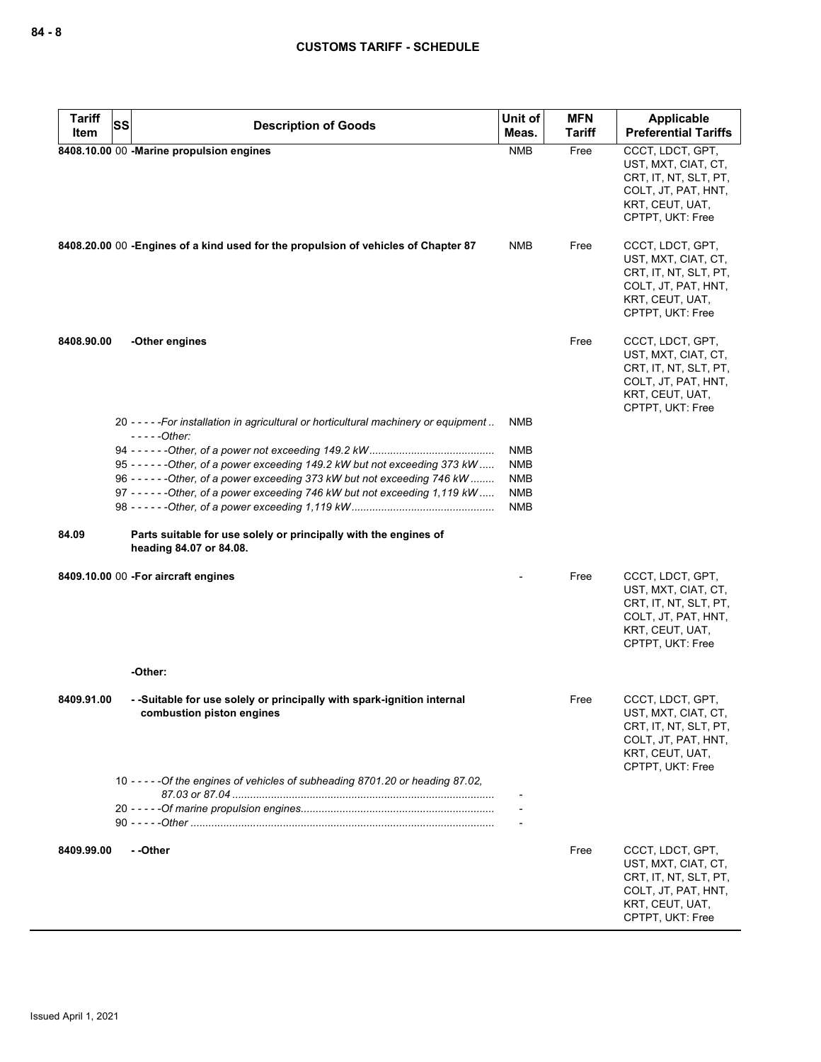| Tariff Item | SS | Description of Goods | Unit of Meas. | MFN Tariff | Applicable Preferential Tariffs |
|---|---|---|---|---|---|
| **8408.10.00** | 00 | **-Marine propulsion engines** | NMB | Free | CCCT, LDCT, GPT, UST, MXT, CIAT, CT, CRT, IT, NT, SLT, PT, COLT, JT, PAT, HNT, KRT, CEUT, UAT, CPTPT, UKT: Free |
| **8408.20.00** | 00 | **-Engines of a kind used for the propulsion of vehicles of Chapter 87** | NMB | Free | CCCT, LDCT, GPT, UST, MXT, CIAT, CT, CRT, IT, NT, SLT, PT, COLT, JT, PAT, HNT, KRT, CEUT, UAT, CPTPT, UKT: Free |
| **8408.90.00** | | **-Other engines** | | Free | CCCT, LDCT, GPT, UST, MXT, CIAT, CT, CRT, IT, NT, SLT, PT, COLT, JT, PAT, HNT, KRT, CEUT, UAT, CPTPT, UKT: Free |
| | 20 | *- - - - -For installation in agricultural or horticultural machinery or equipment* | NMB | | |
| | | *- - - - -Other:* | | | |
| | 94 | *- - - - - -Other, of a power not exceeding 149.2 kW* | NMB | | |
| | 95 | *- - - - - -Other, of a power exceeding 149.2 kW but not exceeding 373 kW* | NMB | | |
| | 96 | *- - - - - -Other, of a power exceeding 373 kW but not exceeding 746 kW* | NMB | | |
| | 97 | *- - - - - -Other, of a power exceeding 746 kW but not exceeding 1,119 kW* | NMB | | |
| | 98 | *- - - - - -Other, of a power exceeding 1,119 kW* | NMB | | |
| **84.09** | | **Parts suitable for use solely or principally with the engines of heading 84.07 or 84.08.** | | | |
| **8409.10.00** | 00 | **-For aircraft engines** | - | Free | CCCT, LDCT, GPT, UST, MXT, CIAT, CT, CRT, IT, NT, SLT, PT, COLT, JT, PAT, HNT, KRT, CEUT, UAT, CPTPT, UKT: Free |
| | | **-Other:** | | | |
| **8409.91.00** | | **- -Suitable for use solely or principally with spark-ignition internal combustion piston engines** | | Free | CCCT, LDCT, GPT, UST, MXT, CIAT, CT, CRT, IT, NT, SLT, PT, COLT, JT, PAT, HNT, KRT, CEUT, UAT, CPTPT, UKT: Free |
| | 10 | *- - - - -Of the engines of vehicles of subheading 8701.20 or heading 87.02, 87.03 or 87.04* | - | | |
| | 20 | *- - - - -Of marine propulsion engines* | - | | |
| | 90 | *- - - - -Other* | - | | |
| **8409.99.00** | | **- -Other** | | Free | CCCT, LDCT, GPT, UST, MXT, CIAT, CT, CRT, IT, NT, SLT, PT, COLT, JT, PAT, HNT, KRT, CEUT, UAT, CPTPT, UKT: Free |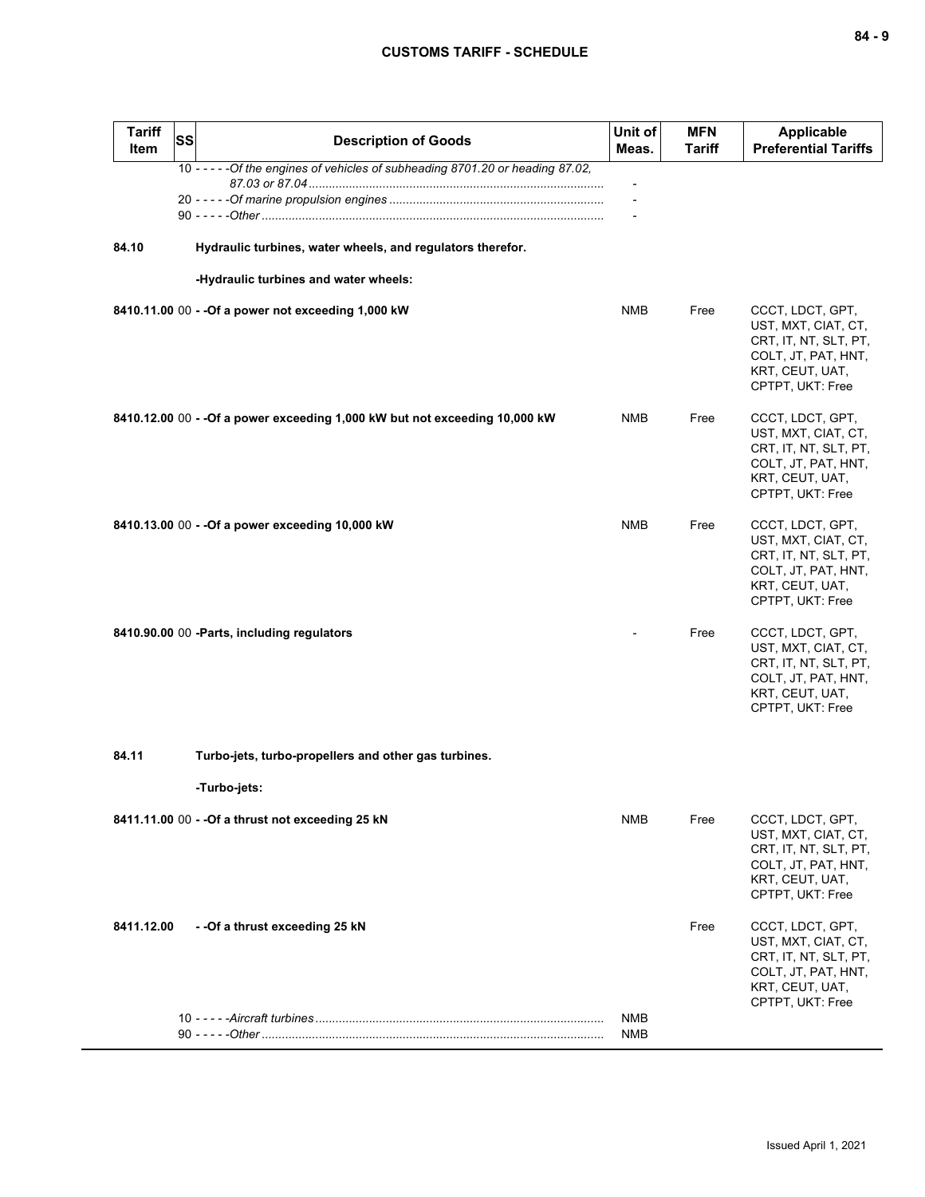| Tariff Item | SS | Description of Goods | Unit of Meas. | MFN Tariff | Applicable Preferential Tariffs |
|---|---|---|---|---|---|
| | | 10 - - - - -*Of the engines of vehicles of subheading 8701.20 or heading 87.02, 87.03 or 87.04* | - | | |
| | | 20 - - - - -*Of marine propulsion engines* | - | | |
| | | 90 - - - - -*Other* | - | | |
| **84.10** | | **Hydraulic turbines, water wheels, and regulators therefor.** | | | |
| | | **-Hydraulic turbines and water wheels:** | | | |
| **8410.11.00** | 00 | **- -Of a power not exceeding 1,000 kW** | NMB | Free | CCCT, LDCT, GPT, UST, MXT, CIAT, CT, CRT, IT, NT, SLT, PT, COLT, JT, PAT, HNT, KRT, CEUT, UAT, CPTPT, UKT: Free |
| **8410.12.00** | 00 | **- -Of a power exceeding 1,000 kW but not exceeding 10,000 kW** | NMB | Free | CCCT, LDCT, GPT, UST, MXT, CIAT, CT, CRT, IT, NT, SLT, PT, COLT, JT, PAT, HNT, KRT, CEUT, UAT, CPTPT, UKT: Free |
| **8410.13.00** | 00 | **- -Of a power exceeding 10,000 kW** | NMB | Free | CCCT, LDCT, GPT, UST, MXT, CIAT, CT, CRT, IT, NT, SLT, PT, COLT, JT, PAT, HNT, KRT, CEUT, UAT, CPTPT, UKT: Free |
| **8410.90.00** | 00 | **-Parts, including regulators** | - | Free | CCCT, LDCT, GPT, UST, MXT, CIAT, CT, CRT, IT, NT, SLT, PT, COLT, JT, PAT, HNT, KRT, CEUT, UAT, CPTPT, UKT: Free |
| **84.11** | | **Turbo-jets, turbo-propellers and other gas turbines.** | | | |
| | | **-Turbo-jets:** | | | |
| **8411.11.00** | 00 | **- -Of a thrust not exceeding 25 kN** | NMB | Free | CCCT, LDCT, GPT, UST, MXT, CIAT, CT, CRT, IT, NT, SLT, PT, COLT, JT, PAT, HNT, KRT, CEUT, UAT, CPTPT, UKT: Free |
| **8411.12.00** | | **- -Of a thrust exceeding 25 kN** | | Free | CCCT, LDCT, GPT, UST, MXT, CIAT, CT, CRT, IT, NT, SLT, PT, COLT, JT, PAT, HNT, KRT, CEUT, UAT, CPTPT, UKT: Free |
| | | 10 - - - - -*Aircraft turbines* | NMB | | |
| | | 90 - - - - -*Other* | NMB | | |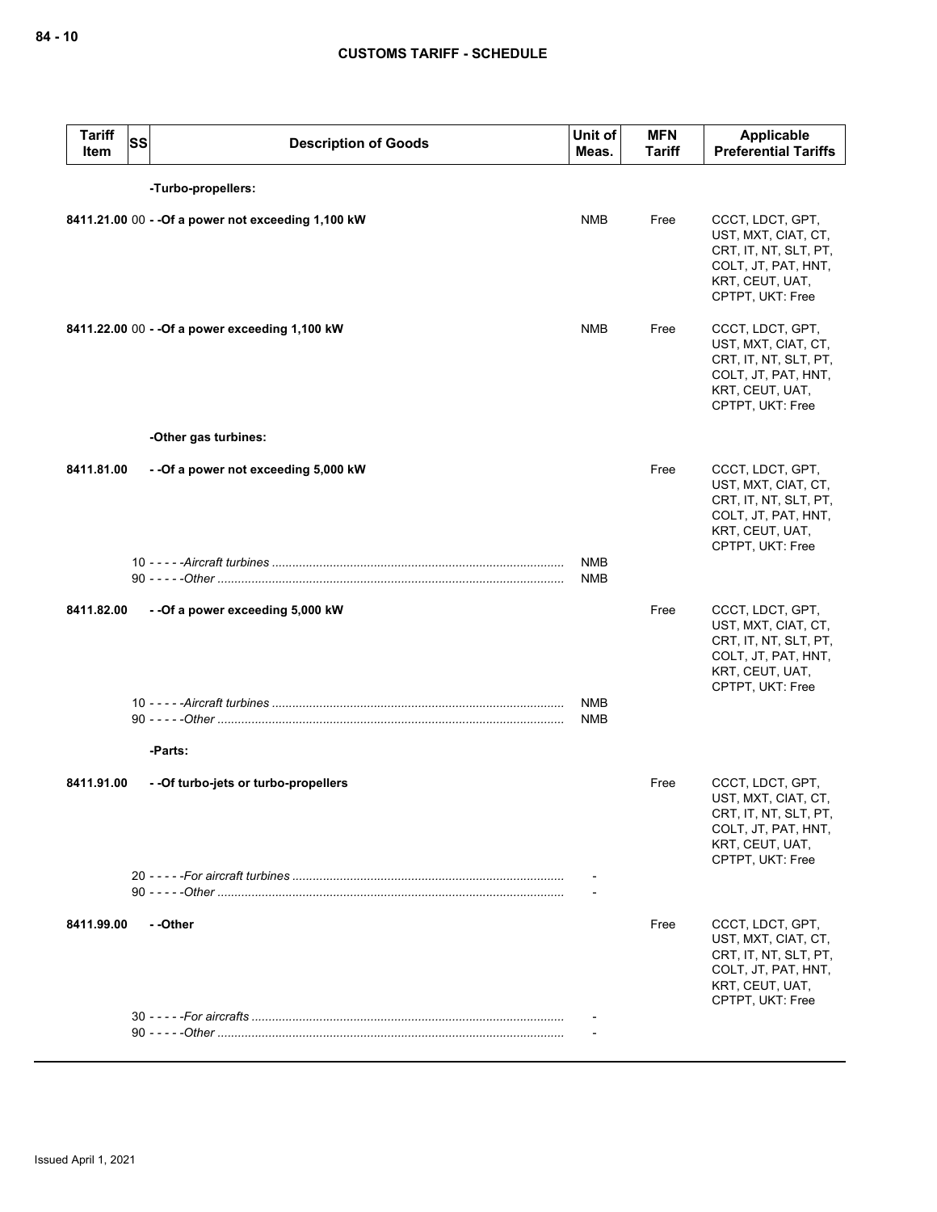## CUSTOMS TARIFF - SCHEDULE

| Tariff Item | SS | Description of Goods | Unit of Meas. | MFN Tariff | Applicable Preferential Tariffs |
|---|---|---|---|---|---|
| | | **-Turbo-propellers:** | | | |
| 8411.21.00 | 00 | **- -Of a power not exceeding 1,100 kW** | NMB | Free | CCCT, LDCT, GPT, UST, MXT, CIAT, CT, CRT, IT, NT, SLT, PT, COLT, JT, PAT, HNT, KRT, CEUT, UAT, CPTPT, UKT: Free |
| 8411.22.00 | 00 | **- -Of a power exceeding 1,100 kW** | NMB | Free | CCCT, LDCT, GPT, UST, MXT, CIAT, CT, CRT, IT, NT, SLT, PT, COLT, JT, PAT, HNT, KRT, CEUT, UAT, CPTPT, UKT: Free |
| | | **-Other gas turbines:** | | | |
| 8411.81.00 | | **- -Of a power not exceeding 5,000 kW** | | Free | CCCT, LDCT, GPT, UST, MXT, CIAT, CT, CRT, IT, NT, SLT, PT, COLT, JT, PAT, HNT, KRT, CEUT, UAT, CPTPT, UKT: Free |
| | 10 | - - - - -*Aircraft turbines* | NMB | | |
| | 90 | - - - - -*Other* | NMB | | |
| 8411.82.00 | | **- -Of a power exceeding 5,000 kW** | | Free | CCCT, LDCT, GPT, UST, MXT, CIAT, CT, CRT, IT, NT, SLT, PT, COLT, JT, PAT, HNT, KRT, CEUT, UAT, CPTPT, UKT: Free |
| | 10 | - - - - -*Aircraft turbines* | NMB | | |
| | 90 | - - - - -*Other* | NMB | | |
| | | **-Parts:** | | | |
| 8411.91.00 | | **- -Of turbo-jets or turbo-propellers** | | Free | CCCT, LDCT, GPT, UST, MXT, CIAT, CT, CRT, IT, NT, SLT, PT, COLT, JT, PAT, HNT, KRT, CEUT, UAT, CPTPT, UKT: Free |
| | 20 | - - - - -*For aircraft turbines* | - | | |
| | 90 | - - - - -*Other* | - | | |
| 8411.99.00 | | **- -Other** | | Free | CCCT, LDCT, GPT, UST, MXT, CIAT, CT, CRT, IT, NT, SLT, PT, COLT, JT, PAT, HNT, KRT, CEUT, UAT, CPTPT, UKT: Free |
| | 30 | - - - - -*For aircrafts* | - | | |
| | 90 | - - - - -*Other* | - | | |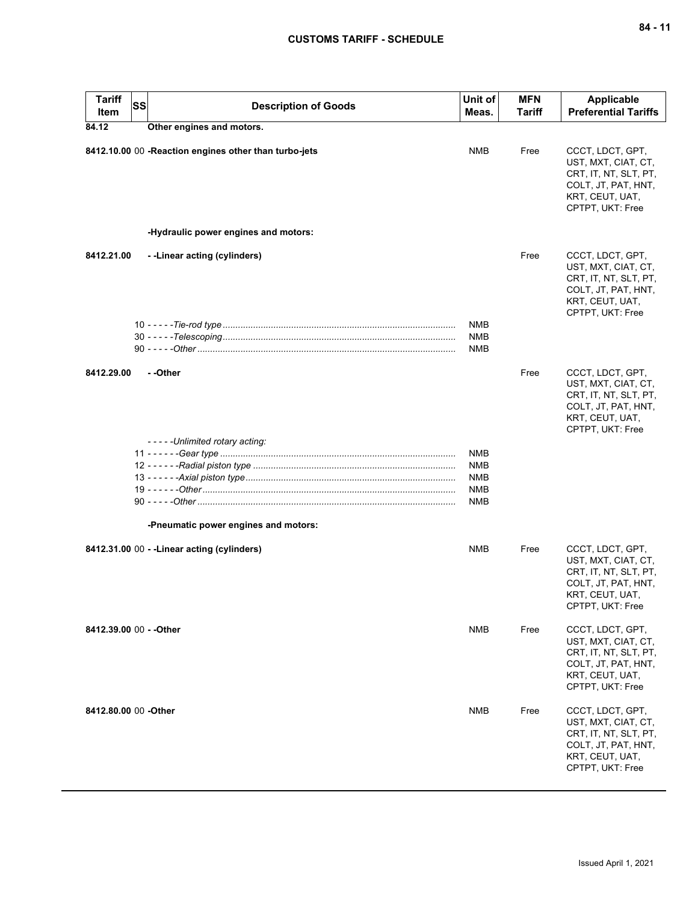| Tariff Item | SS | Description of Goods | Unit of Meas. | MFN Tariff | Applicable Preferential Tariffs |
|---|---|---|---|---|---|
| **84.12** | | **Other engines and motors.** | | | |
| **8412.10.00** | 00 | **-Reaction engines other than turbo-jets** | NMB | Free | CCCT, LDCT, GPT, UST, MXT, CIAT, CT, CRT, IT, NT, SLT, PT, COLT, JT, PAT, HNT, KRT, CEUT, UAT, CPTPT, UKT: Free |
| | | **-Hydraulic power engines and motors:** | | | |
| **8412.21.00** | | **- -Linear acting (cylinders)** | | Free | CCCT, LDCT, GPT, UST, MXT, CIAT, CT, CRT, IT, NT, SLT, PT, COLT, JT, PAT, HNT, KRT, CEUT, UAT, CPTPT, UKT: Free |
| | 10 | - - - - -*Tie-rod type* | NMB | | |
| | 30 | - - - - -*Telescoping* | NMB | | |
| | 90 | - - - - -*Other* | NMB | | |
| **8412.29.00** | | **- -Other** | | Free | CCCT, LDCT, GPT, UST, MXT, CIAT, CT, CRT, IT, NT, SLT, PT, COLT, JT, PAT, HNT, KRT, CEUT, UAT, CPTPT, UKT: Free |
| | | - - - - -*Unlimited rotary acting:* | | | |
| | 11 | - - - - - -*Gear type* | NMB | | |
| | 12 | - - - - - -*Radial piston type* | NMB | | |
| | 13 | - - - - - -*Axial piston type* | NMB | | |
| | 19 | - - - - - -*Other* | NMB | | |
| | 90 | - - - - -*Other* | NMB | | |
| | | **-Pneumatic power engines and motors:** | | | |
| **8412.31.00** | 00 | **- -Linear acting (cylinders)** | NMB | Free | CCCT, LDCT, GPT, UST, MXT, CIAT, CT, CRT, IT, NT, SLT, PT, COLT, JT, PAT, HNT, KRT, CEUT, UAT, CPTPT, UKT: Free |
| **8412.39.00** | 00 | **- -Other** | NMB | Free | CCCT, LDCT, GPT, UST, MXT, CIAT, CT, CRT, IT, NT, SLT, PT, COLT, JT, PAT, HNT, KRT, CEUT, UAT, CPTPT, UKT: Free |
| **8412.80.00** | 00 | **-Other** | NMB | Free | CCCT, LDCT, GPT, UST, MXT, CIAT, CT, CRT, IT, NT, SLT, PT, COLT, JT, PAT, HNT, KRT, CEUT, UAT, CPTPT, UKT: Free |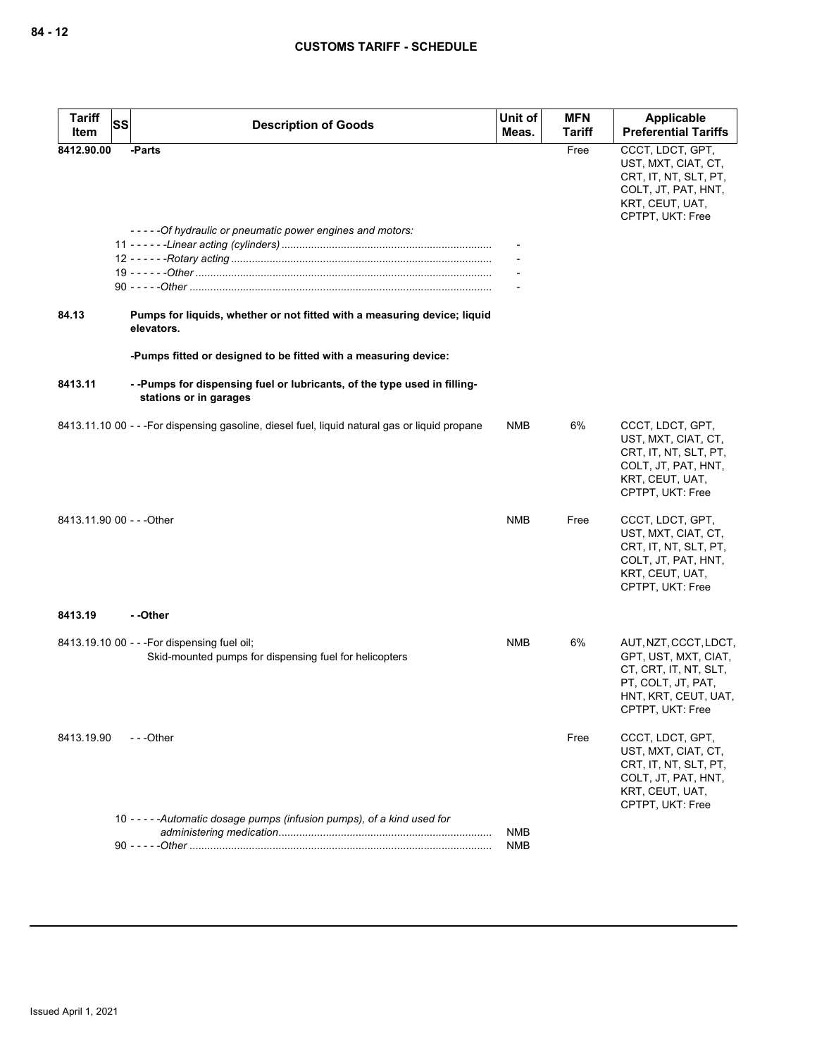| Tariff Item | SS | Description of Goods | Unit of Meas. | MFN Tariff | Applicable Preferential Tariffs |
|---|---|---|---|---|---|
| **8412.90.00** | | **-Parts** | | Free | CCCT, LDCT, GPT, UST, MXT, CIAT, CT, CRT, IT, NT, SLT, PT, COLT, JT, PAT, HNT, KRT, CEUT, UAT, CPTPT, UKT: Free |
| | | *- - - - -Of hydraulic or pneumatic power engines and motors:* | | | |
| | | 11 - - - - - -*Linear acting (cylinders)* | - | | |
| | | 12 - - - - - -*Rotary acting* | - | | |
| | | 19 - - - - - -*Other* | - | | |
| | | 90 - - - - -*Other* | - | | |
| **84.13** | | **Pumps for liquids, whether or not fitted with a measuring device; liquid elevators.** | | | |
| | | **-Pumps fitted or designed to be fitted with a measuring device:** | | | |
| **8413.11** | | **- -Pumps for dispensing fuel or lubricants, of the type used in filling-stations or in garages** | | | |
| 8413.11.10 00 | | - - -For dispensing gasoline, diesel fuel, liquid natural gas or liquid propane | NMB | 6% | CCCT, LDCT, GPT, UST, MXT, CIAT, CT, CRT, IT, NT, SLT, PT, COLT, JT, PAT, HNT, KRT, CEUT, UAT, CPTPT, UKT: Free |
| 8413.11.90 00 | | - - -Other | NMB | Free | CCCT, LDCT, GPT, UST, MXT, CIAT, CT, CRT, IT, NT, SLT, PT, COLT, JT, PAT, HNT, KRT, CEUT, UAT, CPTPT, UKT: Free |
| **8413.19** | | **- -Other** | | | |
| 8413.19.10 00 | | - - -For dispensing fuel oil;<br>Skid-mounted pumps for dispensing fuel for helicopters | NMB | 6% | AUT, NZT, CCCT, LDCT, GPT, UST, MXT, CIAT, CT, CRT, IT, NT, SLT, PT, COLT, JT, PAT, HNT, KRT, CEUT, UAT, CPTPT, UKT: Free |
| 8413.19.90 | | - - -Other | | Free | CCCT, LDCT, GPT, UST, MXT, CIAT, CT, CRT, IT, NT, SLT, PT, COLT, JT, PAT, HNT, KRT, CEUT, UAT, CPTPT, UKT: Free |
| | | 10 - - - - -*Automatic dosage pumps (infusion pumps), of a kind used for administering medication* | NMB | | |
| | | 90 - - - - -*Other* | NMB | | |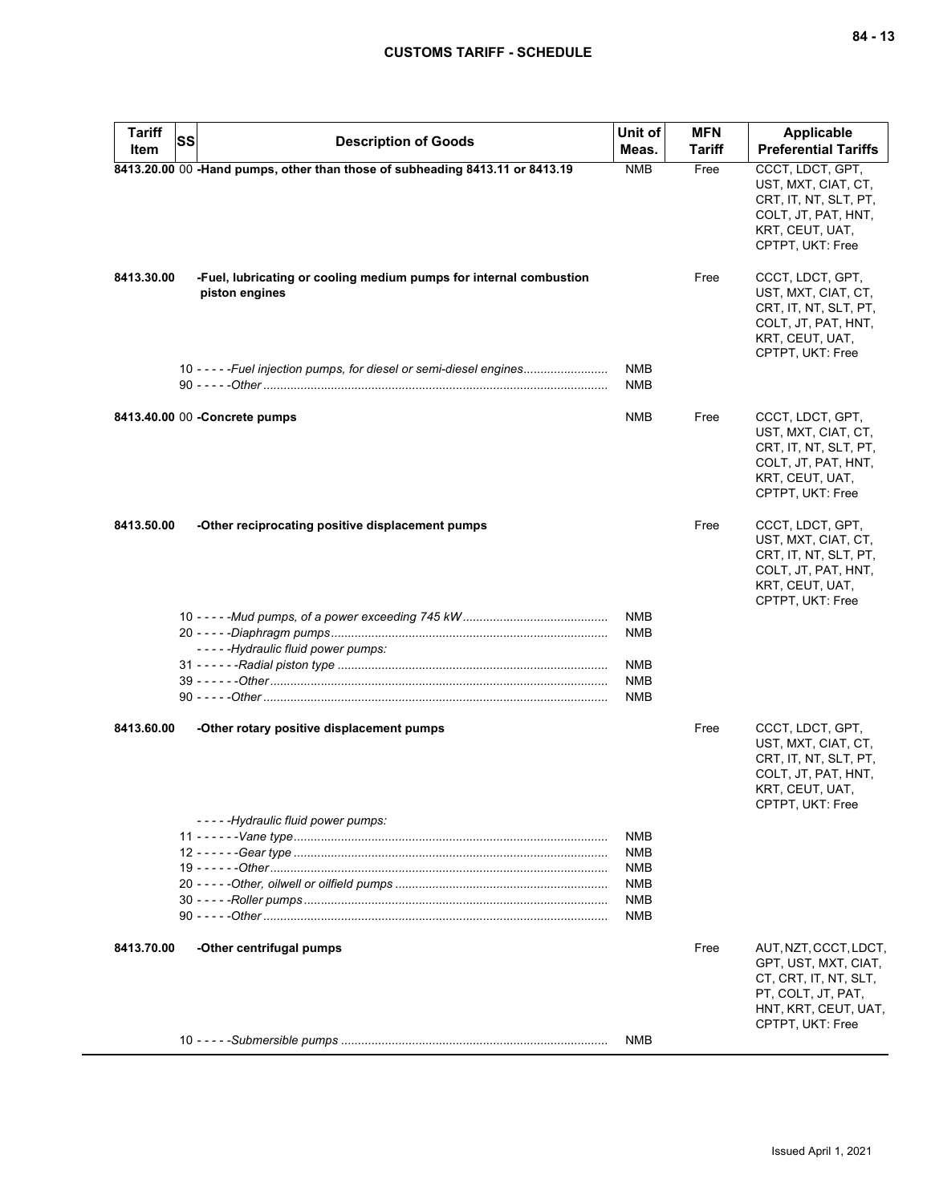| Tariff Item | SS | Description of Goods | Unit of Meas. | MFN Tariff | Applicable Preferential Tariffs |
|---|---|---|---|---|---|
| 8413.20.00 | 00 | **-Hand pumps, other than those of subheading 8413.11 or 8413.19** | NMB | Free | CCCT, LDCT, GPT, UST, MXT, CIAT, CT, CRT, IT, NT, SLT, PT, COLT, JT, PAT, HNT, KRT, CEUT, UAT, CPTPT, UKT: Free |
| 8413.30.00 | | **-Fuel, lubricating or cooling medium pumps for internal combustion piston engines** | | Free | CCCT, LDCT, GPT, UST, MXT, CIAT, CT, CRT, IT, NT, SLT, PT, COLT, JT, PAT, HNT, KRT, CEUT, UAT, CPTPT, UKT: Free |
| | 10 | - - - - -*Fuel injection pumps, for diesel or semi-diesel engines* | NMB | | |
| | 90 | - - - - -*Other* | NMB | | |
| 8413.40.00 | 00 | **-Concrete pumps** | NMB | Free | CCCT, LDCT, GPT, UST, MXT, CIAT, CT, CRT, IT, NT, SLT, PT, COLT, JT, PAT, HNT, KRT, CEUT, UAT, CPTPT, UKT: Free |
| 8413.50.00 | | **-Other reciprocating positive displacement pumps** | | Free | CCCT, LDCT, GPT, UST, MXT, CIAT, CT, CRT, IT, NT, SLT, PT, COLT, JT, PAT, HNT, KRT, CEUT, UAT, CPTPT, UKT: Free |
| | 10 | - - - - -*Mud pumps, of a power exceeding 745 kW* | NMB | | |
| | 20 | - - - - -*Diaphragm pumps* | NMB | | |
| | | - - - - -*Hydraulic fluid power pumps:* | | | |
| | 31 | - - - - - -*Radial piston type* | NMB | | |
| | 39 | - - - - - -*Other* | NMB | | |
| | 90 | - - - - -*Other* | NMB | | |
| 8413.60.00 | | **-Other rotary positive displacement pumps** | | Free | CCCT, LDCT, GPT, UST, MXT, CIAT, CT, CRT, IT, NT, SLT, PT, COLT, JT, PAT, HNT, KRT, CEUT, UAT, CPTPT, UKT: Free |
| | | - - - - -*Hydraulic fluid power pumps:* | | | |
| | 11 | - - - - - -*Vane type* | NMB | | |
| | 12 | - - - - - -*Gear type* | NMB | | |
| | 19 | - - - - - -*Other* | NMB | | |
| | 20 | - - - - -*Other, oilwell or oilfield pumps* | NMB | | |
| | 30 | - - - - -*Roller pumps* | NMB | | |
| | 90 | - - - - -*Other* | NMB | | |
| 8413.70.00 | | **-Other centrifugal pumps** | | Free | AUT, NZT, CCCT, LDCT, GPT, UST, MXT, CIAT, CT, CRT, IT, NT, SLT, PT, COLT, JT, PAT, HNT, KRT, CEUT, UAT, CPTPT, UKT: Free |
| | 10 | - - - - -*Submersible pumps* | NMB | | |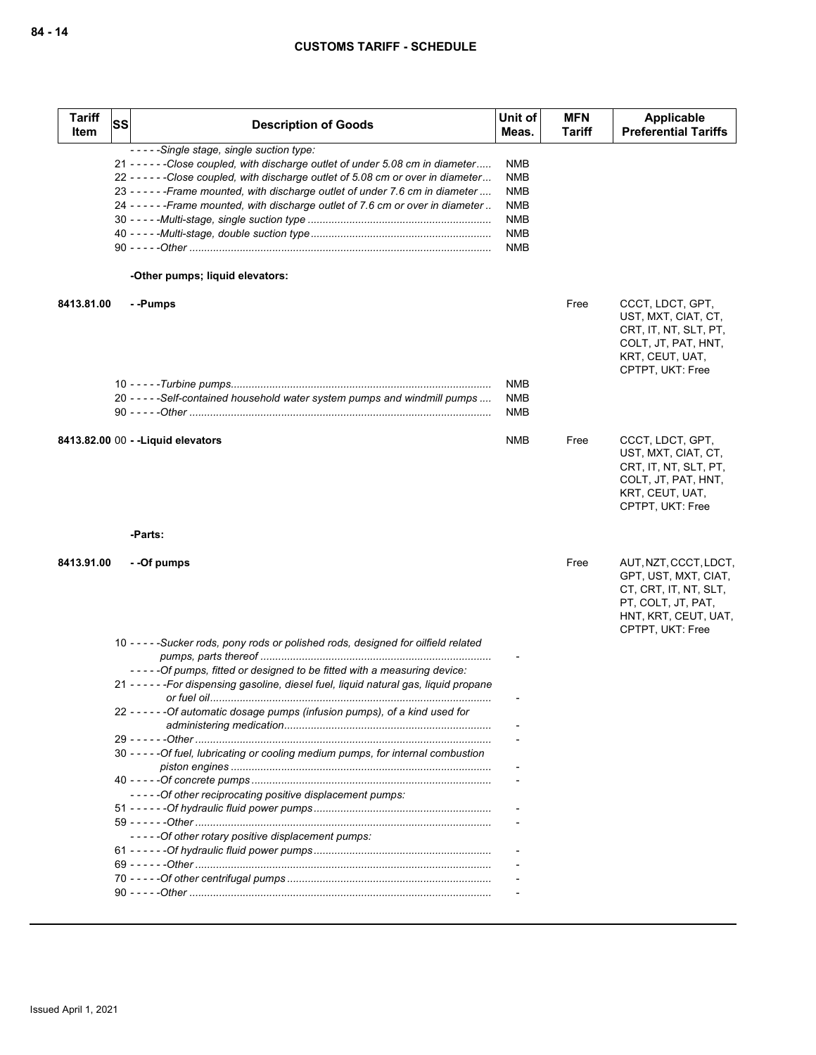| Tariff Item | SS | Description of Goods | Unit of Meas. | MFN Tariff | Applicable Preferential Tariffs |
|---|---|---|---|---|---|
| | | - - - - -*Single stage, single suction type:* | | | |
| | 21 | - - - - - -*Close coupled, with discharge outlet of under 5.08 cm in diameter* | NMB | | |
| | 22 | - - - - - -*Close coupled, with discharge outlet of 5.08 cm or over in diameter* | NMB | | |
| | 23 | - - - - - -*Frame mounted, with discharge outlet of under 7.6 cm in diameter* | NMB | | |
| | 24 | - - - - - -*Frame mounted, with discharge outlet of 7.6 cm or over in diameter* | NMB | | |
| | 30 | - - - - -*Multi-stage, single suction type* | NMB | | |
| | 40 | - - - - -*Multi-stage, double suction type* | NMB | | |
| | 90 | - - - - -*Other* | NMB | | |
| | | **-Other pumps; liquid elevators:** | | | |
| 8413.81.00 | | **- -Pumps** | | Free | CCCT, LDCT, GPT, UST, MXT, CIAT, CT, CRT, IT, NT, SLT, PT, COLT, JT, PAT, HNT, KRT, CEUT, UAT, CPTPT, UKT: Free |
| | 10 | - - - - -*Turbine pumps* | NMB | | |
| | 20 | - - - - -*Self-contained household water system pumps and windmill pumps* | NMB | | |
| | 90 | - - - - -*Other* | NMB | | |
| 8413.82.00 | 00 | **- -Liquid elevators** | NMB | Free | CCCT, LDCT, GPT, UST, MXT, CIAT, CT, CRT, IT, NT, SLT, PT, COLT, JT, PAT, HNT, KRT, CEUT, UAT, CPTPT, UKT: Free |
| | | **-Parts:** | | | |
| 8413.91.00 | | **- -Of pumps** | | Free | AUT, NZT, CCCT, LDCT, GPT, UST, MXT, CIAT, CT, CRT, IT, NT, SLT, PT, COLT, JT, PAT, HNT, KRT, CEUT, UAT, CPTPT, UKT: Free |
| | 10 | - - - - -*Sucker rods, pony rods or polished rods, designed for oilfield related pumps, parts thereof* | - | | |
| | | - - - - -*Of pumps, fitted or designed to be fitted with a measuring device:* | | | |
| | 21 | - - - - - -*For dispensing gasoline, diesel fuel, liquid natural gas, liquid propane or fuel oil* | - | | |
| | 22 | - - - - - -*Of automatic dosage pumps (infusion pumps), of a kind used for administering medication* | - | | |
| | 29 | - - - - - -*Other* | - | | |
| | 30 | - - - - -*Of fuel, lubricating or cooling medium pumps, for internal combustion piston engines* | - | | |
| | 40 | - - - - -*Of concrete pumps* | - | | |
| | | - - - - -*Of other reciprocating positive displacement pumps:* | | | |
| | 51 | - - - - - -*Of hydraulic fluid power pumps* | - | | |
| | 59 | - - - - - -*Other* | - | | |
| | | - - - - -*Of other rotary positive displacement pumps:* | | | |
| | 61 | - - - - - -*Of hydraulic fluid power pumps* | - | | |
| | 69 | - - - - - -*Other* | - | | |
| | 70 | - - - - -*Of other centrifugal pumps* | - | | |
| | 90 | - - - - -*Other* | - | | |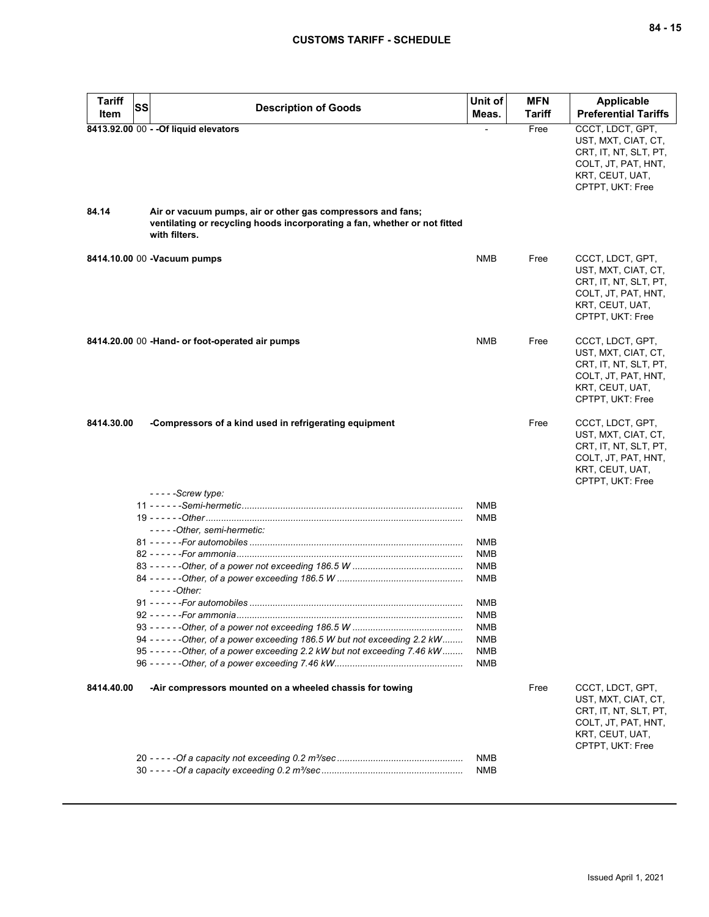| Tariff Item | SS | Description of Goods | Unit of Meas. | MFN Tariff | Applicable Preferential Tariffs |
|---|---|---|---|---|---|
| **8413.92.00** | 00 | **- -Of liquid elevators** | - | Free | CCCT, LDCT, GPT, UST, MXT, CIAT, CT, CRT, IT, NT, SLT, PT, COLT, JT, PAT, HNT, KRT, CEUT, UAT, CPTPT, UKT: Free |
| **84.14** | | **Air or vacuum pumps, air or other gas compressors and fans; ventilating or recycling hoods incorporating a fan, whether or not fitted with filters.** | | | |
| **8414.10.00** | 00 | **-Vacuum pumps** | NMB | Free | CCCT, LDCT, GPT, UST, MXT, CIAT, CT, CRT, IT, NT, SLT, PT, COLT, JT, PAT, HNT, KRT, CEUT, UAT, CPTPT, UKT: Free |
| **8414.20.00** | 00 | **-Hand- or foot-operated air pumps** | NMB | Free | CCCT, LDCT, GPT, UST, MXT, CIAT, CT, CRT, IT, NT, SLT, PT, COLT, JT, PAT, HNT, KRT, CEUT, UAT, CPTPT, UKT: Free |
| **8414.30.00** | | **-Compressors of a kind used in refrigerating equipment** | | Free | CCCT, LDCT, GPT, UST, MXT, CIAT, CT, CRT, IT, NT, SLT, PT, COLT, JT, PAT, HNT, KRT, CEUT, UAT, CPTPT, UKT: Free |
| | | *- - - - -Screw type:* | | | |
| | 11 | *- - - - - -Semi-hermetic* | NMB | | |
| | 19 | *- - - - - -Other* | NMB | | |
| | | *- - - - -Other, semi-hermetic:* | | | |
| | 81 | *- - - - - -For automobiles* | NMB | | |
| | 82 | *- - - - - -For ammonia* | NMB | | |
| | 83 | *- - - - - -Other, of a power not exceeding 186.5 W* | NMB | | |
| | 84 | *- - - - - -Other, of a power exceeding 186.5 W* | NMB | | |
| | | *- - - - -Other:* | | | |
| | 91 | *- - - - - -For automobiles* | NMB | | |
| | 92 | *- - - - - -For ammonia* | NMB | | |
| | 93 | *- - - - - -Other, of a power not exceeding 186.5 W* | NMB | | |
| | 94 | *- - - - - -Other, of a power exceeding 186.5 W but not exceeding 2.2 kW* | NMB | | |
| | 95 | *- - - - - -Other, of a power exceeding 2.2 kW but not exceeding 7.46 kW* | NMB | | |
| | 96 | *- - - - - -Other, of a power exceeding 7.46 kW* | NMB | | |
| **8414.40.00** | | **-Air compressors mounted on a wheeled chassis for towing** | | Free | CCCT, LDCT, GPT, UST, MXT, CIAT, CT, CRT, IT, NT, SLT, PT, COLT, JT, PAT, HNT, KRT, CEUT, UAT, CPTPT, UKT: Free |
| | 20 | *- - - - -Of a capacity not exceeding 0.2 m³/sec* | NMB | | |
| | 30 | *- - - - -Of a capacity exceeding 0.2 m³/sec* | NMB | | |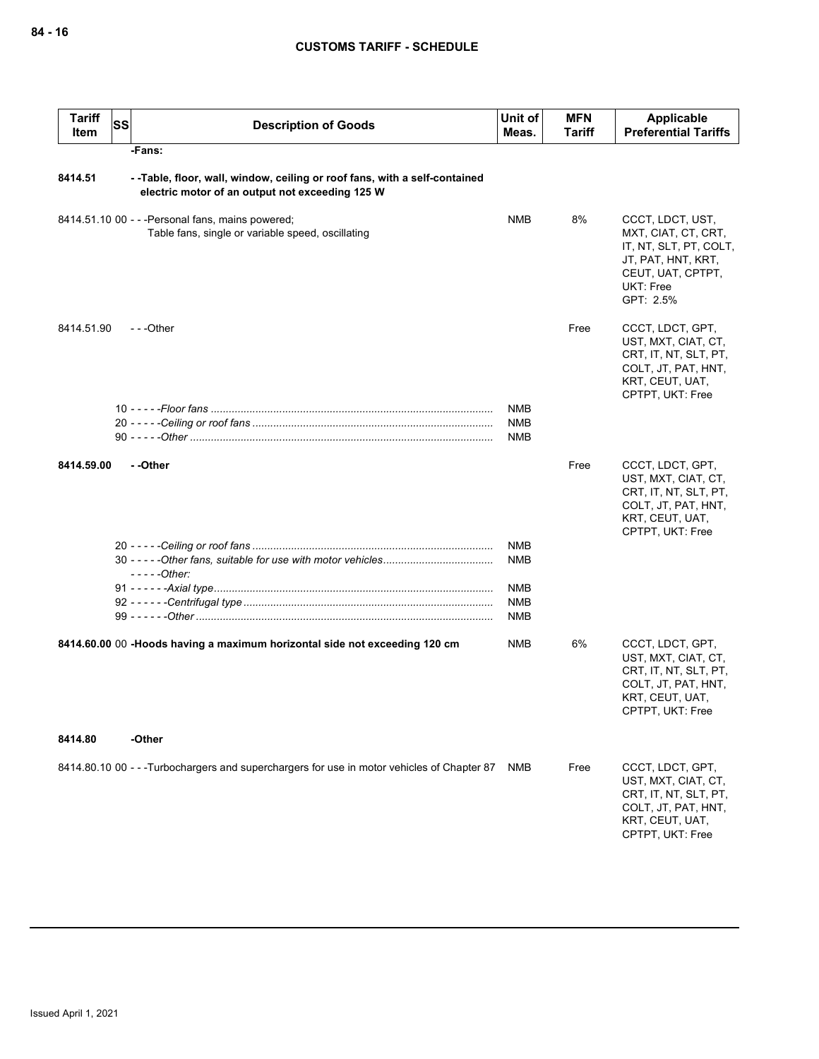| Tariff Item | SS | Description of Goods | Unit of Meas. | MFN Tariff | Applicable Preferential Tariffs |
|---|---|---|---|---|---|
| | | **-Fans:** | | | |
| **8414.51** | | **- -Table, floor, wall, window, ceiling or roof fans, with a self-contained electric motor of an output not exceeding 125 W** | | | |
| 8414.51.10 | 00 | - - -Personal fans, mains powered;<br>Table fans, single or variable speed, oscillating | NMB | 8% | CCCT, LDCT, UST, MXT, CIAT, CT, CRT, IT, NT, SLT, PT, COLT, JT, PAT, HNT, KRT, CEUT, UAT, CPTPT, UKT: Free<br>GPT: 2.5% |
| 8414.51.90 | | - - -Other | | Free | CCCT, LDCT, GPT, UST, MXT, CIAT, CT, CRT, IT, NT, SLT, PT, COLT, JT, PAT, HNT, KRT, CEUT, UAT, CPTPT, UKT: Free |
| | 10 | - - - - -*Floor fans* | NMB | | |
| | 20 | - - - - -*Ceiling or roof fans* | NMB | | |
| | 90 | - - - - -*Other* | NMB | | |
| **8414.59.00** | | **- -Other** | | Free | CCCT, LDCT, GPT, UST, MXT, CIAT, CT, CRT, IT, NT, SLT, PT, COLT, JT, PAT, HNT, KRT, CEUT, UAT, CPTPT, UKT: Free |
| | 20 | - - - - -*Ceiling or roof fans* | NMB | | |
| | 30 | - - - - -*Other fans, suitable for use with motor vehicles* | NMB | | |
| | | - - - - -*Other:* | | | |
| | 91 | - - - - - -*Axial type* | NMB | | |
| | 92 | - - - - - -*Centrifugal type* | NMB | | |
| | 99 | - - - - - -*Other* | NMB | | |
| **8414.60.00** | 00 | **-Hoods having a maximum horizontal side not exceeding 120 cm** | NMB | 6% | CCCT, LDCT, GPT, UST, MXT, CIAT, CT, CRT, IT, NT, SLT, PT, COLT, JT, PAT, HNT, KRT, CEUT, UAT, CPTPT, UKT: Free |
| **8414.80** | | **-Other** | | | |
| 8414.80.10 | 00 | - - -Turbochargers and superchargers for use in motor vehicles of Chapter 87 | NMB | Free | CCCT, LDCT, GPT, UST, MXT, CIAT, CT, CRT, IT, NT, SLT, PT, COLT, JT, PAT, HNT, KRT, CEUT, UAT, CPTPT, UKT: Free |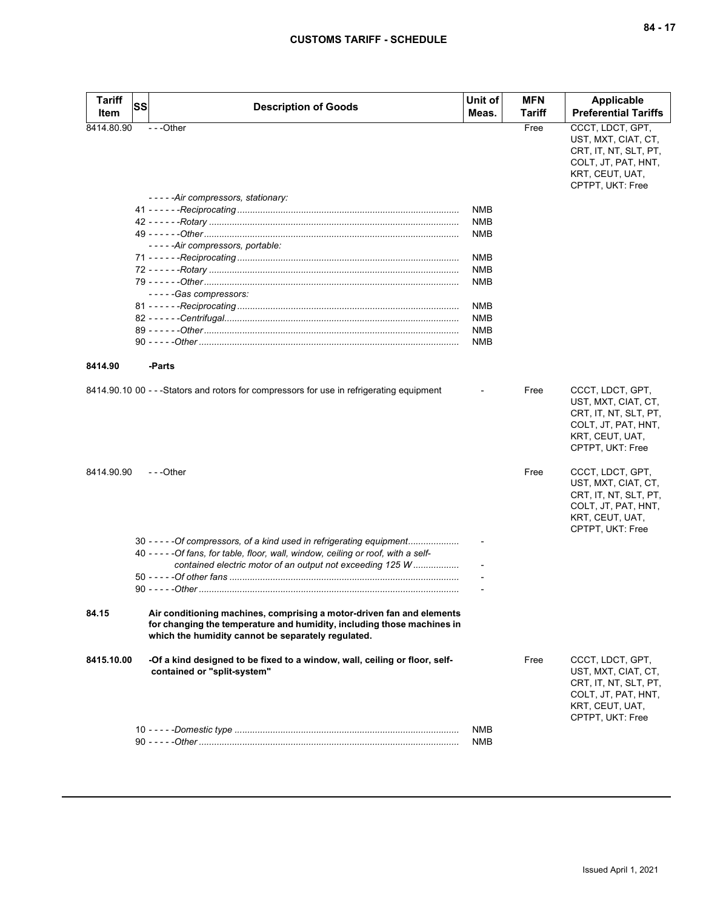| Tariff Item | SS | Description of Goods | Unit of Meas. | MFN Tariff | Applicable Preferential Tariffs |
|---|---|---|---|---|---|
| 8414.80.90 | | - - -Other | | Free | CCCT, LDCT, GPT, UST, MXT, CIAT, CT, CRT, IT, NT, SLT, PT, COLT, JT, PAT, HNT, KRT, CEUT, UAT, CPTPT, UKT: Free |
| | | - - - - -*Air compressors, stationary:* | | | |
| | 41 | - - - - - -*Reciprocating* | NMB | | |
| | 42 | - - - - - -*Rotary* | NMB | | |
| | 49 | - - - - - -*Other* | NMB | | |
| | | - - - - -*Air compressors, portable:* | | | |
| | 71 | - - - - - -*Reciprocating* | NMB | | |
| | 72 | - - - - - -*Rotary* | NMB | | |
| | 79 | - - - - - -*Other* | NMB | | |
| | | - - - - -*Gas compressors:* | | | |
| | 81 | - - - - - -*Reciprocating* | NMB | | |
| | 82 | - - - - - -*Centrifugal* | NMB | | |
| | 89 | - - - - - -*Other* | NMB | | |
| | 90 | - - - - -*Other* | NMB | | |
| **8414.90** | | **-Parts** | | | |
| 8414.90.10 | 00 | - - -Stators and rotors for compressors for use in refrigerating equipment | - | Free | CCCT, LDCT, GPT, UST, MXT, CIAT, CT, CRT, IT, NT, SLT, PT, COLT, JT, PAT, HNT, KRT, CEUT, UAT, CPTPT, UKT: Free |
| 8414.90.90 | | - - -Other | | Free | CCCT, LDCT, GPT, UST, MXT, CIAT, CT, CRT, IT, NT, SLT, PT, COLT, JT, PAT, HNT, KRT, CEUT, UAT, CPTPT, UKT: Free |
| | 30 | - - - - -*Of compressors, of a kind used in refrigerating equipment* | - | | |
| | 40 | - - - - -*Of fans, for table, floor, wall, window, ceiling or roof, with a self-contained electric motor of an output not exceeding 125 W* | - | | |
| | 50 | - - - - -*Of other fans* | - | | |
| | 90 | - - - - -*Other* | - | | |
| **84.15** | | **Air conditioning machines, comprising a motor-driven fan and elements for changing the temperature and humidity, including those machines in which the humidity cannot be separately regulated.** | | | |
| **8415.10.00** | | **-Of a kind designed to be fixed to a window, wall, ceiling or floor, self-contained or "split-system"** | | Free | CCCT, LDCT, GPT, UST, MXT, CIAT, CT, CRT, IT, NT, SLT, PT, COLT, JT, PAT, HNT, KRT, CEUT, UAT, CPTPT, UKT: Free |
| | 10 | - - - - -*Domestic type* | NMB | | |
| | 90 | - - - - -*Other* | NMB | | |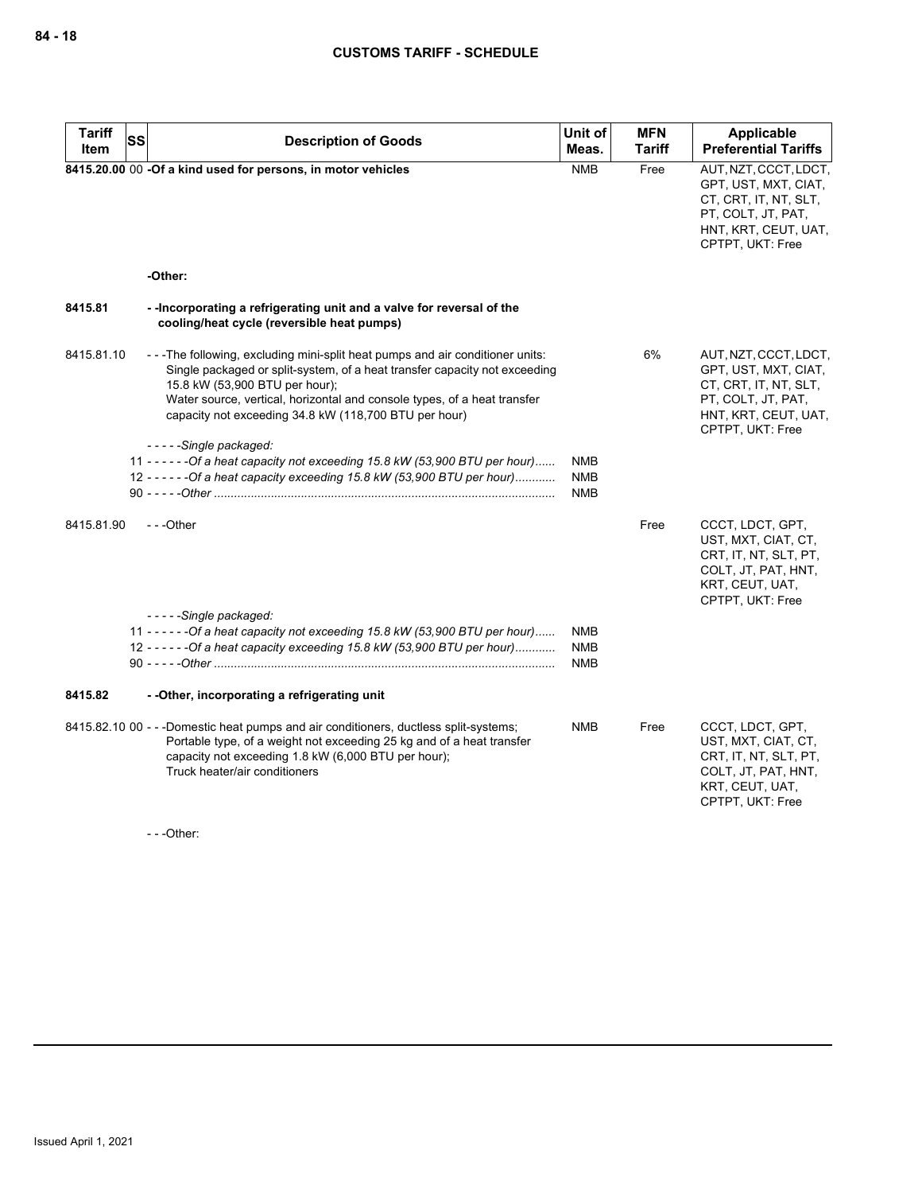| Tariff Item | SS | Description of Goods | Unit of Meas. | MFN Tariff | Applicable Preferential Tariffs |
|---|---|---|---|---|---|
| **8415.20.00** | 00 | **-Of a kind used for persons, in motor vehicles** | NMB | Free | AUT, NZT, CCCT, LDCT, GPT, UST, MXT, CIAT, CT, CRT, IT, NT, SLT, PT, COLT, JT, PAT, HNT, KRT, CEUT, UAT, CPTPT, UKT: Free |
| | | **-Other:** | | | |
| **8415.81** | | **- -Incorporating a refrigerating unit and a valve for reversal of the cooling/heat cycle (reversible heat pumps)** | | | |
| 8415.81.10 | | - - -The following, excluding mini-split heat pumps and air conditioner units:<br>Single packaged or split-system, of a heat transfer capacity not exceeding 15.8 kW (53,900 BTU per hour);<br>Water source, vertical, horizontal and console types, of a heat transfer capacity not exceeding 34.8 kW (118,700 BTU per hour) | | 6% | AUT, NZT, CCCT, LDCT, GPT, UST, MXT, CIAT, CT, CRT, IT, NT, SLT, PT, COLT, JT, PAT, HNT, KRT, CEUT, UAT, CPTPT, UKT: Free |
| | | *- - - - -Single packaged:* | | | |
| | 11 | *- - - - - -Of a heat capacity not exceeding 15.8 kW (53,900 BTU per hour)* | NMB | | |
| | 12 | *- - - - - -Of a heat capacity exceeding 15.8 kW (53,900 BTU per hour)* | NMB | | |
| | 90 | *- - - - -Other* | NMB | | |
| 8415.81.90 | | - - -Other | | Free | CCCT, LDCT, GPT, UST, MXT, CIAT, CT, CRT, IT, NT, SLT, PT, COLT, JT, PAT, HNT, KRT, CEUT, UAT, CPTPT, UKT: Free |
| | | *- - - - -Single packaged:* | | | |
| | 11 | *- - - - - -Of a heat capacity not exceeding 15.8 kW (53,900 BTU per hour)* | NMB | | |
| | 12 | *- - - - - -Of a heat capacity exceeding 15.8 kW (53,900 BTU per hour)* | NMB | | |
| | 90 | *- - - - -Other* | NMB | | |
| **8415.82** | | **- -Other, incorporating a refrigerating unit** | | | |
| 8415.82.10 | 00 | - - -Domestic heat pumps and air conditioners, ductless split-systems;<br>Portable type, of a weight not exceeding 25 kg and of a heat transfer capacity not exceeding 1.8 kW (6,000 BTU per hour);<br>Truck heater/air conditioners | NMB | Free | CCCT, LDCT, GPT, UST, MXT, CIAT, CT, CRT, IT, NT, SLT, PT, COLT, JT, PAT, HNT, KRT, CEUT, UAT, CPTPT, UKT: Free |
| | | - - -Other: | | | |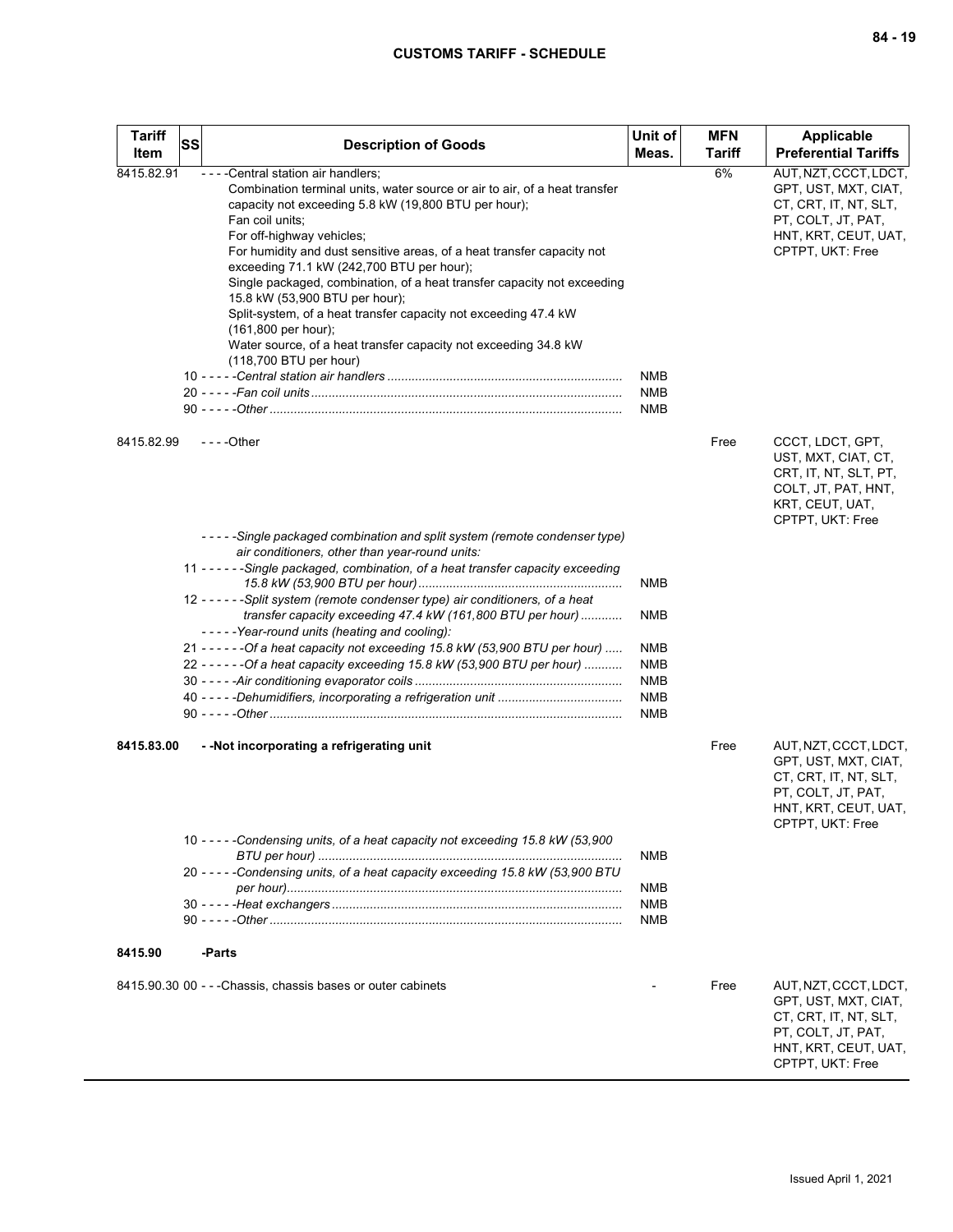| Tariff Item | SS | Description of Goods | Unit of Meas. | MFN Tariff | Applicable Preferential Tariffs |
|---|---|---|---|---|---|
| 8415.82.91 | | - - - -Central station air handlers;<br>Combination terminal units, water source or air to air, of a heat transfer capacity not exceeding 5.8 kW (19,800 BTU per hour);<br>Fan coil units;<br>For off-highway vehicles;<br>For humidity and dust sensitive areas, of a heat transfer capacity not exceeding 71.1 kW (242,700 BTU per hour);<br>Single packaged, combination, of a heat transfer capacity not exceeding 15.8 kW (53,900 BTU per hour);<br>Split-system, of a heat transfer capacity not exceeding 47.4 kW (161,800 per hour);<br>Water source, of a heat transfer capacity not exceeding 34.8 kW (118,700 BTU per hour) | | 6% | AUT, NZT, CCCT, LDCT, GPT, UST, MXT, CIAT, CT, CRT, IT, NT, SLT, PT, COLT, JT, PAT, HNT, KRT, CEUT, UAT, CPTPT, UKT: Free |
| | | 10 - - - - -*Central station air handlers* | NMB | | |
| | | 20 - - - - -*Fan coil units* | NMB | | |
| | | 90 - - - - -*Other* | NMB | | |
| 8415.82.99 | | - - - -Other | | Free | CCCT, LDCT, GPT, UST, MXT, CIAT, CT, CRT, IT, NT, SLT, PT, COLT, JT, PAT, HNT, KRT, CEUT, UAT, CPTPT, UKT: Free |
| | | - - - - -*Single packaged combination and split system (remote condenser type) air conditioners, other than year-round units:* | | | |
| | | 11 - - - - - -*Single packaged, combination, of a heat transfer capacity exceeding 15.8 kW (53,900 BTU per hour)* | NMB | | |
| | | 12 - - - - - -*Split system (remote condenser type) air conditioners, of a heat transfer capacity exceeding 47.4 kW (161,800 BTU per hour)* | NMB | | |
| | | - - - - -*Year-round units (heating and cooling):* | | | |
| | | 21 - - - - - -*Of a heat capacity not exceeding 15.8 kW (53,900 BTU per hour)* | NMB | | |
| | | 22 - - - - - -*Of a heat capacity exceeding 15.8 kW (53,900 BTU per hour)* | NMB | | |
| | | 30 - - - - -*Air conditioning evaporator coils* | NMB | | |
| | | 40 - - - - -*Dehumidifiers, incorporating a refrigeration unit* | NMB | | |
| | | 90 - - - - -*Other* | NMB | | |
| **8415.83.00** | | **- -Not incorporating a refrigerating unit** | | Free | AUT, NZT, CCCT, LDCT, GPT, UST, MXT, CIAT, CT, CRT, IT, NT, SLT, PT, COLT, JT, PAT, HNT, KRT, CEUT, UAT, CPTPT, UKT: Free |
| | | 10 - - - - -*Condensing units, of a heat capacity not exceeding 15.8 kW (53,900 BTU per hour)* | NMB | | |
| | | 20 - - - - -*Condensing units, of a heat capacity exceeding 15.8 kW (53,900 BTU per hour)* | NMB | | |
| | | 30 - - - - -*Heat exchangers* | NMB | | |
| | | 90 - - - - -*Other* | NMB | | |
| **8415.90** | | **-Parts** | | | |
| 8415.90.30 00 | | - - -Chassis, chassis bases or outer cabinets | - | Free | AUT, NZT, CCCT, LDCT, GPT, UST, MXT, CIAT, CT, CRT, IT, NT, SLT, PT, COLT, JT, PAT, HNT, KRT, CEUT, UAT, CPTPT, UKT: Free |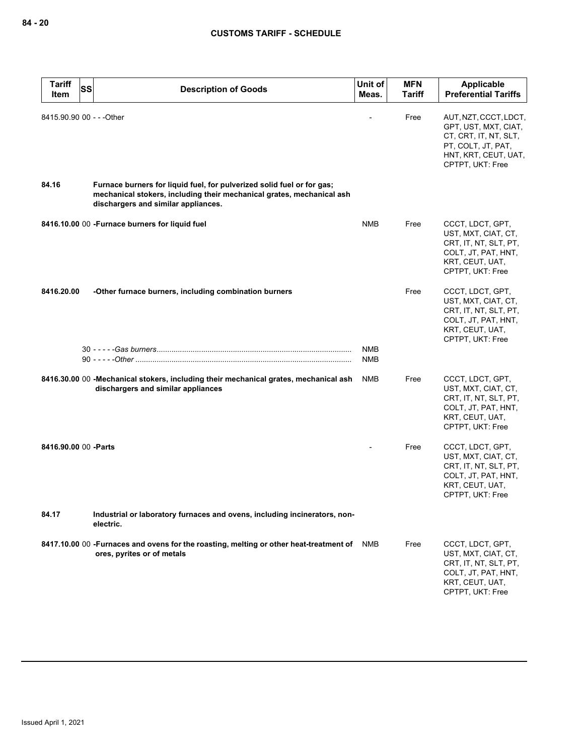| Tariff Item | SS | Description of Goods | Unit of Meas. | MFN Tariff | Applicable Preferential Tariffs |
|---|---|---|---|---|---|
| 8415.90.90 | 00 | - - -Other | - | Free | AUT, NZT, CCCT, LDCT, GPT, UST, MXT, CIAT, CT, CRT, IT, NT, SLT, PT, COLT, JT, PAT, HNT, KRT, CEUT, UAT, CPTPT, UKT: Free |
| **84.16** | | **Furnace burners for liquid fuel, for pulverized solid fuel or for gas; mechanical stokers, including their mechanical grates, mechanical ash dischargers and similar appliances.** | | | |
| **8416.10.00** | 00 | **-Furnace burners for liquid fuel** | NMB | Free | CCCT, LDCT, GPT, UST, MXT, CIAT, CT, CRT, IT, NT, SLT, PT, COLT, JT, PAT, HNT, KRT, CEUT, UAT, CPTPT, UKT: Free |
| **8416.20.00** | | **-Other furnace burners, including combination burners** | | Free | CCCT, LDCT, GPT, UST, MXT, CIAT, CT, CRT, IT, NT, SLT, PT, COLT, JT, PAT, HNT, KRT, CEUT, UAT, CPTPT, UKT: Free |
| | 30 | - - - - -*Gas burners* | NMB | | |
| | 90 | - - - - -*Other* | NMB | | |
| **8416.30.00** | 00 | **-Mechanical stokers, including their mechanical grates, mechanical ash dischargers and similar appliances** | NMB | Free | CCCT, LDCT, GPT, UST, MXT, CIAT, CT, CRT, IT, NT, SLT, PT, COLT, JT, PAT, HNT, KRT, CEUT, UAT, CPTPT, UKT: Free |
| **8416.90.00** | 00 | **-Parts** | - | Free | CCCT, LDCT, GPT, UST, MXT, CIAT, CT, CRT, IT, NT, SLT, PT, COLT, JT, PAT, HNT, KRT, CEUT, UAT, CPTPT, UKT: Free |
| **84.17** | | **Industrial or laboratory furnaces and ovens, including incinerators, non-electric.** | | | |
| **8417.10.00** | 00 | **-Furnaces and ovens for the roasting, melting or other heat-treatment of ores, pyrites or of metals** | NMB | Free | CCCT, LDCT, GPT, UST, MXT, CIAT, CT, CRT, IT, NT, SLT, PT, COLT, JT, PAT, HNT, KRT, CEUT, UAT, CPTPT, UKT: Free |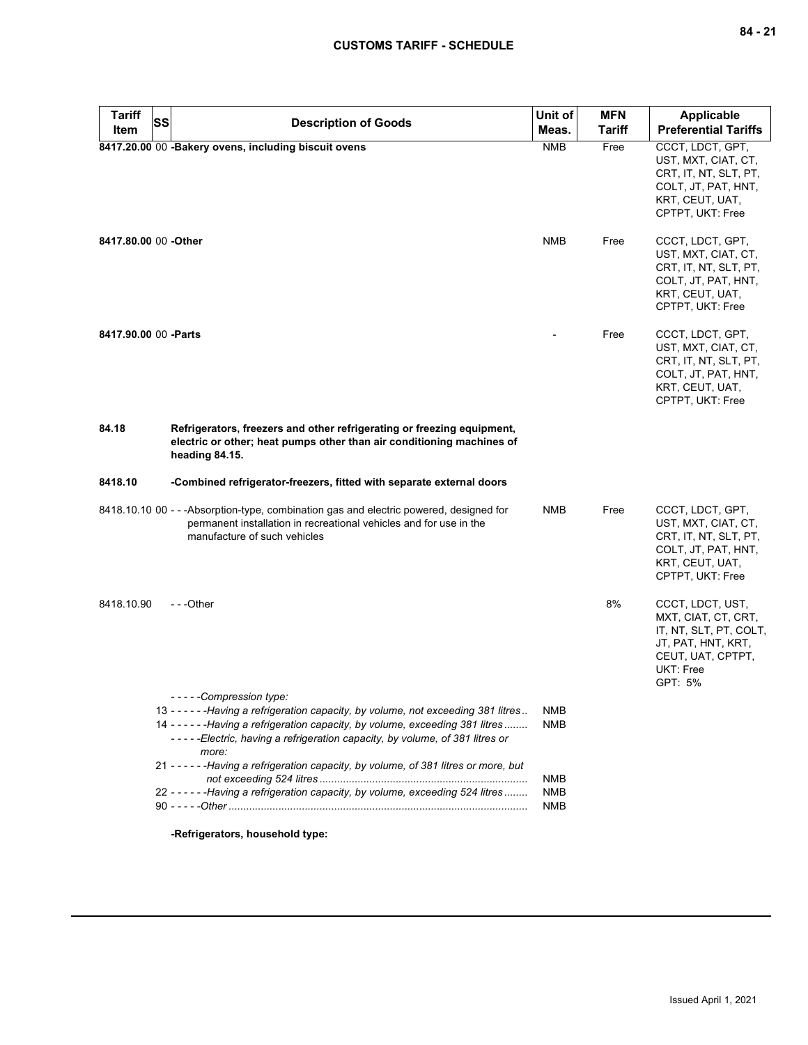| Tariff Item | SS | Description of Goods | Unit of Meas. | MFN Tariff | Applicable Preferential Tariffs |
|---|---|---|---|---|---|
| **8417.20.00** | 00 | **-Bakery ovens, including biscuit ovens** | NMB | Free | CCCT, LDCT, GPT, UST, MXT, CIAT, CT, CRT, IT, NT, SLT, PT, COLT, JT, PAT, HNT, KRT, CEUT, UAT, CPTPT, UKT: Free |
| **8417.80.00** | 00 | **-Other** | NMB | Free | CCCT, LDCT, GPT, UST, MXT, CIAT, CT, CRT, IT, NT, SLT, PT, COLT, JT, PAT, HNT, KRT, CEUT, UAT, CPTPT, UKT: Free |
| **8417.90.00** | 00 | **-Parts** | - | Free | CCCT, LDCT, GPT, UST, MXT, CIAT, CT, CRT, IT, NT, SLT, PT, COLT, JT, PAT, HNT, KRT, CEUT, UAT, CPTPT, UKT: Free |
| **84.18** | | **Refrigerators, freezers and other refrigerating or freezing equipment, electric or other; heat pumps other than air conditioning machines of heading 84.15.** | | | |
| **8418.10** | | **-Combined refrigerator-freezers, fitted with separate external doors** | | | |
| 8418.10.10 | 00 | - - -Absorption-type, combination gas and electric powered, designed for permanent installation in recreational vehicles and for use in the manufacture of such vehicles | NMB | Free | CCCT, LDCT, GPT, UST, MXT, CIAT, CT, CRT, IT, NT, SLT, PT, COLT, JT, PAT, HNT, KRT, CEUT, UAT, CPTPT, UKT: Free |
| 8418.10.90 | | - - -Other | | 8% | CCCT, LDCT, UST, MXT, CIAT, CT, CRT, IT, NT, SLT, PT, COLT, JT, PAT, HNT, KRT, CEUT, UAT, CPTPT, UKT: Free<br>GPT: 5% |
| | | - - - - -*Compression type:* | | | |
| | 13 | - - - - - -*Having a refrigeration capacity, by volume, not exceeding 381 litres* | NMB | | |
| | 14 | - - - - - -*Having a refrigeration capacity, by volume, exceeding 381 litres* | NMB | | |
| | | - - - - -*Electric, having a refrigeration capacity, by volume, of 381 litres or more:* | | | |
| | 21 | - - - - - -*Having a refrigeration capacity, by volume, of 381 litres or more, but not exceeding 524 litres* | NMB | | |
| | 22 | - - - - - -*Having a refrigeration capacity, by volume, exceeding 524 litres* | NMB | | |
| | 90 | - - - - -*Other* | NMB | | |
| | | **-Refrigerators, household type:** | | | |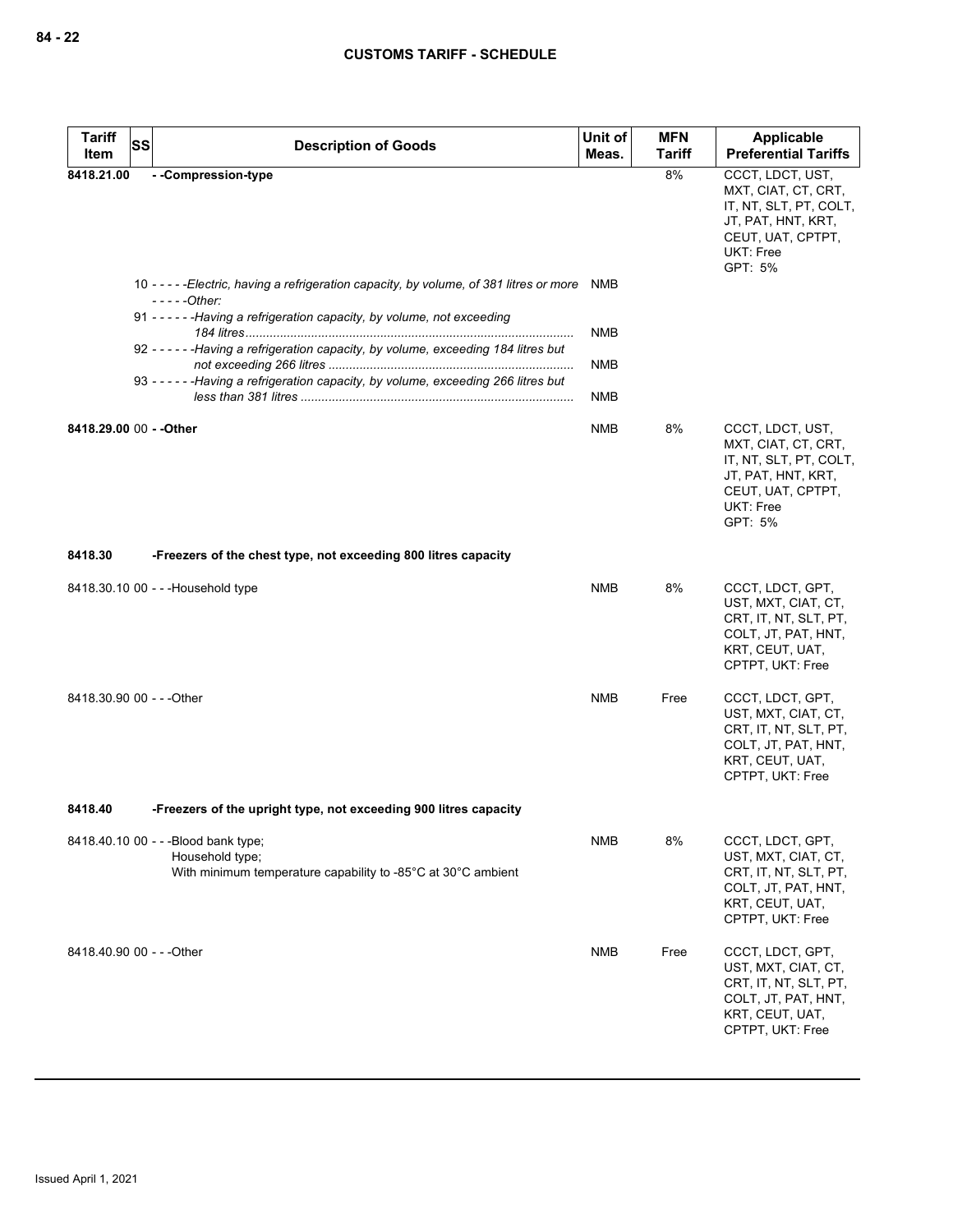| Tariff Item | SS | Description of Goods | Unit of Meas. | MFN Tariff | Applicable Preferential Tariffs |
|---|---|---|---|---|---|
| 8418.21.00 | | - -Compression-type | | 8% | CCCT, LDCT, UST, MXT, CIAT, CT, CRT, IT, NT, SLT, PT, COLT, JT, PAT, HNT, KRT, CEUT, UAT, CPTPT, UKT: Free<br>GPT: 5% |
| | 10 | - - - - -*Electric, having a refrigeration capacity, by volume, of 381 litres or more* | NMB | | |
| | | - - - - -*Other:* | | | |
| | 91 | - - - - - -*Having a refrigeration capacity, by volume, not exceeding 184 litres* | NMB | | |
| | 92 | - - - - - -*Having a refrigeration capacity, by volume, exceeding 184 litres but not exceeding 266 litres* | NMB | | |
| | 93 | - - - - - -*Having a refrigeration capacity, by volume, exceeding 266 litres but less than 381 litres* | NMB | | |
| 8418.29.00 | 00 | - -Other | NMB | 8% | CCCT, LDCT, UST, MXT, CIAT, CT, CRT, IT, NT, SLT, PT, COLT, JT, PAT, HNT, KRT, CEUT, UAT, CPTPT, UKT: Free<br>GPT: 5% |
| 8418.30 | | -Freezers of the chest type, not exceeding 800 litres capacity | | | |
| 8418.30.10 | 00 | - - -Household type | NMB | 8% | CCCT, LDCT, GPT, UST, MXT, CIAT, CT, CRT, IT, NT, SLT, PT, COLT, JT, PAT, HNT, KRT, CEUT, UAT, CPTPT, UKT: Free |
| 8418.30.90 | 00 | - - -Other | NMB | Free | CCCT, LDCT, GPT, UST, MXT, CIAT, CT, CRT, IT, NT, SLT, PT, COLT, JT, PAT, HNT, KRT, CEUT, UAT, CPTPT, UKT: Free |
| 8418.40 | | -Freezers of the upright type, not exceeding 900 litres capacity | | | |
| 8418.40.10 | 00 | - - -Blood bank type;<br>Household type;<br>With minimum temperature capability to -85°C at 30°C ambient | NMB | 8% | CCCT, LDCT, GPT, UST, MXT, CIAT, CT, CRT, IT, NT, SLT, PT, COLT, JT, PAT, HNT, KRT, CEUT, UAT, CPTPT, UKT: Free |
| 8418.40.90 | 00 | - - -Other | NMB | Free | CCCT, LDCT, GPT, UST, MXT, CIAT, CT, CRT, IT, NT, SLT, PT, COLT, JT, PAT, HNT, KRT, CEUT, UAT, CPTPT, UKT: Free |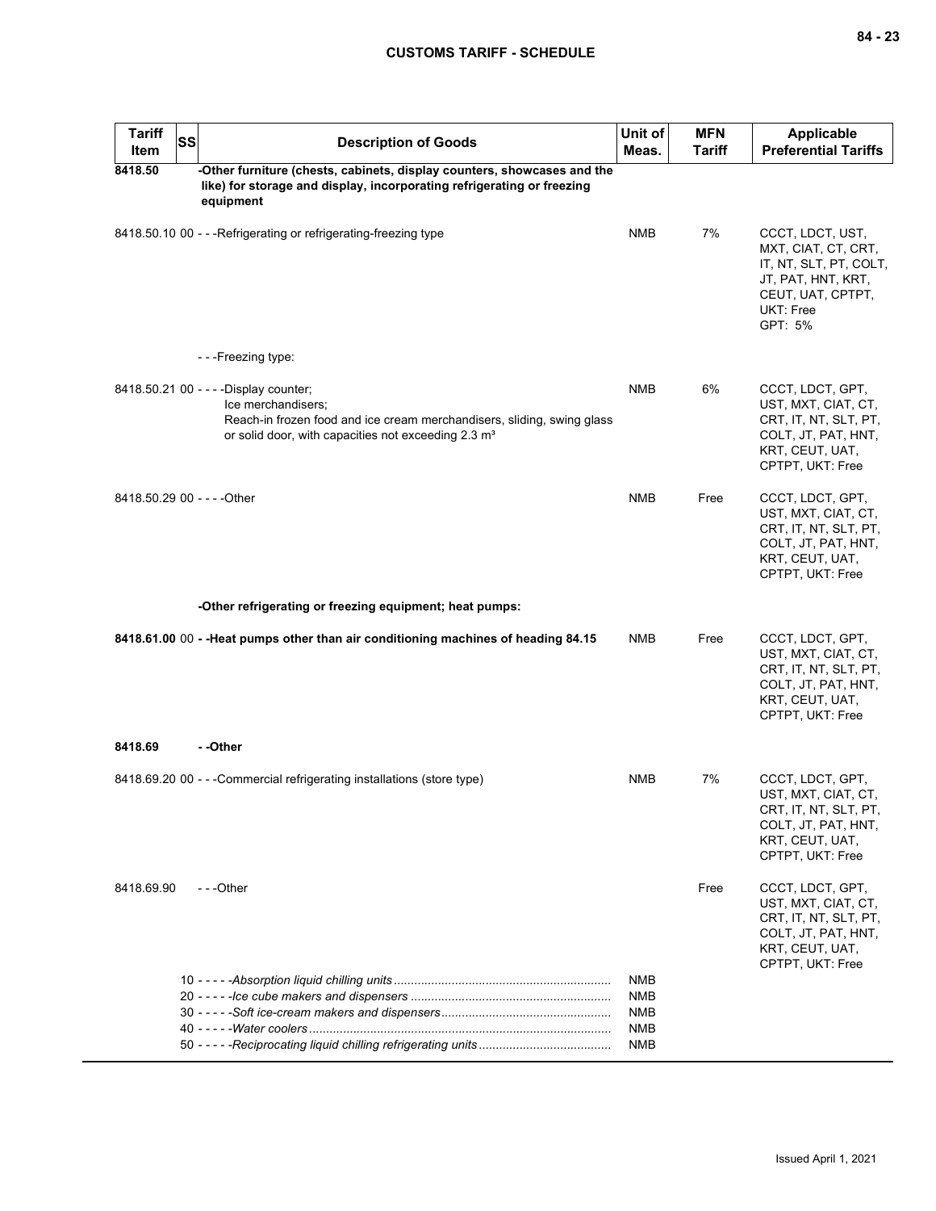| Tariff Item | SS | Description of Goods | Unit of Meas. | MFN Tariff | Applicable Preferential Tariffs |
|---|---|---|---|---|---|
| **8418.50** | | **-Other furniture (chests, cabinets, display counters, showcases and the like) for storage and display, incorporating refrigerating or freezing equipment** | | | |
| 8418.50.10 | 00 | - - -Refrigerating or refrigerating-freezing type | NMB | 7% | CCCT, LDCT, UST, MXT, CIAT, CT, CRT, IT, NT, SLT, PT, COLT, JT, PAT, HNT, KRT, CEUT, UAT, CPTPT, UKT: Free<br>GPT: 5% |
| | | - - -Freezing type: | | | |
| 8418.50.21 | 00 | - - - -Display counter;<br>Ice merchandisers;<br>Reach-in frozen food and ice cream merchandisers, sliding, swing glass or solid door, with capacities not exceeding 2.3 m³ | NMB | 6% | CCCT, LDCT, GPT, UST, MXT, CIAT, CT, CRT, IT, NT, SLT, PT, COLT, JT, PAT, HNT, KRT, CEUT, UAT, CPTPT, UKT: Free |
| 8418.50.29 | 00 | - - - -Other | NMB | Free | CCCT, LDCT, GPT, UST, MXT, CIAT, CT, CRT, IT, NT, SLT, PT, COLT, JT, PAT, HNT, KRT, CEUT, UAT, CPTPT, UKT: Free |
| | | **-Other refrigerating or freezing equipment; heat pumps:** | | | |
| **8418.61.00** | 00 | **- -Heat pumps other than air conditioning machines of heading 84.15** | NMB | Free | CCCT, LDCT, GPT, UST, MXT, CIAT, CT, CRT, IT, NT, SLT, PT, COLT, JT, PAT, HNT, KRT, CEUT, UAT, CPTPT, UKT: Free |
| **8418.69** | | **- -Other** | | | |
| 8418.69.20 | 00 | - - -Commercial refrigerating installations (store type) | NMB | 7% | CCCT, LDCT, GPT, UST, MXT, CIAT, CT, CRT, IT, NT, SLT, PT, COLT, JT, PAT, HNT, KRT, CEUT, UAT, CPTPT, UKT: Free |
| 8418.69.90 | | - - -Other | | Free | CCCT, LDCT, GPT, UST, MXT, CIAT, CT, CRT, IT, NT, SLT, PT, COLT, JT, PAT, HNT, KRT, CEUT, UAT, CPTPT, UKT: Free |
| | | 10 - - - - -*Absorption liquid chilling units* | NMB | | |
| | | 20 - - - - -*Ice cube makers and dispensers* | NMB | | |
| | | 30 - - - - -*Soft ice-cream makers and dispensers* | NMB | | |
| | | 40 - - - - -*Water coolers* | NMB | | |
| | | 50 - - - - -*Reciprocating liquid chilling refrigerating units* | NMB | | |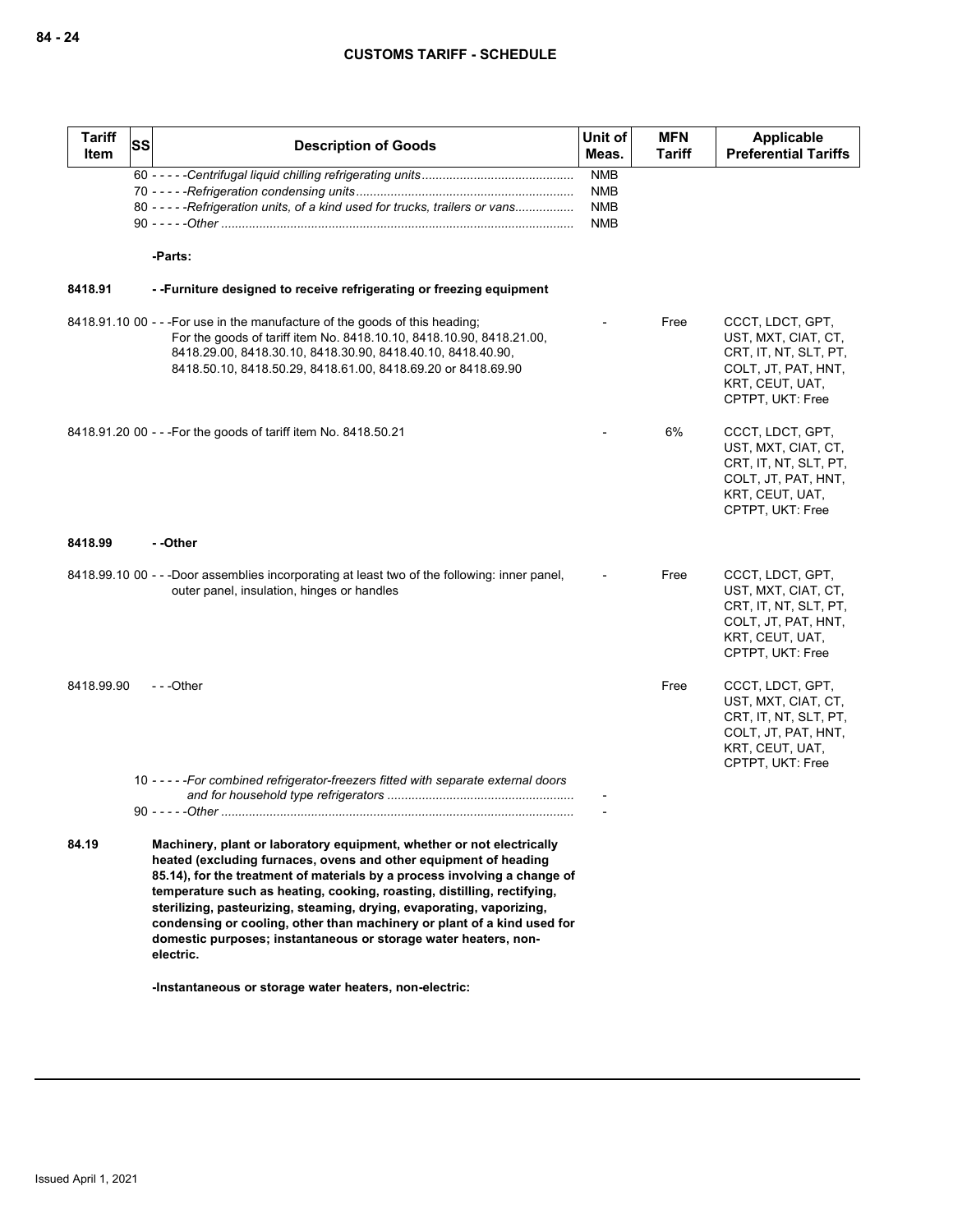| Tariff Item | SS | Description of Goods | Unit of Meas. | MFN Tariff | Applicable Preferential Tariffs |
|---|---|---|---|---|---|
| | | 60 - - - - -*Centrifugal liquid chilling refrigerating units* | NMB | | |
| | | 70 - - - - -*Refrigeration condensing units* | NMB | | |
| | | 80 - - - - -*Refrigeration units, of a kind used for trucks, trailers or vans* | NMB | | |
| | | 90 - - - - -*Other* | NMB | | |
| | | **-Parts:** | | | |
| **8418.91** | | **- -Furniture designed to receive refrigerating or freezing equipment** | | | |
| 8418.91.10 | 00 | - - -For use in the manufacture of the goods of this heading; For the goods of tariff item No. 8418.10.10, 8418.10.90, 8418.21.00, 8418.29.00, 8418.30.10, 8418.30.90, 8418.40.10, 8418.40.90, 8418.50.10, 8418.50.29, 8418.61.00, 8418.69.20 or 8418.69.90 | - | Free | CCCT, LDCT, GPT, UST, MXT, CIAT, CT, CRT, IT, NT, SLT, PT, COLT, JT, PAT, HNT, KRT, CEUT, UAT, CPTPT, UKT: Free |
| 8418.91.20 | 00 | - - -For the goods of tariff item No. 8418.50.21 | - | 6% | CCCT, LDCT, GPT, UST, MXT, CIAT, CT, CRT, IT, NT, SLT, PT, COLT, JT, PAT, HNT, KRT, CEUT, UAT, CPTPT, UKT: Free |
| **8418.99** | | **- -Other** | | | |
| 8418.99.10 | 00 | - - -Door assemblies incorporating at least two of the following: inner panel, outer panel, insulation, hinges or handles | - | Free | CCCT, LDCT, GPT, UST, MXT, CIAT, CT, CRT, IT, NT, SLT, PT, COLT, JT, PAT, HNT, KRT, CEUT, UAT, CPTPT, UKT: Free |
| 8418.99.90 | | - - -Other | | Free | CCCT, LDCT, GPT, UST, MXT, CIAT, CT, CRT, IT, NT, SLT, PT, COLT, JT, PAT, HNT, KRT, CEUT, UAT, CPTPT, UKT: Free |
| | | 10 - - - - -*For combined refrigerator-freezers fitted with separate external doors and for household type refrigerators* | - | | |
| | | 90 - - - - -*Other* | - | | |
| **84.19** | | **Machinery, plant or laboratory equipment, whether or not electrically heated (excluding furnaces, ovens and other equipment of heading 85.14), for the treatment of materials by a process involving a change of temperature such as heating, cooking, roasting, distilling, rectifying, sterilizing, pasteurizing, steaming, drying, evaporating, vaporizing, condensing or cooling, other than machinery or plant of a kind used for domestic purposes; instantaneous or storage water heaters, non-electric.** | | | |
| | | **-Instantaneous or storage water heaters, non-electric:** | | | |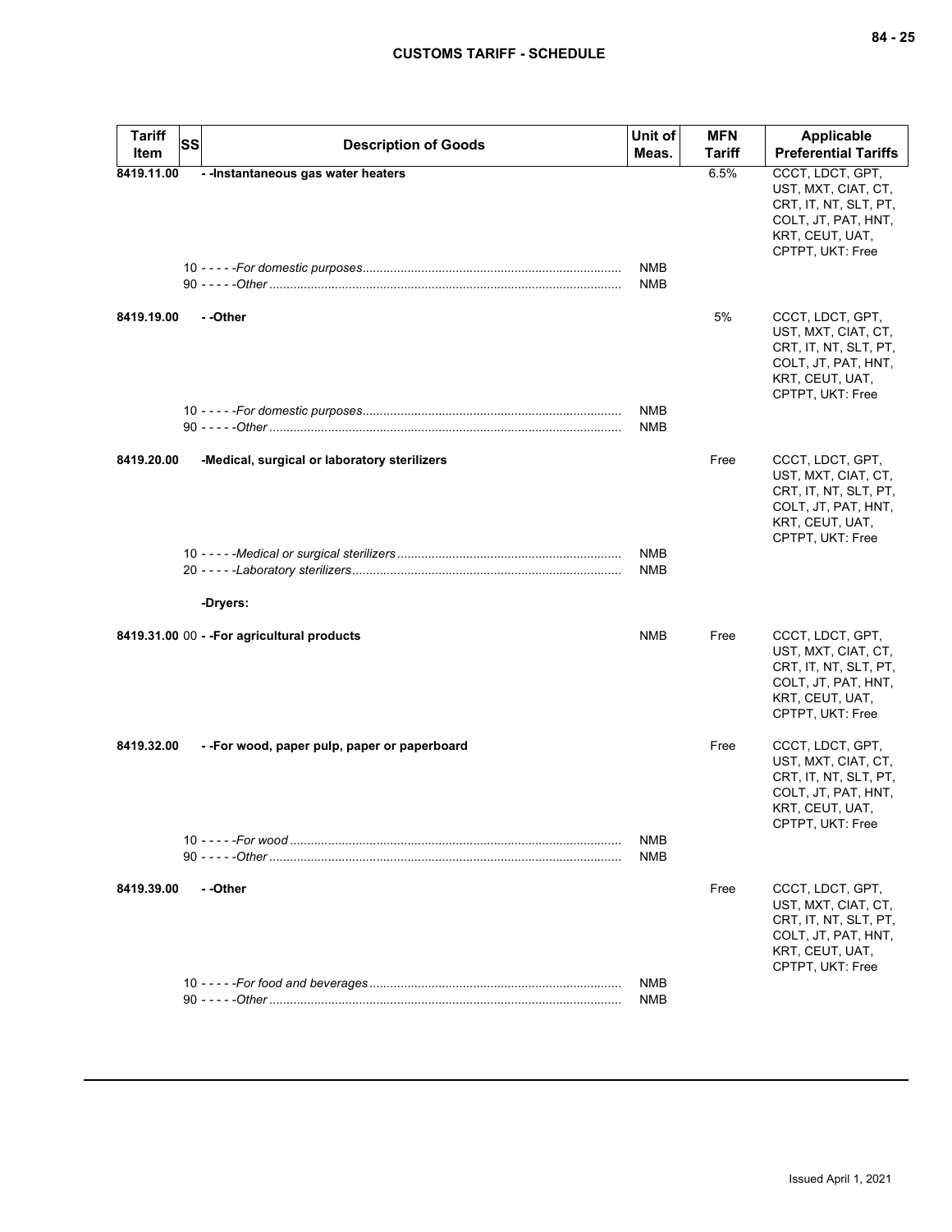| Tariff Item | SS | Description of Goods | Unit of Meas. | MFN Tariff | Applicable Preferential Tariffs |
|---|---|---|---|---|---|
| **8419.11.00** | | **- -Instantaneous gas water heaters** | | 6.5% | CCCT, LDCT, GPT, UST, MXT, CIAT, CT, CRT, IT, NT, SLT, PT, COLT, JT, PAT, HNT, KRT, CEUT, UAT, CPTPT, UKT: Free |
| | 10 | - - - - -*For domestic purposes* | NMB | | |
| | 90 | - - - - -*Other* | NMB | | |
| **8419.19.00** | | **- -Other** | | 5% | CCCT, LDCT, GPT, UST, MXT, CIAT, CT, CRT, IT, NT, SLT, PT, COLT, JT, PAT, HNT, KRT, CEUT, UAT, CPTPT, UKT: Free |
| | 10 | - - - - -*For domestic purposes* | NMB | | |
| | 90 | - - - - -*Other* | NMB | | |
| **8419.20.00** | | **-Medical, surgical or laboratory sterilizers** | | Free | CCCT, LDCT, GPT, UST, MXT, CIAT, CT, CRT, IT, NT, SLT, PT, COLT, JT, PAT, HNT, KRT, CEUT, UAT, CPTPT, UKT: Free |
| | 10 | - - - - -*Medical or surgical sterilizers* | NMB | | |
| | 20 | - - - - -*Laboratory sterilizers* | NMB | | |
| | | **-Dryers:** | | | |
| **8419.31.00** | 00 | **- -For agricultural products** | NMB | Free | CCCT, LDCT, GPT, UST, MXT, CIAT, CT, CRT, IT, NT, SLT, PT, COLT, JT, PAT, HNT, KRT, CEUT, UAT, CPTPT, UKT: Free |
| **8419.32.00** | | **- -For wood, paper pulp, paper or paperboard** | | Free | CCCT, LDCT, GPT, UST, MXT, CIAT, CT, CRT, IT, NT, SLT, PT, COLT, JT, PAT, HNT, KRT, CEUT, UAT, CPTPT, UKT: Free |
| | 10 | - - - - -*For wood* | NMB | | |
| | 90 | - - - - -*Other* | NMB | | |
| **8419.39.00** | | **- -Other** | | Free | CCCT, LDCT, GPT, UST, MXT, CIAT, CT, CRT, IT, NT, SLT, PT, COLT, JT, PAT, HNT, KRT, CEUT, UAT, CPTPT, UKT: Free |
| | 10 | - - - - -*For food and beverages* | NMB | | |
| | 90 | - - - - -*Other* | NMB | | |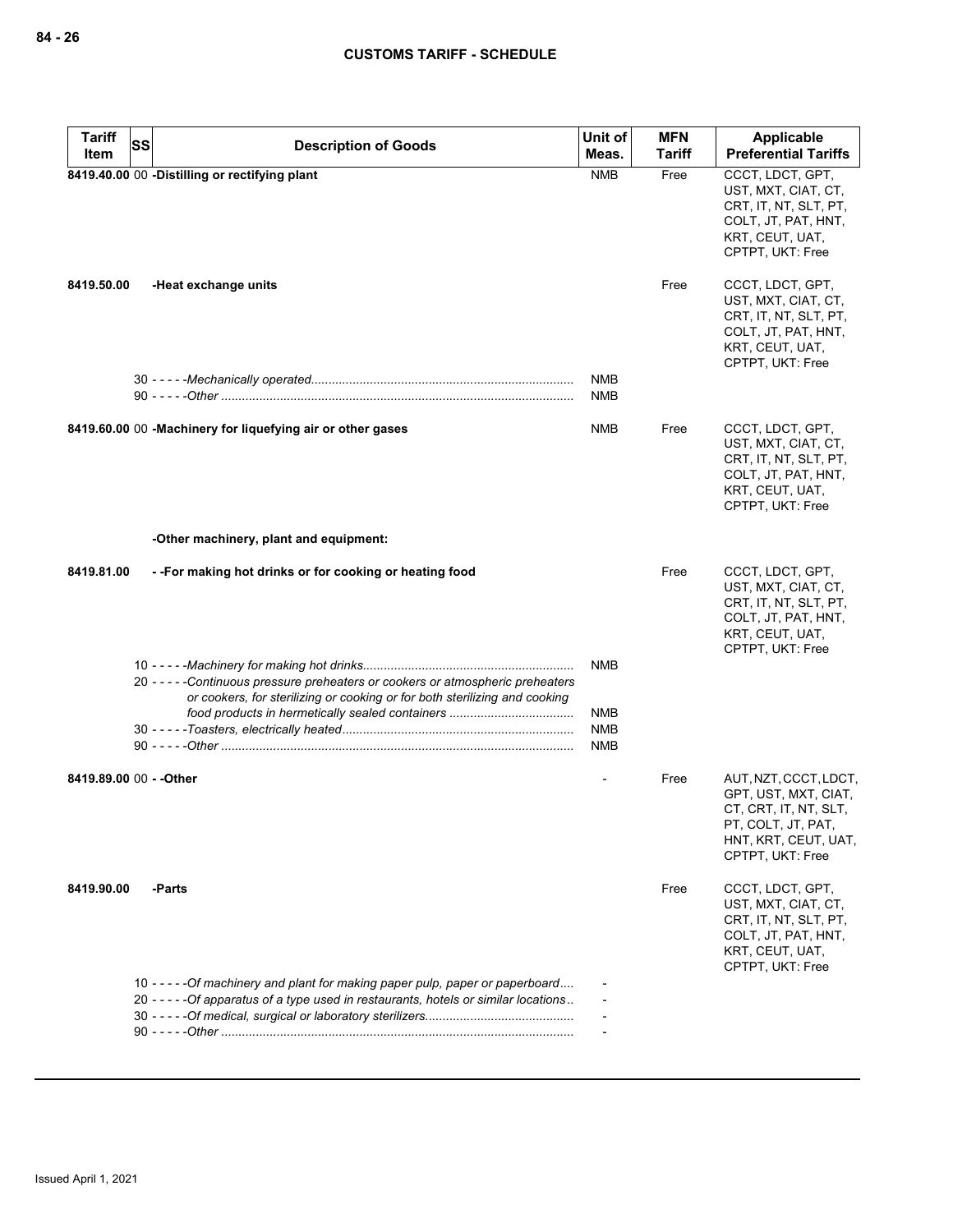| Tariff Item | SS | Description of Goods | Unit of Meas. | MFN Tariff | Applicable Preferential Tariffs |
|---|---|---|---|---|---|
| 8419.40.00 | 00 | **-Distilling or rectifying plant** | NMB | Free | CCCT, LDCT, GPT, UST, MXT, CIAT, CT, CRT, IT, NT, SLT, PT, COLT, JT, PAT, HNT, KRT, CEUT, UAT, CPTPT, UKT: Free |
| 8419.50.00 | | **-Heat exchange units** | | Free | CCCT, LDCT, GPT, UST, MXT, CIAT, CT, CRT, IT, NT, SLT, PT, COLT, JT, PAT, HNT, KRT, CEUT, UAT, CPTPT, UKT: Free |
| | 30 | *- - - - -Mechanically operated* | NMB | | |
| | 90 | *- - - - -Other* | NMB | | |
| 8419.60.00 | 00 | **-Machinery for liquefying air or other gases** | NMB | Free | CCCT, LDCT, GPT, UST, MXT, CIAT, CT, CRT, IT, NT, SLT, PT, COLT, JT, PAT, HNT, KRT, CEUT, UAT, CPTPT, UKT: Free |
| | | **-Other machinery, plant and equipment:** | | | |
| 8419.81.00 | | **- -For making hot drinks or for cooking or heating food** | | Free | CCCT, LDCT, GPT, UST, MXT, CIAT, CT, CRT, IT, NT, SLT, PT, COLT, JT, PAT, HNT, KRT, CEUT, UAT, CPTPT, UKT: Free |
| | 10 | *- - - - -Machinery for making hot drinks* | NMB | | |
| | 20 | *- - - - -Continuous pressure preheaters or cookers or atmospheric preheaters or cookers, for sterilizing or cooking or for both sterilizing and cooking food products in hermetically sealed containers* | NMB | | |
| | 30 | *- - - - -Toasters, electrically heated* | NMB | | |
| | 90 | *- - - - -Other* | NMB | | |
| 8419.89.00 | 00 | **- -Other** | - | Free | AUT, NZT, CCCT, LDCT, GPT, UST, MXT, CIAT, CT, CRT, IT, NT, SLT, PT, COLT, JT, PAT, HNT, KRT, CEUT, UAT, CPTPT, UKT: Free |
| 8419.90.00 | | **-Parts** | | Free | CCCT, LDCT, GPT, UST, MXT, CIAT, CT, CRT, IT, NT, SLT, PT, COLT, JT, PAT, HNT, KRT, CEUT, UAT, CPTPT, UKT: Free |
| | 10 | *- - - - -Of machinery and plant for making paper pulp, paper or paperboard* | - | | |
| | 20 | *- - - - -Of apparatus of a type used in restaurants, hotels or similar locations* | - | | |
| | 30 | *- - - - -Of medical, surgical or laboratory sterilizers* | - | | |
| | 90 | *- - - - -Other* | - | | |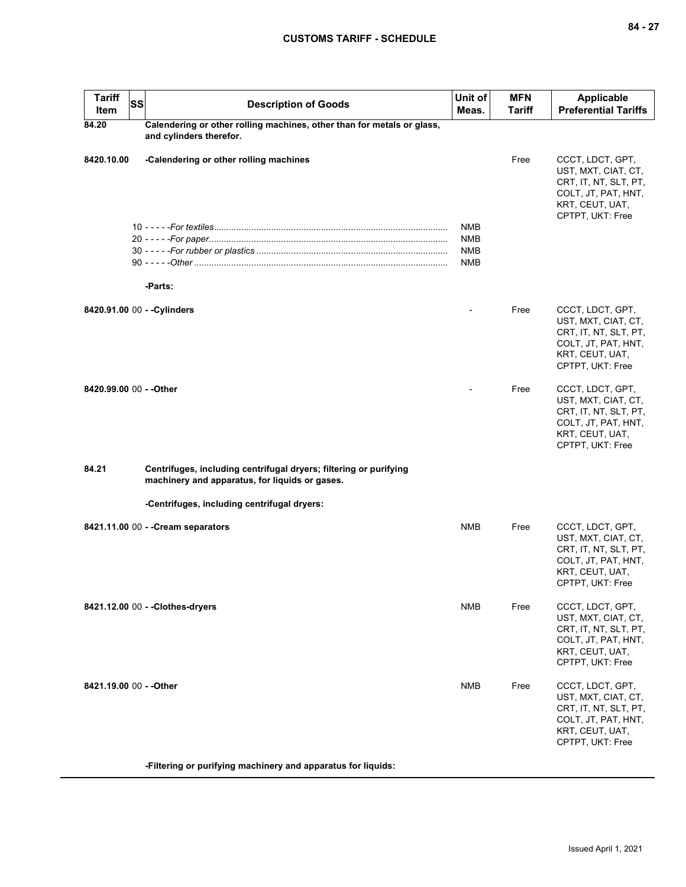| Tariff Item | SS | Description of Goods | Unit of Meas. | MFN Tariff | Applicable Preferential Tariffs |
|---|---|---|---|---|---|
| **84.20** | | **Calendering or other rolling machines, other than for metals or glass, and cylinders therefor.** | | | |
| **8420.10.00** | | **-Calendering or other rolling machines** | | Free | CCCT, LDCT, GPT, UST, MXT, CIAT, CT, CRT, IT, NT, SLT, PT, COLT, JT, PAT, HNT, KRT, CEUT, UAT, CPTPT, UKT: Free |
| | 10 | - - - - -*For textiles* | NMB | | |
| | 20 | - - - - -*For paper* | NMB | | |
| | 30 | - - - - -*For rubber or plastics* | NMB | | |
| | 90 | - - - - -*Other* | NMB | | |
| | | **-Parts:** | | | |
| **8420.91.00** | 00 | **- -Cylinders** | - | Free | CCCT, LDCT, GPT, UST, MXT, CIAT, CT, CRT, IT, NT, SLT, PT, COLT, JT, PAT, HNT, KRT, CEUT, UAT, CPTPT, UKT: Free |
| **8420.99.00** | 00 | **- -Other** | - | Free | CCCT, LDCT, GPT, UST, MXT, CIAT, CT, CRT, IT, NT, SLT, PT, COLT, JT, PAT, HNT, KRT, CEUT, UAT, CPTPT, UKT: Free |
| **84.21** | | **Centrifuges, including centrifugal dryers; filtering or purifying machinery and apparatus, for liquids or gases.** | | | |
| | | **-Centrifuges, including centrifugal dryers:** | | | |
| **8421.11.00** | 00 | **- -Cream separators** | NMB | Free | CCCT, LDCT, GPT, UST, MXT, CIAT, CT, CRT, IT, NT, SLT, PT, COLT, JT, PAT, HNT, KRT, CEUT, UAT, CPTPT, UKT: Free |
| **8421.12.00** | 00 | **- -Clothes-dryers** | NMB | Free | CCCT, LDCT, GPT, UST, MXT, CIAT, CT, CRT, IT, NT, SLT, PT, COLT, JT, PAT, HNT, KRT, CEUT, UAT, CPTPT, UKT: Free |
| **8421.19.00** | 00 | **- -Other** | NMB | Free | CCCT, LDCT, GPT, UST, MXT, CIAT, CT, CRT, IT, NT, SLT, PT, COLT, JT, PAT, HNT, KRT, CEUT, UAT, CPTPT, UKT: Free |
| | | **-Filtering or purifying machinery and apparatus for liquids:** | | | |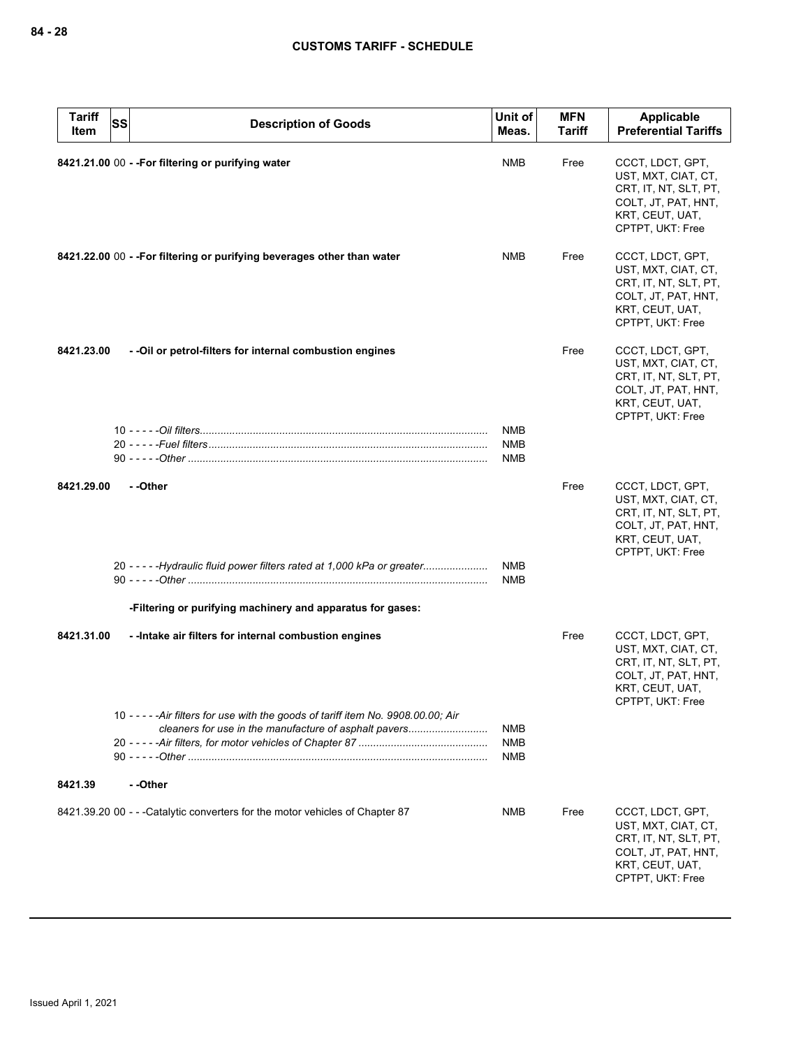| Tariff Item | SS | Description of Goods | Unit of Meas. | MFN Tariff | Applicable Preferential Tariffs |
|---|---|---|---|---|---|
| **8421.21.00** | 00 | **- -For filtering or purifying water** | NMB | Free | CCCT, LDCT, GPT, UST, MXT, CIAT, CT, CRT, IT, NT, SLT, PT, COLT, JT, PAT, HNT, KRT, CEUT, UAT, CPTPT, UKT: Free |
| **8421.22.00** | 00 | **- -For filtering or purifying beverages other than water** | NMB | Free | CCCT, LDCT, GPT, UST, MXT, CIAT, CT, CRT, IT, NT, SLT, PT, COLT, JT, PAT, HNT, KRT, CEUT, UAT, CPTPT, UKT: Free |
| **8421.23.00** | | **- -Oil or petrol-filters for internal combustion engines** | | Free | CCCT, LDCT, GPT, UST, MXT, CIAT, CT, CRT, IT, NT, SLT, PT, COLT, JT, PAT, HNT, KRT, CEUT, UAT, CPTPT, UKT: Free |
| | 10 | *- - - - -Oil filters* | NMB | | |
| | 20 | *- - - - -Fuel filters* | NMB | | |
| | 90 | *- - - - -Other* | NMB | | |
| **8421.29.00** | | **- -Other** | | Free | CCCT, LDCT, GPT, UST, MXT, CIAT, CT, CRT, IT, NT, SLT, PT, COLT, JT, PAT, HNT, KRT, CEUT, UAT, CPTPT, UKT: Free |
| | 20 | *- - - - -Hydraulic fluid power filters rated at 1,000 kPa or greater* | NMB | | |
| | 90 | *- - - - -Other* | NMB | | |
| | | **-Filtering or purifying machinery and apparatus for gases:** | | | |
| **8421.31.00** | | **- -Intake air filters for internal combustion engines** | | Free | CCCT, LDCT, GPT, UST, MXT, CIAT, CT, CRT, IT, NT, SLT, PT, COLT, JT, PAT, HNT, KRT, CEUT, UAT, CPTPT, UKT: Free |
| | 10 | *- - - - -Air filters for use with the goods of tariff item No. 9908.00.00; Air cleaners for use in the manufacture of asphalt pavers* | NMB | | |
| | 20 | *- - - - -Air filters, for motor vehicles of Chapter 87* | NMB | | |
| | 90 | *- - - - -Other* | NMB | | |
| **8421.39** | | **- -Other** | | | |
| 8421.39.20 | 00 | - - -Catalytic converters for the motor vehicles of Chapter 87 | NMB | Free | CCCT, LDCT, GPT, UST, MXT, CIAT, CT, CRT, IT, NT, SLT, PT, COLT, JT, PAT, HNT, KRT, CEUT, UAT, CPTPT, UKT: Free |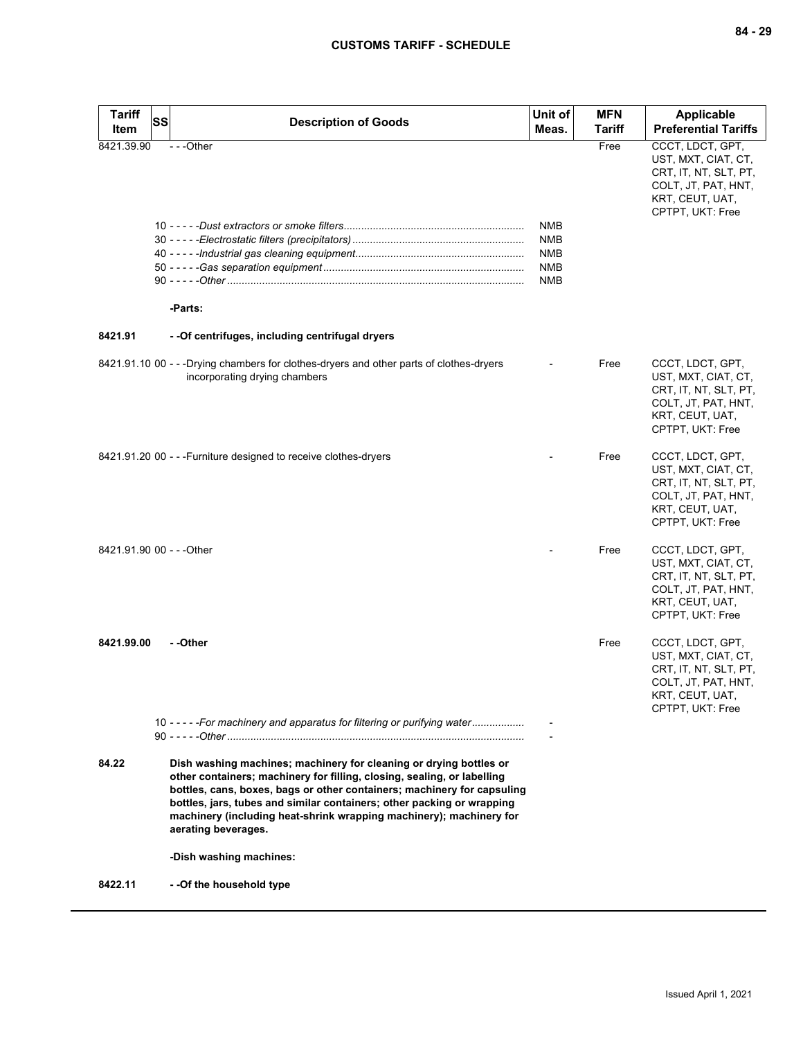| Tariff Item | SS | Description of Goods | Unit of Meas. | MFN Tariff | Applicable Preferential Tariffs |
|---|---|---|---|---|---|
| 8421.39.90 | | - - -Other | | Free | CCCT, LDCT, GPT, UST, MXT, CIAT, CT, CRT, IT, NT, SLT, PT, COLT, JT, PAT, HNT, KRT, CEUT, UAT, CPTPT, UKT: Free |
| | | 10 - - - - -*Dust extractors or smoke filters* | NMB | | |
| | | 30 - - - - -*Electrostatic filters (precipitators)* | NMB | | |
| | | 40 - - - - -*Industrial gas cleaning equipment* | NMB | | |
| | | 50 - - - - -*Gas separation equipment* | NMB | | |
| | | 90 - - - - -*Other* | NMB | | |
| | | **-Parts:** | | | |
| **8421.91** | | **- -Of centrifuges, including centrifugal dryers** | | | |
| 8421.91.10 | 00 | - - -Drying chambers for clothes-dryers and other parts of clothes-dryers incorporating drying chambers | - | Free | CCCT, LDCT, GPT, UST, MXT, CIAT, CT, CRT, IT, NT, SLT, PT, COLT, JT, PAT, HNT, KRT, CEUT, UAT, CPTPT, UKT: Free |
| 8421.91.20 | 00 | - - -Furniture designed to receive clothes-dryers | - | Free | CCCT, LDCT, GPT, UST, MXT, CIAT, CT, CRT, IT, NT, SLT, PT, COLT, JT, PAT, HNT, KRT, CEUT, UAT, CPTPT, UKT: Free |
| 8421.91.90 | 00 | - - -Other | - | Free | CCCT, LDCT, GPT, UST, MXT, CIAT, CT, CRT, IT, NT, SLT, PT, COLT, JT, PAT, HNT, KRT, CEUT, UAT, CPTPT, UKT: Free |
| **8421.99.00** | | **- -Other** | | Free | CCCT, LDCT, GPT, UST, MXT, CIAT, CT, CRT, IT, NT, SLT, PT, COLT, JT, PAT, HNT, KRT, CEUT, UAT, CPTPT, UKT: Free |
| | | 10 - - - - -*For machinery and apparatus for filtering or purifying water* | - | | |
| | | 90 - - - - -*Other* | - | | |
| **84.22** | | **Dish washing machines; machinery for cleaning or drying bottles or other containers; machinery for filling, closing, sealing, or labelling bottles, cans, boxes, bags or other containers; machinery for capsuling bottles, jars, tubes and similar containers; other packing or wrapping machinery (including heat-shrink wrapping machinery); machinery for aerating beverages.** | | | |
| | | **-Dish washing machines:** | | | |
| **8422.11** | | **- -Of the household type** | | | |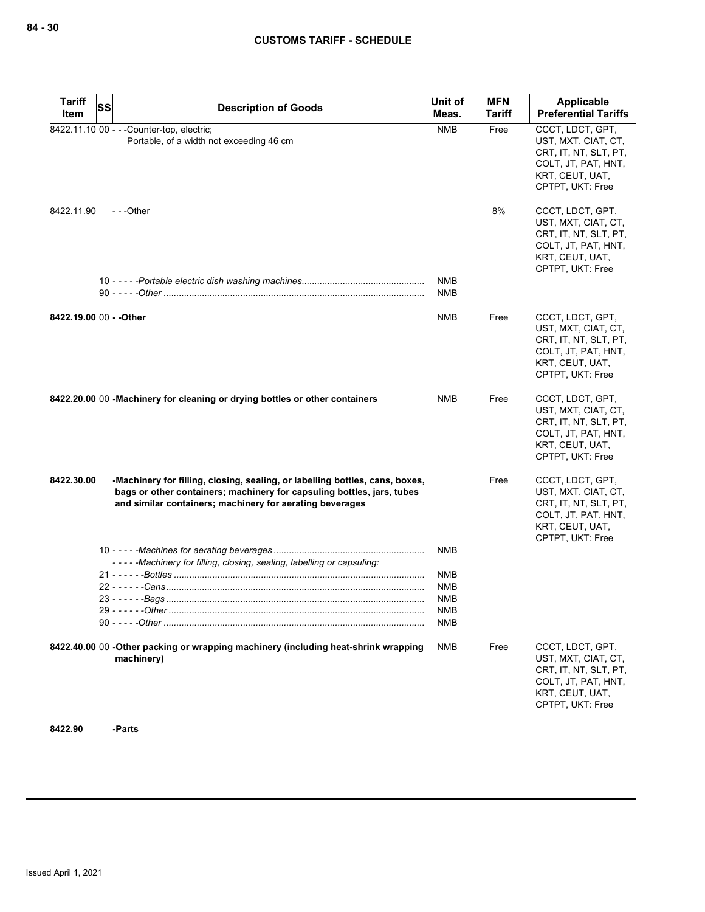| Tariff Item | SS | Description of Goods | Unit of Meas. | MFN Tariff | Applicable Preferential Tariffs |
|---|---|---|---|---|---|
| 8422.11.10 | 00 | - - -Counter-top, electric; Portable, of a width not exceeding 46 cm | NMB | Free | CCCT, LDCT, GPT, UST, MXT, CIAT, CT, CRT, IT, NT, SLT, PT, COLT, JT, PAT, HNT, KRT, CEUT, UAT, CPTPT, UKT: Free |
| 8422.11.90 | | - - -Other | | 8% | CCCT, LDCT, GPT, UST, MXT, CIAT, CT, CRT, IT, NT, SLT, PT, COLT, JT, PAT, HNT, KRT, CEUT, UAT, CPTPT, UKT: Free |
| | 10 | - - - - -*Portable electric dish washing machines* | NMB | | |
| | 90 | - - - - -*Other* | NMB | | |
| **8422.19.00** | 00 | **- -Other** | NMB | Free | CCCT, LDCT, GPT, UST, MXT, CIAT, CT, CRT, IT, NT, SLT, PT, COLT, JT, PAT, HNT, KRT, CEUT, UAT, CPTPT, UKT: Free |
| **8422.20.00** | 00 | **-Machinery for cleaning or drying bottles or other containers** | NMB | Free | CCCT, LDCT, GPT, UST, MXT, CIAT, CT, CRT, IT, NT, SLT, PT, COLT, JT, PAT, HNT, KRT, CEUT, UAT, CPTPT, UKT: Free |
| **8422.30.00** | | **-Machinery for filling, closing, sealing, or labelling bottles, cans, boxes, bags or other containers; machinery for capsuling bottles, jars, tubes and similar containers; machinery for aerating beverages** | | Free | CCCT, LDCT, GPT, UST, MXT, CIAT, CT, CRT, IT, NT, SLT, PT, COLT, JT, PAT, HNT, KRT, CEUT, UAT, CPTPT, UKT: Free |
| | 10 | - - - - -*Machines for aerating beverages* | NMB | | |
| | | - - - - -*Machinery for filling, closing, sealing, labelling or capsuling:* | | | |
| | 21 | - - - - - -*Bottles* | NMB | | |
| | 22 | - - - - - -*Cans* | NMB | | |
| | 23 | - - - - - -*Bags* | NMB | | |
| | 29 | - - - - - -*Other* | NMB | | |
| | 90 | - - - - -*Other* | NMB | | |
| **8422.40.00** | 00 | **-Other packing or wrapping machinery (including heat-shrink wrapping machinery)** | NMB | Free | CCCT, LDCT, GPT, UST, MXT, CIAT, CT, CRT, IT, NT, SLT, PT, COLT, JT, PAT, HNT, KRT, CEUT, UAT, CPTPT, UKT: Free |
| **8422.90** | | **-Parts** | | | |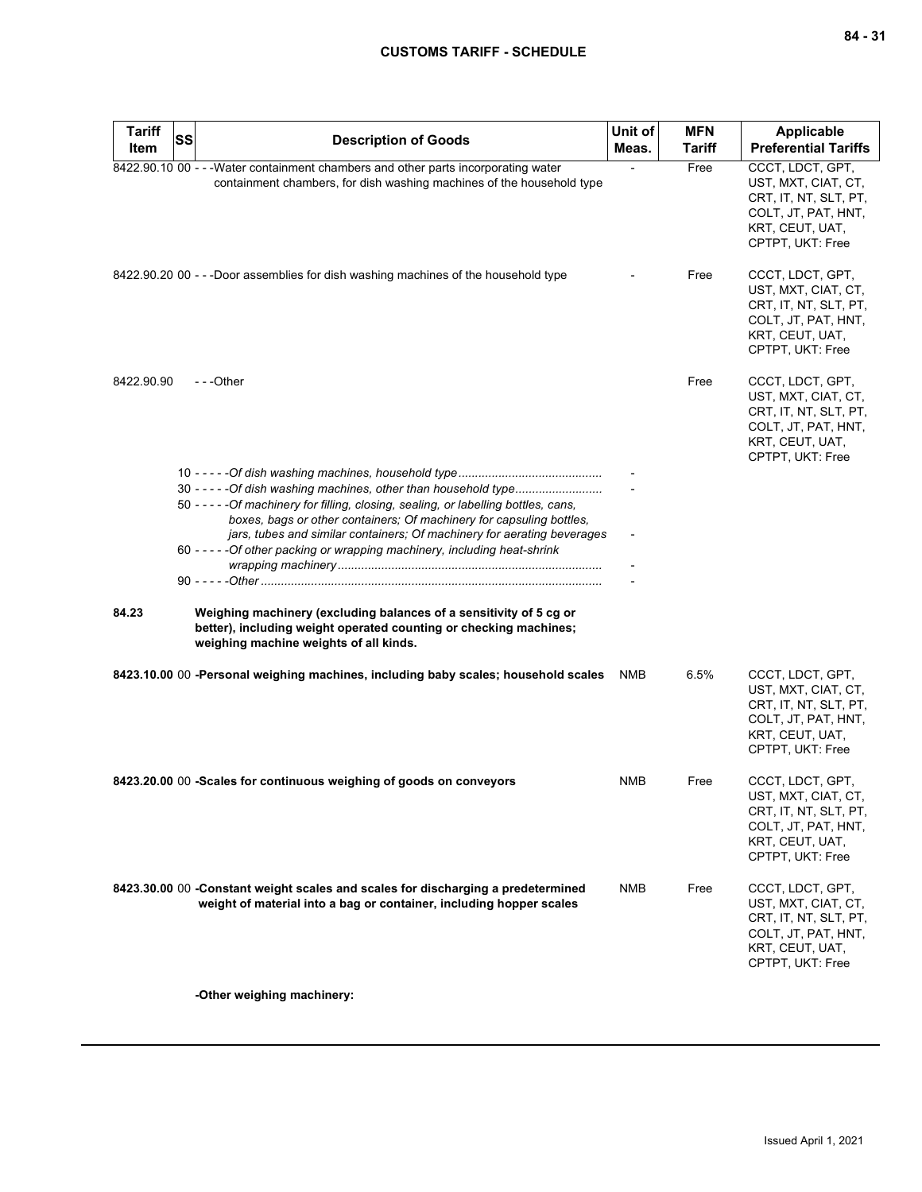| Tariff Item | SS | Description of Goods | Unit of Meas. | MFN Tariff | Applicable Preferential Tariffs |
|---|---|---|---|---|---|
| 8422.90.10 | 00 | - - -Water containment chambers and other parts incorporating water containment chambers, for dish washing machines of the household type | - | Free | CCCT, LDCT, GPT, UST, MXT, CIAT, CT, CRT, IT, NT, SLT, PT, COLT, JT, PAT, HNT, KRT, CEUT, UAT, CPTPT, UKT: Free |
| 8422.90.20 | 00 | - - -Door assemblies for dish washing machines of the household type | - | Free | CCCT, LDCT, GPT, UST, MXT, CIAT, CT, CRT, IT, NT, SLT, PT, COLT, JT, PAT, HNT, KRT, CEUT, UAT, CPTPT, UKT: Free |
| 8422.90.90 | | - - -Other | | Free | CCCT, LDCT, GPT, UST, MXT, CIAT, CT, CRT, IT, NT, SLT, PT, COLT, JT, PAT, HNT, KRT, CEUT, UAT, CPTPT, UKT: Free |
| | 10 | - - - - -*Of dish washing machines, household type* | - | | |
| | 30 | - - - - -*Of dish washing machines, other than household type* | - | | |
| | 50 | - - - - -*Of machinery for filling, closing, sealing, or labelling bottles, cans, boxes, bags or other containers; Of machinery for capsuling bottles, jars, tubes and similar containers; Of machinery for aerating beverages* | - | | |
| | 60 | - - - - -*Of other packing or wrapping machinery, including heat-shrink wrapping machinery* | - | | |
| | 90 | - - - - -*Other* | - | | |
| **84.23** | | **Weighing machinery (excluding balances of a sensitivity of 5 cg or better), including weight operated counting or checking machines; weighing machine weights of all kinds.** | | | |
| **8423.10.00** | 00 | **-Personal weighing machines, including baby scales; household scales** | NMB | 6.5% | CCCT, LDCT, GPT, UST, MXT, CIAT, CT, CRT, IT, NT, SLT, PT, COLT, JT, PAT, HNT, KRT, CEUT, UAT, CPTPT, UKT: Free |
| **8423.20.00** | 00 | **-Scales for continuous weighing of goods on conveyors** | NMB | Free | CCCT, LDCT, GPT, UST, MXT, CIAT, CT, CRT, IT, NT, SLT, PT, COLT, JT, PAT, HNT, KRT, CEUT, UAT, CPTPT, UKT: Free |
| **8423.30.00** | 00 | **-Constant weight scales and scales for discharging a predetermined weight of material into a bag or container, including hopper scales** | NMB | Free | CCCT, LDCT, GPT, UST, MXT, CIAT, CT, CRT, IT, NT, SLT, PT, COLT, JT, PAT, HNT, KRT, CEUT, UAT, CPTPT, UKT: Free |
| | | **-Other weighing machinery:** | | | |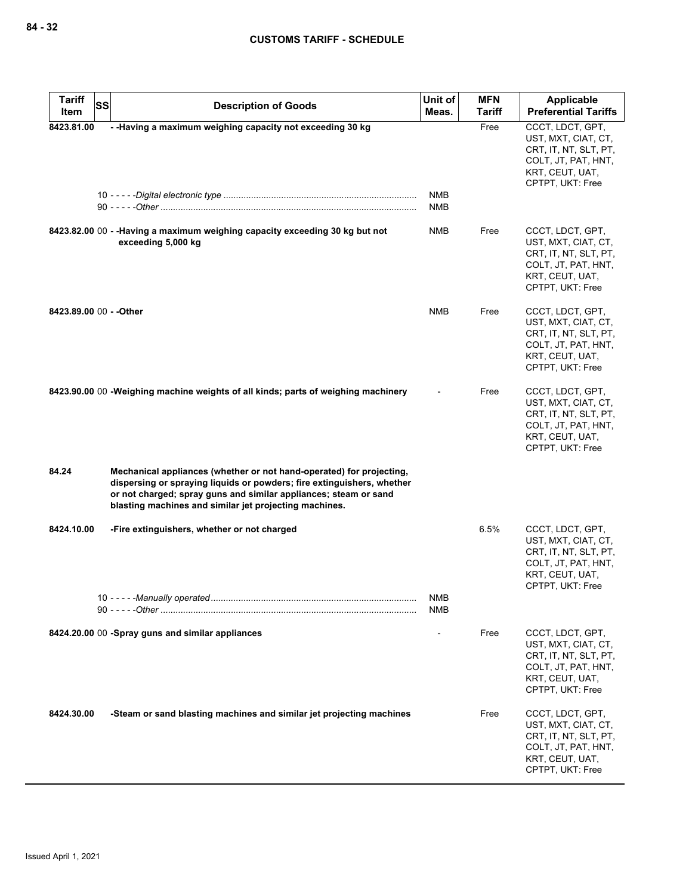| Tariff Item | SS | Description of Goods | Unit of Meas. | MFN Tariff | Applicable Preferential Tariffs |
|---|---|---|---|---|---|
| 8423.81.00 | | - -Having a maximum weighing capacity not exceeding 30 kg | | Free | CCCT, LDCT, GPT, UST, MXT, CIAT, CT, CRT, IT, NT, SLT, PT, COLT, JT, PAT, HNT, KRT, CEUT, UAT, CPTPT, UKT: Free |
| | 10 | - - - - -*Digital electronic type* | NMB | | |
| | 90 | - - - - -*Other* | NMB | | |
| 8423.82.00 | 00 | - -Having a maximum weighing capacity exceeding 30 kg but not exceeding 5,000 kg | NMB | Free | CCCT, LDCT, GPT, UST, MXT, CIAT, CT, CRT, IT, NT, SLT, PT, COLT, JT, PAT, HNT, KRT, CEUT, UAT, CPTPT, UKT: Free |
| 8423.89.00 | 00 | - -Other | NMB | Free | CCCT, LDCT, GPT, UST, MXT, CIAT, CT, CRT, IT, NT, SLT, PT, COLT, JT, PAT, HNT, KRT, CEUT, UAT, CPTPT, UKT: Free |
| 8423.90.00 | 00 | -Weighing machine weights of all kinds; parts of weighing machinery | - | Free | CCCT, LDCT, GPT, UST, MXT, CIAT, CT, CRT, IT, NT, SLT, PT, COLT, JT, PAT, HNT, KRT, CEUT, UAT, CPTPT, UKT: Free |
| 84.24 | | Mechanical appliances (whether or not hand-operated) for projecting, dispersing or spraying liquids or powders; fire extinguishers, whether or not charged; spray guns and similar appliances; steam or sand blasting machines and similar jet projecting machines. | | | |
| 8424.10.00 | | -Fire extinguishers, whether or not charged | | 6.5% | CCCT, LDCT, GPT, UST, MXT, CIAT, CT, CRT, IT, NT, SLT, PT, COLT, JT, PAT, HNT, KRT, CEUT, UAT, CPTPT, UKT: Free |
| | 10 | - - - - -*Manually operated* | NMB | | |
| | 90 | - - - - -*Other* | NMB | | |
| 8424.20.00 | 00 | -Spray guns and similar appliances | - | Free | CCCT, LDCT, GPT, UST, MXT, CIAT, CT, CRT, IT, NT, SLT, PT, COLT, JT, PAT, HNT, KRT, CEUT, UAT, CPTPT, UKT: Free |
| 8424.30.00 | | -Steam or sand blasting machines and similar jet projecting machines | | Free | CCCT, LDCT, GPT, UST, MXT, CIAT, CT, CRT, IT, NT, SLT, PT, COLT, JT, PAT, HNT, KRT, CEUT, UAT, CPTPT, UKT: Free |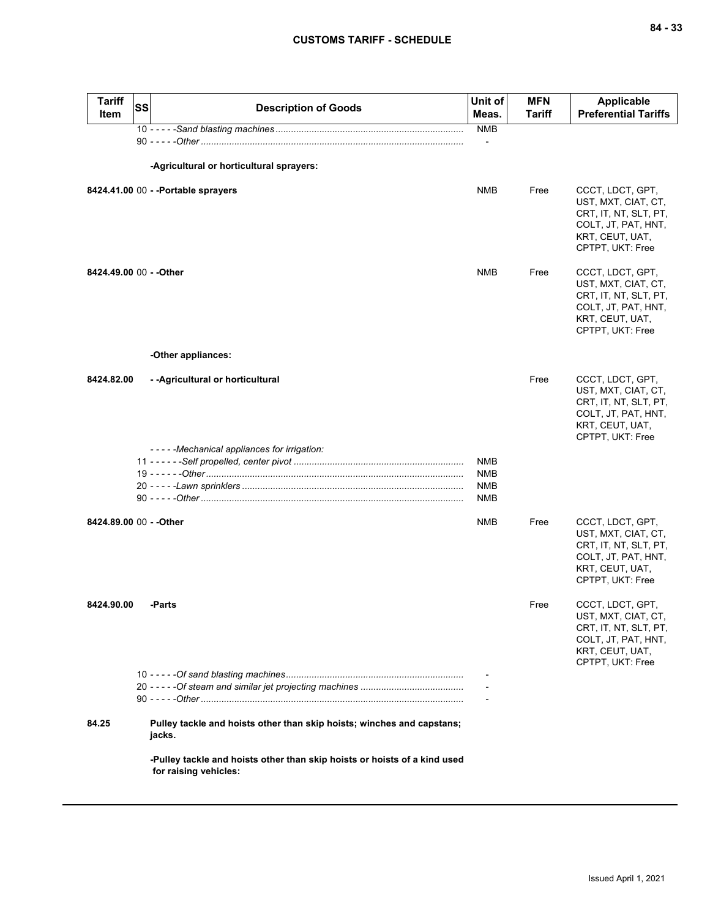| Tariff Item | SS | Description of Goods | Unit of Meas. | MFN Tariff | Applicable Preferential Tariffs |
|---|---|---|---|---|---|
| | | 10 - - - - -*Sand blasting machines* | NMB | | |
| | | 90 - - - - -*Other* | - | | |
| | | **-Agricultural or horticultural sprayers:** | | | |
| **8424.41.00** | 00 | **- -Portable sprayers** | NMB | Free | CCCT, LDCT, GPT, UST, MXT, CIAT, CT, CRT, IT, NT, SLT, PT, COLT, JT, PAT, HNT, KRT, CEUT, UAT, CPTPT, UKT: Free |
| **8424.49.00** | 00 | **- -Other** | NMB | Free | CCCT, LDCT, GPT, UST, MXT, CIAT, CT, CRT, IT, NT, SLT, PT, COLT, JT, PAT, HNT, KRT, CEUT, UAT, CPTPT, UKT: Free |
| | | **-Other appliances:** | | | |
| **8424.82.00** | | **- -Agricultural or horticultural** | | Free | CCCT, LDCT, GPT, UST, MXT, CIAT, CT, CRT, IT, NT, SLT, PT, COLT, JT, PAT, HNT, KRT, CEUT, UAT, CPTPT, UKT: Free |
| | | - - - - -*Mechanical appliances for irrigation:* | | | |
| | | 11 - - - - - -*Self propelled, center pivot* | NMB | | |
| | | 19 - - - - - -*Other* | NMB | | |
| | | 20 - - - - -*Lawn sprinklers* | NMB | | |
| | | 90 - - - - -*Other* | NMB | | |
| **8424.89.00** | 00 | **- -Other** | NMB | Free | CCCT, LDCT, GPT, UST, MXT, CIAT, CT, CRT, IT, NT, SLT, PT, COLT, JT, PAT, HNT, KRT, CEUT, UAT, CPTPT, UKT: Free |
| **8424.90.00** | | **-Parts** | | Free | CCCT, LDCT, GPT, UST, MXT, CIAT, CT, CRT, IT, NT, SLT, PT, COLT, JT, PAT, HNT, KRT, CEUT, UAT, CPTPT, UKT: Free |
| | | 10 - - - - -*Of sand blasting machines* | - | | |
| | | 20 - - - - -*Of steam and similar jet projecting machines* | - | | |
| | | 90 - - - - -*Other* | - | | |
| **84.25** | | **Pulley tackle and hoists other than skip hoists; winches and capstans; jacks.** | | | |
| | | **-Pulley tackle and hoists other than skip hoists or hoists of a kind used for raising vehicles:** | | | |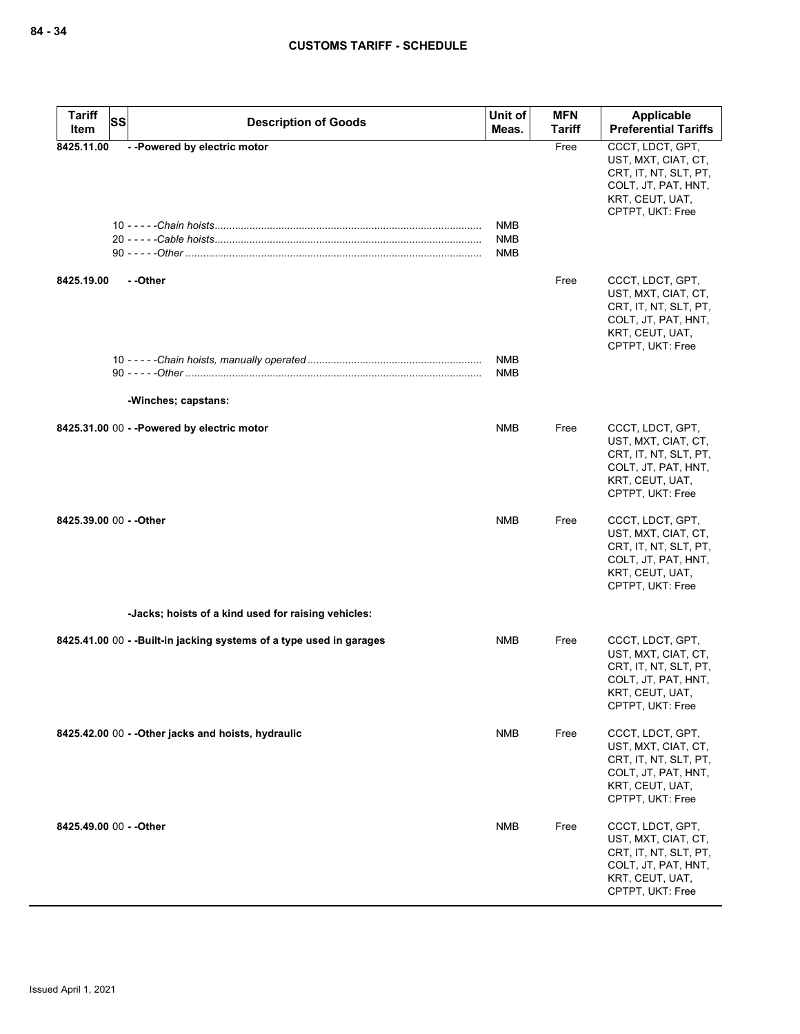| Tariff Item | SS | Description of Goods | Unit of Meas. | MFN Tariff | Applicable Preferential Tariffs |
|---|---|---|---|---|---|
| 8425.11.00 | | - -Powered by electric motor | | Free | CCCT, LDCT, GPT, UST, MXT, CIAT, CT, CRT, IT, NT, SLT, PT, COLT, JT, PAT, HNT, KRT, CEUT, UAT, CPTPT, UKT: Free |
| | 10 | - - - - -Chain hoists | NMB | | |
| | 20 | - - - - -Cable hoists | NMB | | |
| | 90 | - - - - -Other | NMB | | |
| 8425.19.00 | | - -Other | | Free | CCCT, LDCT, GPT, UST, MXT, CIAT, CT, CRT, IT, NT, SLT, PT, COLT, JT, PAT, HNT, KRT, CEUT, UAT, CPTPT, UKT: Free |
| | 10 | - - - - -Chain hoists, manually operated | NMB | | |
| | 90 | - - - - -Other | NMB | | |
| | | -Winches; capstans: | | | |
| 8425.31.00 | 00 | - -Powered by electric motor | NMB | Free | CCCT, LDCT, GPT, UST, MXT, CIAT, CT, CRT, IT, NT, SLT, PT, COLT, JT, PAT, HNT, KRT, CEUT, UAT, CPTPT, UKT: Free |
| 8425.39.00 | 00 | - -Other | NMB | Free | CCCT, LDCT, GPT, UST, MXT, CIAT, CT, CRT, IT, NT, SLT, PT, COLT, JT, PAT, HNT, KRT, CEUT, UAT, CPTPT, UKT: Free |
| | | -Jacks; hoists of a kind used for raising vehicles: | | | |
| 8425.41.00 | 00 | - -Built-in jacking systems of a type used in garages | NMB | Free | CCCT, LDCT, GPT, UST, MXT, CIAT, CT, CRT, IT, NT, SLT, PT, COLT, JT, PAT, HNT, KRT, CEUT, UAT, CPTPT, UKT: Free |
| 8425.42.00 | 00 | - -Other jacks and hoists, hydraulic | NMB | Free | CCCT, LDCT, GPT, UST, MXT, CIAT, CT, CRT, IT, NT, SLT, PT, COLT, JT, PAT, HNT, KRT, CEUT, UAT, CPTPT, UKT: Free |
| 8425.49.00 | 00 | - -Other | NMB | Free | CCCT, LDCT, GPT, UST, MXT, CIAT, CT, CRT, IT, NT, SLT, PT, COLT, JT, PAT, HNT, KRT, CEUT, UAT, CPTPT, UKT: Free |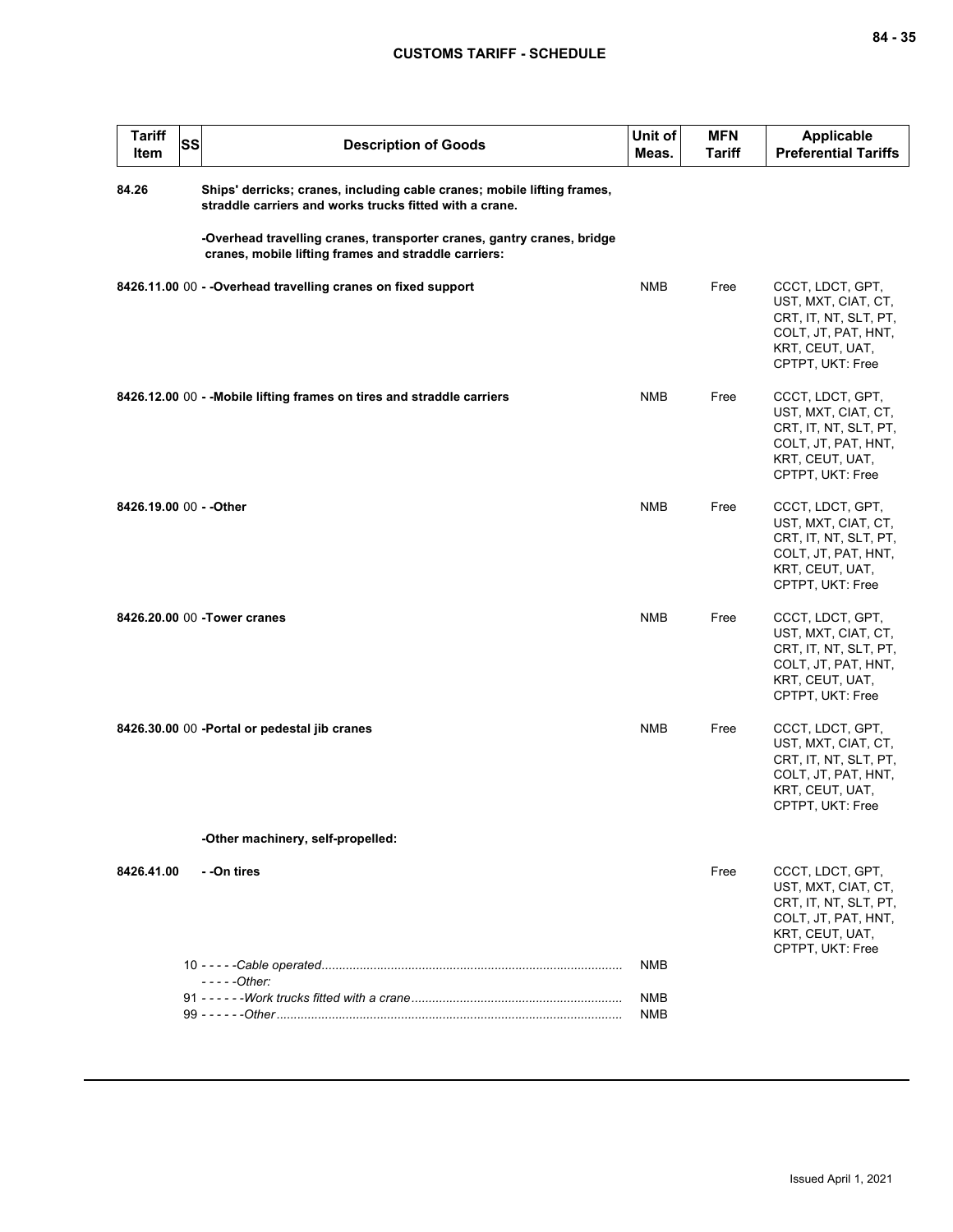| Tariff Item | SS | Description of Goods | Unit of Meas. | MFN Tariff | Applicable Preferential Tariffs |
|---|---|---|---|---|---|
| **84.26** | | **Ships' derricks; cranes, including cable cranes; mobile lifting frames, straddle carriers and works trucks fitted with a crane.** | | | |
| | | **-Overhead travelling cranes, transporter cranes, gantry cranes, bridge cranes, mobile lifting frames and straddle carriers:** | | | |
| **8426.11.00** | 00 | **- -Overhead travelling cranes on fixed support** | NMB | Free | CCCT, LDCT, GPT, UST, MXT, CIAT, CT, CRT, IT, NT, SLT, PT, COLT, JT, PAT, HNT, KRT, CEUT, UAT, CPTPT, UKT: Free |
| **8426.12.00** | 00 | **- -Mobile lifting frames on tires and straddle carriers** | NMB | Free | CCCT, LDCT, GPT, UST, MXT, CIAT, CT, CRT, IT, NT, SLT, PT, COLT, JT, PAT, HNT, KRT, CEUT, UAT, CPTPT, UKT: Free |
| **8426.19.00** | 00 | **- -Other** | NMB | Free | CCCT, LDCT, GPT, UST, MXT, CIAT, CT, CRT, IT, NT, SLT, PT, COLT, JT, PAT, HNT, KRT, CEUT, UAT, CPTPT, UKT: Free |
| **8426.20.00** | 00 | **-Tower cranes** | NMB | Free | CCCT, LDCT, GPT, UST, MXT, CIAT, CT, CRT, IT, NT, SLT, PT, COLT, JT, PAT, HNT, KRT, CEUT, UAT, CPTPT, UKT: Free |
| **8426.30.00** | 00 | **-Portal or pedestal jib cranes** | NMB | Free | CCCT, LDCT, GPT, UST, MXT, CIAT, CT, CRT, IT, NT, SLT, PT, COLT, JT, PAT, HNT, KRT, CEUT, UAT, CPTPT, UKT: Free |
| | | **-Other machinery, self-propelled:** | | | |
| **8426.41.00** | | **- -On tires** | | Free | CCCT, LDCT, GPT, UST, MXT, CIAT, CT, CRT, IT, NT, SLT, PT, COLT, JT, PAT, HNT, KRT, CEUT, UAT, CPTPT, UKT: Free |
| | 10 | - - - - -*Cable operated* | NMB | | |
| | | - - - - -*Other:* | | | |
| | 91 | - - - - - -*Work trucks fitted with a crane* | NMB | | |
| | 99 | - - - - - -*Other* | NMB | | |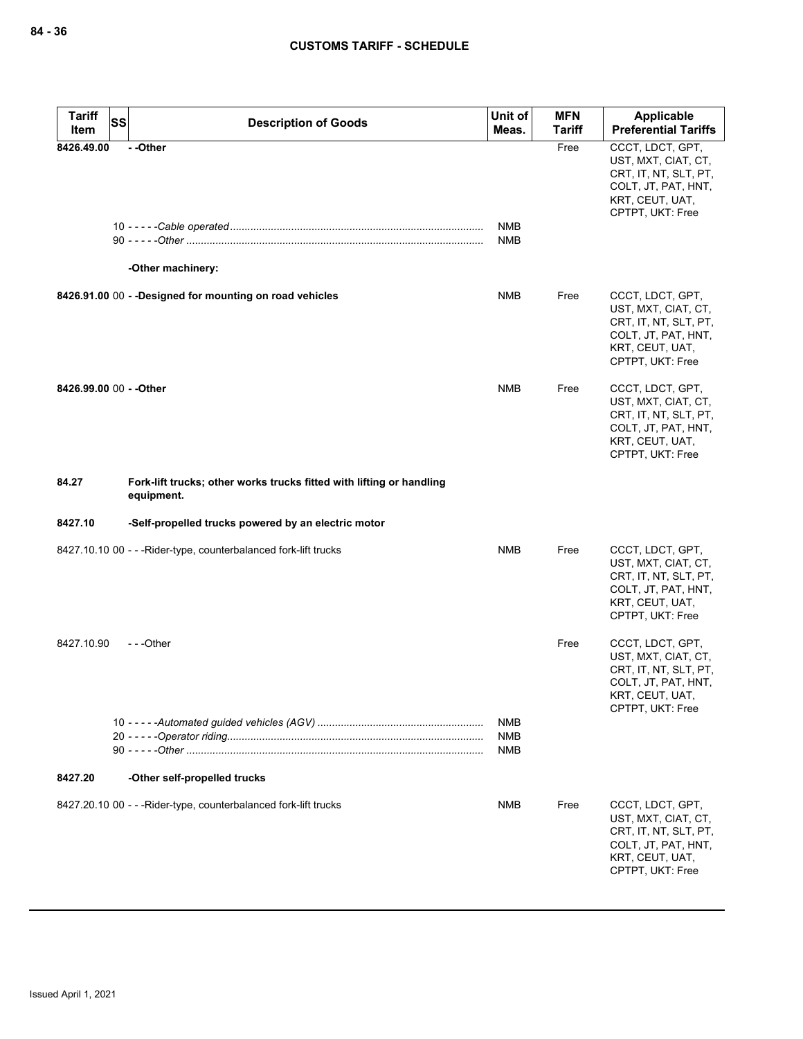| Tariff Item | SS | Description of Goods | Unit of Meas. | MFN Tariff | Applicable Preferential Tariffs |
|---|---|---|---|---|---|
| **8426.49.00** | | **- -Other** | | Free | CCCT, LDCT, GPT, UST, MXT, CIAT, CT, CRT, IT, NT, SLT, PT, COLT, JT, PAT, HNT, KRT, CEUT, UAT, CPTPT, UKT: Free |
| | 10 | - - - - -*Cable operated* | NMB | | |
| | 90 | - - - - -*Other* | NMB | | |
| | | **-Other machinery:** | | | |
| **8426.91.00** | 00 | **- -Designed for mounting on road vehicles** | NMB | Free | CCCT, LDCT, GPT, UST, MXT, CIAT, CT, CRT, IT, NT, SLT, PT, COLT, JT, PAT, HNT, KRT, CEUT, UAT, CPTPT, UKT: Free |
| **8426.99.00** | 00 | **- -Other** | NMB | Free | CCCT, LDCT, GPT, UST, MXT, CIAT, CT, CRT, IT, NT, SLT, PT, COLT, JT, PAT, HNT, KRT, CEUT, UAT, CPTPT, UKT: Free |
| **84.27** | | **Fork-lift trucks; other works trucks fitted with lifting or handling equipment.** | | | |
| **8427.10** | | **-Self-propelled trucks powered by an electric motor** | | | |
| 8427.10.10 | 00 | - - -Rider-type, counterbalanced fork-lift trucks | NMB | Free | CCCT, LDCT, GPT, UST, MXT, CIAT, CT, CRT, IT, NT, SLT, PT, COLT, JT, PAT, HNT, KRT, CEUT, UAT, CPTPT, UKT: Free |
| 8427.10.90 | | - - -Other | | Free | CCCT, LDCT, GPT, UST, MXT, CIAT, CT, CRT, IT, NT, SLT, PT, COLT, JT, PAT, HNT, KRT, CEUT, UAT, CPTPT, UKT: Free |
| | 10 | - - - - -*Automated guided vehicles (AGV)* | NMB | | |
| | 20 | - - - - -*Operator riding* | NMB | | |
| | 90 | - - - - -*Other* | NMB | | |
| **8427.20** | | **-Other self-propelled trucks** | | | |
| 8427.20.10 | 00 | - - -Rider-type, counterbalanced fork-lift trucks | NMB | Free | CCCT, LDCT, GPT, UST, MXT, CIAT, CT, CRT, IT, NT, SLT, PT, COLT, JT, PAT, HNT, KRT, CEUT, UAT, CPTPT, UKT: Free |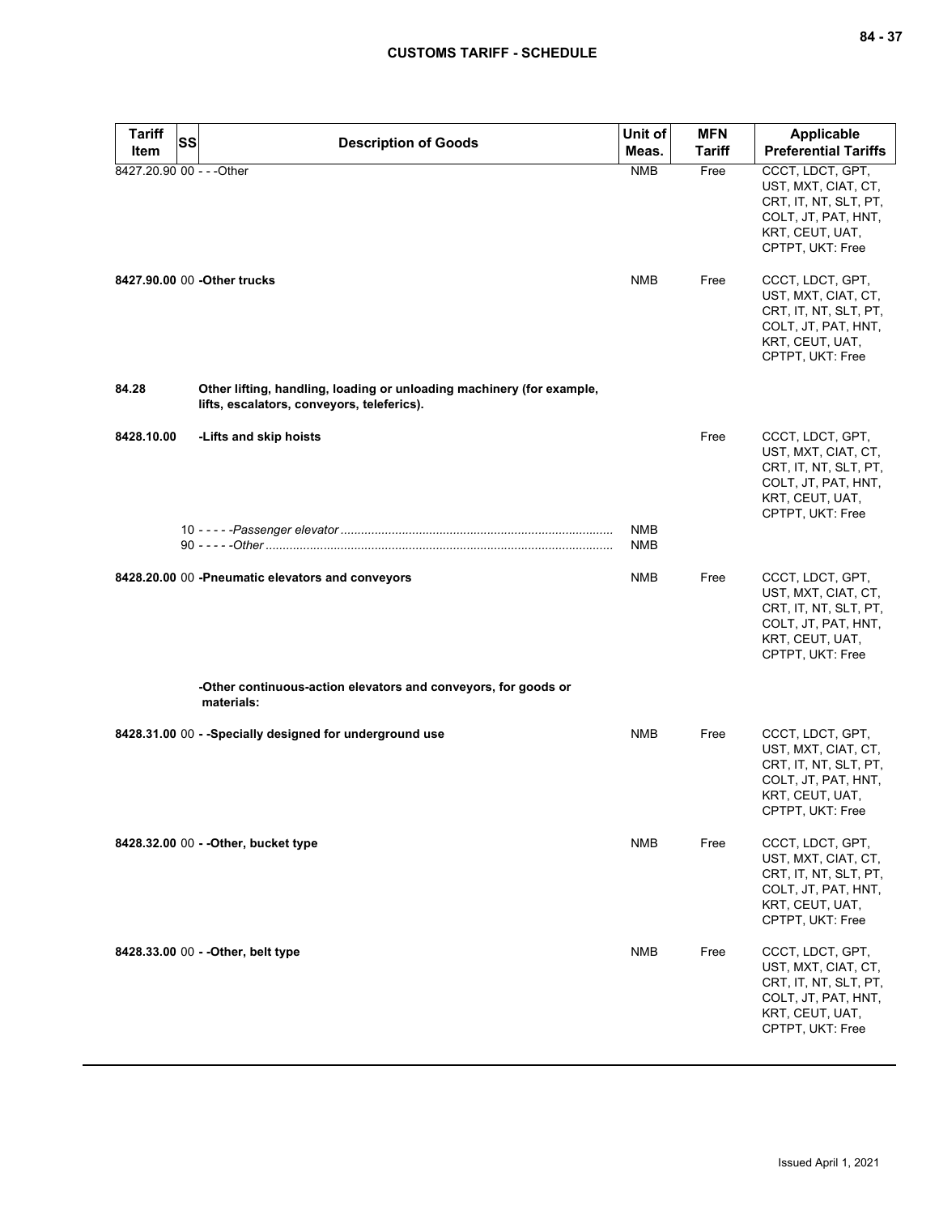| Tariff Item | SS | Description of Goods | Unit of Meas. | MFN Tariff | Applicable Preferential Tariffs |
|---|---|---|---|---|---|
| 8427.20.90 | 00 | - - -Other | NMB | Free | CCCT, LDCT, GPT, UST, MXT, CIAT, CT, CRT, IT, NT, SLT, PT, COLT, JT, PAT, HNT, KRT, CEUT, UAT, CPTPT, UKT: Free |
| **8427.90.00** | 00 | **-Other trucks** | NMB | Free | CCCT, LDCT, GPT, UST, MXT, CIAT, CT, CRT, IT, NT, SLT, PT, COLT, JT, PAT, HNT, KRT, CEUT, UAT, CPTPT, UKT: Free |
| **84.28** | | **Other lifting, handling, loading or unloading machinery (for example, lifts, escalators, conveyors, teleferics).** | | | |
| **8428.10.00** | | **-Lifts and skip hoists** | | Free | CCCT, LDCT, GPT, UST, MXT, CIAT, CT, CRT, IT, NT, SLT, PT, COLT, JT, PAT, HNT, KRT, CEUT, UAT, CPTPT, UKT: Free |
| | 10 | - - - - -*Passenger elevator* | NMB | | |
| | 90 | - - - - -*Other* | NMB | | |
| **8428.20.00** | 00 | **-Pneumatic elevators and conveyors** | NMB | Free | CCCT, LDCT, GPT, UST, MXT, CIAT, CT, CRT, IT, NT, SLT, PT, COLT, JT, PAT, HNT, KRT, CEUT, UAT, CPTPT, UKT: Free |
| | | **-Other continuous-action elevators and conveyors, for goods or materials:** | | | |
| **8428.31.00** | 00 | **- -Specially designed for underground use** | NMB | Free | CCCT, LDCT, GPT, UST, MXT, CIAT, CT, CRT, IT, NT, SLT, PT, COLT, JT, PAT, HNT, KRT, CEUT, UAT, CPTPT, UKT: Free |
| **8428.32.00** | 00 | **- -Other, bucket type** | NMB | Free | CCCT, LDCT, GPT, UST, MXT, CIAT, CT, CRT, IT, NT, SLT, PT, COLT, JT, PAT, HNT, KRT, CEUT, UAT, CPTPT, UKT: Free |
| **8428.33.00** | 00 | **- -Other, belt type** | NMB | Free | CCCT, LDCT, GPT, UST, MXT, CIAT, CT, CRT, IT, NT, SLT, PT, COLT, JT, PAT, HNT, KRT, CEUT, UAT, CPTPT, UKT: Free |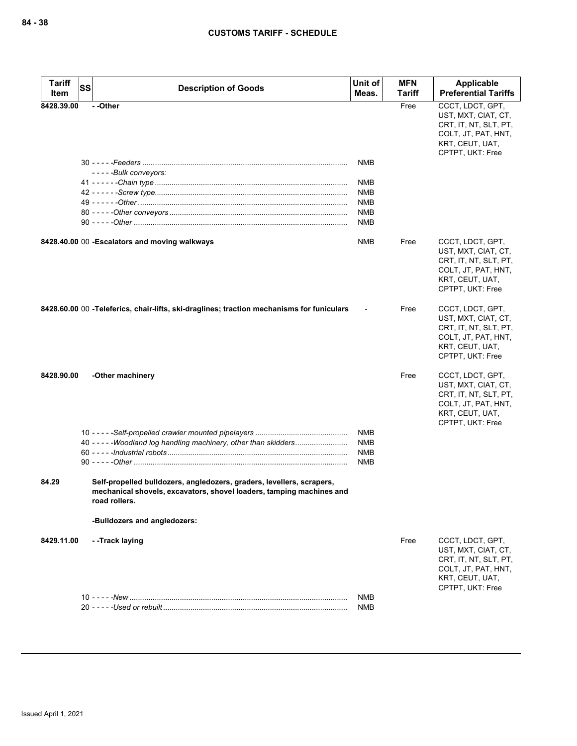| Tariff Item | SS | Description of Goods | Unit of Meas. | MFN Tariff | Applicable Preferential Tariffs |
|---|---|---|---|---|---|
| 8428.39.00 | | - -Other | | Free | CCCT, LDCT, GPT, UST, MXT, CIAT, CT, CRT, IT, NT, SLT, PT, COLT, JT, PAT, HNT, KRT, CEUT, UAT, CPTPT, UKT: Free |
| | | 30 - - - - -*Feeders* | NMB | | |
| | | - - - - -*Bulk conveyors:* | | | |
| | | 41 - - - - - -*Chain type* | NMB | | |
| | | 42 - - - - - -*Screw type* | NMB | | |
| | | 49 - - - - - -*Other* | NMB | | |
| | | 80 - - - - -*Other conveyors* | NMB | | |
| | | 90 - - - - -*Other* | NMB | | |
| 8428.40.00 | 00 | -Escalators and moving walkways | NMB | Free | CCCT, LDCT, GPT, UST, MXT, CIAT, CT, CRT, IT, NT, SLT, PT, COLT, JT, PAT, HNT, KRT, CEUT, UAT, CPTPT, UKT: Free |
| 8428.60.00 | 00 | -Teleferics, chair-lifts, ski-draglines; traction mechanisms for funiculars | - | Free | CCCT, LDCT, GPT, UST, MXT, CIAT, CT, CRT, IT, NT, SLT, PT, COLT, JT, PAT, HNT, KRT, CEUT, UAT, CPTPT, UKT: Free |
| 8428.90.00 | | -Other machinery | | Free | CCCT, LDCT, GPT, UST, MXT, CIAT, CT, CRT, IT, NT, SLT, PT, COLT, JT, PAT, HNT, KRT, CEUT, UAT, CPTPT, UKT: Free |
| | | 10 - - - - -*Self-propelled crawler mounted pipelayers* | NMB | | |
| | | 40 - - - - -*Woodland log handling machinery, other than skidders* | NMB | | |
| | | 60 - - - - -*Industrial robots* | NMB | | |
| | | 90 - - - - -*Other* | NMB | | |
| 84.29 | | Self-propelled bulldozers, angledozers, graders, levellers, scrapers, mechanical shovels, excavators, shovel loaders, tamping machines and road rollers. | | | |
| | | -Bulldozers and angledozers: | | | |
| 8429.11.00 | | - -Track laying | | Free | CCCT, LDCT, GPT, UST, MXT, CIAT, CT, CRT, IT, NT, SLT, PT, COLT, JT, PAT, HNT, KRT, CEUT, UAT, CPTPT, UKT: Free |
| | | 10 - - - - -*New* | NMB | | |
| | | 20 - - - - -*Used or rebuilt* | NMB | | |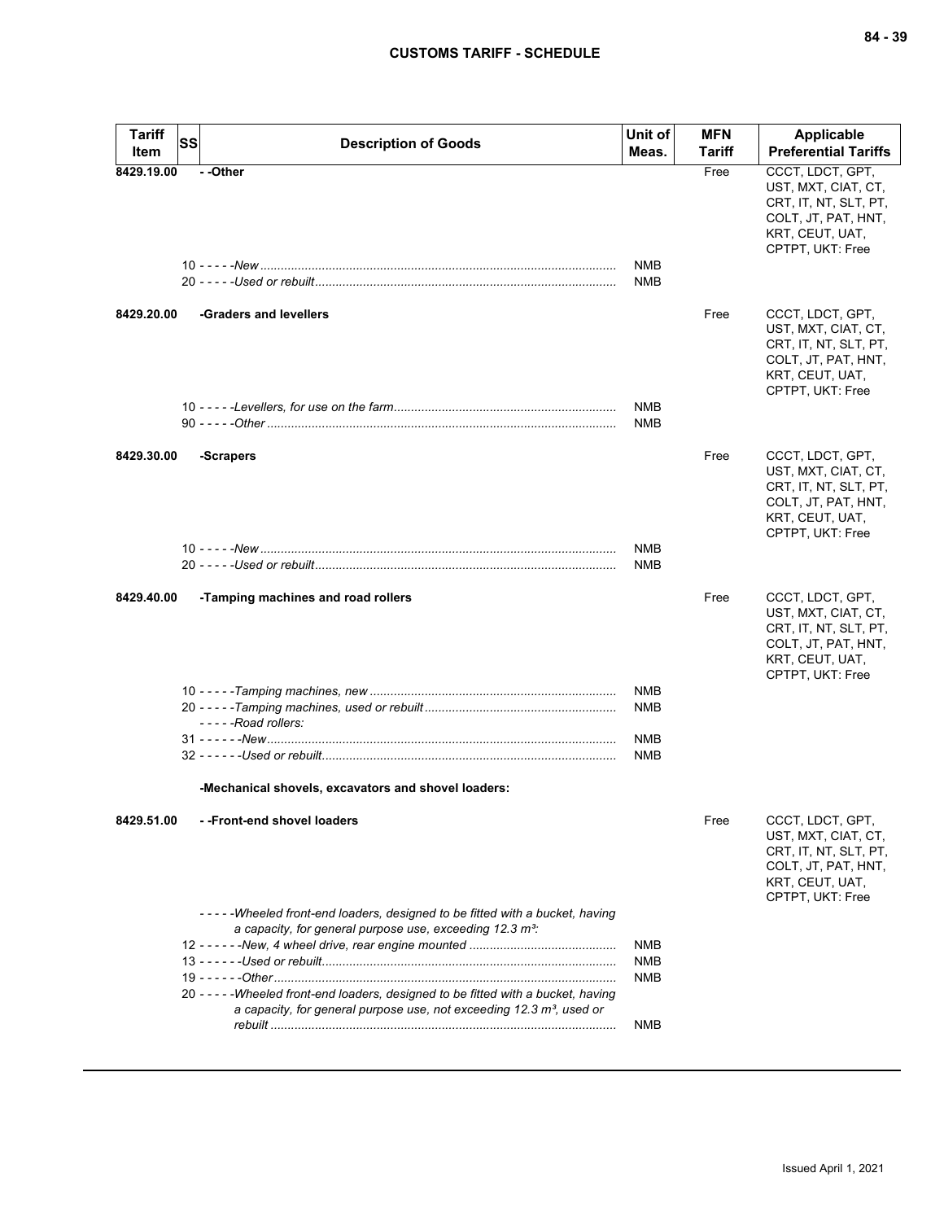| Tariff Item | SS | Description of Goods | Unit of Meas. | MFN Tariff | Applicable Preferential Tariffs |
|---|---|---|---|---|---|
| 8429.19.00 | | - -Other | | Free | CCCT, LDCT, GPT, UST, MXT, CIAT, CT, CRT, IT, NT, SLT, PT, COLT, JT, PAT, HNT, KRT, CEUT, UAT, CPTPT, UKT: Free |
| | | 10 - - - - -*New* | NMB | | |
| | | 20 - - - - -*Used or rebuilt* | NMB | | |
| 8429.20.00 | | -Graders and levellers | | Free | CCCT, LDCT, GPT, UST, MXT, CIAT, CT, CRT, IT, NT, SLT, PT, COLT, JT, PAT, HNT, KRT, CEUT, UAT, CPTPT, UKT: Free |
| | | 10 - - - - -*Levellers, for use on the farm* | NMB | | |
| | | 90 - - - - -*Other* | NMB | | |
| 8429.30.00 | | -Scrapers | | Free | CCCT, LDCT, GPT, UST, MXT, CIAT, CT, CRT, IT, NT, SLT, PT, COLT, JT, PAT, HNT, KRT, CEUT, UAT, CPTPT, UKT: Free |
| | | 10 - - - - -*New* | NMB | | |
| | | 20 - - - - -*Used or rebuilt* | NMB | | |
| 8429.40.00 | | -Tamping machines and road rollers | | Free | CCCT, LDCT, GPT, UST, MXT, CIAT, CT, CRT, IT, NT, SLT, PT, COLT, JT, PAT, HNT, KRT, CEUT, UAT, CPTPT, UKT: Free |
| | | 10 - - - - -*Tamping machines, new* | NMB | | |
| | | 20 - - - - -*Tamping machines, used or rebuilt* | NMB | | |
| | | - - - - -*Road rollers:* | | | |
| | | 31 - - - - - -*New* | NMB | | |
| | | 32 - - - - - -*Used or rebuilt* | NMB | | |
| | | -Mechanical shovels, excavators and shovel loaders: | | | |
| 8429.51.00 | | - -Front-end shovel loaders | | Free | CCCT, LDCT, GPT, UST, MXT, CIAT, CT, CRT, IT, NT, SLT, PT, COLT, JT, PAT, HNT, KRT, CEUT, UAT, CPTPT, UKT: Free |
| | | - - - - -*Wheeled front-end loaders, designed to be fitted with a bucket, having a capacity, for general purpose use, exceeding 12.3 m³:* | | | |
| | | 12 - - - - - -*New, 4 wheel drive, rear engine mounted* | NMB | | |
| | | 13 - - - - - -*Used or rebuilt* | NMB | | |
| | | 19 - - - - - -*Other* | NMB | | |
| | | 20 - - - - -*Wheeled front-end loaders, designed to be fitted with a bucket, having a capacity, for general purpose use, not exceeding 12.3 m³, used or rebuilt* | NMB | | |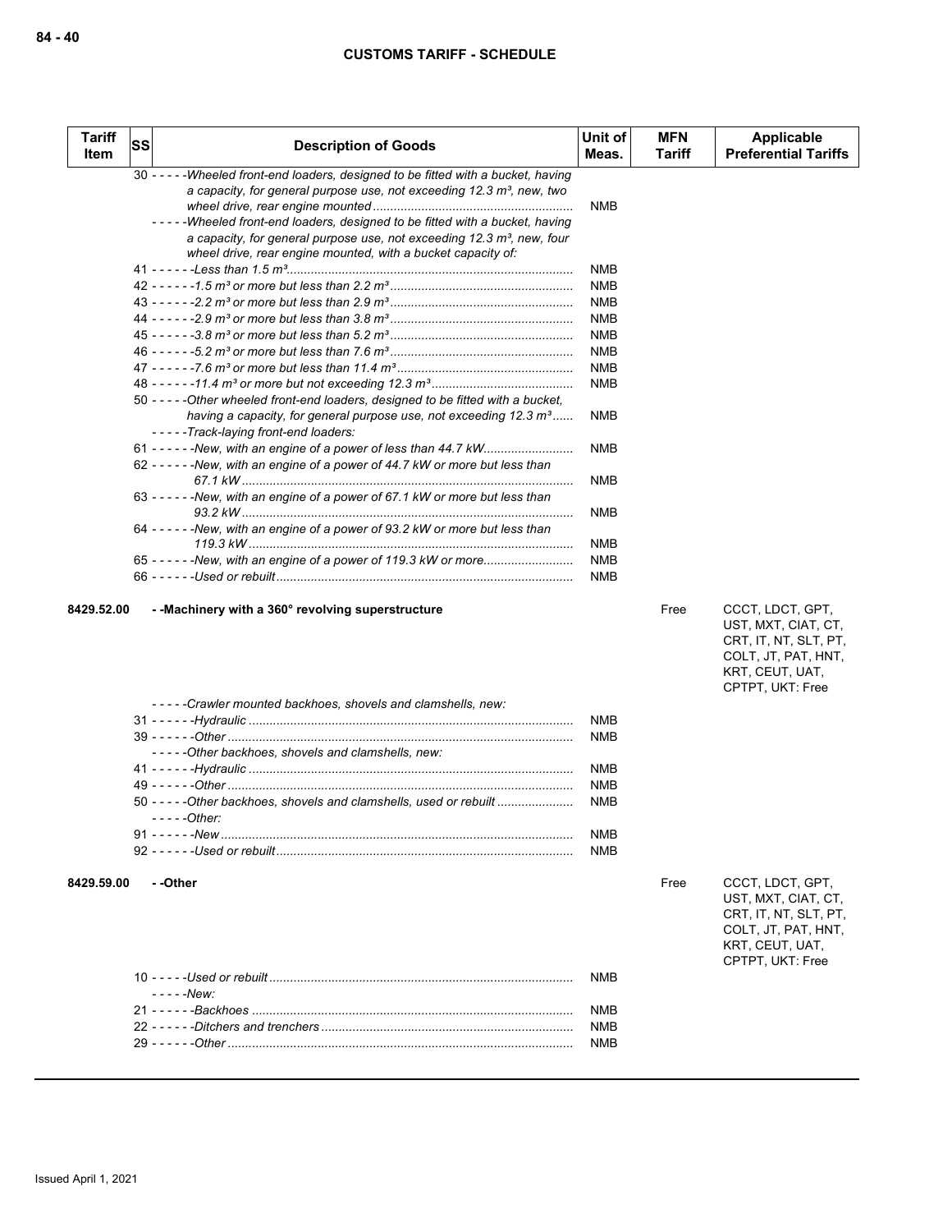| Tariff Item | SS | Description of Goods | Unit of Meas. | MFN Tariff | Applicable Preferential Tariffs |
|---|---|---|---|---|---|
| | | 30 - - - - -*Wheeled front-end loaders, designed to be fitted with a bucket, having a capacity, for general purpose use, not exceeding 12.3 m³, new, two wheel drive, rear engine mounted* | NMB | | |
| | | - - - - -*Wheeled front-end loaders, designed to be fitted with a bucket, having a capacity, for general purpose use, not exceeding 12.3 m³, new, four wheel drive, rear engine mounted, with a bucket capacity of:* | | | |
| | | 41 - - - - - -*Less than 1.5 m³* | NMB | | |
| | | 42 - - - - - -*1.5 m³ or more but less than 2.2 m³* | NMB | | |
| | | 43 - - - - - -*2.2 m³ or more but less than 2.9 m³* | NMB | | |
| | | 44 - - - - - -*2.9 m³ or more but less than 3.8 m³* | NMB | | |
| | | 45 - - - - - -*3.8 m³ or more but less than 5.2 m³* | NMB | | |
| | | 46 - - - - - -*5.2 m³ or more but less than 7.6 m³* | NMB | | |
| | | 47 - - - - - -*7.6 m³ or more but less than 11.4 m³* | NMB | | |
| | | 48 - - - - - -*11.4 m³ or more but not exceeding 12.3 m³* | NMB | | |
| | | 50 - - - - -*Other wheeled front-end loaders, designed to be fitted with a bucket, having a capacity, for general purpose use, not exceeding 12.3 m³* | NMB | | |
| | | - - - - -*Track-laying front-end loaders:* | | | |
| | | 61 - - - - - -*New, with an engine of a power of less than 44.7 kW* | NMB | | |
| | | 62 - - - - - -*New, with an engine of a power of 44.7 kW or more but less than 67.1 kW* | NMB | | |
| | | 63 - - - - - -*New, with an engine of a power of 67.1 kW or more but less than 93.2 kW* | NMB | | |
| | | 64 - - - - - -*New, with an engine of a power of 93.2 kW or more but less than 119.3 kW* | NMB | | |
| | | 65 - - - - - -*New, with an engine of a power of 119.3 kW or more* | NMB | | |
| | | 66 - - - - - -*Used or rebuilt* | NMB | | |
| **8429.52.00** | | **- -Machinery with a 360° revolving superstructure** | | Free | CCCT, LDCT, GPT, UST, MXT, CIAT, CT, CRT, IT, NT, SLT, PT, COLT, JT, PAT, HNT, KRT, CEUT, UAT, CPTPT, UKT: Free |
| | | - - - - -*Crawler mounted backhoes, shovels and clamshells, new:* | | | |
| | | 31 - - - - - -*Hydraulic* | NMB | | |
| | | 39 - - - - - -*Other* | NMB | | |
| | | - - - - -*Other backhoes, shovels and clamshells, new:* | | | |
| | | 41 - - - - - -*Hydraulic* | NMB | | |
| | | 49 - - - - - -*Other* | NMB | | |
| | | 50 - - - - -*Other backhoes, shovels and clamshells, used or rebuilt* | NMB | | |
| | | - - - - -*Other:* | | | |
| | | 91 - - - - - -*New* | NMB | | |
| | | 92 - - - - - -*Used or rebuilt* | NMB | | |
| **8429.59.00** | | **- -Other** | | Free | CCCT, LDCT, GPT, UST, MXT, CIAT, CT, CRT, IT, NT, SLT, PT, COLT, JT, PAT, HNT, KRT, CEUT, UAT, CPTPT, UKT: Free |
| | | 10 - - - - -*Used or rebuilt* | NMB | | |
| | | - - - - -*New:* | | | |
| | | 21 - - - - - -*Backhoes* | NMB | | |
| | | 22 - - - - - -*Ditchers and trenchers* | NMB | | |
| | | 29 - - - - - -*Other* | NMB | | |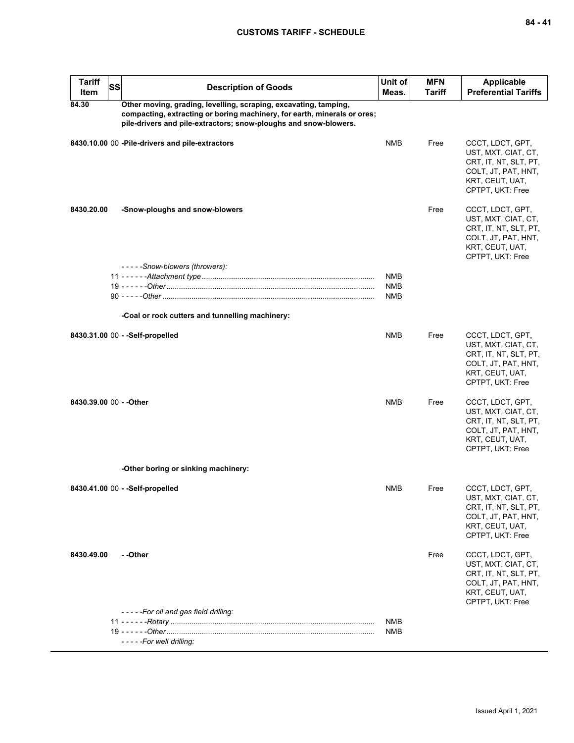| Tariff Item | SS | Description of Goods | Unit of Meas. | MFN Tariff | Applicable Preferential Tariffs |
|---|---|---|---|---|---|
| **84.30** | | **Other moving, grading, levelling, scraping, excavating, tamping, compacting, extracting or boring machinery, for earth, minerals or ores; pile-drivers and pile-extractors; snow-ploughs and snow-blowers.** | | | |
| **8430.10.00** | 00 | **-Pile-drivers and pile-extractors** | NMB | Free | CCCT, LDCT, GPT, UST, MXT, CIAT, CT, CRT, IT, NT, SLT, PT, COLT, JT, PAT, HNT, KRT, CEUT, UAT, CPTPT, UKT: Free |
| **8430.20.00** | | **-Snow-ploughs and snow-blowers** | | Free | CCCT, LDCT, GPT, UST, MXT, CIAT, CT, CRT, IT, NT, SLT, PT, COLT, JT, PAT, HNT, KRT, CEUT, UAT, CPTPT, UKT: Free |
| | | *- - - - -Snow-blowers (throwers):* | | | |
| | 11 | *- - - - - -Attachment type* | NMB | | |
| | 19 | *- - - - - -Other* | NMB | | |
| | 90 | *- - - - -Other* | NMB | | |
| | | **-Coal or rock cutters and tunnelling machinery:** | | | |
| **8430.31.00** | 00 | **- -Self-propelled** | NMB | Free | CCCT, LDCT, GPT, UST, MXT, CIAT, CT, CRT, IT, NT, SLT, PT, COLT, JT, PAT, HNT, KRT, CEUT, UAT, CPTPT, UKT: Free |
| **8430.39.00** | 00 | **- -Other** | NMB | Free | CCCT, LDCT, GPT, UST, MXT, CIAT, CT, CRT, IT, NT, SLT, PT, COLT, JT, PAT, HNT, KRT, CEUT, UAT, CPTPT, UKT: Free |
| | | **-Other boring or sinking machinery:** | | | |
| **8430.41.00** | 00 | **- -Self-propelled** | NMB | Free | CCCT, LDCT, GPT, UST, MXT, CIAT, CT, CRT, IT, NT, SLT, PT, COLT, JT, PAT, HNT, KRT, CEUT, UAT, CPTPT, UKT: Free |
| **8430.49.00** | | **- -Other** | | Free | CCCT, LDCT, GPT, UST, MXT, CIAT, CT, CRT, IT, NT, SLT, PT, COLT, JT, PAT, HNT, KRT, CEUT, UAT, CPTPT, UKT: Free |
| | | *- - - - -For oil and gas field drilling:* | | | |
| | 11 | *- - - - - -Rotary* | NMB | | |
| | 19 | *- - - - - -Other* | NMB | | |
| | | *- - - - -For well drilling:* | | | |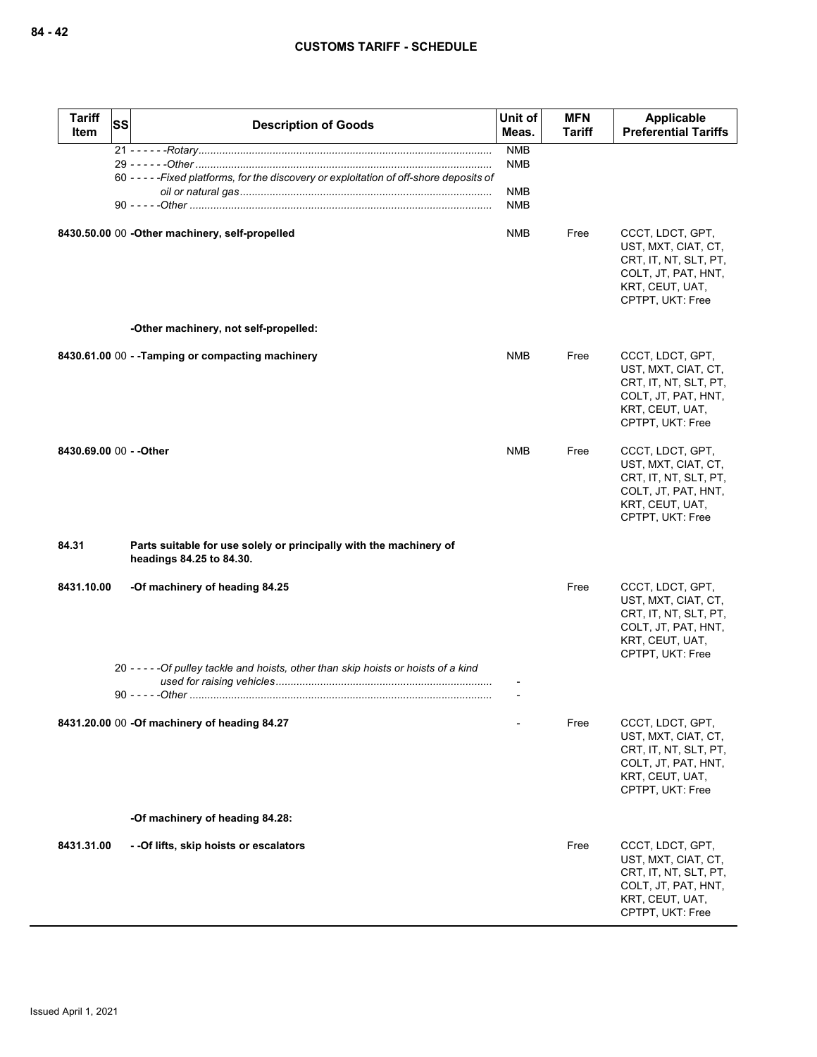| Tariff Item | SS | Description of Goods | Unit of Meas. | MFN Tariff | Applicable Preferential Tariffs |
|---|---|---|---|---|---|
| | | 21 - - - - - -*Rotary* | NMB | | |
| | | 29 - - - - - -*Other* | NMB | | |
| | | 60 - - - - -*Fixed platforms, for the discovery or exploitation of off-shore deposits of oil or natural gas* | NMB | | |
| | | 90 - - - - -*Other* | NMB | | |
| **8430.50.00** | 00 | **-Other machinery, self-propelled** | NMB | Free | CCCT, LDCT, GPT, UST, MXT, CIAT, CT, CRT, IT, NT, SLT, PT, COLT, JT, PAT, HNT, KRT, CEUT, UAT, CPTPT, UKT: Free |
| | | **-Other machinery, not self-propelled:** | | | |
| **8430.61.00** | 00 | **- -Tamping or compacting machinery** | NMB | Free | CCCT, LDCT, GPT, UST, MXT, CIAT, CT, CRT, IT, NT, SLT, PT, COLT, JT, PAT, HNT, KRT, CEUT, UAT, CPTPT, UKT: Free |
| **8430.69.00** | 00 | **- -Other** | NMB | Free | CCCT, LDCT, GPT, UST, MXT, CIAT, CT, CRT, IT, NT, SLT, PT, COLT, JT, PAT, HNT, KRT, CEUT, UAT, CPTPT, UKT: Free |
| **84.31** | | **Parts suitable for use solely or principally with the machinery of headings 84.25 to 84.30.** | | | |
| **8431.10.00** | | **-Of machinery of heading 84.25** | | Free | CCCT, LDCT, GPT, UST, MXT, CIAT, CT, CRT, IT, NT, SLT, PT, COLT, JT, PAT, HNT, KRT, CEUT, UAT, CPTPT, UKT: Free |
| | | 20 - - - - -*Of pulley tackle and hoists, other than skip hoists or hoists of a kind used for raising vehicles* | - | | |
| | | 90 - - - - -*Other* | - | | |
| **8431.20.00** | 00 | **-Of machinery of heading 84.27** | - | Free | CCCT, LDCT, GPT, UST, MXT, CIAT, CT, CRT, IT, NT, SLT, PT, COLT, JT, PAT, HNT, KRT, CEUT, UAT, CPTPT, UKT: Free |
| | | **-Of machinery of heading 84.28:** | | | |
| **8431.31.00** | | **- -Of lifts, skip hoists or escalators** | | Free | CCCT, LDCT, GPT, UST, MXT, CIAT, CT, CRT, IT, NT, SLT, PT, COLT, JT, PAT, HNT, KRT, CEUT, UAT, CPTPT, UKT: Free |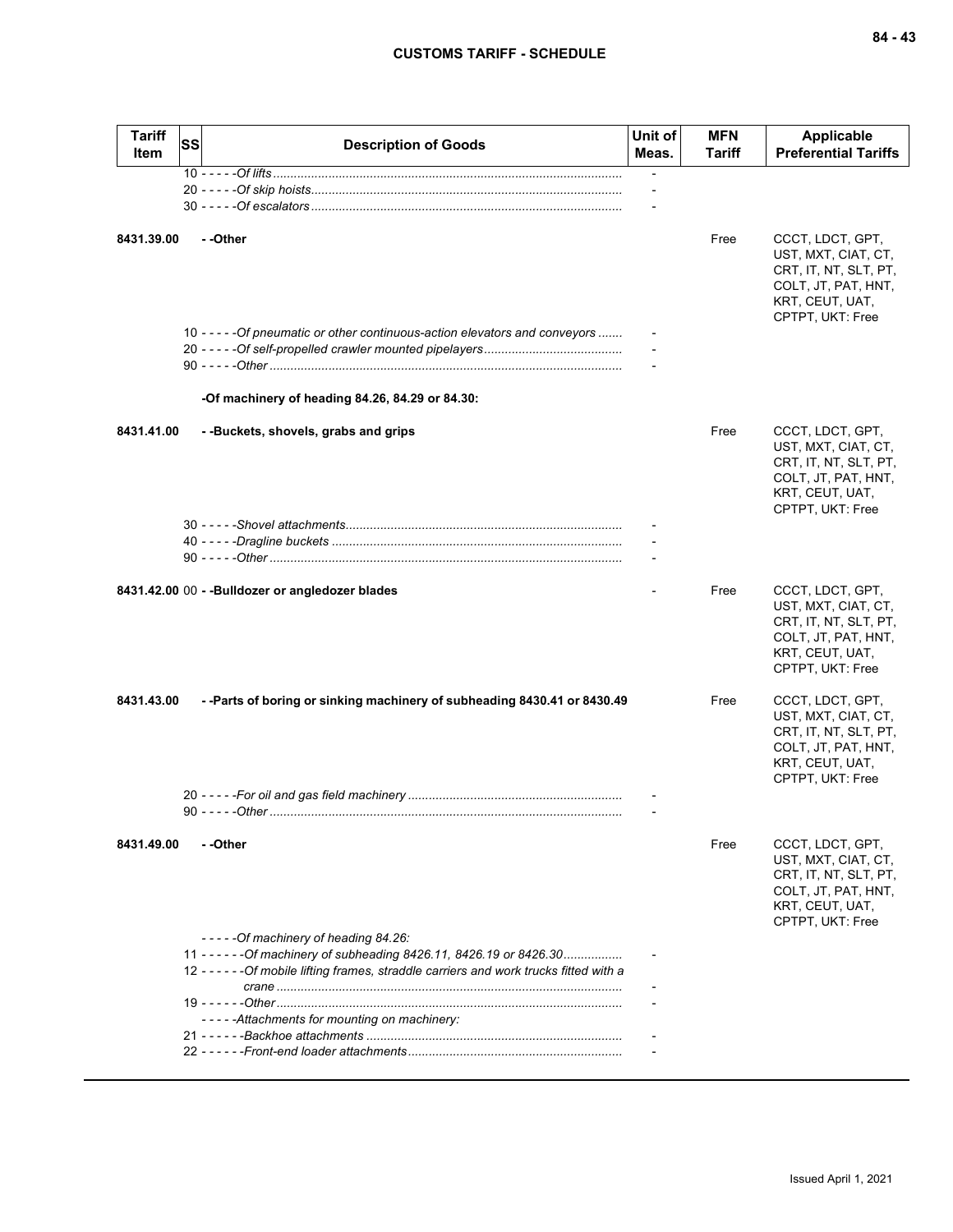| Tariff Item | SS | Description of Goods | Unit of Meas. | MFN Tariff | Applicable Preferential Tariffs |
|---|---|---|---|---|---|
| | 10 | - - - - -*Of lifts* | - | | |
| | 20 | - - - - -*Of skip hoists* | - | | |
| | 30 | - - - - -*Of escalators* | - | | |
| 8431.39.00 | | - -Other | | Free | CCCT, LDCT, GPT, UST, MXT, CIAT, CT, CRT, IT, NT, SLT, PT, COLT, JT, PAT, HNT, KRT, CEUT, UAT, CPTPT, UKT: Free |
| | 10 | - - - - -*Of pneumatic or other continuous-action elevators and conveyors* | - | | |
| | 20 | - - - - -*Of self-propelled crawler mounted pipelayers* | - | | |
| | 90 | - - - - -*Other* | - | | |
| | | -Of machinery of heading 84.26, 84.29 or 84.30: | | | |
| 8431.41.00 | | - -Buckets, shovels, grabs and grips | | Free | CCCT, LDCT, GPT, UST, MXT, CIAT, CT, CRT, IT, NT, SLT, PT, COLT, JT, PAT, HNT, KRT, CEUT, UAT, CPTPT, UKT: Free |
| | 30 | - - - - -*Shovel attachments* | - | | |
| | 40 | - - - - -*Dragline buckets* | - | | |
| | 90 | - - - - -*Other* | - | | |
| 8431.42.00 | 00 | - -Bulldozer or angledozer blades | - | Free | CCCT, LDCT, GPT, UST, MXT, CIAT, CT, CRT, IT, NT, SLT, PT, COLT, JT, PAT, HNT, KRT, CEUT, UAT, CPTPT, UKT: Free |
| 8431.43.00 | | - -Parts of boring or sinking machinery of subheading 8430.41 or 8430.49 | | Free | CCCT, LDCT, GPT, UST, MXT, CIAT, CT, CRT, IT, NT, SLT, PT, COLT, JT, PAT, HNT, KRT, CEUT, UAT, CPTPT, UKT: Free |
| | 20 | - - - - -*For oil and gas field machinery* | - | | |
| | 90 | - - - - -*Other* | - | | |
| 8431.49.00 | | - -Other | | Free | CCCT, LDCT, GPT, UST, MXT, CIAT, CT, CRT, IT, NT, SLT, PT, COLT, JT, PAT, HNT, KRT, CEUT, UAT, CPTPT, UKT: Free |
| | | - - - - -*Of machinery of heading 84.26:* | | | |
| | 11 | - - - - - -*Of machinery of subheading 8426.11, 8426.19 or 8426.30* | - | | |
| | 12 | - - - - - -*Of mobile lifting frames, straddle carriers and work trucks fitted with a crane* | - | | |
| | 19 | - - - - - -*Other* | - | | |
| | | - - - - -*Attachments for mounting on machinery:* | | | |
| | 21 | - - - - - -*Backhoe attachments* | - | | |
| | 22 | - - - - - -*Front-end loader attachments* | - | | |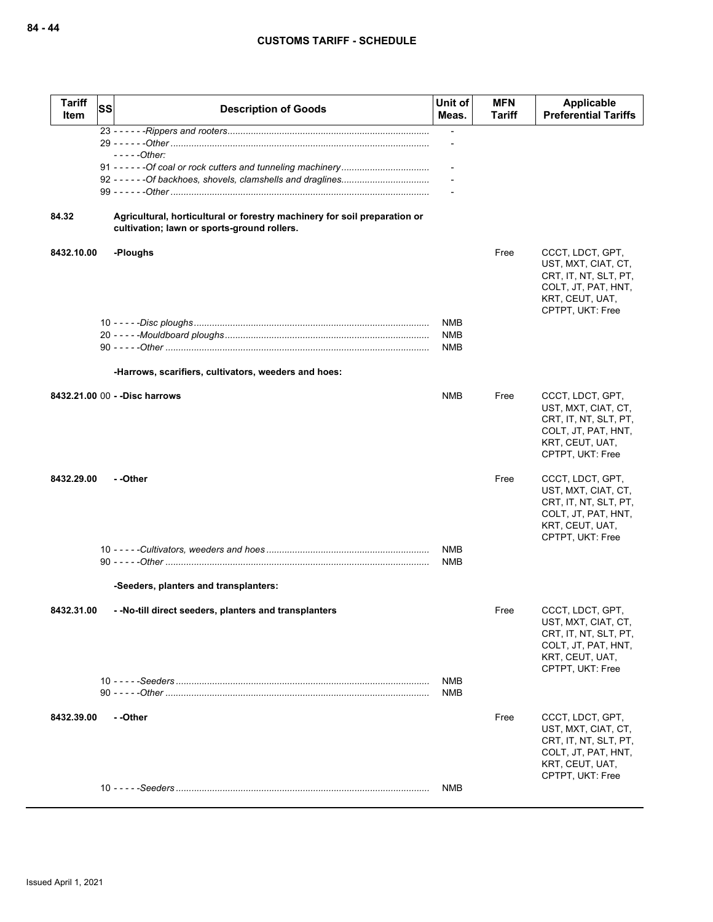| Tariff Item | SS | Description of Goods | Unit of Meas. | MFN Tariff | Applicable Preferential Tariffs |
|---|---|---|---|---|---|
| | | 23 - - - - - -*Rippers and rooters* | - | | |
| | | 29 - - - - - -*Other* | - | | |
| | | - - - - -*Other:* | | | |
| | | 91 - - - - - -*Of coal or rock cutters and tunneling machinery* | - | | |
| | | 92 - - - - - -*Of backhoes, shovels, clamshells and draglines* | - | | |
| | | 99 - - - - - -*Other* | - | | |
| **84.32** | | **Agricultural, horticultural or forestry machinery for soil preparation or cultivation; lawn or sports-ground rollers.** | | | |
| **8432.10.00** | | **-Ploughs** | | Free | CCCT, LDCT, GPT, UST, MXT, CIAT, CT, CRT, IT, NT, SLT, PT, COLT, JT, PAT, HNT, KRT, CEUT, UAT, CPTPT, UKT: Free |
| | | 10 - - - - -*Disc ploughs* | NMB | | |
| | | 20 - - - - -*Mouldboard ploughs* | NMB | | |
| | | 90 - - - - -*Other* | NMB | | |
| | | **-Harrows, scarifiers, cultivators, weeders and hoes:** | | | |
| **8432.21.00** | 00 | **- -Disc harrows** | NMB | Free | CCCT, LDCT, GPT, UST, MXT, CIAT, CT, CRT, IT, NT, SLT, PT, COLT, JT, PAT, HNT, KRT, CEUT, UAT, CPTPT, UKT: Free |
| **8432.29.00** | | **- -Other** | | Free | CCCT, LDCT, GPT, UST, MXT, CIAT, CT, CRT, IT, NT, SLT, PT, COLT, JT, PAT, HNT, KRT, CEUT, UAT, CPTPT, UKT: Free |
| | | 10 - - - - -*Cultivators, weeders and hoes* | NMB | | |
| | | 90 - - - - -*Other* | NMB | | |
| | | **-Seeders, planters and transplanters:** | | | |
| **8432.31.00** | | **- -No-till direct seeders, planters and transplanters** | | Free | CCCT, LDCT, GPT, UST, MXT, CIAT, CT, CRT, IT, NT, SLT, PT, COLT, JT, PAT, HNT, KRT, CEUT, UAT, CPTPT, UKT: Free |
| | | 10 - - - - -*Seeders* | NMB | | |
| | | 90 - - - - -*Other* | NMB | | |
| **8432.39.00** | | **- -Other** | | Free | CCCT, LDCT, GPT, UST, MXT, CIAT, CT, CRT, IT, NT, SLT, PT, COLT, JT, PAT, HNT, KRT, CEUT, UAT, CPTPT, UKT: Free |
| | | 10 - - - - -*Seeders* | NMB | | |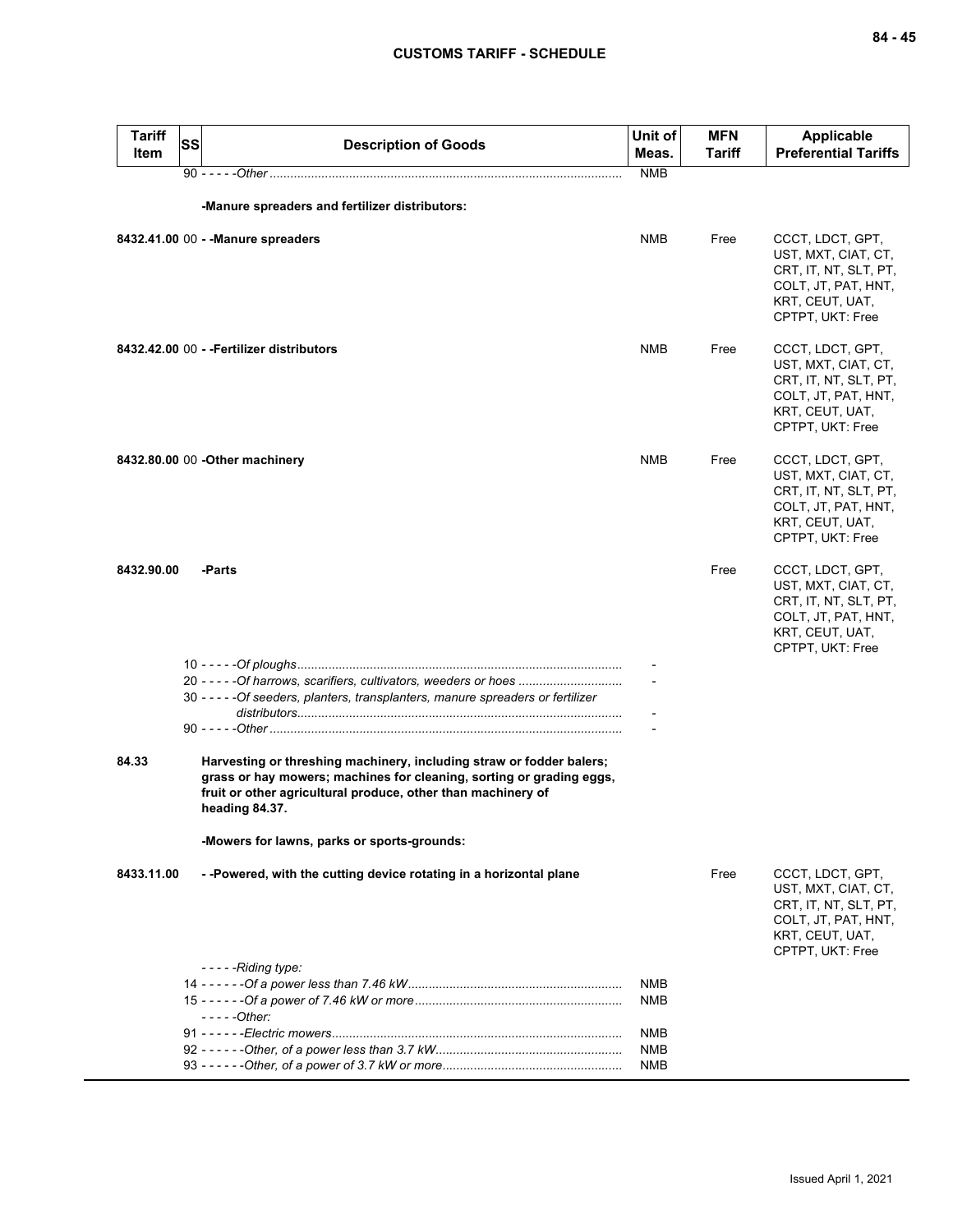| Tariff Item | SS | Description of Goods | Unit of Meas. | MFN Tariff | Applicable Preferential Tariffs |
|---|---|---|---|---|---|
| | 90 | - - - - -*Other* | NMB | | |
| | | **-Manure spreaders and fertilizer distributors:** | | | |
| **8432.41.00** | 00 | **- -Manure spreaders** | NMB | Free | CCCT, LDCT, GPT, UST, MXT, CIAT, CT, CRT, IT, NT, SLT, PT, COLT, JT, PAT, HNT, KRT, CEUT, UAT, CPTPT, UKT: Free |
| **8432.42.00** | 00 | **- -Fertilizer distributors** | NMB | Free | CCCT, LDCT, GPT, UST, MXT, CIAT, CT, CRT, IT, NT, SLT, PT, COLT, JT, PAT, HNT, KRT, CEUT, UAT, CPTPT, UKT: Free |
| **8432.80.00** | 00 | **-Other machinery** | NMB | Free | CCCT, LDCT, GPT, UST, MXT, CIAT, CT, CRT, IT, NT, SLT, PT, COLT, JT, PAT, HNT, KRT, CEUT, UAT, CPTPT, UKT: Free |
| **8432.90.00** | | **-Parts** | | Free | CCCT, LDCT, GPT, UST, MXT, CIAT, CT, CRT, IT, NT, SLT, PT, COLT, JT, PAT, HNT, KRT, CEUT, UAT, CPTPT, UKT: Free |
| | 10 | - - - - -*Of ploughs* | - | | |
| | 20 | - - - - -*Of harrows, scarifiers, cultivators, weeders or hoes* | - | | |
| | 30 | - - - - -*Of seeders, planters, transplanters, manure spreaders or fertilizer distributors* | - | | |
| | 90 | - - - - -*Other* | - | | |
| **84.33** | | **Harvesting or threshing machinery, including straw or fodder balers; grass or hay mowers; machines for cleaning, sorting or grading eggs, fruit or other agricultural produce, other than machinery of heading 84.37.** | | | |
| | | **-Mowers for lawns, parks or sports-grounds:** | | | |
| **8433.11.00** | | **- -Powered, with the cutting device rotating in a horizontal plane** | | Free | CCCT, LDCT, GPT, UST, MXT, CIAT, CT, CRT, IT, NT, SLT, PT, COLT, JT, PAT, HNT, KRT, CEUT, UAT, CPTPT, UKT: Free |
| | | - - - - -*Riding type:* | | | |
| | 14 | - - - - - -*Of a power less than 7.46 kW* | NMB | | |
| | 15 | - - - - - -*Of a power of 7.46 kW or more* | NMB | | |
| | | - - - - -*Other:* | | | |
| | 91 | - - - - - -*Electric mowers* | NMB | | |
| | 92 | - - - - - -*Other, of a power less than 3.7 kW* | NMB | | |
| | 93 | - - - - - -*Other, of a power of 3.7 kW or more* | NMB | | |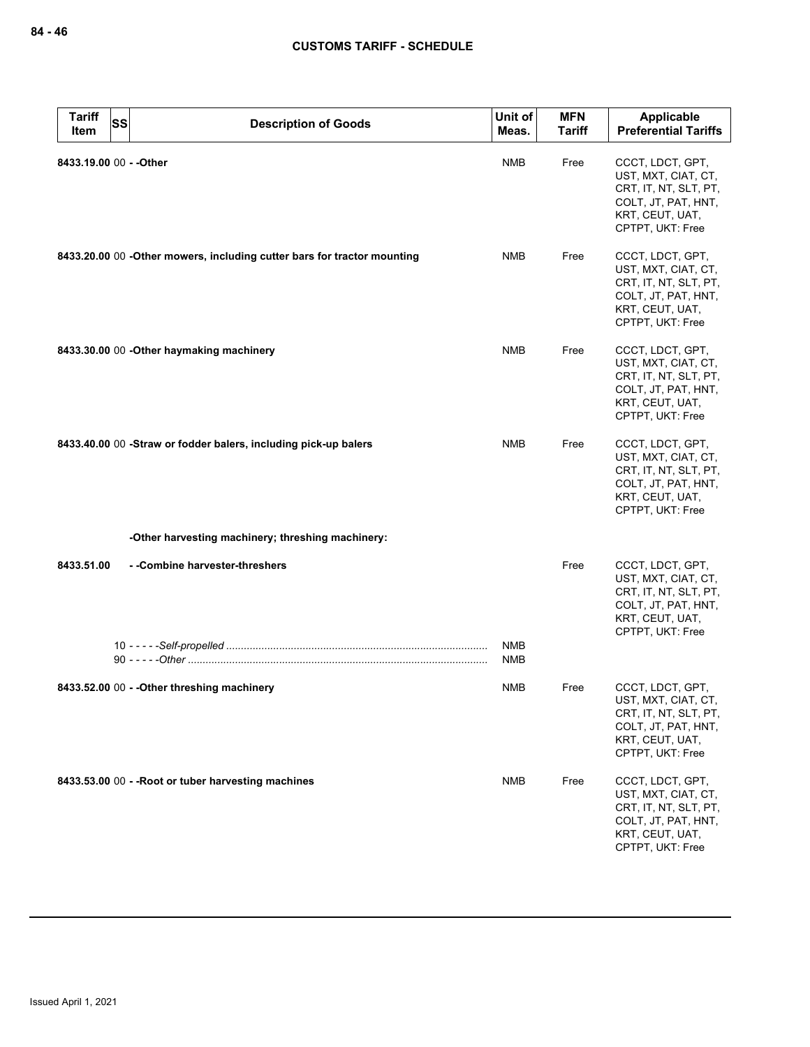| Tariff Item | SS | Description of Goods | Unit of Meas. | MFN Tariff | Applicable Preferential Tariffs |
|---|---|---|---|---|---|
| 8433.19.00 | 00 | - -Other | NMB | Free | CCCT, LDCT, GPT, UST, MXT, CIAT, CT, CRT, IT, NT, SLT, PT, COLT, JT, PAT, HNT, KRT, CEUT, UAT, CPTPT, UKT: Free |
| 8433.20.00 | 00 | -Other mowers, including cutter bars for tractor mounting | NMB | Free | CCCT, LDCT, GPT, UST, MXT, CIAT, CT, CRT, IT, NT, SLT, PT, COLT, JT, PAT, HNT, KRT, CEUT, UAT, CPTPT, UKT: Free |
| 8433.30.00 | 00 | -Other haymaking machinery | NMB | Free | CCCT, LDCT, GPT, UST, MXT, CIAT, CT, CRT, IT, NT, SLT, PT, COLT, JT, PAT, HNT, KRT, CEUT, UAT, CPTPT, UKT: Free |
| 8433.40.00 | 00 | -Straw or fodder balers, including pick-up balers | NMB | Free | CCCT, LDCT, GPT, UST, MXT, CIAT, CT, CRT, IT, NT, SLT, PT, COLT, JT, PAT, HNT, KRT, CEUT, UAT, CPTPT, UKT: Free |
| | | -Other harvesting machinery; threshing machinery: | | | |
| 8433.51.00 | | - -Combine harvester-threshers | | Free | CCCT, LDCT, GPT, UST, MXT, CIAT, CT, CRT, IT, NT, SLT, PT, COLT, JT, PAT, HNT, KRT, CEUT, UAT, CPTPT, UKT: Free |
| | 10 | - - - - -*Self-propelled* | NMB | | |
| | 90 | - - - - -*Other* | NMB | | |
| 8433.52.00 | 00 | - -Other threshing machinery | NMB | Free | CCCT, LDCT, GPT, UST, MXT, CIAT, CT, CRT, IT, NT, SLT, PT, COLT, JT, PAT, HNT, KRT, CEUT, UAT, CPTPT, UKT: Free |
| 8433.53.00 | 00 | - -Root or tuber harvesting machines | NMB | Free | CCCT, LDCT, GPT, UST, MXT, CIAT, CT, CRT, IT, NT, SLT, PT, COLT, JT, PAT, HNT, KRT, CEUT, UAT, CPTPT, UKT: Free |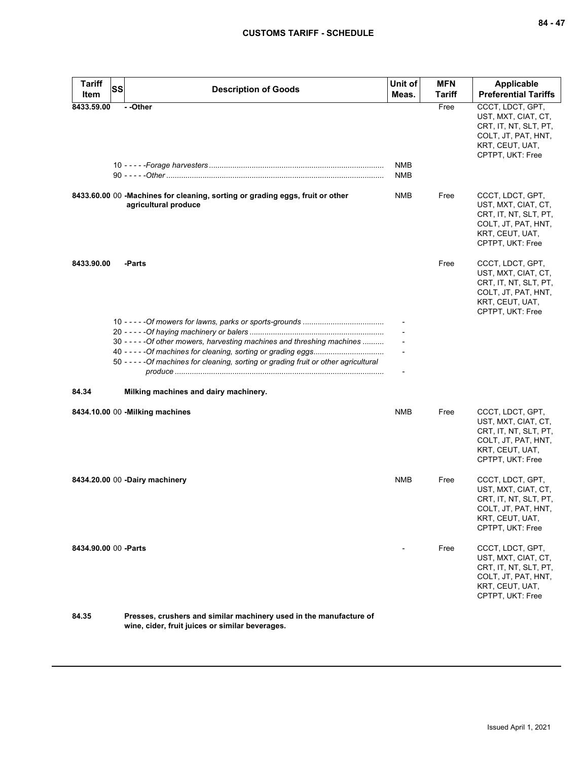| Tariff Item | SS | Description of Goods | Unit of Meas. | MFN Tariff | Applicable Preferential Tariffs |
|---|---|---|---|---|---|
| 8433.59.00 | | - -Other | | Free | CCCT, LDCT, GPT, UST, MXT, CIAT, CT, CRT, IT, NT, SLT, PT, COLT, JT, PAT, HNT, KRT, CEUT, UAT, CPTPT, UKT: Free |
| | 10 | - - - - -*Forage harvesters* | NMB | | |
| | 90 | - - - - -*Other* | NMB | | |
| 8433.60.00 | 00 | **-Machines for cleaning, sorting or grading eggs, fruit or other agricultural produce** | NMB | Free | CCCT, LDCT, GPT, UST, MXT, CIAT, CT, CRT, IT, NT, SLT, PT, COLT, JT, PAT, HNT, KRT, CEUT, UAT, CPTPT, UKT: Free |
| 8433.90.00 | | **-Parts** | | Free | CCCT, LDCT, GPT, UST, MXT, CIAT, CT, CRT, IT, NT, SLT, PT, COLT, JT, PAT, HNT, KRT, CEUT, UAT, CPTPT, UKT: Free |
| | 10 | - - - - -*Of mowers for lawns, parks or sports-grounds* | - | | |
| | 20 | - - - - -*Of haying machinery or balers* | - | | |
| | 30 | - - - - -*Of other mowers, harvesting machines and threshing machines* | - | | |
| | 40 | - - - - -*Of machines for cleaning, sorting or grading eggs* | - | | |
| | 50 | - - - - -*Of machines for cleaning, sorting or grading fruit or other agricultural produce* | - | | |
| **84.34** | | **Milking machines and dairy machinery.** | | | |
| 8434.10.00 | 00 | **-Milking machines** | NMB | Free | CCCT, LDCT, GPT, UST, MXT, CIAT, CT, CRT, IT, NT, SLT, PT, COLT, JT, PAT, HNT, KRT, CEUT, UAT, CPTPT, UKT: Free |
| 8434.20.00 | 00 | **-Dairy machinery** | NMB | Free | CCCT, LDCT, GPT, UST, MXT, CIAT, CT, CRT, IT, NT, SLT, PT, COLT, JT, PAT, HNT, KRT, CEUT, UAT, CPTPT, UKT: Free |
| 8434.90.00 | 00 | **-Parts** | - | Free | CCCT, LDCT, GPT, UST, MXT, CIAT, CT, CRT, IT, NT, SLT, PT, COLT, JT, PAT, HNT, KRT, CEUT, UAT, CPTPT, UKT: Free |
| **84.35** | | **Presses, crushers and similar machinery used in the manufacture of wine, cider, fruit juices or similar beverages.** | | | |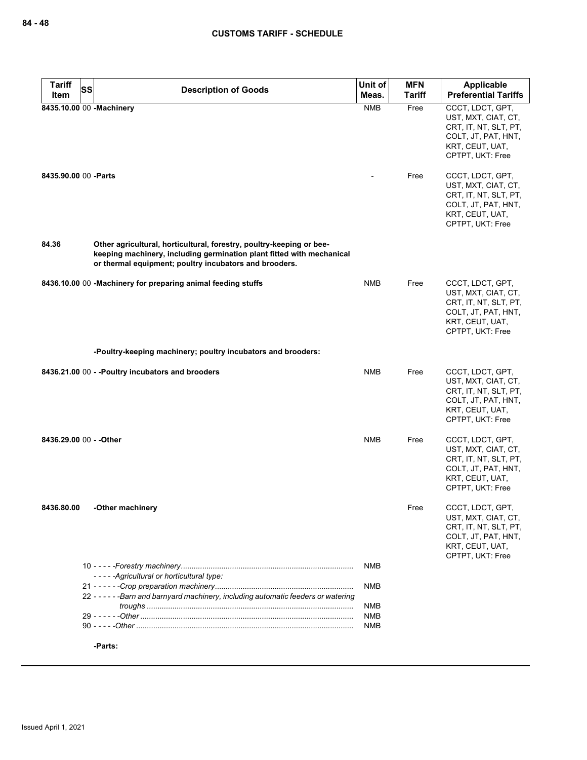| Tariff Item | SS | Description of Goods | Unit of Meas. | MFN Tariff | Applicable Preferential Tariffs |
|---|---|---|---|---|---|
| 8435.10.00 | 00 | **-Machinery** | NMB | Free | CCCT, LDCT, GPT, UST, MXT, CIAT, CT, CRT, IT, NT, SLT, PT, COLT, JT, PAT, HNT, KRT, CEUT, UAT, CPTPT, UKT: Free |
| 8435.90.00 | 00 | **-Parts** | - | Free | CCCT, LDCT, GPT, UST, MXT, CIAT, CT, CRT, IT, NT, SLT, PT, COLT, JT, PAT, HNT, KRT, CEUT, UAT, CPTPT, UKT: Free |
| **84.36** | | **Other agricultural, horticultural, forestry, poultry-keeping or bee-keeping machinery, including germination plant fitted with mechanical or thermal equipment; poultry incubators and brooders.** | | | |
| 8436.10.00 | 00 | **-Machinery for preparing animal feeding stuffs** | NMB | Free | CCCT, LDCT, GPT, UST, MXT, CIAT, CT, CRT, IT, NT, SLT, PT, COLT, JT, PAT, HNT, KRT, CEUT, UAT, CPTPT, UKT: Free |
| | | **-Poultry-keeping machinery; poultry incubators and brooders:** | | | |
| 8436.21.00 | 00 | **- -Poultry incubators and brooders** | NMB | Free | CCCT, LDCT, GPT, UST, MXT, CIAT, CT, CRT, IT, NT, SLT, PT, COLT, JT, PAT, HNT, KRT, CEUT, UAT, CPTPT, UKT: Free |
| 8436.29.00 | 00 | **- -Other** | NMB | Free | CCCT, LDCT, GPT, UST, MXT, CIAT, CT, CRT, IT, NT, SLT, PT, COLT, JT, PAT, HNT, KRT, CEUT, UAT, CPTPT, UKT: Free |
| 8436.80.00 | | **-Other machinery** | | Free | CCCT, LDCT, GPT, UST, MXT, CIAT, CT, CRT, IT, NT, SLT, PT, COLT, JT, PAT, HNT, KRT, CEUT, UAT, CPTPT, UKT: Free |
| | 10 | - - - - -*Forestry machinery* | NMB | | |
| | | - - - - -*Agricultural or horticultural type:* | | | |
| | 21 | - - - - - -*Crop preparation machinery* | NMB | | |
| | 22 | - - - - - -*Barn and barnyard machinery, including automatic feeders or watering troughs* | NMB | | |
| | 29 | - - - - - -*Other* | NMB | | |
| | 90 | - - - - -*Other* | NMB | | |
| | | **-Parts:** | | | |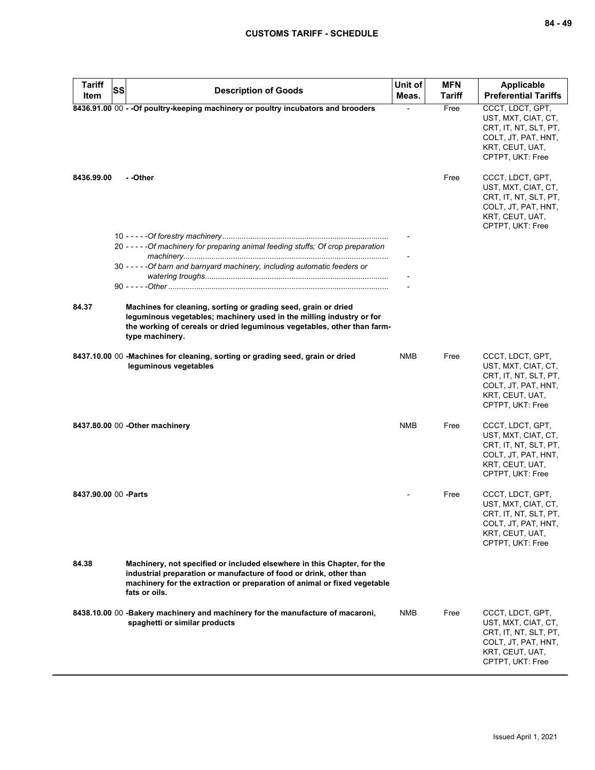| Tariff Item | SS | Description of Goods | Unit of Meas. | MFN Tariff | Applicable Preferential Tariffs |
|---|---|---|---|---|---|
| **8436.91.00** | 00 | **- -Of poultry-keeping machinery or poultry incubators and brooders** | - | Free | CCCT, LDCT, GPT, UST, MXT, CIAT, CT, CRT, IT, NT, SLT, PT, COLT, JT, PAT, HNT, KRT, CEUT, UAT, CPTPT, UKT: Free |
| **8436.99.00** | | **- -Other** | | Free | CCCT, LDCT, GPT, UST, MXT, CIAT, CT, CRT, IT, NT, SLT, PT, COLT, JT, PAT, HNT, KRT, CEUT, UAT, CPTPT, UKT: Free |
| | 10 | - - - - -*Of forestry machinery* | - | | |
| | 20 | - - - - -*Of machinery for preparing animal feeding stuffs; Of crop preparation machinery* | - | | |
| | 30 | - - - - -*Of barn and barnyard machinery, including automatic feeders or watering troughs* | - | | |
| | 90 | - - - - -*Other* | - | | |
| **84.37** | | **Machines for cleaning, sorting or grading seed, grain or dried leguminous vegetables; machinery used in the milling industry or for the working of cereals or dried leguminous vegetables, other than farm-type machinery.** | | | |
| **8437.10.00** | 00 | **-Machines for cleaning, sorting or grading seed, grain or dried leguminous vegetables** | NMB | Free | CCCT, LDCT, GPT, UST, MXT, CIAT, CT, CRT, IT, NT, SLT, PT, COLT, JT, PAT, HNT, KRT, CEUT, UAT, CPTPT, UKT: Free |
| **8437.80.00** | 00 | **-Other machinery** | NMB | Free | CCCT, LDCT, GPT, UST, MXT, CIAT, CT, CRT, IT, NT, SLT, PT, COLT, JT, PAT, HNT, KRT, CEUT, UAT, CPTPT, UKT: Free |
| **8437.90.00** | 00 | **-Parts** | - | Free | CCCT, LDCT, GPT, UST, MXT, CIAT, CT, CRT, IT, NT, SLT, PT, COLT, JT, PAT, HNT, KRT, CEUT, UAT, CPTPT, UKT: Free |
| **84.38** | | **Machinery, not specified or included elsewhere in this Chapter, for the industrial preparation or manufacture of food or drink, other than machinery for the extraction or preparation of animal or fixed vegetable fats or oils.** | | | |
| **8438.10.00** | 00 | **-Bakery machinery and machinery for the manufacture of macaroni, spaghetti or similar products** | NMB | Free | CCCT, LDCT, GPT, UST, MXT, CIAT, CT, CRT, IT, NT, SLT, PT, COLT, JT, PAT, HNT, KRT, CEUT, UAT, CPTPT, UKT: Free |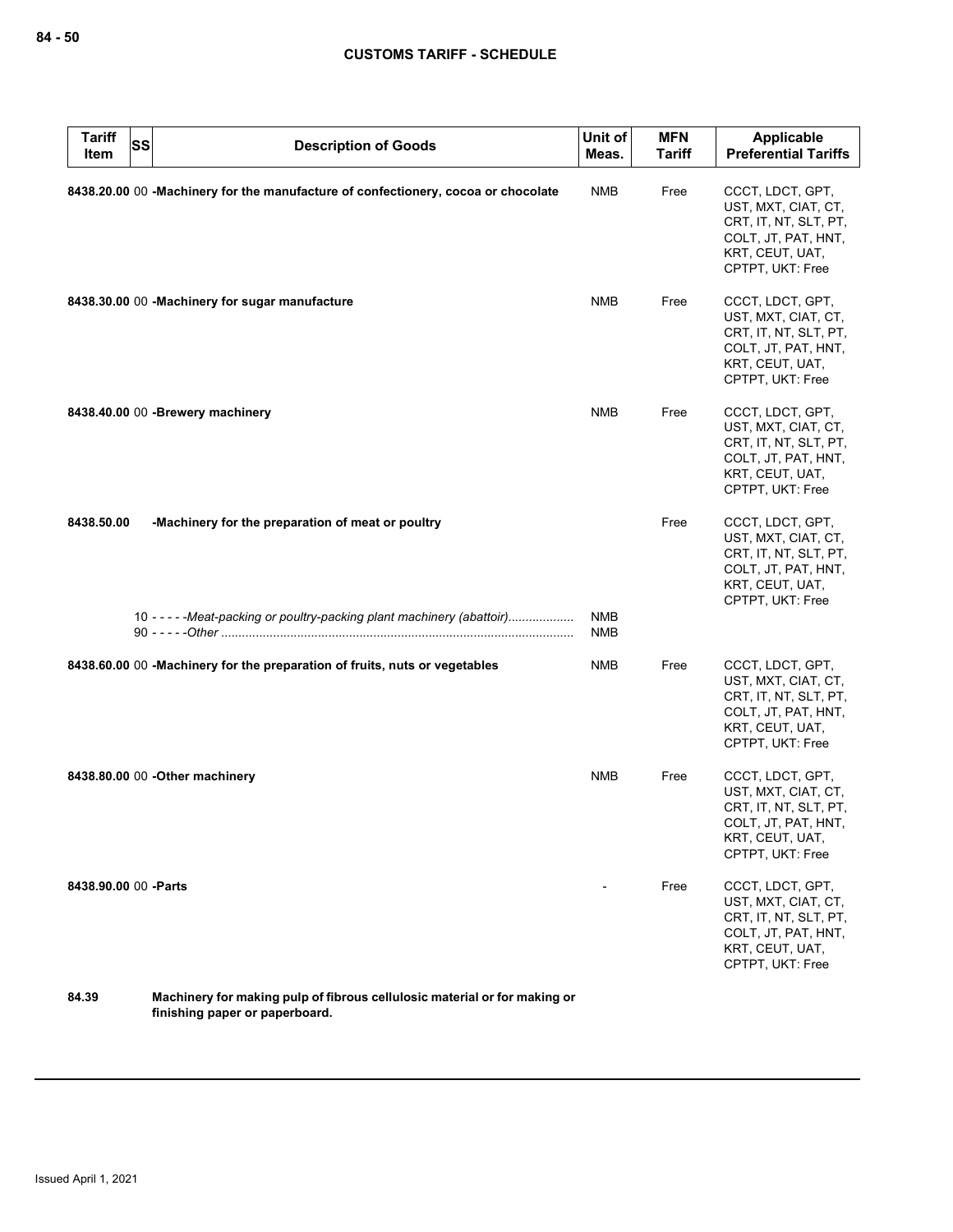| Tariff Item | SS | Description of Goods | Unit of Meas. | MFN Tariff | Applicable Preferential Tariffs |
|---|---|---|---|---|---|
| **8438.20.00** | 00 | **-Machinery for the manufacture of confectionery, cocoa or chocolate** | NMB | Free | CCCT, LDCT, GPT, UST, MXT, CIAT, CT, CRT, IT, NT, SLT, PT, COLT, JT, PAT, HNT, KRT, CEUT, UAT, CPTPT, UKT: Free |
| **8438.30.00** | 00 | **-Machinery for sugar manufacture** | NMB | Free | CCCT, LDCT, GPT, UST, MXT, CIAT, CT, CRT, IT, NT, SLT, PT, COLT, JT, PAT, HNT, KRT, CEUT, UAT, CPTPT, UKT: Free |
| **8438.40.00** | 00 | **-Brewery machinery** | NMB | Free | CCCT, LDCT, GPT, UST, MXT, CIAT, CT, CRT, IT, NT, SLT, PT, COLT, JT, PAT, HNT, KRT, CEUT, UAT, CPTPT, UKT: Free |
| **8438.50.00** | | **-Machinery for the preparation of meat or poultry** | | Free | CCCT, LDCT, GPT, UST, MXT, CIAT, CT, CRT, IT, NT, SLT, PT, COLT, JT, PAT, HNT, KRT, CEUT, UAT, CPTPT, UKT: Free |
| | 10 | - - - - -*Meat-packing or poultry-packing plant machinery (abattoir)* | NMB | | |
| | 90 | - - - - -*Other* | NMB | | |
| **8438.60.00** | 00 | **-Machinery for the preparation of fruits, nuts or vegetables** | NMB | Free | CCCT, LDCT, GPT, UST, MXT, CIAT, CT, CRT, IT, NT, SLT, PT, COLT, JT, PAT, HNT, KRT, CEUT, UAT, CPTPT, UKT: Free |
| **8438.80.00** | 00 | **-Other machinery** | NMB | Free | CCCT, LDCT, GPT, UST, MXT, CIAT, CT, CRT, IT, NT, SLT, PT, COLT, JT, PAT, HNT, KRT, CEUT, UAT, CPTPT, UKT: Free |
| **8438.90.00** | 00 | **-Parts** | - | Free | CCCT, LDCT, GPT, UST, MXT, CIAT, CT, CRT, IT, NT, SLT, PT, COLT, JT, PAT, HNT, KRT, CEUT, UAT, CPTPT, UKT: Free |
| **84.39** | | **Machinery for making pulp of fibrous cellulosic material or for making or finishing paper or paperboard.** | | | |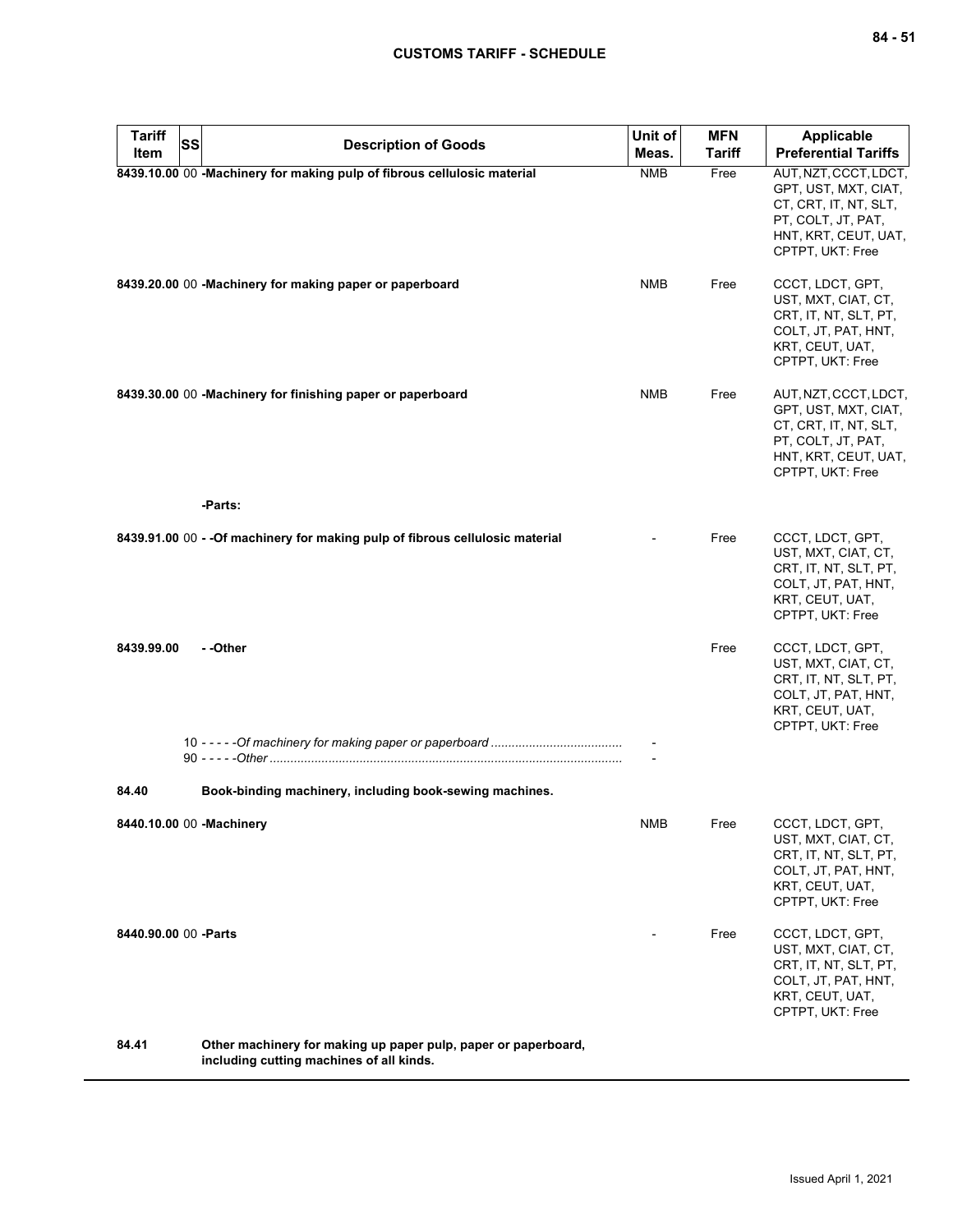| Tariff Item | SS | Description of Goods | Unit of Meas. | MFN Tariff | Applicable Preferential Tariffs |
|---|---|---|---|---|---|
| 8439.10.00 | 00 | **-Machinery for making pulp of fibrous cellulosic material** | NMB | Free | AUT, NZT, CCCT, LDCT, GPT, UST, MXT, CIAT, CT, CRT, IT, NT, SLT, PT, COLT, JT, PAT, HNT, KRT, CEUT, UAT, CPTPT, UKT: Free |
| 8439.20.00 | 00 | **-Machinery for making paper or paperboard** | NMB | Free | CCCT, LDCT, GPT, UST, MXT, CIAT, CT, CRT, IT, NT, SLT, PT, COLT, JT, PAT, HNT, KRT, CEUT, UAT, CPTPT, UKT: Free |
| 8439.30.00 | 00 | **-Machinery for finishing paper or paperboard** | NMB | Free | AUT, NZT, CCCT, LDCT, GPT, UST, MXT, CIAT, CT, CRT, IT, NT, SLT, PT, COLT, JT, PAT, HNT, KRT, CEUT, UAT, CPTPT, UKT: Free |
| | | **-Parts:** | | | |
| 8439.91.00 | 00 | **- -Of machinery for making pulp of fibrous cellulosic material** | - | Free | CCCT, LDCT, GPT, UST, MXT, CIAT, CT, CRT, IT, NT, SLT, PT, COLT, JT, PAT, HNT, KRT, CEUT, UAT, CPTPT, UKT: Free |
| 8439.99.00 | | **- -Other** | | Free | CCCT, LDCT, GPT, UST, MXT, CIAT, CT, CRT, IT, NT, SLT, PT, COLT, JT, PAT, HNT, KRT, CEUT, UAT, CPTPT, UKT: Free |
| | 10 | - - - - -*Of machinery for making paper or paperboard* | - | | |
| | 90 | - - - - -*Other* | - | | |
| **84.40** | | **Book-binding machinery, including book-sewing machines.** | | | |
| 8440.10.00 | 00 | **-Machinery** | NMB | Free | CCCT, LDCT, GPT, UST, MXT, CIAT, CT, CRT, IT, NT, SLT, PT, COLT, JT, PAT, HNT, KRT, CEUT, UAT, CPTPT, UKT: Free |
| 8440.90.00 | 00 | **-Parts** | - | Free | CCCT, LDCT, GPT, UST, MXT, CIAT, CT, CRT, IT, NT, SLT, PT, COLT, JT, PAT, HNT, KRT, CEUT, UAT, CPTPT, UKT: Free |
| **84.41** | | **Other machinery for making up paper pulp, paper or paperboard, including cutting machines of all kinds.** | | | |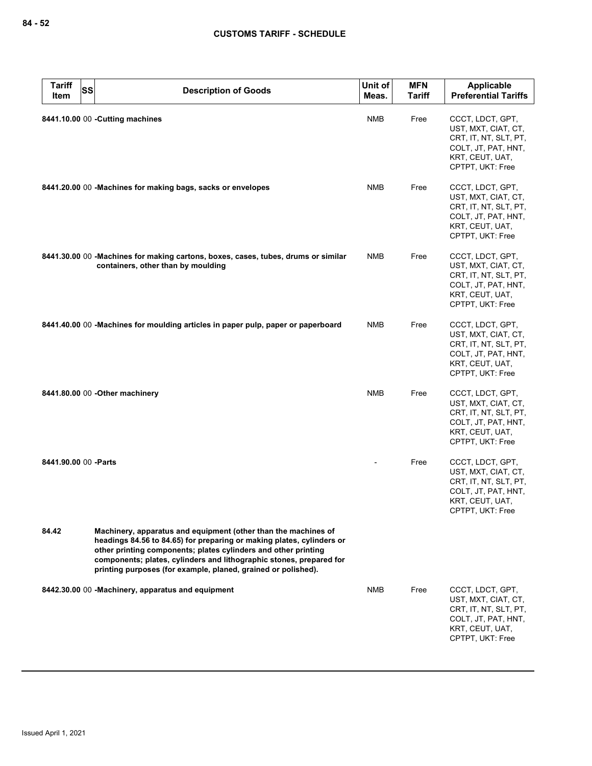| Tariff Item | SS | Description of Goods | Unit of Meas. | MFN Tariff | Applicable Preferential Tariffs |
|---|---|---|---|---|---|
| 8441.10.00 | 00 | **-Cutting machines** | NMB | Free | CCCT, LDCT, GPT, UST, MXT, CIAT, CT, CRT, IT, NT, SLT, PT, COLT, JT, PAT, HNT, KRT, CEUT, UAT, CPTPT, UKT: Free |
| 8441.20.00 | 00 | **-Machines for making bags, sacks or envelopes** | NMB | Free | CCCT, LDCT, GPT, UST, MXT, CIAT, CT, CRT, IT, NT, SLT, PT, COLT, JT, PAT, HNT, KRT, CEUT, UAT, CPTPT, UKT: Free |
| 8441.30.00 | 00 | **-Machines for making cartons, boxes, cases, tubes, drums or similar containers, other than by moulding** | NMB | Free | CCCT, LDCT, GPT, UST, MXT, CIAT, CT, CRT, IT, NT, SLT, PT, COLT, JT, PAT, HNT, KRT, CEUT, UAT, CPTPT, UKT: Free |
| 8441.40.00 | 00 | **-Machines for moulding articles in paper pulp, paper or paperboard** | NMB | Free | CCCT, LDCT, GPT, UST, MXT, CIAT, CT, CRT, IT, NT, SLT, PT, COLT, JT, PAT, HNT, KRT, CEUT, UAT, CPTPT, UKT: Free |
| 8441.80.00 | 00 | **-Other machinery** | NMB | Free | CCCT, LDCT, GPT, UST, MXT, CIAT, CT, CRT, IT, NT, SLT, PT, COLT, JT, PAT, HNT, KRT, CEUT, UAT, CPTPT, UKT: Free |
| 8441.90.00 | 00 | **-Parts** | - | Free | CCCT, LDCT, GPT, UST, MXT, CIAT, CT, CRT, IT, NT, SLT, PT, COLT, JT, PAT, HNT, KRT, CEUT, UAT, CPTPT, UKT: Free |
| 84.42 | | **Machinery, apparatus and equipment (other than the machines of headings 84.56 to 84.65) for preparing or making plates, cylinders or other printing components; plates cylinders and other printing components; plates, cylinders and lithographic stones, prepared for printing purposes (for example, planed, grained or polished).** | | | |
| 8442.30.00 | 00 | **-Machinery, apparatus and equipment** | NMB | Free | CCCT, LDCT, GPT, UST, MXT, CIAT, CT, CRT, IT, NT, SLT, PT, COLT, JT, PAT, HNT, KRT, CEUT, UAT, CPTPT, UKT: Free |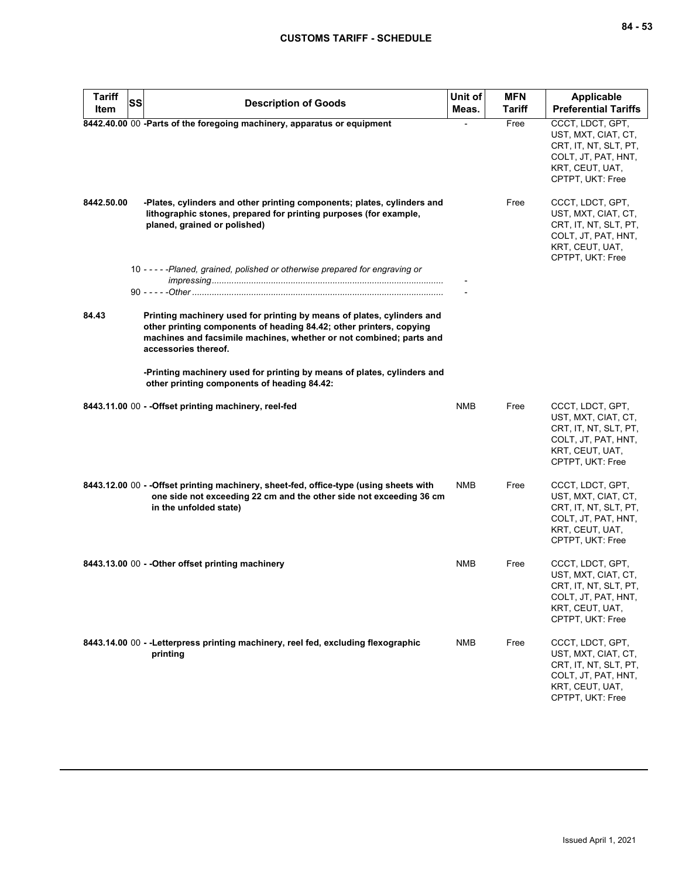| Tariff Item | SS | Description of Goods | Unit of Meas. | MFN Tariff | Applicable Preferential Tariffs |
|---|---|---|---|---|---|
| 8442.40.00 | 00 | **-Parts of the foregoing machinery, apparatus or equipment** | - | Free | CCCT, LDCT, GPT, UST, MXT, CIAT, CT, CRT, IT, NT, SLT, PT, COLT, JT, PAT, HNT, KRT, CEUT, UAT, CPTPT, UKT: Free |
| 8442.50.00 | | **-Plates, cylinders and other printing components; plates, cylinders and lithographic stones, prepared for printing purposes (for example, planed, grained or polished)** | | Free | CCCT, LDCT, GPT, UST, MXT, CIAT, CT, CRT, IT, NT, SLT, PT, COLT, JT, PAT, HNT, KRT, CEUT, UAT, CPTPT, UKT: Free |
| | 10 | - - - - -*Planed, grained, polished or otherwise prepared for engraving or impressing* | - | | |
| | 90 | - - - - -*Other* | - | | |
| 84.43 | | **Printing machinery used for printing by means of plates, cylinders and other printing components of heading 84.42; other printers, copying machines and facsimile machines, whether or not combined; parts and accessories thereof.** | | | |
| | | **-Printing machinery used for printing by means of plates, cylinders and other printing components of heading 84.42:** | | | |
| 8443.11.00 | 00 | **- -Offset printing machinery, reel-fed** | NMB | Free | CCCT, LDCT, GPT, UST, MXT, CIAT, CT, CRT, IT, NT, SLT, PT, COLT, JT, PAT, HNT, KRT, CEUT, UAT, CPTPT, UKT: Free |
| 8443.12.00 | 00 | **- -Offset printing machinery, sheet-fed, office-type (using sheets with one side not exceeding 22 cm and the other side not exceeding 36 cm in the unfolded state)** | NMB | Free | CCCT, LDCT, GPT, UST, MXT, CIAT, CT, CRT, IT, NT, SLT, PT, COLT, JT, PAT, HNT, KRT, CEUT, UAT, CPTPT, UKT: Free |
| 8443.13.00 | 00 | **- -Other offset printing machinery** | NMB | Free | CCCT, LDCT, GPT, UST, MXT, CIAT, CT, CRT, IT, NT, SLT, PT, COLT, JT, PAT, HNT, KRT, CEUT, UAT, CPTPT, UKT: Free |
| 8443.14.00 | 00 | **- -Letterpress printing machinery, reel fed, excluding flexographic printing** | NMB | Free | CCCT, LDCT, GPT, UST, MXT, CIAT, CT, CRT, IT, NT, SLT, PT, COLT, JT, PAT, HNT, KRT, CEUT, UAT, CPTPT, UKT: Free |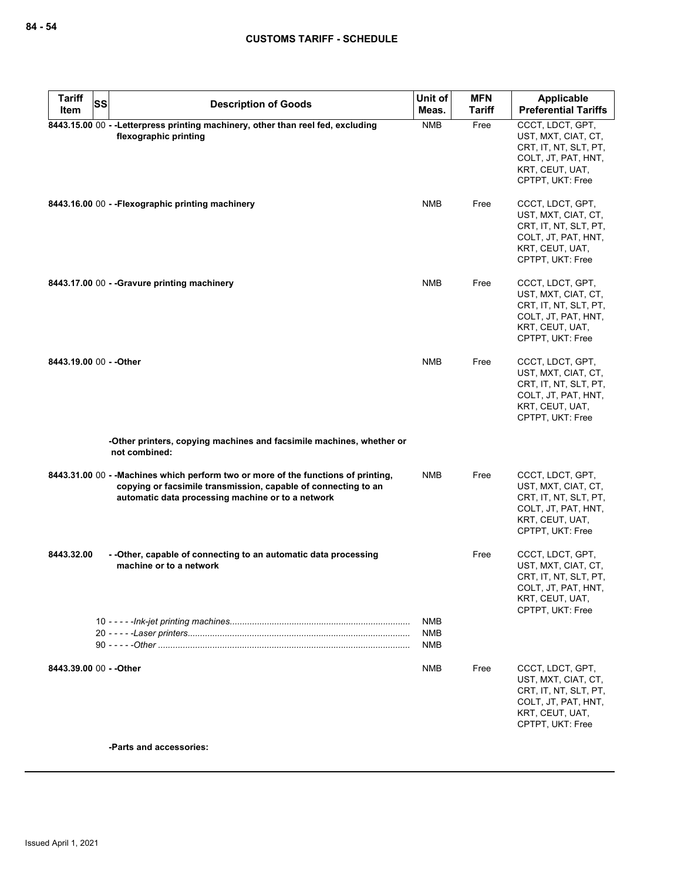| Tariff Item | SS | Description of Goods | Unit of Meas. | MFN Tariff | Applicable Preferential Tariffs |
|---|---|---|---|---|---|
| 8443.15.00 | 00 | - -Letterpress printing machinery, other than reel fed, excluding flexographic printing | NMB | Free | CCCT, LDCT, GPT, UST, MXT, CIAT, CT, CRT, IT, NT, SLT, PT, COLT, JT, PAT, HNT, KRT, CEUT, UAT, CPTPT, UKT: Free |
| 8443.16.00 | 00 | - -Flexographic printing machinery | NMB | Free | CCCT, LDCT, GPT, UST, MXT, CIAT, CT, CRT, IT, NT, SLT, PT, COLT, JT, PAT, HNT, KRT, CEUT, UAT, CPTPT, UKT: Free |
| 8443.17.00 | 00 | - -Gravure printing machinery | NMB | Free | CCCT, LDCT, GPT, UST, MXT, CIAT, CT, CRT, IT, NT, SLT, PT, COLT, JT, PAT, HNT, KRT, CEUT, UAT, CPTPT, UKT: Free |
| 8443.19.00 | 00 | - -Other | NMB | Free | CCCT, LDCT, GPT, UST, MXT, CIAT, CT, CRT, IT, NT, SLT, PT, COLT, JT, PAT, HNT, KRT, CEUT, UAT, CPTPT, UKT: Free |
| | | -Other printers, copying machines and facsimile machines, whether or not combined: | | | |
| 8443.31.00 | 00 | - -Machines which perform two or more of the functions of printing, copying or facsimile transmission, capable of connecting to an automatic data processing machine or to a network | NMB | Free | CCCT, LDCT, GPT, UST, MXT, CIAT, CT, CRT, IT, NT, SLT, PT, COLT, JT, PAT, HNT, KRT, CEUT, UAT, CPTPT, UKT: Free |
| 8443.32.00 | | - -Other, capable of connecting to an automatic data processing machine or to a network | | Free | CCCT, LDCT, GPT, UST, MXT, CIAT, CT, CRT, IT, NT, SLT, PT, COLT, JT, PAT, HNT, KRT, CEUT, UAT, CPTPT, UKT: Free |
| | 10 | - - - - -Ink-jet printing machines | NMB | | |
| | 20 | - - - - -Laser printers | NMB | | |
| | 90 | - - - - -Other | NMB | | |
| 8443.39.00 | 00 | - -Other | NMB | Free | CCCT, LDCT, GPT, UST, MXT, CIAT, CT, CRT, IT, NT, SLT, PT, COLT, JT, PAT, HNT, KRT, CEUT, UAT, CPTPT, UKT: Free |
| | | -Parts and accessories: | | | |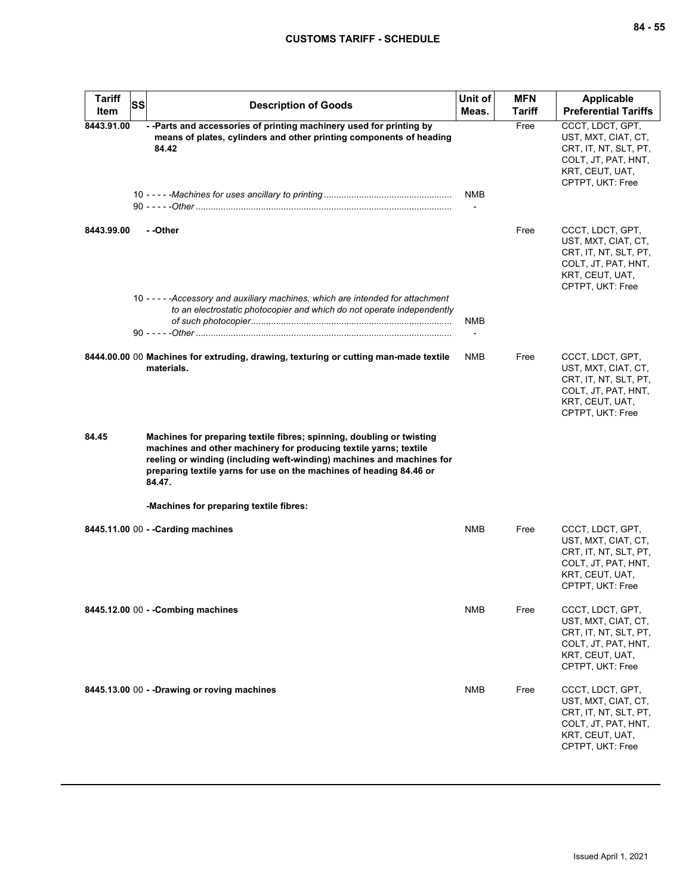| Tariff Item | SS | Description of Goods | Unit of Meas. | MFN Tariff | Applicable Preferential Tariffs |
|---|---|---|---|---|---|
| 8443.91.00 | | **- -Parts and accessories of printing machinery used for printing by means of plates, cylinders and other printing components of heading 84.42** | | Free | CCCT, LDCT, GPT, UST, MXT, CIAT, CT, CRT, IT, NT, SLT, PT, COLT, JT, PAT, HNT, KRT, CEUT, UAT, CPTPT, UKT: Free |
| | 10 | - - - - -*Machines for uses ancillary to printing* | NMB | | |
| | 90 | - - - - -*Other* | - | | |
| 8443.99.00 | | **- -Other** | | Free | CCCT, LDCT, GPT, UST, MXT, CIAT, CT, CRT, IT, NT, SLT, PT, COLT, JT, PAT, HNT, KRT, CEUT, UAT, CPTPT, UKT: Free |
| | 10 | - - - - -*Accessory and auxiliary machines, which are intended for attachment to an electrostatic photocopier and which do not operate independently of such photocopier* | NMB | | |
| | 90 | - - - - -*Other* | - | | |
| 8444.00.00 | 00 | **Machines for extruding, drawing, texturing or cutting man-made textile materials.** | NMB | Free | CCCT, LDCT, GPT, UST, MXT, CIAT, CT, CRT, IT, NT, SLT, PT, COLT, JT, PAT, HNT, KRT, CEUT, UAT, CPTPT, UKT: Free |
| 84.45 | | **Machines for preparing textile fibres; spinning, doubling or twisting machines and other machinery for producing textile yarns; textile reeling or winding (including weft-winding) machines and machines for preparing textile yarns for use on the machines of heading 84.46 or 84.47.** | | | |
| | | **-Machines for preparing textile fibres:** | | | |
| 8445.11.00 | 00 | **- -Carding machines** | NMB | Free | CCCT, LDCT, GPT, UST, MXT, CIAT, CT, CRT, IT, NT, SLT, PT, COLT, JT, PAT, HNT, KRT, CEUT, UAT, CPTPT, UKT: Free |
| 8445.12.00 | 00 | **- -Combing machines** | NMB | Free | CCCT, LDCT, GPT, UST, MXT, CIAT, CT, CRT, IT, NT, SLT, PT, COLT, JT, PAT, HNT, KRT, CEUT, UAT, CPTPT, UKT: Free |
| 8445.13.00 | 00 | **- -Drawing or roving machines** | NMB | Free | CCCT, LDCT, GPT, UST, MXT, CIAT, CT, CRT, IT, NT, SLT, PT, COLT, JT, PAT, HNT, KRT, CEUT, UAT, CPTPT, UKT: Free |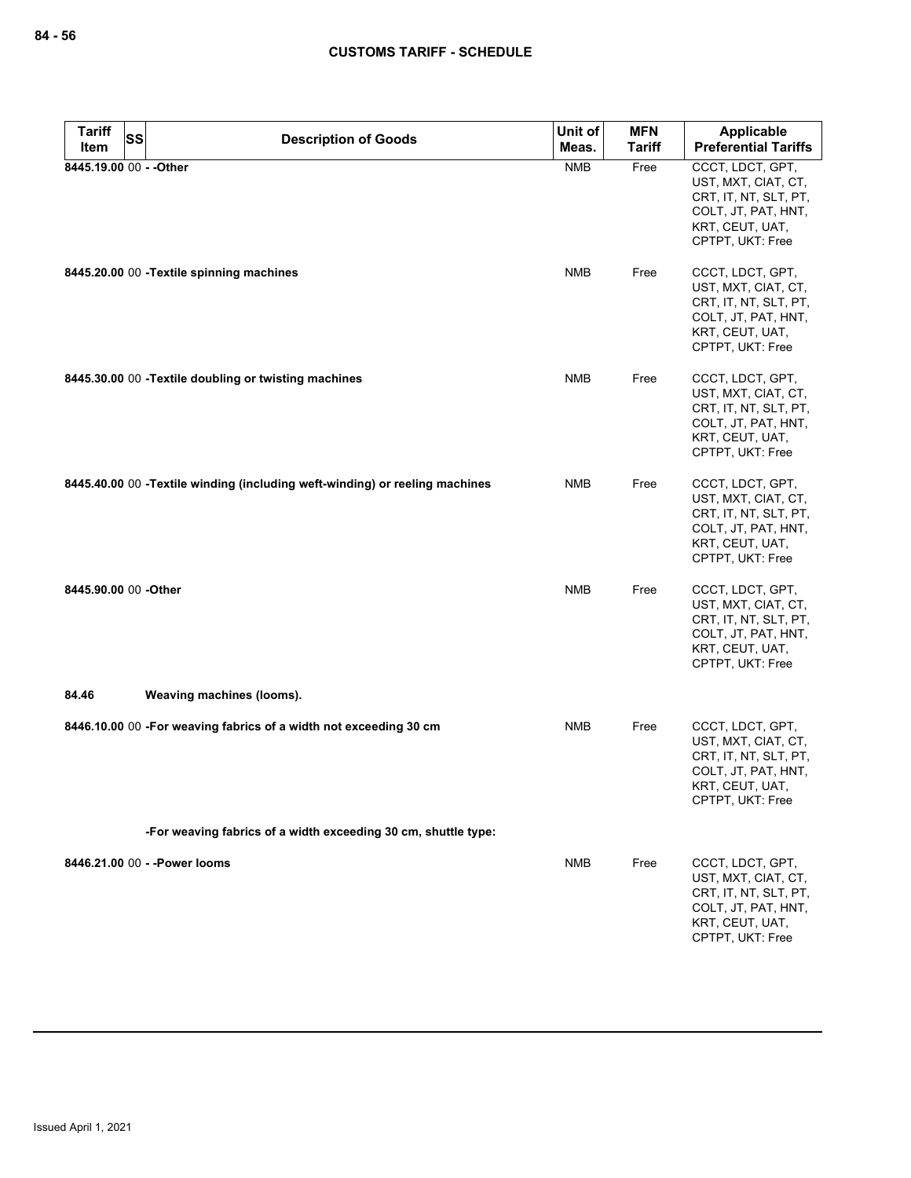## CUSTOMS TARIFF - SCHEDULE

| Tariff Item | SS | Description of Goods | Unit of Meas. | MFN Tariff | Applicable Preferential Tariffs |
|---|---|---|---|---|---|
| 8445.19.00 | 00 | - -Other | NMB | Free | CCCT, LDCT, GPT, UST, MXT, CIAT, CT, CRT, IT, NT, SLT, PT, COLT, JT, PAT, HNT, KRT, CEUT, UAT, CPTPT, UKT: Free |
| 8445.20.00 | 00 | -Textile spinning machines | NMB | Free | CCCT, LDCT, GPT, UST, MXT, CIAT, CT, CRT, IT, NT, SLT, PT, COLT, JT, PAT, HNT, KRT, CEUT, UAT, CPTPT, UKT: Free |
| 8445.30.00 | 00 | -Textile doubling or twisting machines | NMB | Free | CCCT, LDCT, GPT, UST, MXT, CIAT, CT, CRT, IT, NT, SLT, PT, COLT, JT, PAT, HNT, KRT, CEUT, UAT, CPTPT, UKT: Free |
| 8445.40.00 | 00 | -Textile winding (including weft-winding) or reeling machines | NMB | Free | CCCT, LDCT, GPT, UST, MXT, CIAT, CT, CRT, IT, NT, SLT, PT, COLT, JT, PAT, HNT, KRT, CEUT, UAT, CPTPT, UKT: Free |
| 8445.90.00 | 00 | -Other | NMB | Free | CCCT, LDCT, GPT, UST, MXT, CIAT, CT, CRT, IT, NT, SLT, PT, COLT, JT, PAT, HNT, KRT, CEUT, UAT, CPTPT, UKT: Free |
| 84.46 | | Weaving machines (looms). | | | |
| 8446.10.00 | 00 | -For weaving fabrics of a width not exceeding 30 cm | NMB | Free | CCCT, LDCT, GPT, UST, MXT, CIAT, CT, CRT, IT, NT, SLT, PT, COLT, JT, PAT, HNT, KRT, CEUT, UAT, CPTPT, UKT: Free |
| | | -For weaving fabrics of a width exceeding 30 cm, shuttle type: | | | |
| 8446.21.00 | 00 | - -Power looms | NMB | Free | CCCT, LDCT, GPT, UST, MXT, CIAT, CT, CRT, IT, NT, SLT, PT, COLT, JT, PAT, HNT, KRT, CEUT, UAT, CPTPT, UKT: Free |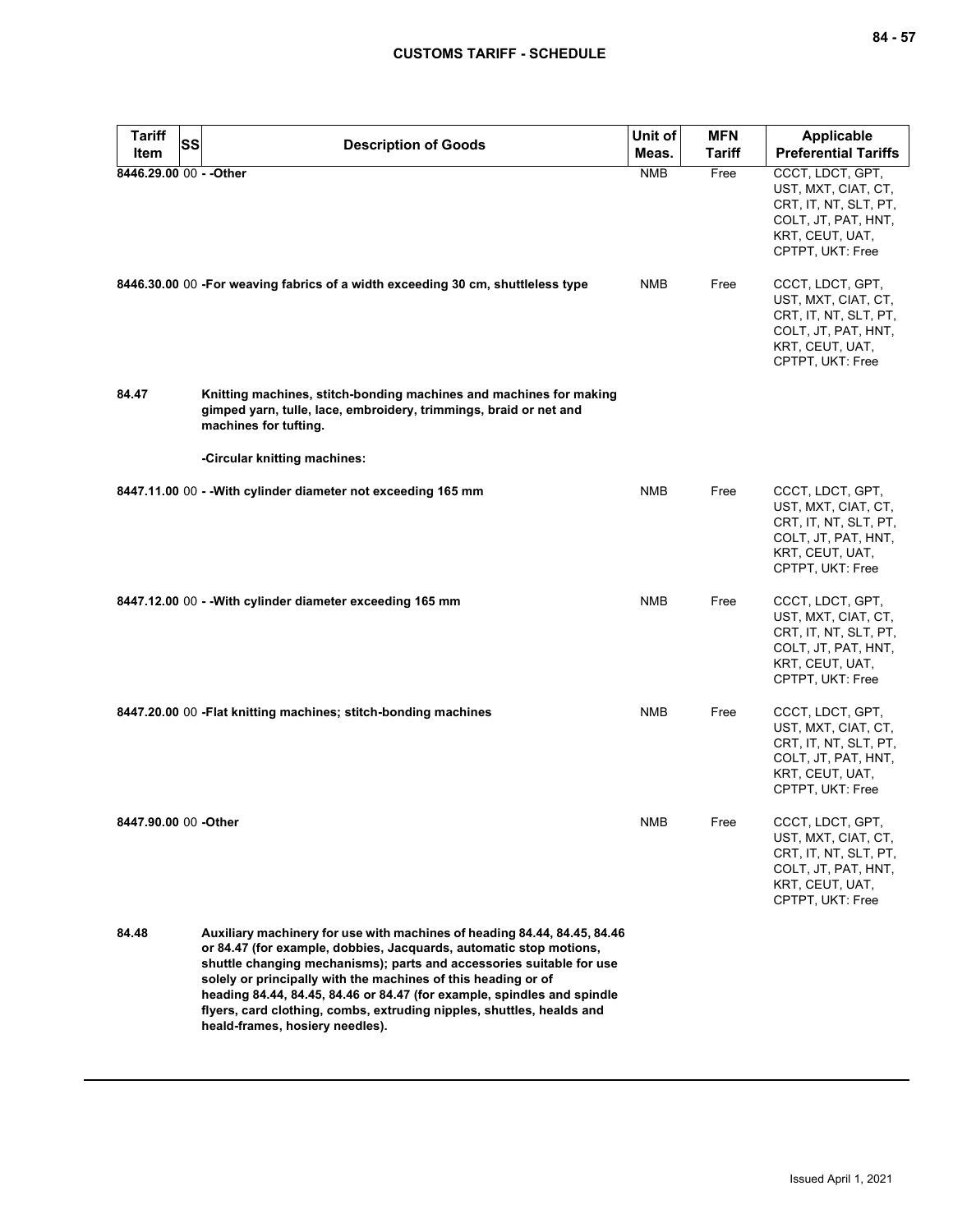| Tariff Item | SS | Description of Goods | Unit of Meas. | MFN Tariff | Applicable Preferential Tariffs |
|---|---|---|---|---|---|
| 8446.29.00 | 00 | - -Other | NMB | Free | CCCT, LDCT, GPT, UST, MXT, CIAT, CT, CRT, IT, NT, SLT, PT, COLT, JT, PAT, HNT, KRT, CEUT, UAT, CPTPT, UKT: Free |
| 8446.30.00 | 00 | -For weaving fabrics of a width exceeding 30 cm, shuttleless type | NMB | Free | CCCT, LDCT, GPT, UST, MXT, CIAT, CT, CRT, IT, NT, SLT, PT, COLT, JT, PAT, HNT, KRT, CEUT, UAT, CPTPT, UKT: Free |
| 84.47 | | Knitting machines, stitch-bonding machines and machines for making gimped yarn, tulle, lace, embroidery, trimmings, braid or net and machines for tufting. | | | |
| | | -Circular knitting machines: | | | |
| 8447.11.00 | 00 | - -With cylinder diameter not exceeding 165 mm | NMB | Free | CCCT, LDCT, GPT, UST, MXT, CIAT, CT, CRT, IT, NT, SLT, PT, COLT, JT, PAT, HNT, KRT, CEUT, UAT, CPTPT, UKT: Free |
| 8447.12.00 | 00 | - -With cylinder diameter exceeding 165 mm | NMB | Free | CCCT, LDCT, GPT, UST, MXT, CIAT, CT, CRT, IT, NT, SLT, PT, COLT, JT, PAT, HNT, KRT, CEUT, UAT, CPTPT, UKT: Free |
| 8447.20.00 | 00 | -Flat knitting machines; stitch-bonding machines | NMB | Free | CCCT, LDCT, GPT, UST, MXT, CIAT, CT, CRT, IT, NT, SLT, PT, COLT, JT, PAT, HNT, KRT, CEUT, UAT, CPTPT, UKT: Free |
| 8447.90.00 | 00 | -Other | NMB | Free | CCCT, LDCT, GPT, UST, MXT, CIAT, CT, CRT, IT, NT, SLT, PT, COLT, JT, PAT, HNT, KRT, CEUT, UAT, CPTPT, UKT: Free |
| 84.48 | | Auxiliary machinery for use with machines of heading 84.44, 84.45, 84.46 or 84.47 (for example, dobbies, Jacquards, automatic stop motions, shuttle changing mechanisms); parts and accessories suitable for use solely or principally with the machines of this heading or of heading 84.44, 84.45, 84.46 or 84.47 (for example, spindles and spindle flyers, card clothing, combs, extruding nipples, shuttles, healds and heald-frames, hosiery needles). | | | |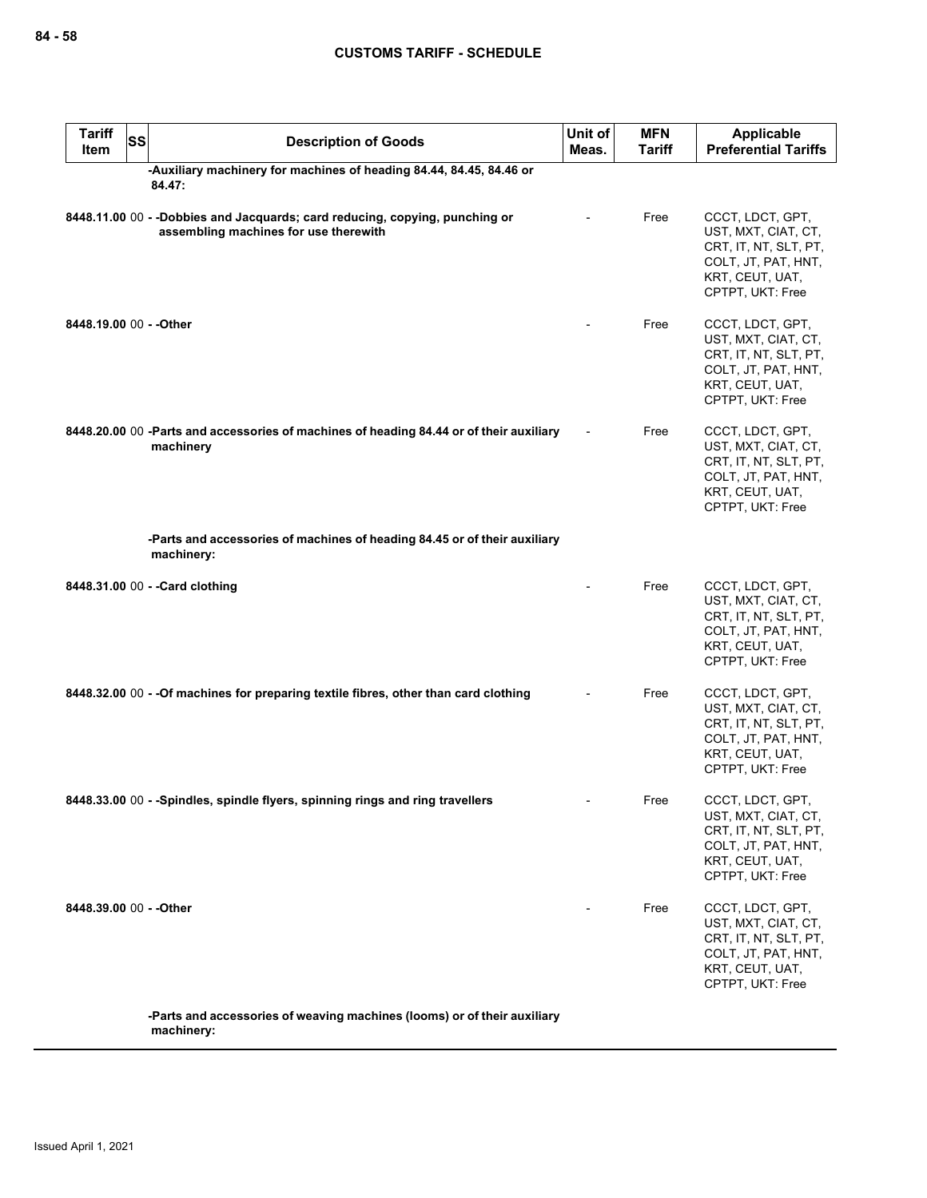| Tariff Item | SS | Description of Goods | Unit of Meas. | MFN Tariff | Applicable Preferential Tariffs |
|---|---|---|---|---|---|
| | | -Auxiliary machinery for machines of heading 84.44, 84.45, 84.46 or 84.47: | | | |
| 8448.11.00 | 00 | - -Dobbies and Jacquards; card reducing, copying, punching or assembling machines for use therewith | - | Free | CCCT, LDCT, GPT, UST, MXT, CIAT, CT, CRT, IT, NT, SLT, PT, COLT, JT, PAT, HNT, KRT, CEUT, UAT, CPTPT, UKT: Free |
| 8448.19.00 | 00 | - -Other | - | Free | CCCT, LDCT, GPT, UST, MXT, CIAT, CT, CRT, IT, NT, SLT, PT, COLT, JT, PAT, HNT, KRT, CEUT, UAT, CPTPT, UKT: Free |
| 8448.20.00 | 00 | -Parts and accessories of machines of heading 84.44 or of their auxiliary machinery | - | Free | CCCT, LDCT, GPT, UST, MXT, CIAT, CT, CRT, IT, NT, SLT, PT, COLT, JT, PAT, HNT, KRT, CEUT, UAT, CPTPT, UKT: Free |
| | | -Parts and accessories of machines of heading 84.45 or of their auxiliary machinery: | | | |
| 8448.31.00 | 00 | - -Card clothing | - | Free | CCCT, LDCT, GPT, UST, MXT, CIAT, CT, CRT, IT, NT, SLT, PT, COLT, JT, PAT, HNT, KRT, CEUT, UAT, CPTPT, UKT: Free |
| 8448.32.00 | 00 | - -Of machines for preparing textile fibres, other than card clothing | - | Free | CCCT, LDCT, GPT, UST, MXT, CIAT, CT, CRT, IT, NT, SLT, PT, COLT, JT, PAT, HNT, KRT, CEUT, UAT, CPTPT, UKT: Free |
| 8448.33.00 | 00 | - -Spindles, spindle flyers, spinning rings and ring travellers | - | Free | CCCT, LDCT, GPT, UST, MXT, CIAT, CT, CRT, IT, NT, SLT, PT, COLT, JT, PAT, HNT, KRT, CEUT, UAT, CPTPT, UKT: Free |
| 8448.39.00 | 00 | - -Other | - | Free | CCCT, LDCT, GPT, UST, MXT, CIAT, CT, CRT, IT, NT, SLT, PT, COLT, JT, PAT, HNT, KRT, CEUT, UAT, CPTPT, UKT: Free |
| | | -Parts and accessories of weaving machines (looms) or of their auxiliary machinery: | | | |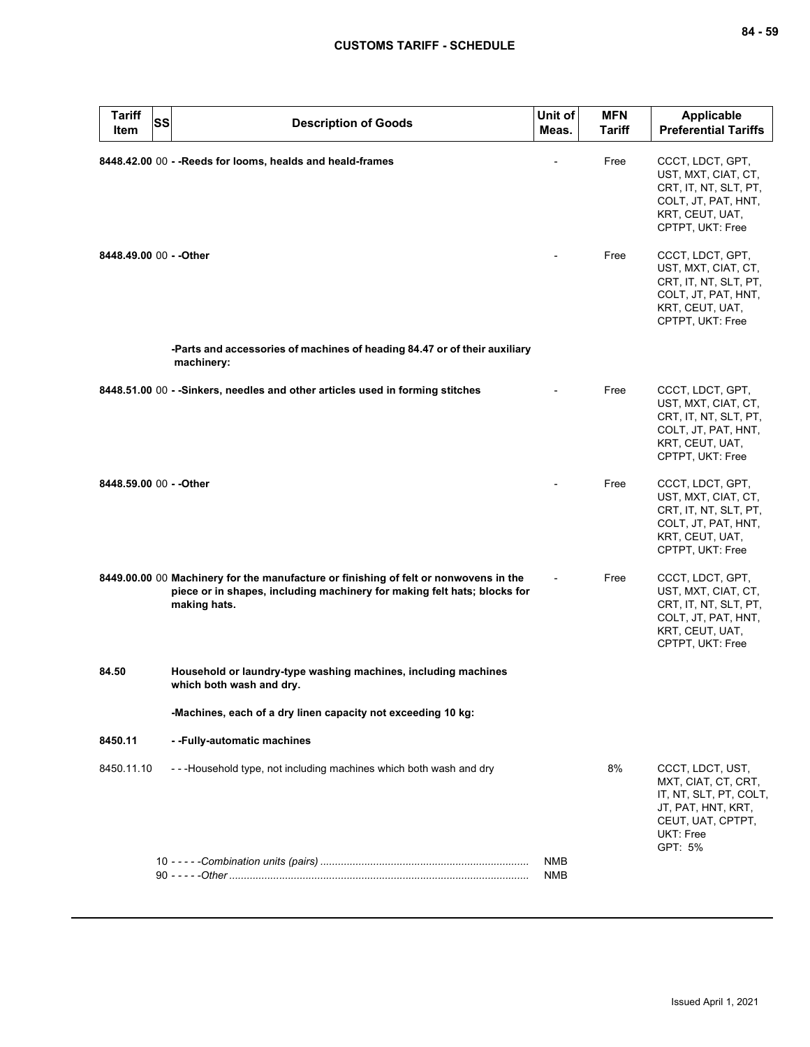| Tariff Item | SS | Description of Goods | Unit of Meas. | MFN Tariff | Applicable Preferential Tariffs |
|---|---|---|---|---|---|
| **8448.42.00** | 00 | **- -Reeds for looms, healds and heald-frames** | - | Free | CCCT, LDCT, GPT, UST, MXT, CIAT, CT, CRT, IT, NT, SLT, PT, COLT, JT, PAT, HNT, KRT, CEUT, UAT, CPTPT, UKT: Free |
| **8448.49.00** | 00 | **- -Other** | - | Free | CCCT, LDCT, GPT, UST, MXT, CIAT, CT, CRT, IT, NT, SLT, PT, COLT, JT, PAT, HNT, KRT, CEUT, UAT, CPTPT, UKT: Free |
| | | **-Parts and accessories of machines of heading 84.47 or of their auxiliary machinery:** | | | |
| **8448.51.00** | 00 | **- -Sinkers, needles and other articles used in forming stitches** | - | Free | CCCT, LDCT, GPT, UST, MXT, CIAT, CT, CRT, IT, NT, SLT, PT, COLT, JT, PAT, HNT, KRT, CEUT, UAT, CPTPT, UKT: Free |
| **8448.59.00** | 00 | **- -Other** | - | Free | CCCT, LDCT, GPT, UST, MXT, CIAT, CT, CRT, IT, NT, SLT, PT, COLT, JT, PAT, HNT, KRT, CEUT, UAT, CPTPT, UKT: Free |
| **8449.00.00** | 00 | **Machinery for the manufacture or finishing of felt or nonwovens in the piece or in shapes, including machinery for making felt hats; blocks for making hats.** | - | Free | CCCT, LDCT, GPT, UST, MXT, CIAT, CT, CRT, IT, NT, SLT, PT, COLT, JT, PAT, HNT, KRT, CEUT, UAT, CPTPT, UKT: Free |
| **84.50** | | **Household or laundry-type washing machines, including machines which both wash and dry.** | | | |
| | | **-Machines, each of a dry linen capacity not exceeding 10 kg:** | | | |
| **8450.11** | | **- -Fully-automatic machines** | | | |
| 8450.11.10 | | - - -Household type, not including machines which both wash and dry | | 8% | CCCT, LDCT, UST, MXT, CIAT, CT, CRT, IT, NT, SLT, PT, COLT, JT, PAT, HNT, KRT, CEUT, UAT, CPTPT, UKT: Free<br>GPT: 5% |
| | | 10 - - - - -*Combination units (pairs)* | NMB | | |
| | | 90 - - - - -*Other* | NMB | | |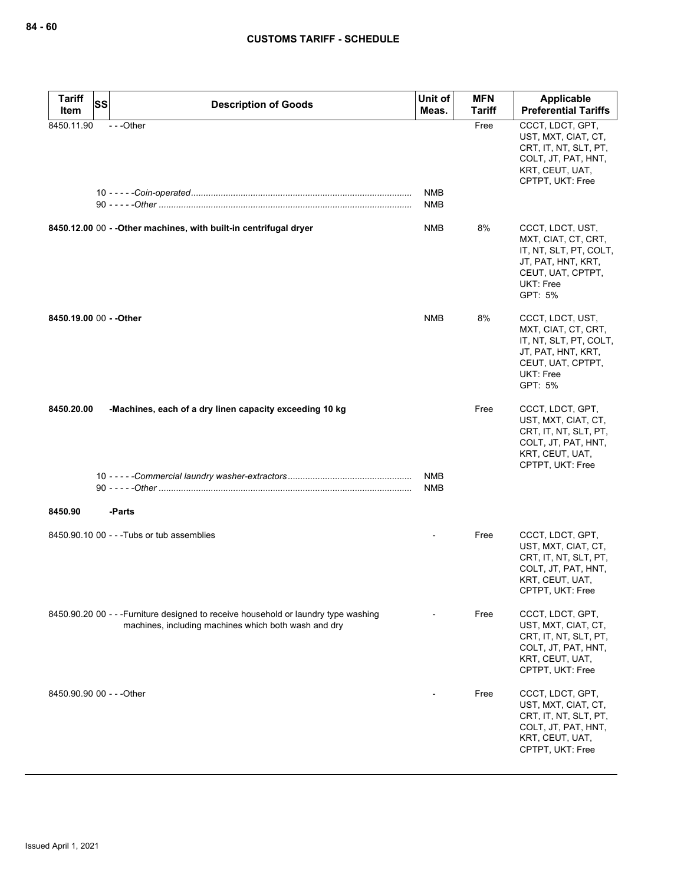| Tariff Item | SS | Description of Goods | Unit of Meas. | MFN Tariff | Applicable Preferential Tariffs |
|---|---|---|---|---|---|
| 8450.11.90 | | - - -Other | | Free | CCCT, LDCT, GPT, UST, MXT, CIAT, CT, CRT, IT, NT, SLT, PT, COLT, JT, PAT, HNT, KRT, CEUT, UAT, CPTPT, UKT: Free |
| | | 10 - - - - -*Coin-operated* | NMB | | |
| | | 90 - - - - -*Other* | NMB | | |
| **8450.12.00** | 00 | **- -Other machines, with built-in centrifugal dryer** | NMB | 8% | CCCT, LDCT, UST, MXT, CIAT, CT, CRT, IT, NT, SLT, PT, COLT, JT, PAT, HNT, KRT, CEUT, UAT, CPTPT, UKT: Free<br>GPT: 5% |
| **8450.19.00** | 00 | **- -Other** | NMB | 8% | CCCT, LDCT, UST, MXT, CIAT, CT, CRT, IT, NT, SLT, PT, COLT, JT, PAT, HNT, KRT, CEUT, UAT, CPTPT, UKT: Free<br>GPT: 5% |
| **8450.20.00** | | **-Machines, each of a dry linen capacity exceeding 10 kg** | | Free | CCCT, LDCT, GPT, UST, MXT, CIAT, CT, CRT, IT, NT, SLT, PT, COLT, JT, PAT, HNT, KRT, CEUT, UAT, CPTPT, UKT: Free |
| | | 10 - - - - -*Commercial laundry washer-extractors* | NMB | | |
| | | 90 - - - - -*Other* | NMB | | |
| **8450.90** | | **-Parts** | | | |
| 8450.90.10 | 00 | - - -Tubs or tub assemblies | - | Free | CCCT, LDCT, GPT, UST, MXT, CIAT, CT, CRT, IT, NT, SLT, PT, COLT, JT, PAT, HNT, KRT, CEUT, UAT, CPTPT, UKT: Free |
| 8450.90.20 | 00 | - - -Furniture designed to receive household or laundry type washing machines, including machines which both wash and dry | - | Free | CCCT, LDCT, GPT, UST, MXT, CIAT, CT, CRT, IT, NT, SLT, PT, COLT, JT, PAT, HNT, KRT, CEUT, UAT, CPTPT, UKT: Free |
| 8450.90.90 | 00 | - - -Other | - | Free | CCCT, LDCT, GPT, UST, MXT, CIAT, CT, CRT, IT, NT, SLT, PT, COLT, JT, PAT, HNT, KRT, CEUT, UAT, CPTPT, UKT: Free |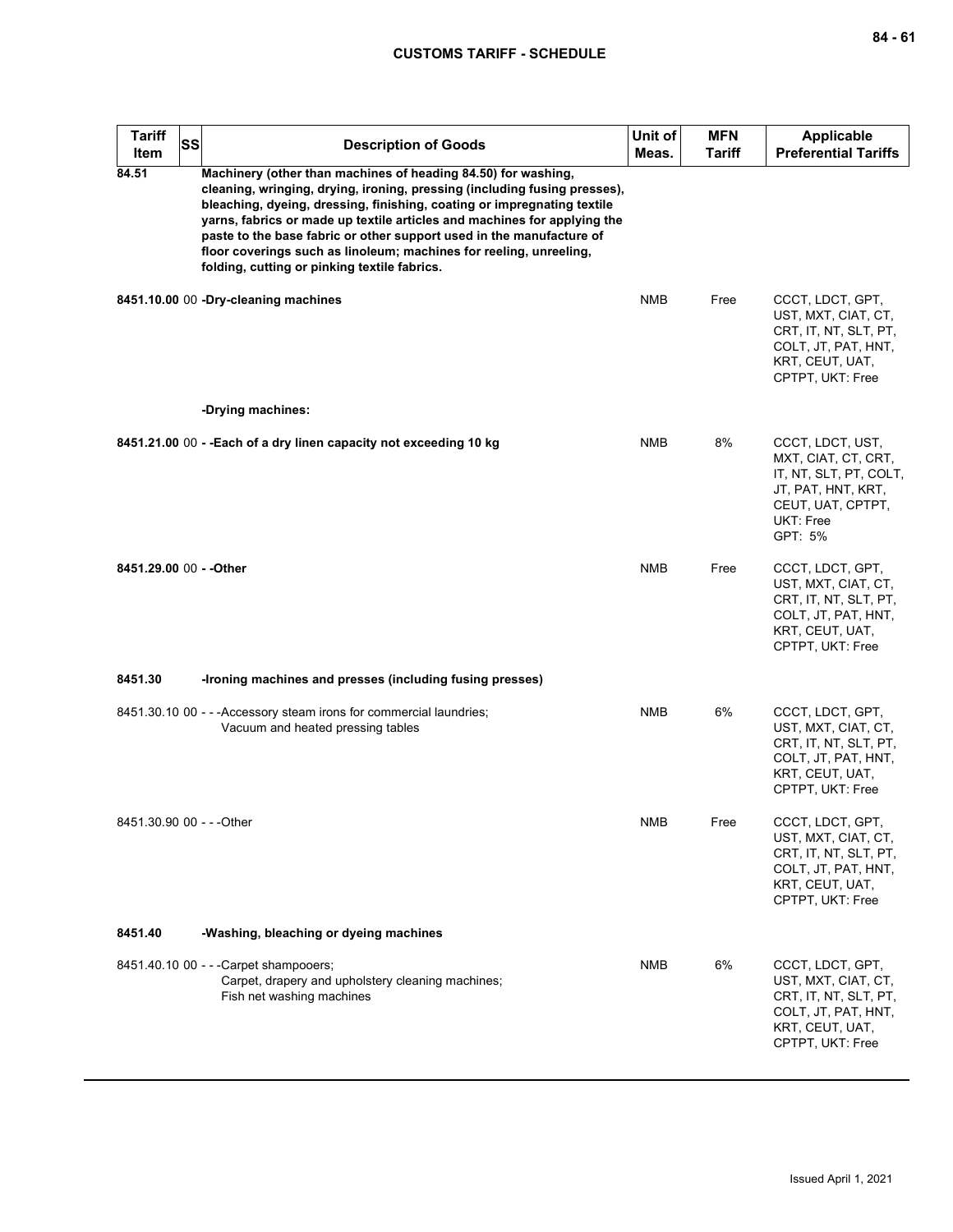| Tariff Item | SS | Description of Goods | Unit of Meas. | MFN Tariff | Applicable Preferential Tariffs |
|---|---|---|---|---|---|
| **84.51** | | **Machinery (other than machines of heading 84.50) for washing, cleaning, wringing, drying, ironing, pressing (including fusing presses), bleaching, dyeing, dressing, finishing, coating or impregnating textile yarns, fabrics or made up textile articles and machines for applying the paste to the base fabric or other support used in the manufacture of floor coverings such as linoleum; machines for reeling, unreeling, folding, cutting or pinking textile fabrics.** | | | |
| **8451.10.00** | 00 | **-Dry-cleaning machines** | NMB | Free | CCCT, LDCT, GPT, UST, MXT, CIAT, CT, CRT, IT, NT, SLT, PT, COLT, JT, PAT, HNT, KRT, CEUT, UAT, CPTPT, UKT: Free |
| | | **-Drying machines:** | | | |
| **8451.21.00** | 00 | **- -Each of a dry linen capacity not exceeding 10 kg** | NMB | 8% | CCCT, LDCT, UST, MXT, CIAT, CT, CRT, IT, NT, SLT, PT, COLT, JT, PAT, HNT, KRT, CEUT, UAT, CPTPT, UKT: Free<br>GPT: 5% |
| **8451.29.00** | 00 | **- -Other** | NMB | Free | CCCT, LDCT, GPT, UST, MXT, CIAT, CT, CRT, IT, NT, SLT, PT, COLT, JT, PAT, HNT, KRT, CEUT, UAT, CPTPT, UKT: Free |
| **8451.30** | | **-Ironing machines and presses (including fusing presses)** | | | |
| 8451.30.10 | 00 | - - -Accessory steam irons for commercial laundries;<br>Vacuum and heated pressing tables | NMB | 6% | CCCT, LDCT, GPT, UST, MXT, CIAT, CT, CRT, IT, NT, SLT, PT, COLT, JT, PAT, HNT, KRT, CEUT, UAT, CPTPT, UKT: Free |
| 8451.30.90 | 00 | - - -Other | NMB | Free | CCCT, LDCT, GPT, UST, MXT, CIAT, CT, CRT, IT, NT, SLT, PT, COLT, JT, PAT, HNT, KRT, CEUT, UAT, CPTPT, UKT: Free |
| **8451.40** | | **-Washing, bleaching or dyeing machines** | | | |
| 8451.40.10 | 00 | - - -Carpet shampooers;<br>Carpet, drapery and upholstery cleaning machines;<br>Fish net washing machines | NMB | 6% | CCCT, LDCT, GPT, UST, MXT, CIAT, CT, CRT, IT, NT, SLT, PT, COLT, JT, PAT, HNT, KRT, CEUT, UAT, CPTPT, UKT: Free |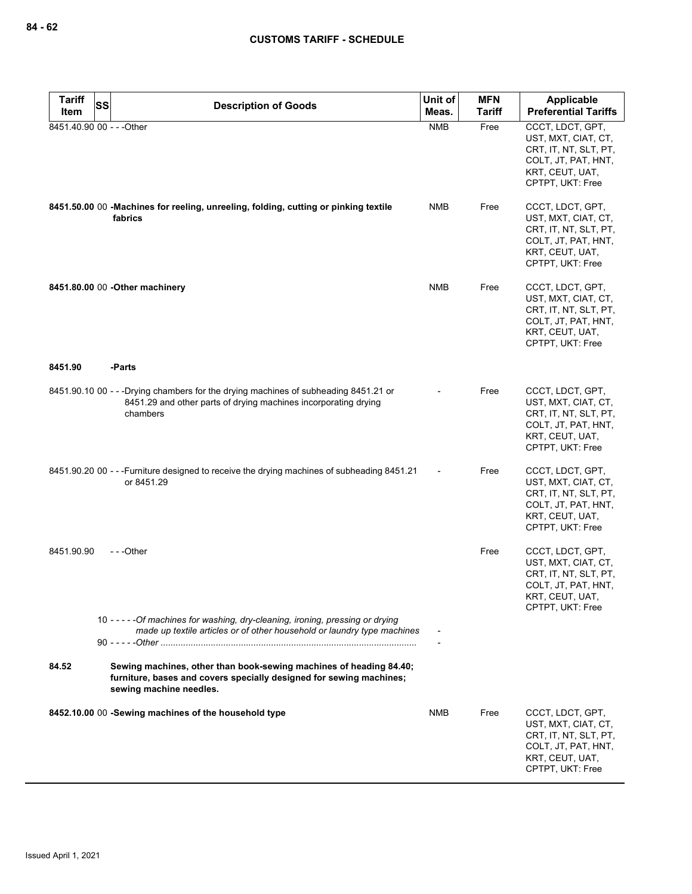| Tariff Item | SS | Description of Goods | Unit of Meas. | MFN Tariff | Applicable Preferential Tariffs |
|---|---|---|---|---|---|
| 8451.40.90 | 00 | - - -Other | NMB | Free | CCCT, LDCT, GPT, UST, MXT, CIAT, CT, CRT, IT, NT, SLT, PT, COLT, JT, PAT, HNT, KRT, CEUT, UAT, CPTPT, UKT: Free |
| **8451.50.00** | 00 | **-Machines for reeling, unreeling, folding, cutting or pinking textile fabrics** | NMB | Free | CCCT, LDCT, GPT, UST, MXT, CIAT, CT, CRT, IT, NT, SLT, PT, COLT, JT, PAT, HNT, KRT, CEUT, UAT, CPTPT, UKT: Free |
| **8451.80.00** | 00 | **-Other machinery** | NMB | Free | CCCT, LDCT, GPT, UST, MXT, CIAT, CT, CRT, IT, NT, SLT, PT, COLT, JT, PAT, HNT, KRT, CEUT, UAT, CPTPT, UKT: Free |
| **8451.90** | | **-Parts** | | | |
| 8451.90.10 | 00 | - - -Drying chambers for the drying machines of subheading 8451.21 or 8451.29 and other parts of drying machines incorporating drying chambers | - | Free | CCCT, LDCT, GPT, UST, MXT, CIAT, CT, CRT, IT, NT, SLT, PT, COLT, JT, PAT, HNT, KRT, CEUT, UAT, CPTPT, UKT: Free |
| 8451.90.20 | 00 | - - -Furniture designed to receive the drying machines of subheading 8451.21 or 8451.29 | - | Free | CCCT, LDCT, GPT, UST, MXT, CIAT, CT, CRT, IT, NT, SLT, PT, COLT, JT, PAT, HNT, KRT, CEUT, UAT, CPTPT, UKT: Free |
| 8451.90.90 | | - - -Other | | Free | CCCT, LDCT, GPT, UST, MXT, CIAT, CT, CRT, IT, NT, SLT, PT, COLT, JT, PAT, HNT, KRT, CEUT, UAT, CPTPT, UKT: Free |
| | | 10 - - - - -*Of machines for washing, dry-cleaning, ironing, pressing or drying made up textile articles or of other household or laundry type machines* | - | | |
| | | 90 - - - - -*Other* | - | | |
| **84.52** | | **Sewing machines, other than book-sewing machines of heading 84.40; furniture, bases and covers specially designed for sewing machines; sewing machine needles.** | | | |
| **8452.10.00** | 00 | **-Sewing machines of the household type** | NMB | Free | CCCT, LDCT, GPT, UST, MXT, CIAT, CT, CRT, IT, NT, SLT, PT, COLT, JT, PAT, HNT, KRT, CEUT, UAT, CPTPT, UKT: Free |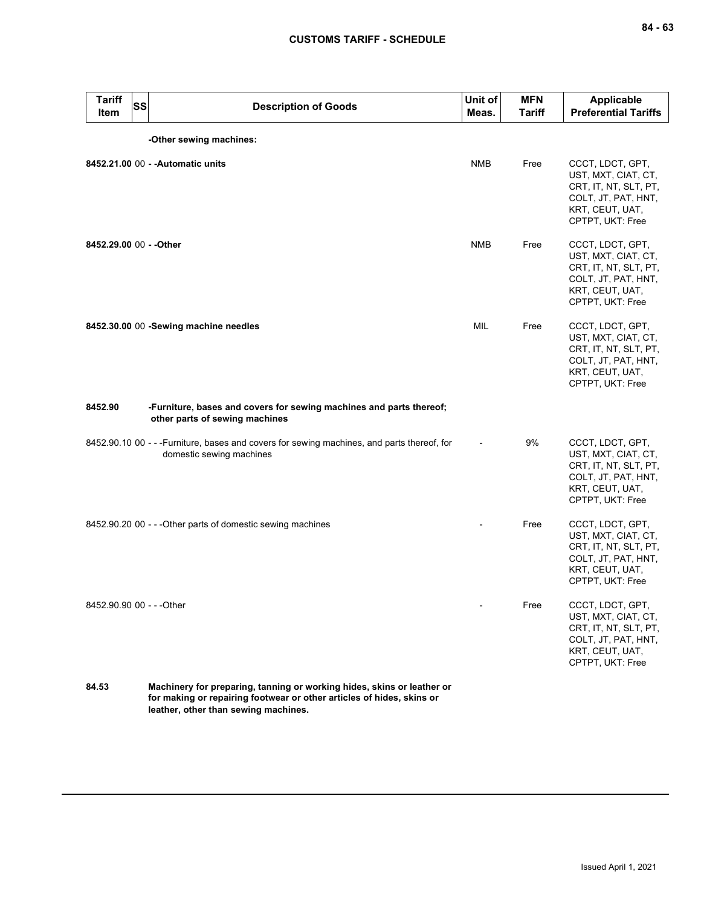| Tariff Item | SS | Description of Goods | Unit of Meas. | MFN Tariff | Applicable Preferential Tariffs |
|---|---|---|---|---|---|
| | | **-Other sewing machines:** | | | |
| **8452.21.00** | 00 | **- -Automatic units** | NMB | Free | CCCT, LDCT, GPT, UST, MXT, CIAT, CT, CRT, IT, NT, SLT, PT, COLT, JT, PAT, HNT, KRT, CEUT, UAT, CPTPT, UKT: Free |
| **8452.29.00** | 00 | **- -Other** | NMB | Free | CCCT, LDCT, GPT, UST, MXT, CIAT, CT, CRT, IT, NT, SLT, PT, COLT, JT, PAT, HNT, KRT, CEUT, UAT, CPTPT, UKT: Free |
| **8452.30.00** | 00 | **-Sewing machine needles** | MIL | Free | CCCT, LDCT, GPT, UST, MXT, CIAT, CT, CRT, IT, NT, SLT, PT, COLT, JT, PAT, HNT, KRT, CEUT, UAT, CPTPT, UKT: Free |
| **8452.90** | | **-Furniture, bases and covers for sewing machines and parts thereof; other parts of sewing machines** | | | |
| 8452.90.10 | 00 | - - -Furniture, bases and covers for sewing machines, and parts thereof, for domestic sewing machines | - | 9% | CCCT, LDCT, GPT, UST, MXT, CIAT, CT, CRT, IT, NT, SLT, PT, COLT, JT, PAT, HNT, KRT, CEUT, UAT, CPTPT, UKT: Free |
| 8452.90.20 | 00 | - - -Other parts of domestic sewing machines | - | Free | CCCT, LDCT, GPT, UST, MXT, CIAT, CT, CRT, IT, NT, SLT, PT, COLT, JT, PAT, HNT, KRT, CEUT, UAT, CPTPT, UKT: Free |
| 8452.90.90 | 00 | - - -Other | - | Free | CCCT, LDCT, GPT, UST, MXT, CIAT, CT, CRT, IT, NT, SLT, PT, COLT, JT, PAT, HNT, KRT, CEUT, UAT, CPTPT, UKT: Free |
| **84.53** | | **Machinery for preparing, tanning or working hides, skins or leather or for making or repairing footwear or other articles of hides, skins or leather, other than sewing machines.** | | | |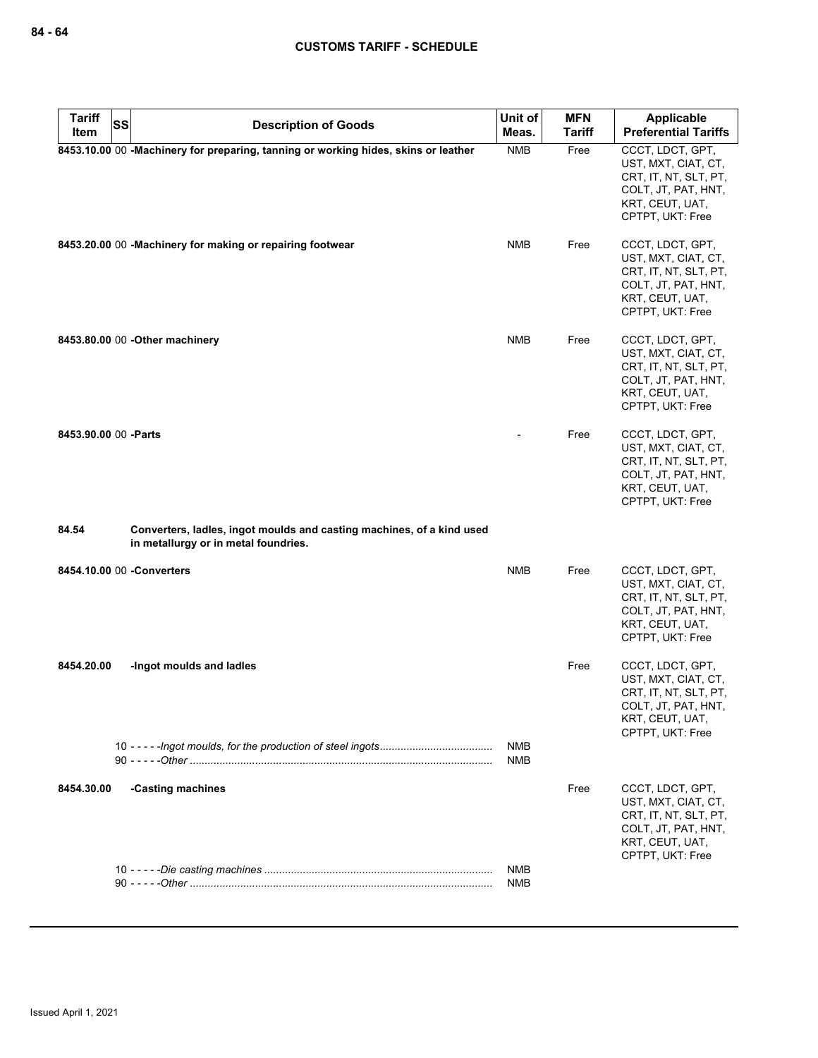| Tariff Item | SS | Description of Goods | Unit of Meas. | MFN Tariff | Applicable Preferential Tariffs |
|---|---|---|---|---|---|
| 8453.10.00 | 00 | **-Machinery for preparing, tanning or working hides, skins or leather** | NMB | Free | CCCT, LDCT, GPT, UST, MXT, CIAT, CT, CRT, IT, NT, SLT, PT, COLT, JT, PAT, HNT, KRT, CEUT, UAT, CPTPT, UKT: Free |
| 8453.20.00 | 00 | **-Machinery for making or repairing footwear** | NMB | Free | CCCT, LDCT, GPT, UST, MXT, CIAT, CT, CRT, IT, NT, SLT, PT, COLT, JT, PAT, HNT, KRT, CEUT, UAT, CPTPT, UKT: Free |
| 8453.80.00 | 00 | **-Other machinery** | NMB | Free | CCCT, LDCT, GPT, UST, MXT, CIAT, CT, CRT, IT, NT, SLT, PT, COLT, JT, PAT, HNT, KRT, CEUT, UAT, CPTPT, UKT: Free |
| 8453.90.00 | 00 | **-Parts** | - | Free | CCCT, LDCT, GPT, UST, MXT, CIAT, CT, CRT, IT, NT, SLT, PT, COLT, JT, PAT, HNT, KRT, CEUT, UAT, CPTPT, UKT: Free |
| **84.54** | | **Converters, ladles, ingot moulds and casting machines, of a kind used in metallurgy or in metal foundries.** | | | |
| 8454.10.00 | 00 | **-Converters** | NMB | Free | CCCT, LDCT, GPT, UST, MXT, CIAT, CT, CRT, IT, NT, SLT, PT, COLT, JT, PAT, HNT, KRT, CEUT, UAT, CPTPT, UKT: Free |
| 8454.20.00 | | **-Ingot moulds and ladles** | | Free | CCCT, LDCT, GPT, UST, MXT, CIAT, CT, CRT, IT, NT, SLT, PT, COLT, JT, PAT, HNT, KRT, CEUT, UAT, CPTPT, UKT: Free |
| | 10 | - - - - -*Ingot moulds, for the production of steel ingots* | NMB | | |
| | 90 | - - - - -*Other* | NMB | | |
| 8454.30.00 | | **-Casting machines** | | Free | CCCT, LDCT, GPT, UST, MXT, CIAT, CT, CRT, IT, NT, SLT, PT, COLT, JT, PAT, HNT, KRT, CEUT, UAT, CPTPT, UKT: Free |
| | 10 | - - - - -*Die casting machines* | NMB | | |
| | 90 | - - - - -*Other* | NMB | | |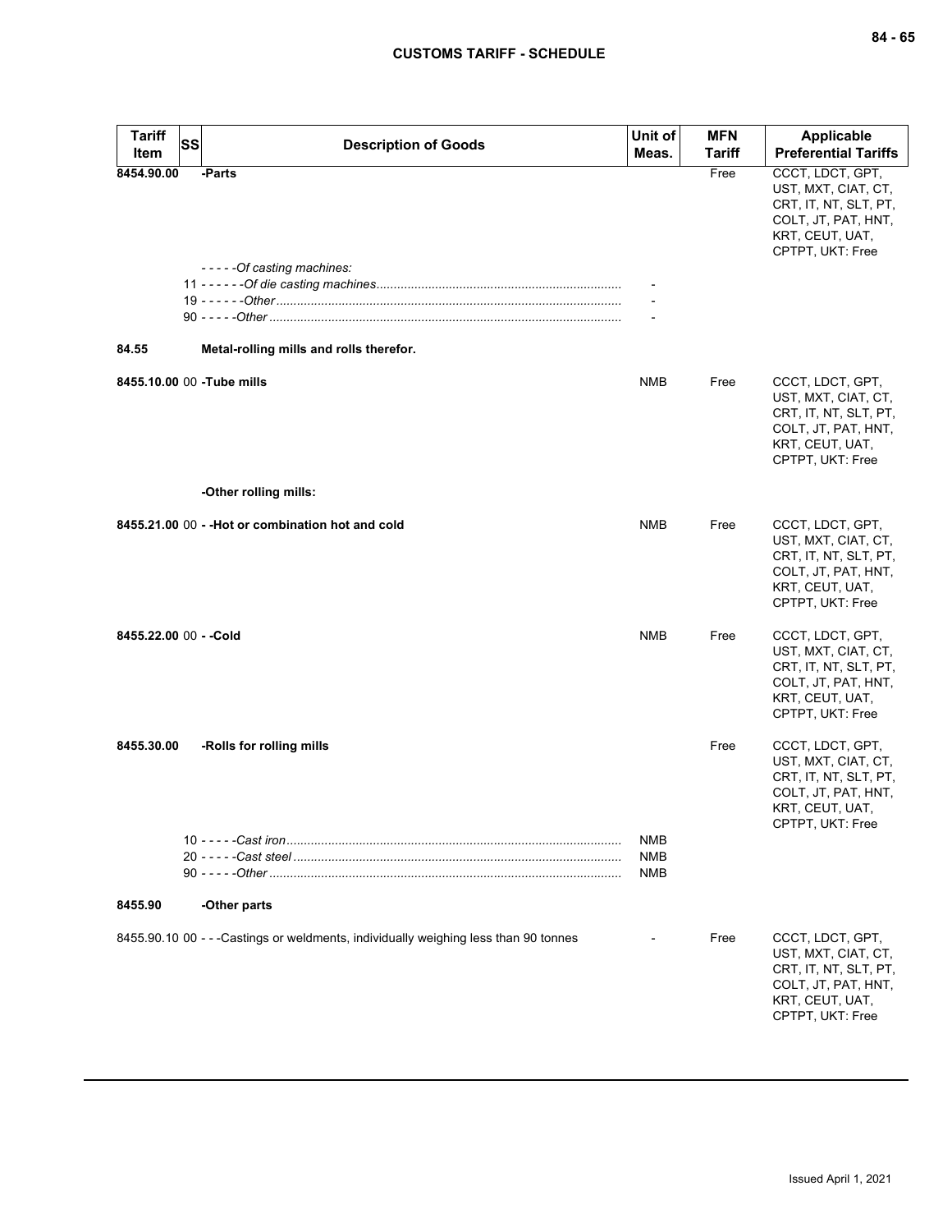| Tariff Item | SS | Description of Goods | Unit of Meas. | MFN Tariff | Applicable Preferential Tariffs |
|---|---|---|---|---|---|
| 8454.90.00 | | -Parts | | Free | CCCT, LDCT, GPT, UST, MXT, CIAT, CT, CRT, IT, NT, SLT, PT, COLT, JT, PAT, HNT, KRT, CEUT, UAT, CPTPT, UKT: Free |
| | | - - - - -*Of casting machines:* | | | |
| | 11 | - - - - - -*Of die casting machines* | - | | |
| | 19 | - - - - - -*Other* | - | | |
| | 90 | - - - - -*Other* | - | | |
| **84.55** | | **Metal-rolling mills and rolls therefor.** | | | |
| **8455.10.00** | 00 | **-Tube mills** | NMB | Free | CCCT, LDCT, GPT, UST, MXT, CIAT, CT, CRT, IT, NT, SLT, PT, COLT, JT, PAT, HNT, KRT, CEUT, UAT, CPTPT, UKT: Free |
| | | **-Other rolling mills:** | | | |
| **8455.21.00** | 00 | **- -Hot or combination hot and cold** | NMB | Free | CCCT, LDCT, GPT, UST, MXT, CIAT, CT, CRT, IT, NT, SLT, PT, COLT, JT, PAT, HNT, KRT, CEUT, UAT, CPTPT, UKT: Free |
| **8455.22.00** | 00 | **- -Cold** | NMB | Free | CCCT, LDCT, GPT, UST, MXT, CIAT, CT, CRT, IT, NT, SLT, PT, COLT, JT, PAT, HNT, KRT, CEUT, UAT, CPTPT, UKT: Free |
| **8455.30.00** | | **-Rolls for rolling mills** | | Free | CCCT, LDCT, GPT, UST, MXT, CIAT, CT, CRT, IT, NT, SLT, PT, COLT, JT, PAT, HNT, KRT, CEUT, UAT, CPTPT, UKT: Free |
| | 10 | - - - - -*Cast iron* | NMB | | |
| | 20 | - - - - -*Cast steel* | NMB | | |
| | 90 | - - - - -*Other* | NMB | | |
| **8455.90** | | **-Other parts** | | | |
| 8455.90.10 | 00 | - - -Castings or weldments, individually weighing less than 90 tonnes | - | Free | CCCT, LDCT, GPT, UST, MXT, CIAT, CT, CRT, IT, NT, SLT, PT, COLT, JT, PAT, HNT, KRT, CEUT, UAT, CPTPT, UKT: Free |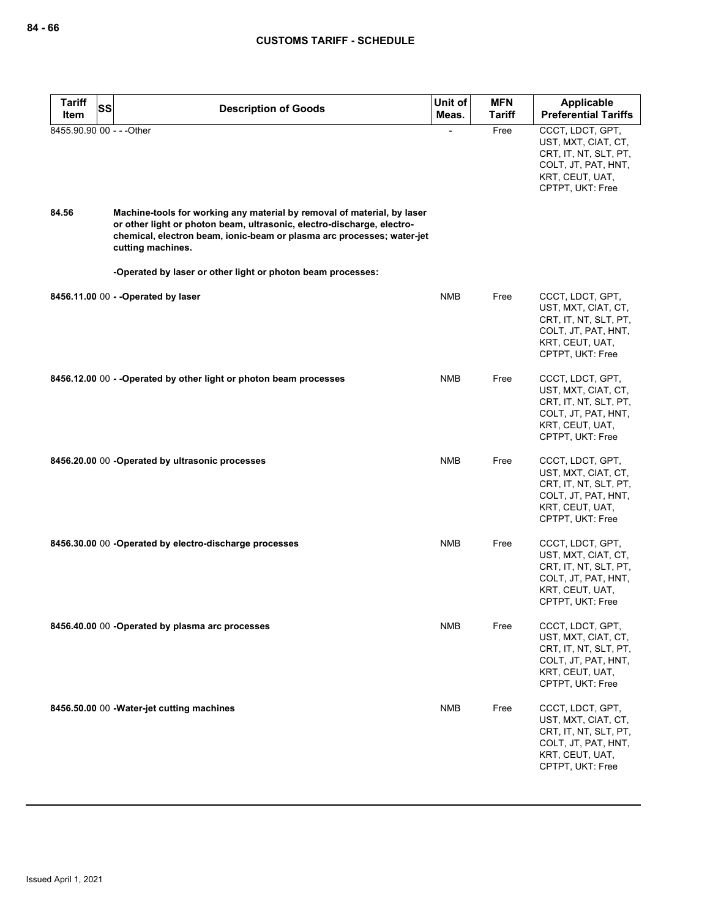| Tariff Item | SS | Description of Goods | Unit of Meas. | MFN Tariff | Applicable Preferential Tariffs |
|---|---|---|---|---|---|
| 8455.90.90 | 00 | - - -Other | - | Free | CCCT, LDCT, GPT, UST, MXT, CIAT, CT, CRT, IT, NT, SLT, PT, COLT, JT, PAT, HNT, KRT, CEUT, UAT, CPTPT, UKT: Free |
| **84.56** | | **Machine-tools for working any material by removal of material, by laser or other light or photon beam, ultrasonic, electro-discharge, electro-chemical, electron beam, ionic-beam or plasma arc processes; water-jet cutting machines.** | | | |
| | | **-Operated by laser or other light or photon beam processes:** | | | |
| **8456.11.00** | 00 | **- -Operated by laser** | NMB | Free | CCCT, LDCT, GPT, UST, MXT, CIAT, CT, CRT, IT, NT, SLT, PT, COLT, JT, PAT, HNT, KRT, CEUT, UAT, CPTPT, UKT: Free |
| **8456.12.00** | 00 | **- -Operated by other light or photon beam processes** | NMB | Free | CCCT, LDCT, GPT, UST, MXT, CIAT, CT, CRT, IT, NT, SLT, PT, COLT, JT, PAT, HNT, KRT, CEUT, UAT, CPTPT, UKT: Free |
| **8456.20.00** | 00 | **-Operated by ultrasonic processes** | NMB | Free | CCCT, LDCT, GPT, UST, MXT, CIAT, CT, CRT, IT, NT, SLT, PT, COLT, JT, PAT, HNT, KRT, CEUT, UAT, CPTPT, UKT: Free |
| **8456.30.00** | 00 | **-Operated by electro-discharge processes** | NMB | Free | CCCT, LDCT, GPT, UST, MXT, CIAT, CT, CRT, IT, NT, SLT, PT, COLT, JT, PAT, HNT, KRT, CEUT, UAT, CPTPT, UKT: Free |
| **8456.40.00** | 00 | **-Operated by plasma arc processes** | NMB | Free | CCCT, LDCT, GPT, UST, MXT, CIAT, CT, CRT, IT, NT, SLT, PT, COLT, JT, PAT, HNT, KRT, CEUT, UAT, CPTPT, UKT: Free |
| **8456.50.00** | 00 | **-Water-jet cutting machines** | NMB | Free | CCCT, LDCT, GPT, UST, MXT, CIAT, CT, CRT, IT, NT, SLT, PT, COLT, JT, PAT, HNT, KRT, CEUT, UAT, CPTPT, UKT: Free |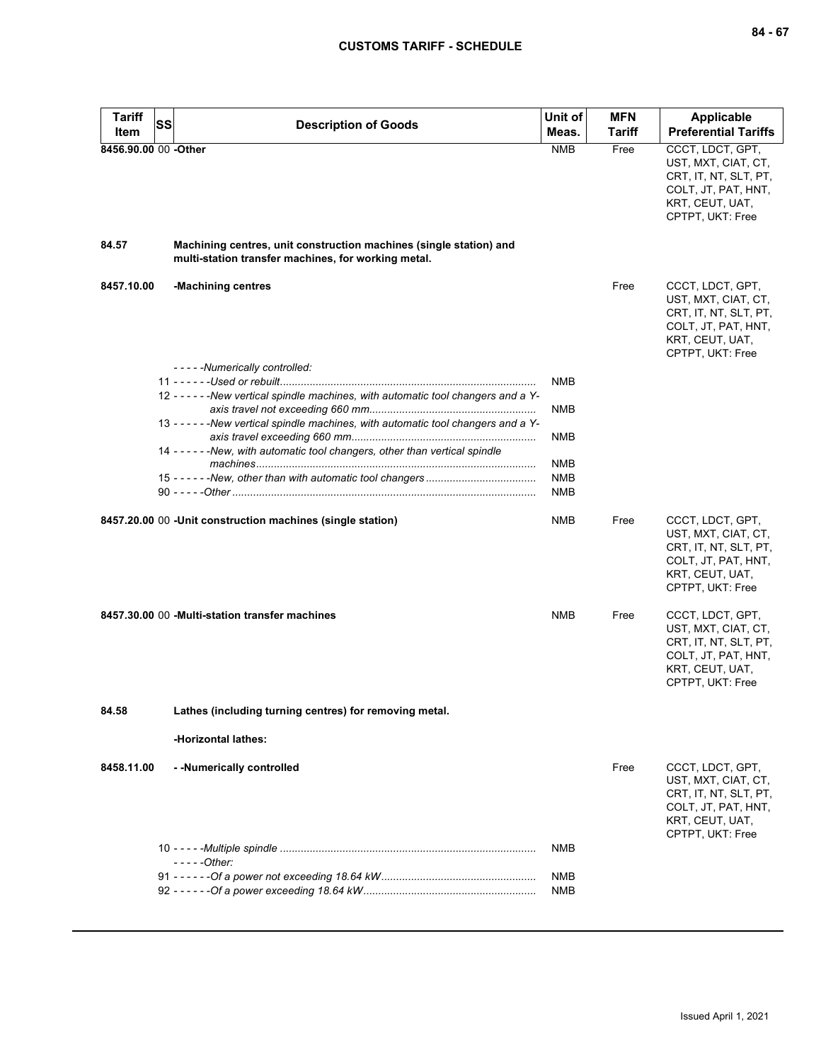| Tariff Item | SS | Description of Goods | Unit of Meas. | MFN Tariff | Applicable Preferential Tariffs |
|---|---|---|---|---|---|
| 8456.90.00 | 00 | **-Other** | NMB | Free | CCCT, LDCT, GPT, UST, MXT, CIAT, CT, CRT, IT, NT, SLT, PT, COLT, JT, PAT, HNT, KRT, CEUT, UAT, CPTPT, UKT: Free |
| **84.57** | | **Machining centres, unit construction machines (single station) and multi-station transfer machines, for working metal.** | | | |
| **8457.10.00** | | **-Machining centres** | | Free | CCCT, LDCT, GPT, UST, MXT, CIAT, CT, CRT, IT, NT, SLT, PT, COLT, JT, PAT, HNT, KRT, CEUT, UAT, CPTPT, UKT: Free |
| | | *- - - - -Numerically controlled:* | | | |
| | 11 | *- - - - - -Used or rebuilt* | NMB | | |
| | 12 | *- - - - - -New vertical spindle machines, with automatic tool changers and a Y-axis travel not exceeding 660 mm* | NMB | | |
| | 13 | *- - - - - -New vertical spindle machines, with automatic tool changers and a Y-axis travel exceeding 660 mm* | NMB | | |
| | 14 | *- - - - - -New, with automatic tool changers, other than vertical spindle machines* | NMB | | |
| | 15 | *- - - - - -New, other than with automatic tool changers* | NMB | | |
| | 90 | *- - - - -Other* | NMB | | |
| 8457.20.00 | 00 | **-Unit construction machines (single station)** | NMB | Free | CCCT, LDCT, GPT, UST, MXT, CIAT, CT, CRT, IT, NT, SLT, PT, COLT, JT, PAT, HNT, KRT, CEUT, UAT, CPTPT, UKT: Free |
| 8457.30.00 | 00 | **-Multi-station transfer machines** | NMB | Free | CCCT, LDCT, GPT, UST, MXT, CIAT, CT, CRT, IT, NT, SLT, PT, COLT, JT, PAT, HNT, KRT, CEUT, UAT, CPTPT, UKT: Free |
| **84.58** | | **Lathes (including turning centres) for removing metal.** | | | |
| | | **-Horizontal lathes:** | | | |
| **8458.11.00** | | **- -Numerically controlled** | | Free | CCCT, LDCT, GPT, UST, MXT, CIAT, CT, CRT, IT, NT, SLT, PT, COLT, JT, PAT, HNT, KRT, CEUT, UAT, CPTPT, UKT: Free |
| | 10 | *- - - - -Multiple spindle* | NMB | | |
| | | *- - - - -Other:* | | | |
| | 91 | *- - - - - -Of a power not exceeding 18.64 kW* | NMB | | |
| | 92 | *- - - - - -Of a power exceeding 18.64 kW* | NMB | | |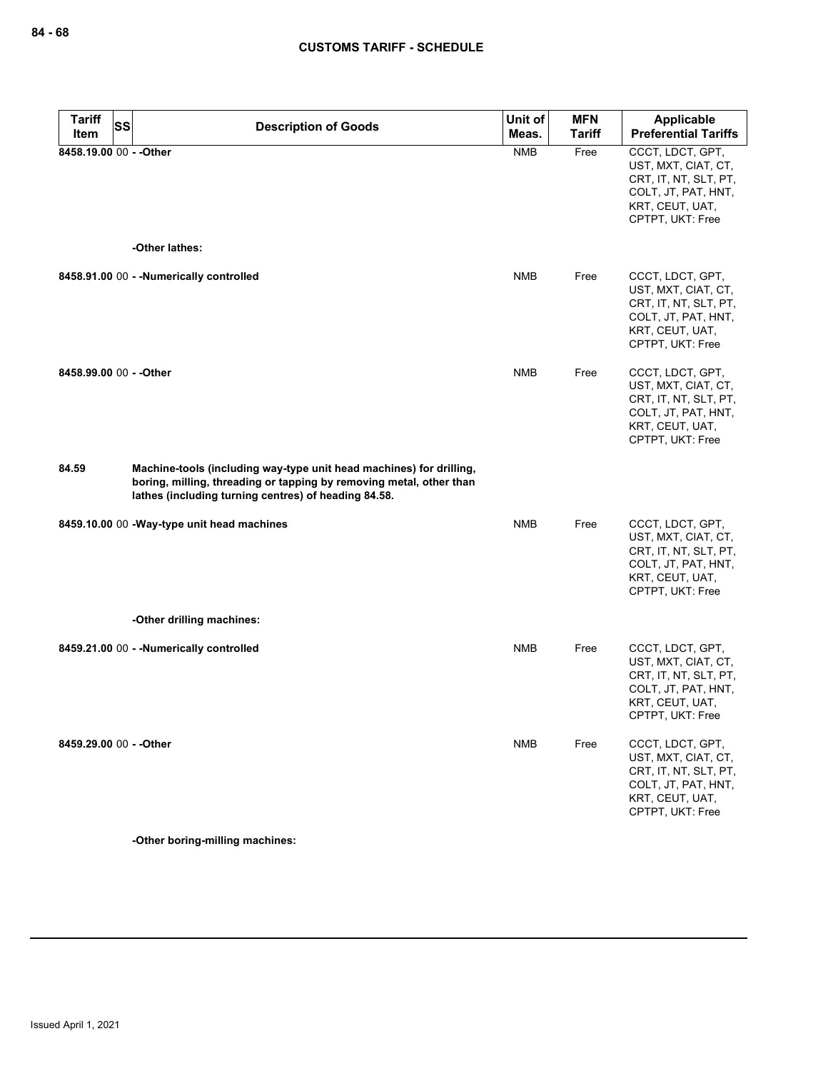| Tariff Item | SS | Description of Goods | Unit of Meas. | MFN Tariff | Applicable Preferential Tariffs |
|---|---|---|---|---|---|
| 8458.19.00 | 00 | - -Other | NMB | Free | CCCT, LDCT, GPT, UST, MXT, CIAT, CT, CRT, IT, NT, SLT, PT, COLT, JT, PAT, HNT, KRT, CEUT, UAT, CPTPT, UKT: Free |
| | | -Other lathes: | | | |
| 8458.91.00 | 00 | - -Numerically controlled | NMB | Free | CCCT, LDCT, GPT, UST, MXT, CIAT, CT, CRT, IT, NT, SLT, PT, COLT, JT, PAT, HNT, KRT, CEUT, UAT, CPTPT, UKT: Free |
| 8458.99.00 | 00 | - -Other | NMB | Free | CCCT, LDCT, GPT, UST, MXT, CIAT, CT, CRT, IT, NT, SLT, PT, COLT, JT, PAT, HNT, KRT, CEUT, UAT, CPTPT, UKT: Free |
| 84.59 | | Machine-tools (including way-type unit head machines) for drilling, boring, milling, threading or tapping by removing metal, other than lathes (including turning centres) of heading 84.58. | | | |
| 8459.10.00 | 00 | -Way-type unit head machines | NMB | Free | CCCT, LDCT, GPT, UST, MXT, CIAT, CT, CRT, IT, NT, SLT, PT, COLT, JT, PAT, HNT, KRT, CEUT, UAT, CPTPT, UKT: Free |
| | | -Other drilling machines: | | | |
| 8459.21.00 | 00 | - -Numerically controlled | NMB | Free | CCCT, LDCT, GPT, UST, MXT, CIAT, CT, CRT, IT, NT, SLT, PT, COLT, JT, PAT, HNT, KRT, CEUT, UAT, CPTPT, UKT: Free |
| 8459.29.00 | 00 | - -Other | NMB | Free | CCCT, LDCT, GPT, UST, MXT, CIAT, CT, CRT, IT, NT, SLT, PT, COLT, JT, PAT, HNT, KRT, CEUT, UAT, CPTPT, UKT: Free |
| | | -Other boring-milling machines: | | | |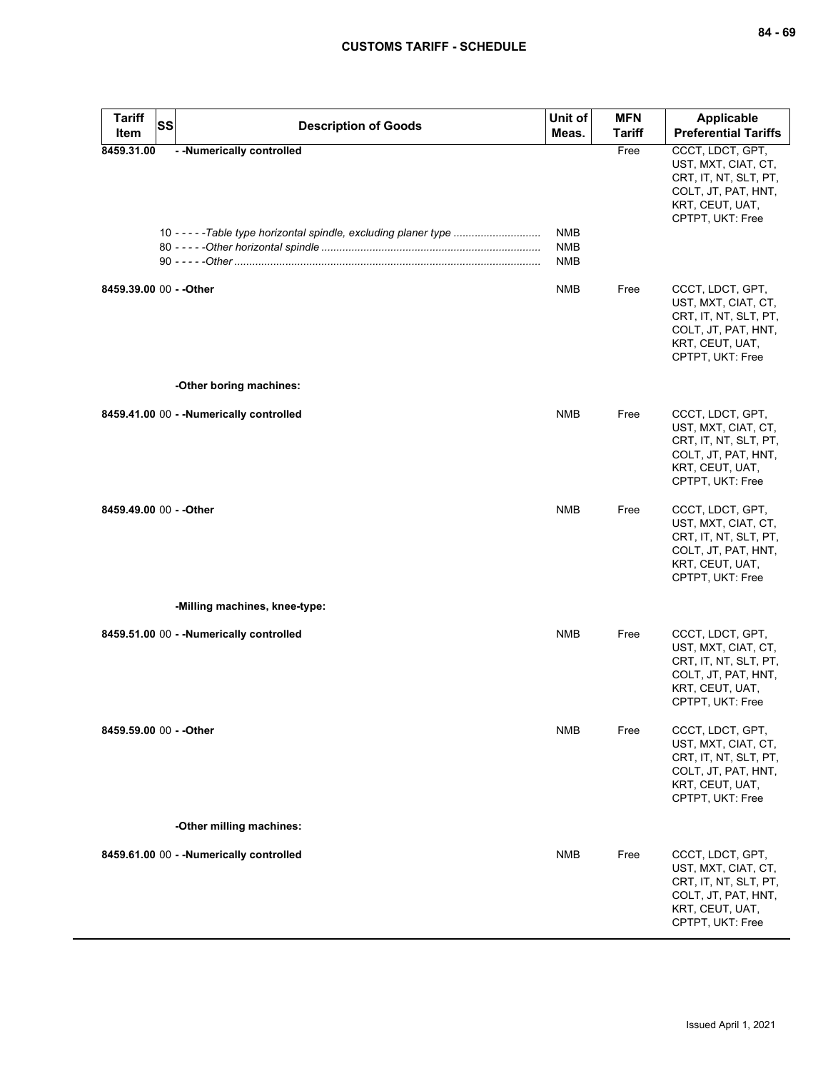| Tariff Item | SS | Description of Goods | Unit of Meas. | MFN Tariff | Applicable Preferential Tariffs |
|---|---|---|---|---|---|
| **8459.31.00** | | **- -Numerically controlled** | | Free | CCCT, LDCT, GPT, UST, MXT, CIAT, CT, CRT, IT, NT, SLT, PT, COLT, JT, PAT, HNT, KRT, CEUT, UAT, CPTPT, UKT: Free |
| | 10 | - - - - -*Table type horizontal spindle, excluding planer type* | NMB | | |
| | 80 | - - - - -*Other horizontal spindle* | NMB | | |
| | 90 | - - - - -*Other* | NMB | | |
| **8459.39.00** | 00 | **- -Other** | NMB | Free | CCCT, LDCT, GPT, UST, MXT, CIAT, CT, CRT, IT, NT, SLT, PT, COLT, JT, PAT, HNT, KRT, CEUT, UAT, CPTPT, UKT: Free |
| | | **-Other boring machines:** | | | |
| **8459.41.00** | 00 | **- -Numerically controlled** | NMB | Free | CCCT, LDCT, GPT, UST, MXT, CIAT, CT, CRT, IT, NT, SLT, PT, COLT, JT, PAT, HNT, KRT, CEUT, UAT, CPTPT, UKT: Free |
| **8459.49.00** | 00 | **- -Other** | NMB | Free | CCCT, LDCT, GPT, UST, MXT, CIAT, CT, CRT, IT, NT, SLT, PT, COLT, JT, PAT, HNT, KRT, CEUT, UAT, CPTPT, UKT: Free |
| | | **-Milling machines, knee-type:** | | | |
| **8459.51.00** | 00 | **- -Numerically controlled** | NMB | Free | CCCT, LDCT, GPT, UST, MXT, CIAT, CT, CRT, IT, NT, SLT, PT, COLT, JT, PAT, HNT, KRT, CEUT, UAT, CPTPT, UKT: Free |
| **8459.59.00** | 00 | **- -Other** | NMB | Free | CCCT, LDCT, GPT, UST, MXT, CIAT, CT, CRT, IT, NT, SLT, PT, COLT, JT, PAT, HNT, KRT, CEUT, UAT, CPTPT, UKT: Free |
| | | **-Other milling machines:** | | | |
| **8459.61.00** | 00 | **- -Numerically controlled** | NMB | Free | CCCT, LDCT, GPT, UST, MXT, CIAT, CT, CRT, IT, NT, SLT, PT, COLT, JT, PAT, HNT, KRT, CEUT, UAT, CPTPT, UKT: Free |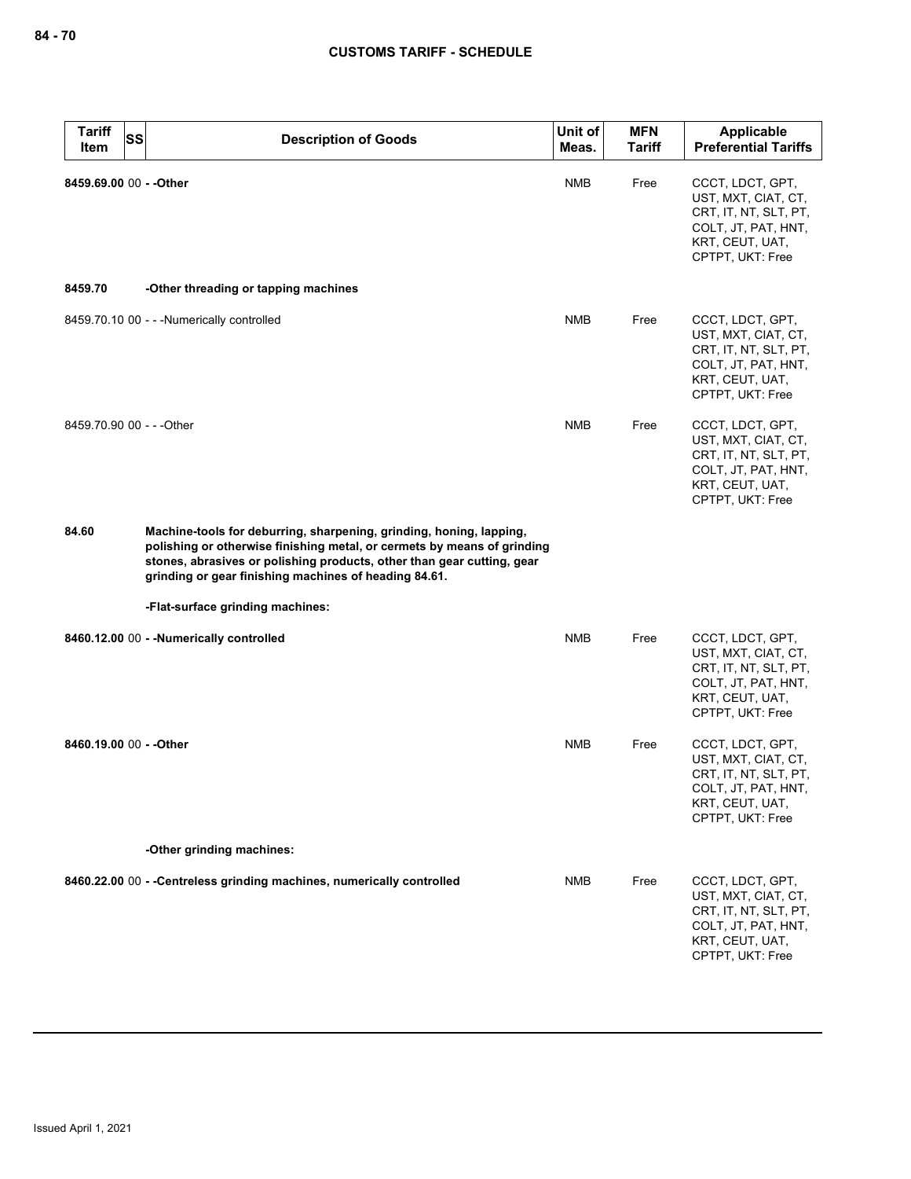| Tariff Item | SS | Description of Goods | Unit of Meas. | MFN Tariff | Applicable Preferential Tariffs |
|---|---|---|---|---|---|
| **8459.69.00** | 00 | **- -Other** | NMB | Free | CCCT, LDCT, GPT, UST, MXT, CIAT, CT, CRT, IT, NT, SLT, PT, COLT, JT, PAT, HNT, KRT, CEUT, UAT, CPTPT, UKT: Free |
| **8459.70** | | **-Other threading or tapping machines** | | | |
| 8459.70.10 | 00 | - - -Numerically controlled | NMB | Free | CCCT, LDCT, GPT, UST, MXT, CIAT, CT, CRT, IT, NT, SLT, PT, COLT, JT, PAT, HNT, KRT, CEUT, UAT, CPTPT, UKT: Free |
| 8459.70.90 | 00 | - - -Other | NMB | Free | CCCT, LDCT, GPT, UST, MXT, CIAT, CT, CRT, IT, NT, SLT, PT, COLT, JT, PAT, HNT, KRT, CEUT, UAT, CPTPT, UKT: Free |
| **84.60** | | **Machine-tools for deburring, sharpening, grinding, honing, lapping, polishing or otherwise finishing metal, or cermets by means of grinding stones, abrasives or polishing products, other than gear cutting, gear grinding or gear finishing machines of heading 84.61.** | | | |
| | | **-Flat-surface grinding machines:** | | | |
| **8460.12.00** | 00 | **- -Numerically controlled** | NMB | Free | CCCT, LDCT, GPT, UST, MXT, CIAT, CT, CRT, IT, NT, SLT, PT, COLT, JT, PAT, HNT, KRT, CEUT, UAT, CPTPT, UKT: Free |
| **8460.19.00** | 00 | **- -Other** | NMB | Free | CCCT, LDCT, GPT, UST, MXT, CIAT, CT, CRT, IT, NT, SLT, PT, COLT, JT, PAT, HNT, KRT, CEUT, UAT, CPTPT, UKT: Free |
| | | **-Other grinding machines:** | | | |
| **8460.22.00** | 00 | **- -Centreless grinding machines, numerically controlled** | NMB | Free | CCCT, LDCT, GPT, UST, MXT, CIAT, CT, CRT, IT, NT, SLT, PT, COLT, JT, PAT, HNT, KRT, CEUT, UAT, CPTPT, UKT: Free |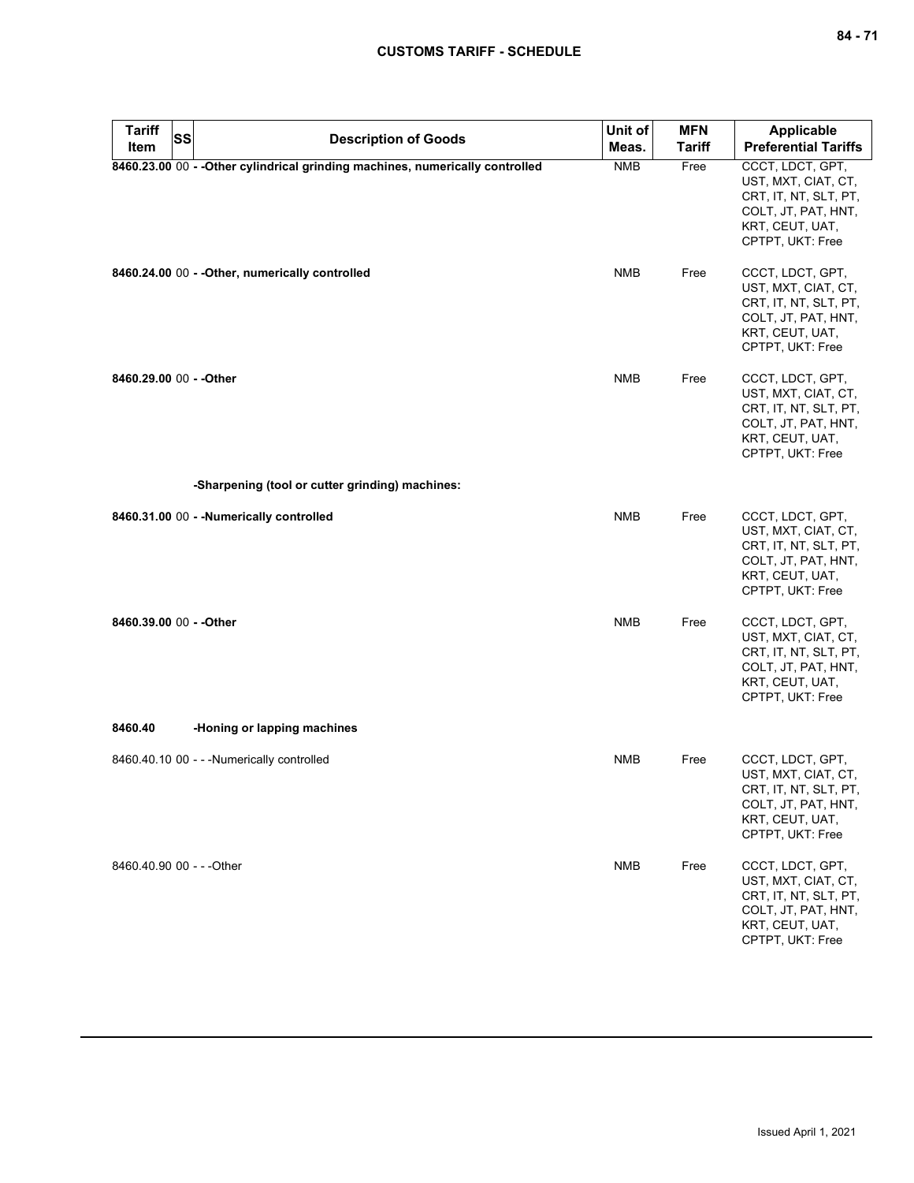| Tariff Item | SS | Description of Goods | Unit of Meas. | MFN Tariff | Applicable Preferential Tariffs |
|---|---|---|---|---|---|
| **8460.23.00** | 00 | **- -Other cylindrical grinding machines, numerically controlled** | NMB | Free | CCCT, LDCT, GPT, UST, MXT, CIAT, CT, CRT, IT, NT, SLT, PT, COLT, JT, PAT, HNT, KRT, CEUT, UAT, CPTPT, UKT: Free |
| **8460.24.00** | 00 | **- -Other, numerically controlled** | NMB | Free | CCCT, LDCT, GPT, UST, MXT, CIAT, CT, CRT, IT, NT, SLT, PT, COLT, JT, PAT, HNT, KRT, CEUT, UAT, CPTPT, UKT: Free |
| **8460.29.00** | 00 | **- -Other** | NMB | Free | CCCT, LDCT, GPT, UST, MXT, CIAT, CT, CRT, IT, NT, SLT, PT, COLT, JT, PAT, HNT, KRT, CEUT, UAT, CPTPT, UKT: Free |
| | | **-Sharpening (tool or cutter grinding) machines:** | | | |
| **8460.31.00** | 00 | **- -Numerically controlled** | NMB | Free | CCCT, LDCT, GPT, UST, MXT, CIAT, CT, CRT, IT, NT, SLT, PT, COLT, JT, PAT, HNT, KRT, CEUT, UAT, CPTPT, UKT: Free |
| **8460.39.00** | 00 | **- -Other** | NMB | Free | CCCT, LDCT, GPT, UST, MXT, CIAT, CT, CRT, IT, NT, SLT, PT, COLT, JT, PAT, HNT, KRT, CEUT, UAT, CPTPT, UKT: Free |
| **8460.40** | | **-Honing or lapping machines** | | | |
| 8460.40.10 | 00 | - - -Numerically controlled | NMB | Free | CCCT, LDCT, GPT, UST, MXT, CIAT, CT, CRT, IT, NT, SLT, PT, COLT, JT, PAT, HNT, KRT, CEUT, UAT, CPTPT, UKT: Free |
| 8460.40.90 | 00 | - - -Other | NMB | Free | CCCT, LDCT, GPT, UST, MXT, CIAT, CT, CRT, IT, NT, SLT, PT, COLT, JT, PAT, HNT, KRT, CEUT, UAT, CPTPT, UKT: Free |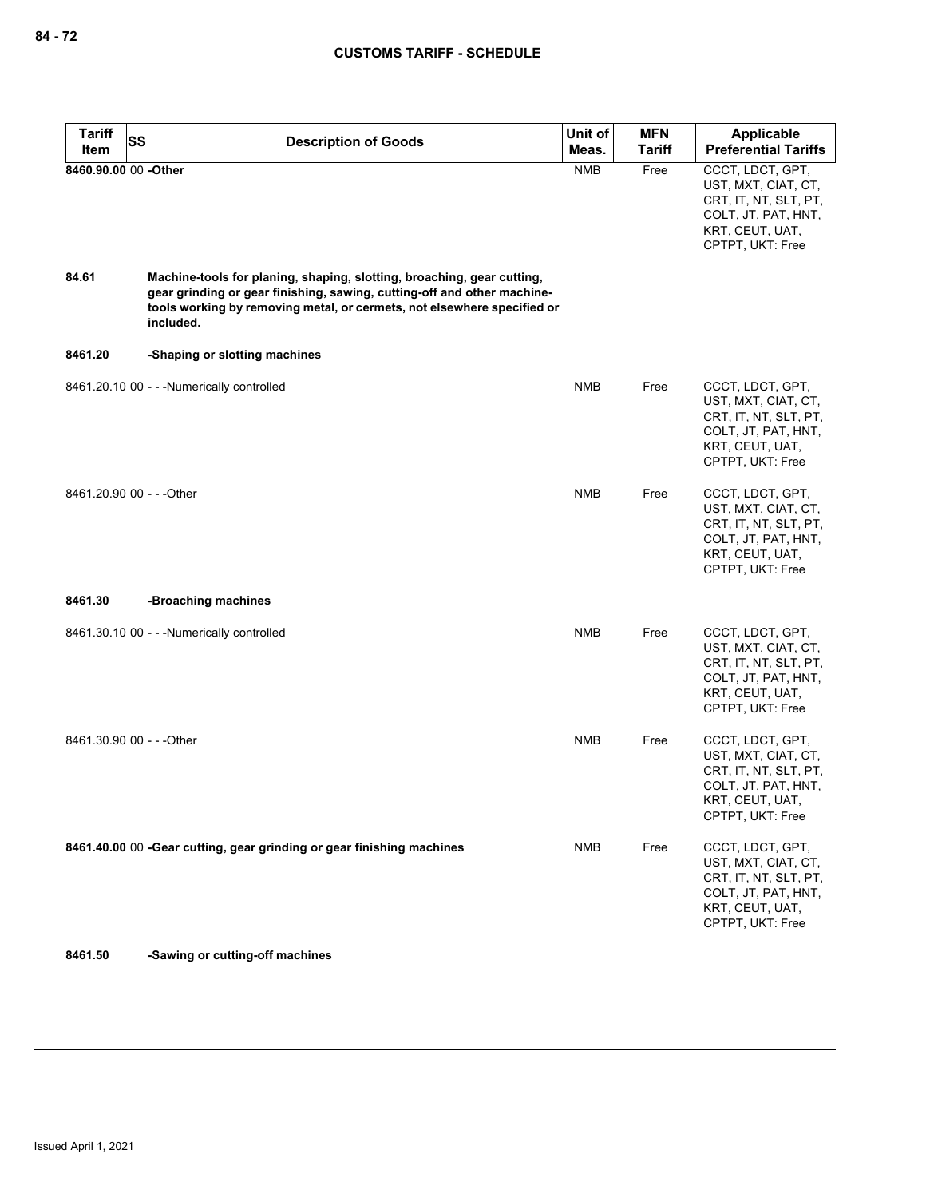| Tariff Item | SS | Description of Goods | Unit of Meas. | MFN Tariff | Applicable Preferential Tariffs |
|---|---|---|---|---|---|
| **8460.90.00** | 00 | **-Other** | NMB | Free | CCCT, LDCT, GPT, UST, MXT, CIAT, CT, CRT, IT, NT, SLT, PT, COLT, JT, PAT, HNT, KRT, CEUT, UAT, CPTPT, UKT: Free |
| **84.61** | | **Machine-tools for planing, shaping, slotting, broaching, gear cutting, gear grinding or gear finishing, sawing, cutting-off and other machine-tools working by removing metal, or cermets, not elsewhere specified or included.** | | | |
| **8461.20** | | **-Shaping or slotting machines** | | | |
| 8461.20.10 | 00 | - - -Numerically controlled | NMB | Free | CCCT, LDCT, GPT, UST, MXT, CIAT, CT, CRT, IT, NT, SLT, PT, COLT, JT, PAT, HNT, KRT, CEUT, UAT, CPTPT, UKT: Free |
| 8461.20.90 | 00 | - - -Other | NMB | Free | CCCT, LDCT, GPT, UST, MXT, CIAT, CT, CRT, IT, NT, SLT, PT, COLT, JT, PAT, HNT, KRT, CEUT, UAT, CPTPT, UKT: Free |
| **8461.30** | | **-Broaching machines** | | | |
| 8461.30.10 | 00 | - - -Numerically controlled | NMB | Free | CCCT, LDCT, GPT, UST, MXT, CIAT, CT, CRT, IT, NT, SLT, PT, COLT, JT, PAT, HNT, KRT, CEUT, UAT, CPTPT, UKT: Free |
| 8461.30.90 | 00 | - - -Other | NMB | Free | CCCT, LDCT, GPT, UST, MXT, CIAT, CT, CRT, IT, NT, SLT, PT, COLT, JT, PAT, HNT, KRT, CEUT, UAT, CPTPT, UKT: Free |
| **8461.40.00** | 00 | **-Gear cutting, gear grinding or gear finishing machines** | NMB | Free | CCCT, LDCT, GPT, UST, MXT, CIAT, CT, CRT, IT, NT, SLT, PT, COLT, JT, PAT, HNT, KRT, CEUT, UAT, CPTPT, UKT: Free |
| **8461.50** | | **-Sawing or cutting-off machines** | | | |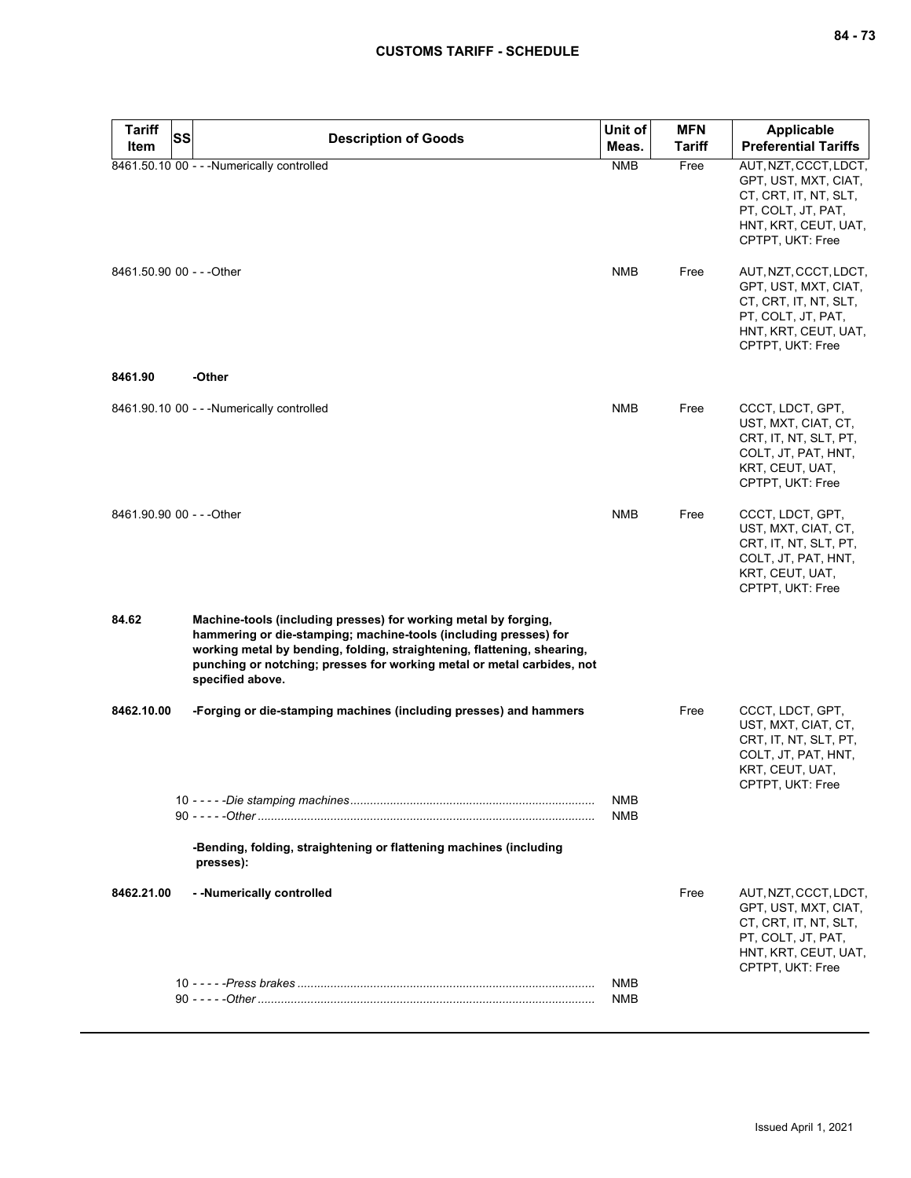| Tariff Item | SS | Description of Goods | Unit of Meas. | MFN Tariff | Applicable Preferential Tariffs |
|---|---|---|---|---|---|
| 8461.50.10 | 00 | - - -Numerically controlled | NMB | Free | AUT, NZT, CCCT, LDCT, GPT, UST, MXT, CIAT, CT, CRT, IT, NT, SLT, PT, COLT, JT, PAT, HNT, KRT, CEUT, UAT, CPTPT, UKT: Free |
| 8461.50.90 | 00 | - - -Other | NMB | Free | AUT, NZT, CCCT, LDCT, GPT, UST, MXT, CIAT, CT, CRT, IT, NT, SLT, PT, COLT, JT, PAT, HNT, KRT, CEUT, UAT, CPTPT, UKT: Free |
| **8461.90** | | **-Other** | | | |
| 8461.90.10 | 00 | - - -Numerically controlled | NMB | Free | CCCT, LDCT, GPT, UST, MXT, CIAT, CT, CRT, IT, NT, SLT, PT, COLT, JT, PAT, HNT, KRT, CEUT, UAT, CPTPT, UKT: Free |
| 8461.90.90 | 00 | - - -Other | NMB | Free | CCCT, LDCT, GPT, UST, MXT, CIAT, CT, CRT, IT, NT, SLT, PT, COLT, JT, PAT, HNT, KRT, CEUT, UAT, CPTPT, UKT: Free |
| **84.62** | | **Machine-tools (including presses) for working metal by forging, hammering or die-stamping; machine-tools (including presses) for working metal by bending, folding, straightening, flattening, shearing, punching or notching; presses for working metal or metal carbides, not specified above.** | | | |
| **8462.10.00** | | **-Forging or die-stamping machines (including presses) and hammers** | | Free | CCCT, LDCT, GPT, UST, MXT, CIAT, CT, CRT, IT, NT, SLT, PT, COLT, JT, PAT, HNT, KRT, CEUT, UAT, CPTPT, UKT: Free |
| | 10 | - - - - -*Die stamping machines* | NMB | | |
| | 90 | - - - - -*Other* | NMB | | |
| | | **-Bending, folding, straightening or flattening machines (including presses):** | | | |
| **8462.21.00** | | **- -Numerically controlled** | | Free | AUT, NZT, CCCT, LDCT, GPT, UST, MXT, CIAT, CT, CRT, IT, NT, SLT, PT, COLT, JT, PAT, HNT, KRT, CEUT, UAT, CPTPT, UKT: Free |
| | 10 | - - - - -*Press brakes* | NMB | | |
| | 90 | - - - - -*Other* | NMB | | |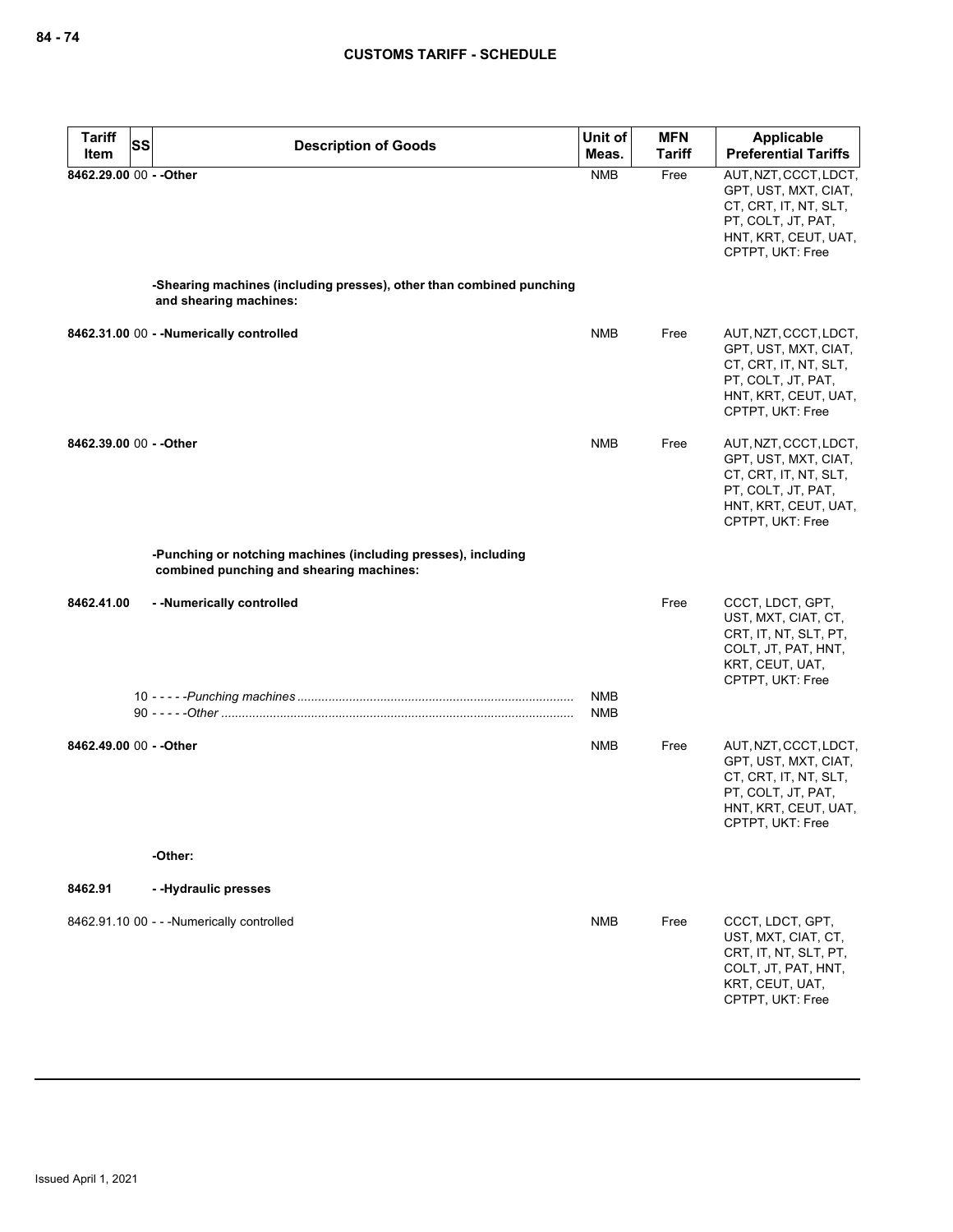| Tariff Item | SS | Description of Goods | Unit of Meas. | MFN Tariff | Applicable Preferential Tariffs |
|---|---|---|---|---|---|
| 8462.29.00 | 00 | - -Other | NMB | Free | AUT, NZT, CCCT, LDCT, GPT, UST, MXT, CIAT, CT, CRT, IT, NT, SLT, PT, COLT, JT, PAT, HNT, KRT, CEUT, UAT, CPTPT, UKT: Free |
| | | -Shearing machines (including presses), other than combined punching and shearing machines: | | | |
| 8462.31.00 | 00 | - -Numerically controlled | NMB | Free | AUT, NZT, CCCT, LDCT, GPT, UST, MXT, CIAT, CT, CRT, IT, NT, SLT, PT, COLT, JT, PAT, HNT, KRT, CEUT, UAT, CPTPT, UKT: Free |
| 8462.39.00 | 00 | - -Other | NMB | Free | AUT, NZT, CCCT, LDCT, GPT, UST, MXT, CIAT, CT, CRT, IT, NT, SLT, PT, COLT, JT, PAT, HNT, KRT, CEUT, UAT, CPTPT, UKT: Free |
| | | -Punching or notching machines (including presses), including combined punching and shearing machines: | | | |
| 8462.41.00 | | - -Numerically controlled | | Free | CCCT, LDCT, GPT, UST, MXT, CIAT, CT, CRT, IT, NT, SLT, PT, COLT, JT, PAT, HNT, KRT, CEUT, UAT, CPTPT, UKT: Free |
| | 10 | - - - - -*Punching machines* | NMB | | |
| | 90 | - - - - -*Other* | NMB | | |
| 8462.49.00 | 00 | - -Other | NMB | Free | AUT, NZT, CCCT, LDCT, GPT, UST, MXT, CIAT, CT, CRT, IT, NT, SLT, PT, COLT, JT, PAT, HNT, KRT, CEUT, UAT, CPTPT, UKT: Free |
| | | -Other: | | | |
| 8462.91 | | - -Hydraulic presses | | | |
| 8462.91.10 | 00 | - - -Numerically controlled | NMB | Free | CCCT, LDCT, GPT, UST, MXT, CIAT, CT, CRT, IT, NT, SLT, PT, COLT, JT, PAT, HNT, KRT, CEUT, UAT, CPTPT, UKT: Free |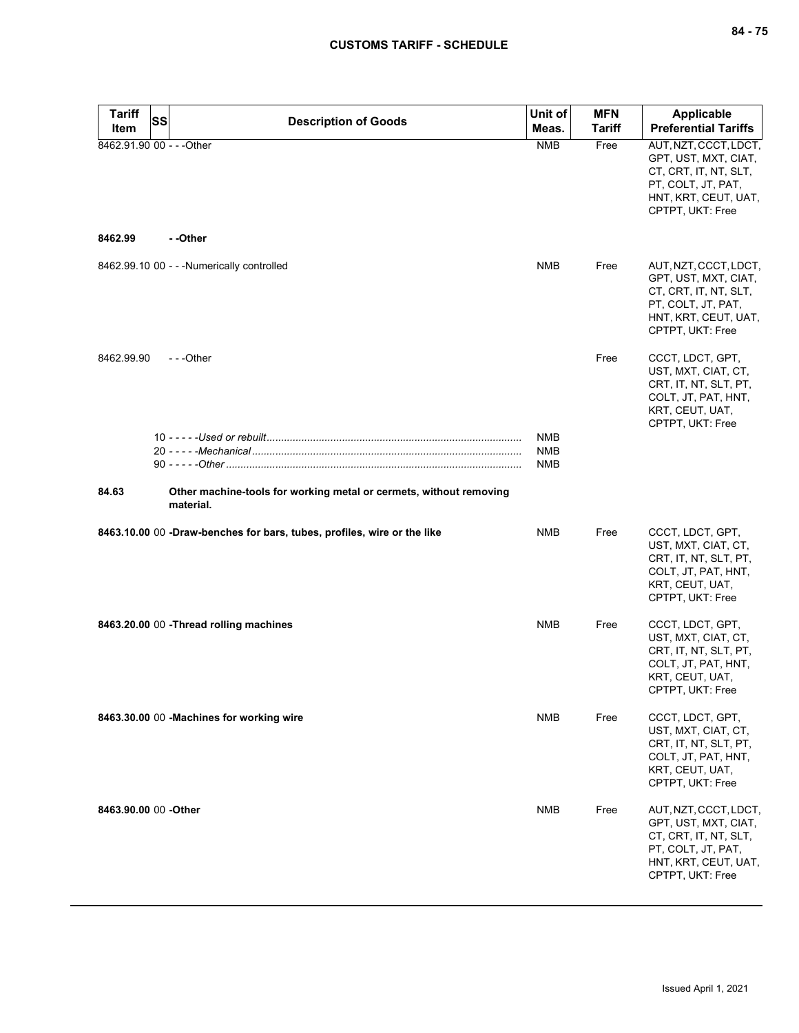| Tariff Item | SS | Description of Goods | Unit of Meas. | MFN Tariff | Applicable Preferential Tariffs |
|---|---|---|---|---|---|
| 8462.91.90 | 00 | - - -Other | NMB | Free | AUT, NZT, CCCT, LDCT, GPT, UST, MXT, CIAT, CT, CRT, IT, NT, SLT, PT, COLT, JT, PAT, HNT, KRT, CEUT, UAT, CPTPT, UKT: Free |
| 8462.99 | | - -Other | | | |
| 8462.99.10 | 00 | - - -Numerically controlled | NMB | Free | AUT, NZT, CCCT, LDCT, GPT, UST, MXT, CIAT, CT, CRT, IT, NT, SLT, PT, COLT, JT, PAT, HNT, KRT, CEUT, UAT, CPTPT, UKT: Free |
| 8462.99.90 | | - - -Other | | Free | CCCT, LDCT, GPT, UST, MXT, CIAT, CT, CRT, IT, NT, SLT, PT, COLT, JT, PAT, HNT, KRT, CEUT, UAT, CPTPT, UKT: Free |
| | 10 | - - - - -*Used or rebuilt* | NMB | | |
| | 20 | - - - - -*Mechanical* | NMB | | |
| | 90 | - - - - -*Other* | NMB | | |
| **84.63** | | **Other machine-tools for working metal or cermets, without removing material.** | | | |
| **8463.10.00** | 00 | **-Draw-benches for bars, tubes, profiles, wire or the like** | NMB | Free | CCCT, LDCT, GPT, UST, MXT, CIAT, CT, CRT, IT, NT, SLT, PT, COLT, JT, PAT, HNT, KRT, CEUT, UAT, CPTPT, UKT: Free |
| **8463.20.00** | 00 | **-Thread rolling machines** | NMB | Free | CCCT, LDCT, GPT, UST, MXT, CIAT, CT, CRT, IT, NT, SLT, PT, COLT, JT, PAT, HNT, KRT, CEUT, UAT, CPTPT, UKT: Free |
| **8463.30.00** | 00 | **-Machines for working wire** | NMB | Free | CCCT, LDCT, GPT, UST, MXT, CIAT, CT, CRT, IT, NT, SLT, PT, COLT, JT, PAT, HNT, KRT, CEUT, UAT, CPTPT, UKT: Free |
| **8463.90.00** | 00 | **-Other** | NMB | Free | AUT, NZT, CCCT, LDCT, GPT, UST, MXT, CIAT, CT, CRT, IT, NT, SLT, PT, COLT, JT, PAT, HNT, KRT, CEUT, UAT, CPTPT, UKT: Free |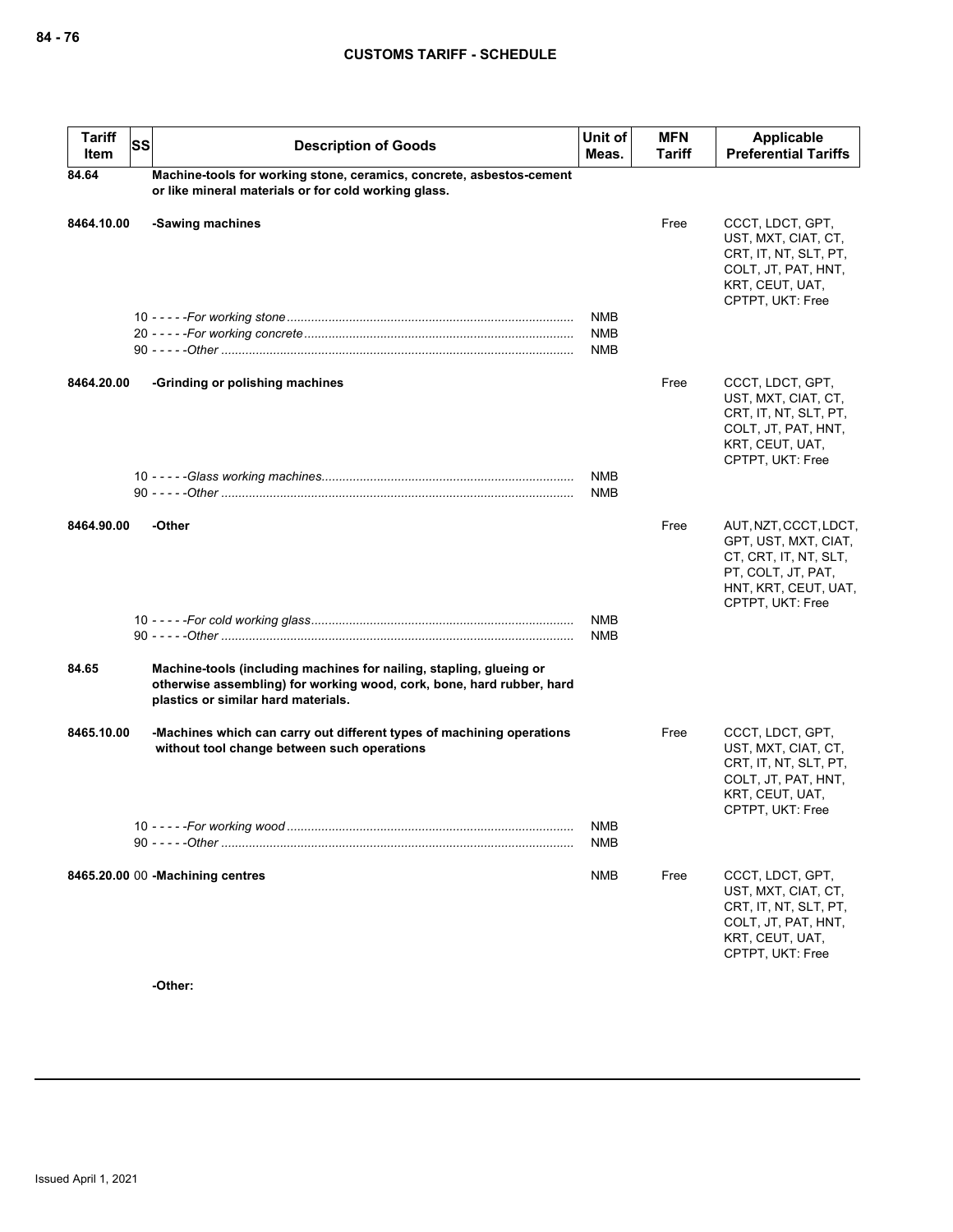| Tariff Item | SS | Description of Goods | Unit of Meas. | MFN Tariff | Applicable Preferential Tariffs |
|---|---|---|---|---|---|
| 84.64 | | **Machine-tools for working stone, ceramics, concrete, asbestos-cement or like mineral materials or for cold working glass.** | | | |
| 8464.10.00 | | **-Sawing machines** | | Free | CCCT, LDCT, GPT, UST, MXT, CIAT, CT, CRT, IT, NT, SLT, PT, COLT, JT, PAT, HNT, KRT, CEUT, UAT, CPTPT, UKT: Free |
| | 10 | - - - - -*For working stone* | NMB | | |
| | 20 | - - - - -*For working concrete* | NMB | | |
| | 90 | - - - - -*Other* | NMB | | |
| 8464.20.00 | | **-Grinding or polishing machines** | | Free | CCCT, LDCT, GPT, UST, MXT, CIAT, CT, CRT, IT, NT, SLT, PT, COLT, JT, PAT, HNT, KRT, CEUT, UAT, CPTPT, UKT: Free |
| | 10 | - - - - -*Glass working machines* | NMB | | |
| | 90 | - - - - -*Other* | NMB | | |
| 8464.90.00 | | **-Other** | | Free | AUT, NZT, CCCT, LDCT, GPT, UST, MXT, CIAT, CT, CRT, IT, NT, SLT, PT, COLT, JT, PAT, HNT, KRT, CEUT, UAT, CPTPT, UKT: Free |
| | 10 | - - - - -*For cold working glass* | NMB | | |
| | 90 | - - - - -*Other* | NMB | | |
| 84.65 | | **Machine-tools (including machines for nailing, stapling, glueing or otherwise assembling) for working wood, cork, bone, hard rubber, hard plastics or similar hard materials.** | | | |
| 8465.10.00 | | **-Machines which can carry out different types of machining operations without tool change between such operations** | | Free | CCCT, LDCT, GPT, UST, MXT, CIAT, CT, CRT, IT, NT, SLT, PT, COLT, JT, PAT, HNT, KRT, CEUT, UAT, CPTPT, UKT: Free |
| | 10 | - - - - -*For working wood* | NMB | | |
| | 90 | - - - - -*Other* | NMB | | |
| 8465.20.00 | 00 | **-Machining centres** | NMB | Free | CCCT, LDCT, GPT, UST, MXT, CIAT, CT, CRT, IT, NT, SLT, PT, COLT, JT, PAT, HNT, KRT, CEUT, UAT, CPTPT, UKT: Free |
| | | **-Other:** | | | |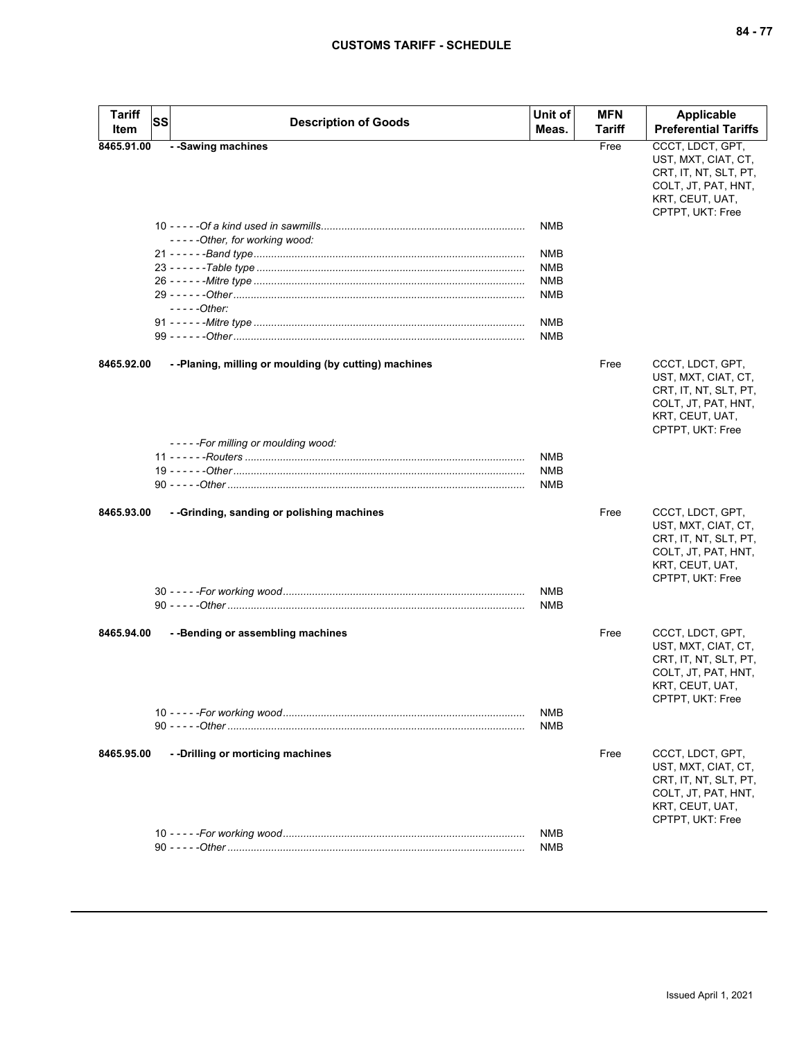| Tariff Item | SS | Description of Goods | Unit of Meas. | MFN Tariff | Applicable Preferential Tariffs |
|---|---|---|---|---|---|
| 8465.91.00 | | - -Sawing machines | | Free | CCCT, LDCT, GPT, UST, MXT, CIAT, CT, CRT, IT, NT, SLT, PT, COLT, JT, PAT, HNT, KRT, CEUT, UAT, CPTPT, UKT: Free |
| | | 10 - - - - -*Of a kind used in sawmills* | NMB | | |
| | | - - - - -*Other, for working wood:* | | | |
| | | 21 - - - - - -*Band type* | NMB | | |
| | | 23 - - - - - -*Table type* | NMB | | |
| | | 26 - - - - - -*Mitre type* | NMB | | |
| | | 29 - - - - - -*Other* | NMB | | |
| | | - - - - -*Other:* | | | |
| | | 91 - - - - - -*Mitre type* | NMB | | |
| | | 99 - - - - - -*Other* | NMB | | |
| 8465.92.00 | | - -Planing, milling or moulding (by cutting) machines | | Free | CCCT, LDCT, GPT, UST, MXT, CIAT, CT, CRT, IT, NT, SLT, PT, COLT, JT, PAT, HNT, KRT, CEUT, UAT, CPTPT, UKT: Free |
| | | - - - - -*For milling or moulding wood:* | | | |
| | | 11 - - - - - -*Routers* | NMB | | |
| | | 19 - - - - - -*Other* | NMB | | |
| | | 90 - - - - -*Other* | NMB | | |
| 8465.93.00 | | - -Grinding, sanding or polishing machines | | Free | CCCT, LDCT, GPT, UST, MXT, CIAT, CT, CRT, IT, NT, SLT, PT, COLT, JT, PAT, HNT, KRT, CEUT, UAT, CPTPT, UKT: Free |
| | | 30 - - - - -*For working wood* | NMB | | |
| | | 90 - - - - -*Other* | NMB | | |
| 8465.94.00 | | - -Bending or assembling machines | | Free | CCCT, LDCT, GPT, UST, MXT, CIAT, CT, CRT, IT, NT, SLT, PT, COLT, JT, PAT, HNT, KRT, CEUT, UAT, CPTPT, UKT: Free |
| | | 10 - - - - -*For working wood* | NMB | | |
| | | 90 - - - - -*Other* | NMB | | |
| 8465.95.00 | | - -Drilling or morticing machines | | Free | CCCT, LDCT, GPT, UST, MXT, CIAT, CT, CRT, IT, NT, SLT, PT, COLT, JT, PAT, HNT, KRT, CEUT, UAT, CPTPT, UKT: Free |
| | | 10 - - - - -*For working wood* | NMB | | |
| | | 90 - - - - -*Other* | NMB | | |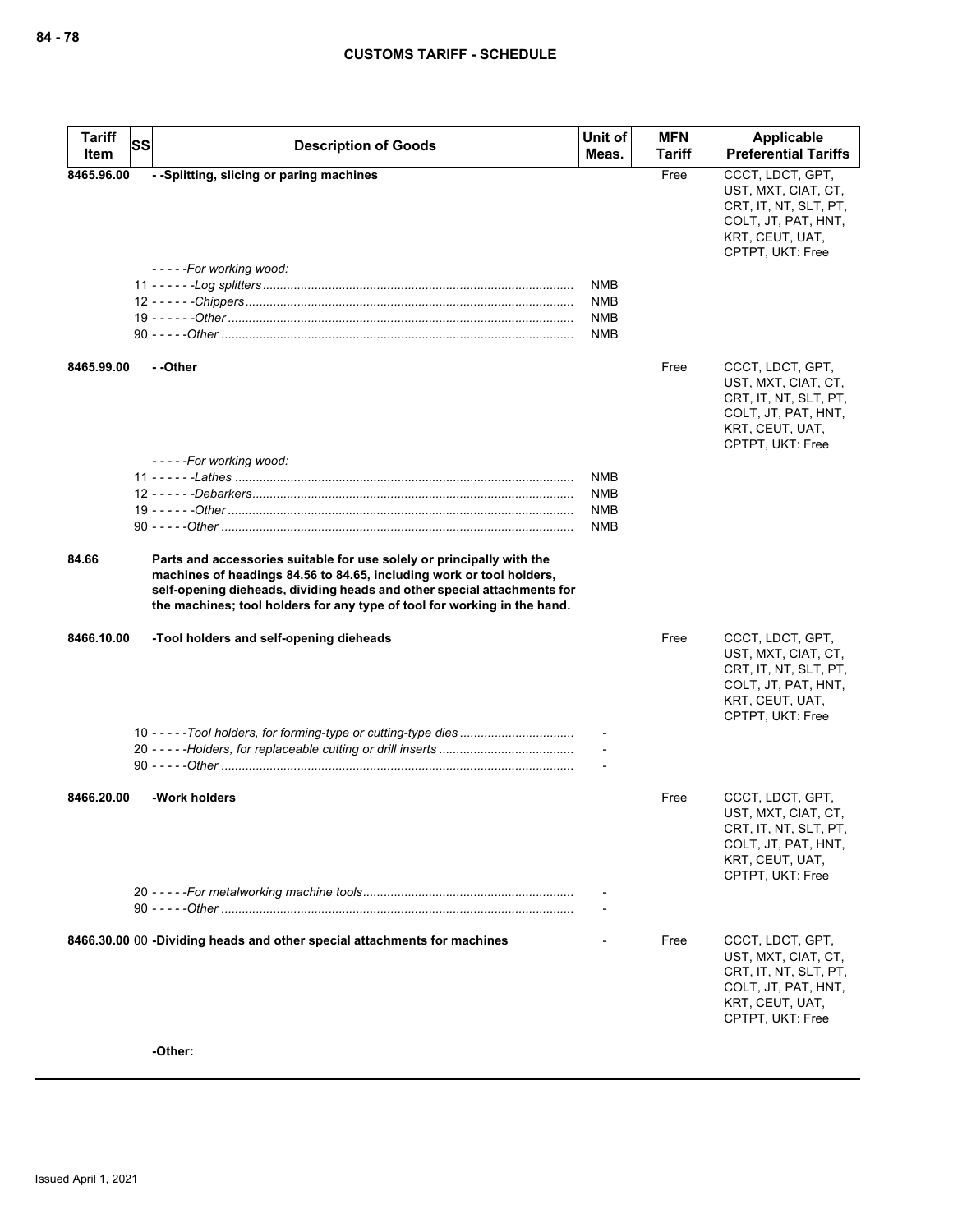| Tariff Item | SS | Description of Goods | Unit of Meas. | MFN Tariff | Applicable Preferential Tariffs |
|---|---|---|---|---|---|
| 8465.96.00 | | - -Splitting, slicing or paring machines | | Free | CCCT, LDCT, GPT, UST, MXT, CIAT, CT, CRT, IT, NT, SLT, PT, COLT, JT, PAT, HNT, KRT, CEUT, UAT, CPTPT, UKT: Free |
| | | - - - - -For working wood: | | | |
| | 11 | - - - - - -Log splitters | NMB | | |
| | 12 | - - - - - -Chippers | NMB | | |
| | 19 | - - - - - -Other | NMB | | |
| | 90 | - - - - -Other | NMB | | |
| 8465.99.00 | | - -Other | | Free | CCCT, LDCT, GPT, UST, MXT, CIAT, CT, CRT, IT, NT, SLT, PT, COLT, JT, PAT, HNT, KRT, CEUT, UAT, CPTPT, UKT: Free |
| | | - - - - -For working wood: | | | |
| | 11 | - - - - - -Lathes | NMB | | |
| | 12 | - - - - - -Debarkers | NMB | | |
| | 19 | - - - - - -Other | NMB | | |
| | 90 | - - - - -Other | NMB | | |
| 84.66 | | **Parts and accessories suitable for use solely or principally with the machines of headings 84.56 to 84.65, including work or tool holders, self-opening dieheads, dividing heads and other special attachments for the machines; tool holders for any type of tool for working in the hand.** | | | |
| 8466.10.00 | | -Tool holders and self-opening dieheads | | Free | CCCT, LDCT, GPT, UST, MXT, CIAT, CT, CRT, IT, NT, SLT, PT, COLT, JT, PAT, HNT, KRT, CEUT, UAT, CPTPT, UKT: Free |
| | 10 | - - - - -Tool holders, for forming-type or cutting-type dies | - | | |
| | 20 | - - - - -Holders, for replaceable cutting or drill inserts | - | | |
| | 90 | - - - - -Other | - | | |
| 8466.20.00 | | -Work holders | | Free | CCCT, LDCT, GPT, UST, MXT, CIAT, CT, CRT, IT, NT, SLT, PT, COLT, JT, PAT, HNT, KRT, CEUT, UAT, CPTPT, UKT: Free |
| | 20 | - - - - -For metalworking machine tools | - | | |
| | 90 | - - - - -Other | - | | |
| 8466.30.00 | 00 | -Dividing heads and other special attachments for machines | - | Free | CCCT, LDCT, GPT, UST, MXT, CIAT, CT, CRT, IT, NT, SLT, PT, COLT, JT, PAT, HNT, KRT, CEUT, UAT, CPTPT, UKT: Free |
| | | -Other: | | | |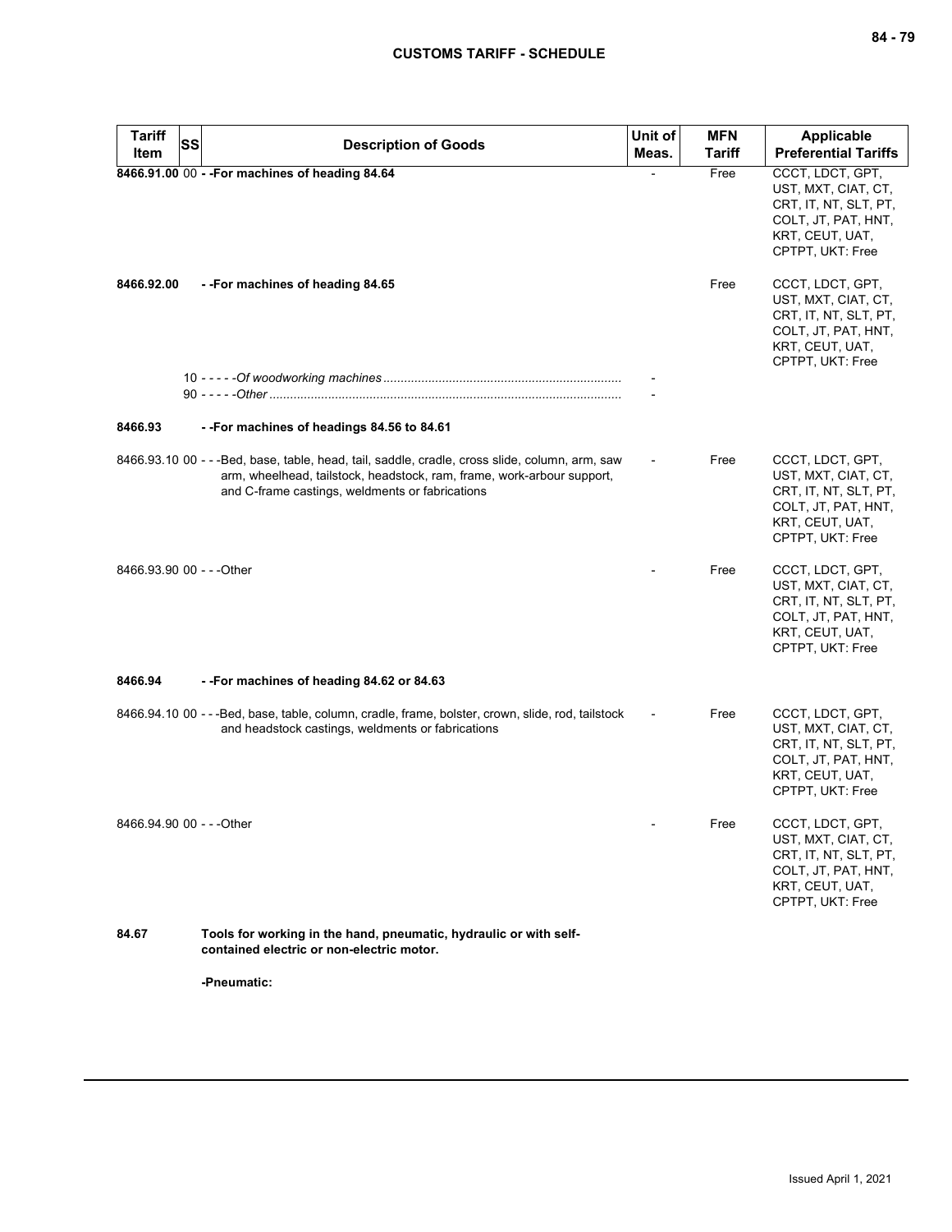| Tariff Item | SS | Description of Goods | Unit of Meas. | MFN Tariff | Applicable Preferential Tariffs |
|---|---|---|---|---|---|
| **8466.91.00** | 00 | **- -For machines of heading 84.64** | - | Free | CCCT, LDCT, GPT, UST, MXT, CIAT, CT, CRT, IT, NT, SLT, PT, COLT, JT, PAT, HNT, KRT, CEUT, UAT, CPTPT, UKT: Free |
| **8466.92.00** | | **- -For machines of heading 84.65** | | Free | CCCT, LDCT, GPT, UST, MXT, CIAT, CT, CRT, IT, NT, SLT, PT, COLT, JT, PAT, HNT, KRT, CEUT, UAT, CPTPT, UKT: Free |
| | 10 | - - - - -*Of woodworking machines* | - | | |
| | 90 | - - - - -*Other* | - | | |
| **8466.93** | | **- -For machines of headings 84.56 to 84.61** | | | |
| 8466.93.10 | 00 | - - -Bed, base, table, head, tail, saddle, cradle, cross slide, column, arm, saw arm, wheelhead, tailstock, headstock, ram, frame, work-arbour support, and C-frame castings, weldments or fabrications | - | Free | CCCT, LDCT, GPT, UST, MXT, CIAT, CT, CRT, IT, NT, SLT, PT, COLT, JT, PAT, HNT, KRT, CEUT, UAT, CPTPT, UKT: Free |
| 8466.93.90 | 00 | - - -Other | - | Free | CCCT, LDCT, GPT, UST, MXT, CIAT, CT, CRT, IT, NT, SLT, PT, COLT, JT, PAT, HNT, KRT, CEUT, UAT, CPTPT, UKT: Free |
| **8466.94** | | **- -For machines of heading 84.62 or 84.63** | | | |
| 8466.94.10 | 00 | - - -Bed, base, table, column, cradle, frame, bolster, crown, slide, rod, tailstock and headstock castings, weldments or fabrications | - | Free | CCCT, LDCT, GPT, UST, MXT, CIAT, CT, CRT, IT, NT, SLT, PT, COLT, JT, PAT, HNT, KRT, CEUT, UAT, CPTPT, UKT: Free |
| 8466.94.90 | 00 | - - -Other | - | Free | CCCT, LDCT, GPT, UST, MXT, CIAT, CT, CRT, IT, NT, SLT, PT, COLT, JT, PAT, HNT, KRT, CEUT, UAT, CPTPT, UKT: Free |
| **84.67** | | **Tools for working in the hand, pneumatic, hydraulic or with self-contained electric or non-electric motor.** | | | |
| | | **-Pneumatic:** | | | |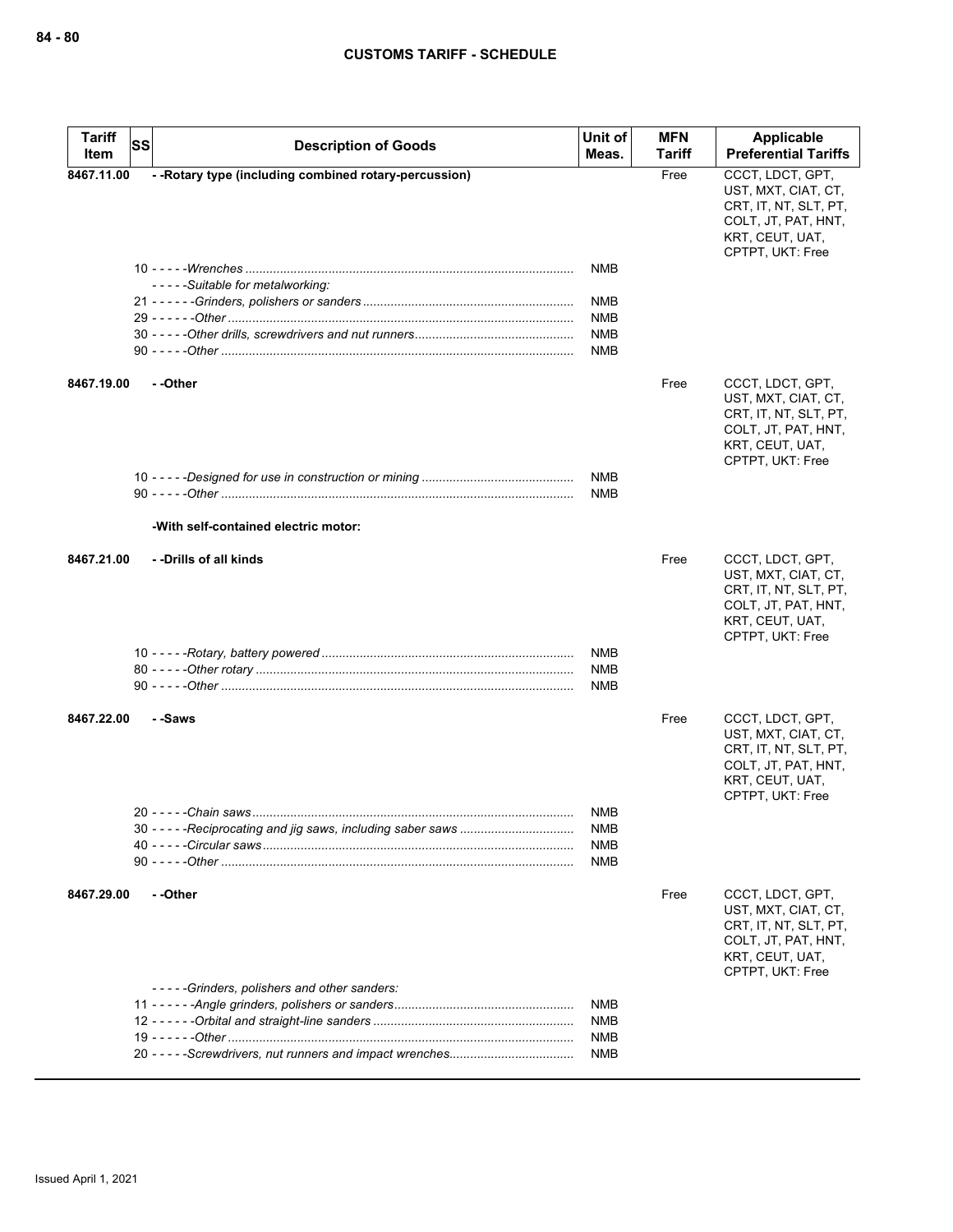| Tariff Item | SS | Description of Goods | Unit of Meas. | MFN Tariff | Applicable Preferential Tariffs |
|---|---|---|---|---|---|
| 8467.11.00 | | - -Rotary type (including combined rotary-percussion) | | Free | CCCT, LDCT, GPT, UST, MXT, CIAT, CT, CRT, IT, NT, SLT, PT, COLT, JT, PAT, HNT, KRT, CEUT, UAT, CPTPT, UKT: Free |
| | | 10 - - - - -*Wrenches* | NMB | | |
| | | - - - - -*Suitable for metalworking:* | | | |
| | | 21 - - - - - -*Grinders, polishers or sanders* | NMB | | |
| | | 29 - - - - - -*Other* | NMB | | |
| | | 30 - - - - -*Other drills, screwdrivers and nut runners* | NMB | | |
| | | 90 - - - - -*Other* | NMB | | |
| 8467.19.00 | | - -Other | | Free | CCCT, LDCT, GPT, UST, MXT, CIAT, CT, CRT, IT, NT, SLT, PT, COLT, JT, PAT, HNT, KRT, CEUT, UAT, CPTPT, UKT: Free |
| | | 10 - - - - -*Designed for use in construction or mining* | NMB | | |
| | | 90 - - - - -*Other* | NMB | | |
| | | -With self-contained electric motor: | | | |
| 8467.21.00 | | - -Drills of all kinds | | Free | CCCT, LDCT, GPT, UST, MXT, CIAT, CT, CRT, IT, NT, SLT, PT, COLT, JT, PAT, HNT, KRT, CEUT, UAT, CPTPT, UKT: Free |
| | | 10 - - - - -*Rotary, battery powered* | NMB | | |
| | | 80 - - - - -*Other rotary* | NMB | | |
| | | 90 - - - - -*Other* | NMB | | |
| 8467.22.00 | | - -Saws | | Free | CCCT, LDCT, GPT, UST, MXT, CIAT, CT, CRT, IT, NT, SLT, PT, COLT, JT, PAT, HNT, KRT, CEUT, UAT, CPTPT, UKT: Free |
| | | 20 - - - - -*Chain saws* | NMB | | |
| | | 30 - - - - -*Reciprocating and jig saws, including saber saws* | NMB | | |
| | | 40 - - - - -*Circular saws* | NMB | | |
| | | 90 - - - - -*Other* | NMB | | |
| 8467.29.00 | | - -Other | | Free | CCCT, LDCT, GPT, UST, MXT, CIAT, CT, CRT, IT, NT, SLT, PT, COLT, JT, PAT, HNT, KRT, CEUT, UAT, CPTPT, UKT: Free |
| | | - - - - -*Grinders, polishers and other sanders:* | | | |
| | | 11 - - - - - -*Angle grinders, polishers or sanders* | NMB | | |
| | | 12 - - - - - -*Orbital and straight-line sanders* | NMB | | |
| | | 19 - - - - - -*Other* | NMB | | |
| | | 20 - - - - -*Screwdrivers, nut runners and impact wrenches* | NMB | | |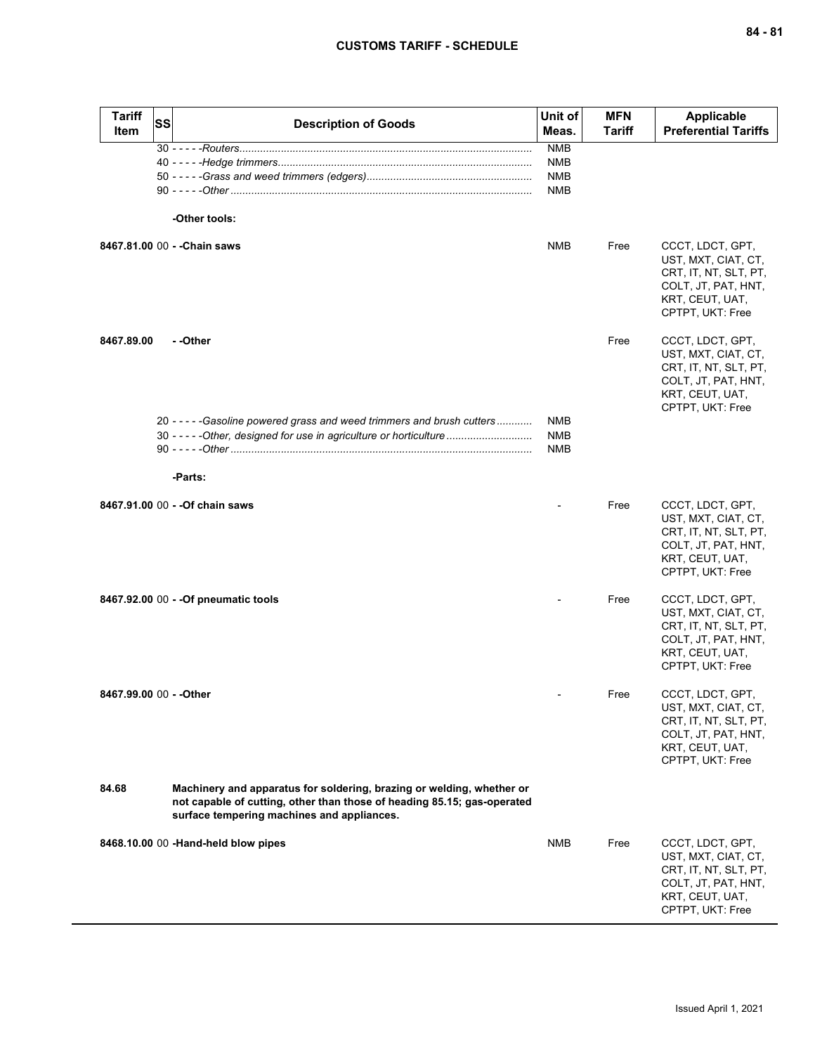| Tariff Item | SS | Description of Goods | Unit of Meas. | MFN Tariff | Applicable Preferential Tariffs |
|---|---|---|---|---|---|
| | | 30 - - - - -*Routers*..................................................................................................... | NMB | | |
| | | 40 - - - - -*Hedge trimmers*.......................................................................................... | NMB | | |
| | | 50 - - - - -*Grass and weed trimmers (edgers)*....................................................... | NMB | | |
| | | 90 - - - - -*Other*.......................................................................................................... | NMB | | |
| | | **-Other tools:** | | | |
| **8467.81.00** | 00 | **- -Chain saws** | NMB | Free | CCCT, LDCT, GPT, UST, MXT, CIAT, CT, CRT, IT, NT, SLT, PT, COLT, JT, PAT, HNT, KRT, CEUT, UAT, CPTPT, UKT: Free |
| **8467.89.00** | | **- -Other** | | Free | CCCT, LDCT, GPT, UST, MXT, CIAT, CT, CRT, IT, NT, SLT, PT, COLT, JT, PAT, HNT, KRT, CEUT, UAT, CPTPT, UKT: Free |
| | | 20 - - - - -*Gasoline powered grass and weed trimmers and brush cutters*............ | NMB | | |
| | | 30 - - - - -*Other, designed for use in agriculture or horticulture*............................. | NMB | | |
| | | 90 - - - - -*Other*.......................................................................................................... | NMB | | |
| | | **-Parts:** | | | |
| **8467.91.00** | 00 | **- -Of chain saws** | - | Free | CCCT, LDCT, GPT, UST, MXT, CIAT, CT, CRT, IT, NT, SLT, PT, COLT, JT, PAT, HNT, KRT, CEUT, UAT, CPTPT, UKT: Free |
| **8467.92.00** | 00 | **- -Of pneumatic tools** | - | Free | CCCT, LDCT, GPT, UST, MXT, CIAT, CT, CRT, IT, NT, SLT, PT, COLT, JT, PAT, HNT, KRT, CEUT, UAT, CPTPT, UKT: Free |
| **8467.99.00** | 00 | **- -Other** | - | Free | CCCT, LDCT, GPT, UST, MXT, CIAT, CT, CRT, IT, NT, SLT, PT, COLT, JT, PAT, HNT, KRT, CEUT, UAT, CPTPT, UKT: Free |
| **84.68** | | **Machinery and apparatus for soldering, brazing or welding, whether or not capable of cutting, other than those of heading 85.15; gas-operated surface tempering machines and appliances.** | | | |
| **8468.10.00** | 00 | **-Hand-held blow pipes** | NMB | Free | CCCT, LDCT, GPT, UST, MXT, CIAT, CT, CRT, IT, NT, SLT, PT, COLT, JT, PAT, HNT, KRT, CEUT, UAT, CPTPT, UKT: Free |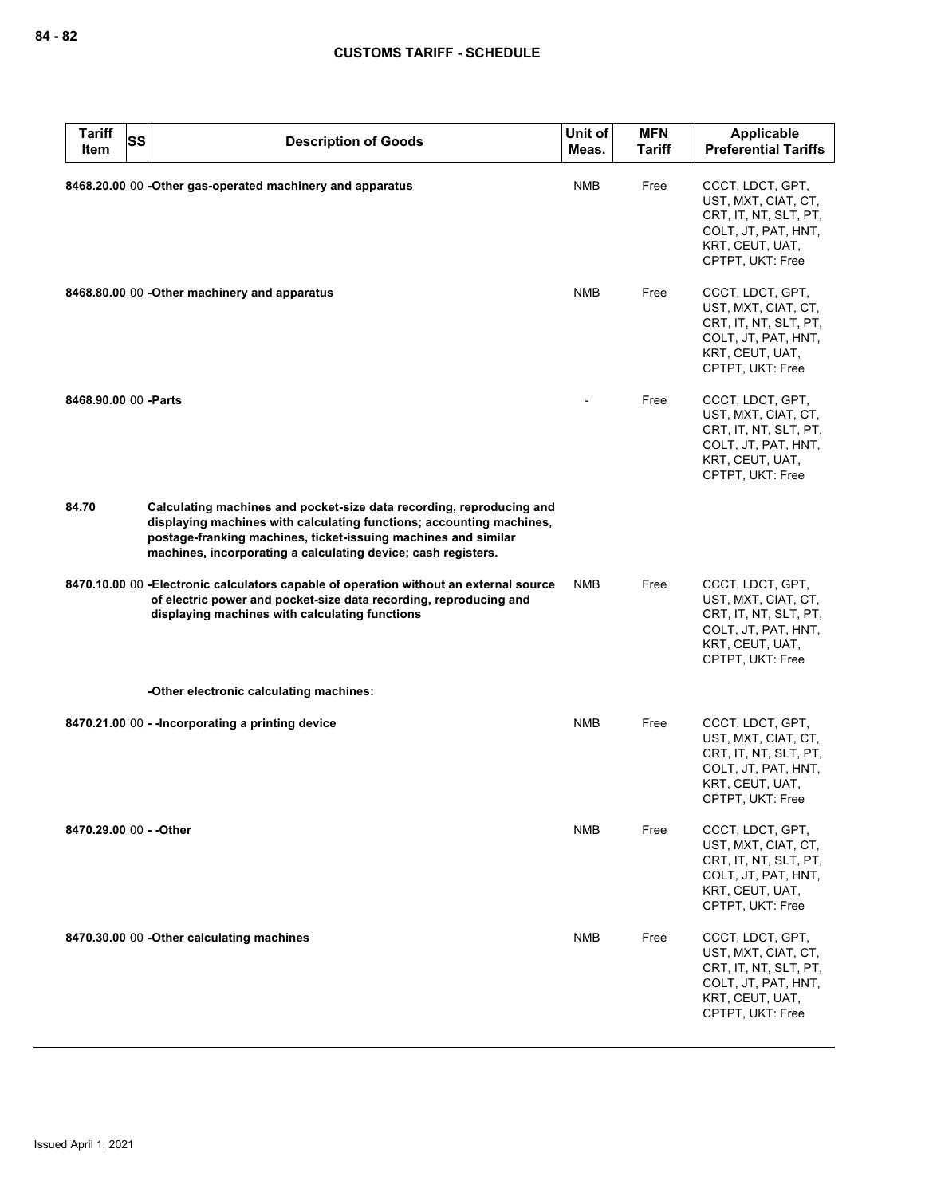| Tariff Item | SS | Description of Goods | Unit of Meas. | MFN Tariff | Applicable Preferential Tariffs |
|---|---|---|---|---|---|
| 8468.20.00 | 00 | -Other gas-operated machinery and apparatus | NMB | Free | CCCT, LDCT, GPT, UST, MXT, CIAT, CT, CRT, IT, NT, SLT, PT, COLT, JT, PAT, HNT, KRT, CEUT, UAT, CPTPT, UKT: Free |
| 8468.80.00 | 00 | -Other machinery and apparatus | NMB | Free | CCCT, LDCT, GPT, UST, MXT, CIAT, CT, CRT, IT, NT, SLT, PT, COLT, JT, PAT, HNT, KRT, CEUT, UAT, CPTPT, UKT: Free |
| 8468.90.00 | 00 | -Parts | - | Free | CCCT, LDCT, GPT, UST, MXT, CIAT, CT, CRT, IT, NT, SLT, PT, COLT, JT, PAT, HNT, KRT, CEUT, UAT, CPTPT, UKT: Free |
| 84.70 | | Calculating machines and pocket-size data recording, reproducing and displaying machines with calculating functions; accounting machines, postage-franking machines, ticket-issuing machines and similar machines, incorporating a calculating device; cash registers. | | | |
| 8470.10.00 | 00 | -Electronic calculators capable of operation without an external source of electric power and pocket-size data recording, reproducing and displaying machines with calculating functions | NMB | Free | CCCT, LDCT, GPT, UST, MXT, CIAT, CT, CRT, IT, NT, SLT, PT, COLT, JT, PAT, HNT, KRT, CEUT, UAT, CPTPT, UKT: Free |
| | | -Other electronic calculating machines: | | | |
| 8470.21.00 | 00 | - -Incorporating a printing device | NMB | Free | CCCT, LDCT, GPT, UST, MXT, CIAT, CT, CRT, IT, NT, SLT, PT, COLT, JT, PAT, HNT, KRT, CEUT, UAT, CPTPT, UKT: Free |
| 8470.29.00 | 00 | - -Other | NMB | Free | CCCT, LDCT, GPT, UST, MXT, CIAT, CT, CRT, IT, NT, SLT, PT, COLT, JT, PAT, HNT, KRT, CEUT, UAT, CPTPT, UKT: Free |
| 8470.30.00 | 00 | -Other calculating machines | NMB | Free | CCCT, LDCT, GPT, UST, MXT, CIAT, CT, CRT, IT, NT, SLT, PT, COLT, JT, PAT, HNT, KRT, CEUT, UAT, CPTPT, UKT: Free |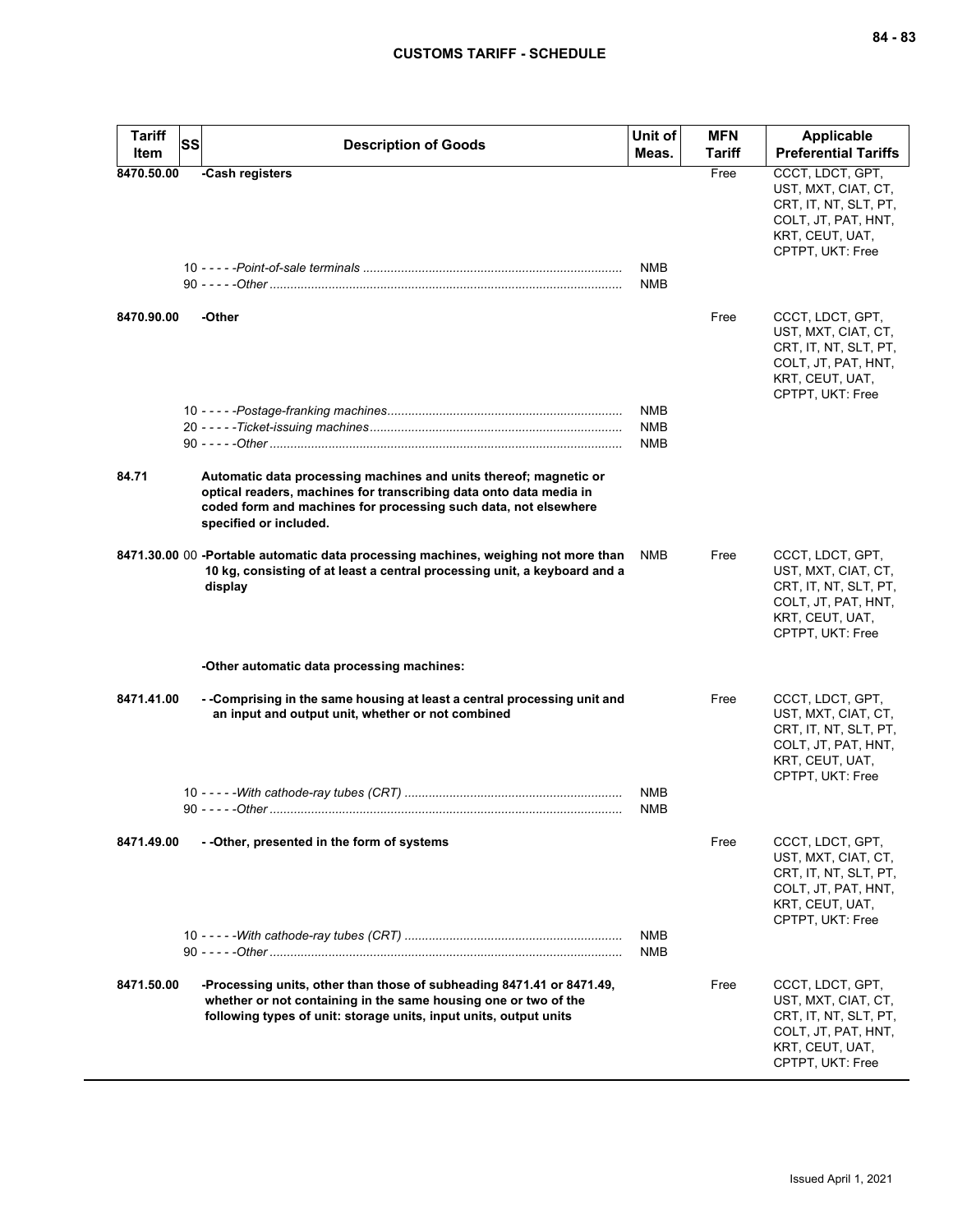| Tariff Item | SS | Description of Goods | Unit of Meas. | MFN Tariff | Applicable Preferential Tariffs |
|---|---|---|---|---|---|
| 8470.50.00 | | **-Cash registers** | | Free | CCCT, LDCT, GPT, UST, MXT, CIAT, CT, CRT, IT, NT, SLT, PT, COLT, JT, PAT, HNT, KRT, CEUT, UAT, CPTPT, UKT: Free |
| | | 10 - - - - -*Point-of-sale terminals* | NMB | | |
| | | 90 - - - - -*Other* | NMB | | |
| 8470.90.00 | | **-Other** | | Free | CCCT, LDCT, GPT, UST, MXT, CIAT, CT, CRT, IT, NT, SLT, PT, COLT, JT, PAT, HNT, KRT, CEUT, UAT, CPTPT, UKT: Free |
| | | 10 - - - - -*Postage-franking machines* | NMB | | |
| | | 20 - - - - -*Ticket-issuing machines* | NMB | | |
| | | 90 - - - - -*Other* | NMB | | |
| 84.71 | | **Automatic data processing machines and units thereof; magnetic or optical readers, machines for transcribing data onto data media in coded form and machines for processing such data, not elsewhere specified or included.** | | | |
| 8471.30.00 | 00 | **-Portable automatic data processing machines, weighing not more than 10 kg, consisting of at least a central processing unit, a keyboard and a display** | NMB | Free | CCCT, LDCT, GPT, UST, MXT, CIAT, CT, CRT, IT, NT, SLT, PT, COLT, JT, PAT, HNT, KRT, CEUT, UAT, CPTPT, UKT: Free |
| | | **-Other automatic data processing machines:** | | | |
| 8471.41.00 | | **- -Comprising in the same housing at least a central processing unit and an input and output unit, whether or not combined** | | Free | CCCT, LDCT, GPT, UST, MXT, CIAT, CT, CRT, IT, NT, SLT, PT, COLT, JT, PAT, HNT, KRT, CEUT, UAT, CPTPT, UKT: Free |
| | | 10 - - - - -*With cathode-ray tubes (CRT)* | NMB | | |
| | | 90 - - - - -*Other* | NMB | | |
| 8471.49.00 | | **- -Other, presented in the form of systems** | | Free | CCCT, LDCT, GPT, UST, MXT, CIAT, CT, CRT, IT, NT, SLT, PT, COLT, JT, PAT, HNT, KRT, CEUT, UAT, CPTPT, UKT: Free |
| | | 10 - - - - -*With cathode-ray tubes (CRT)* | NMB | | |
| | | 90 - - - - -*Other* | NMB | | |
| 8471.50.00 | | **-Processing units, other than those of subheading 8471.41 or 8471.49, whether or not containing in the same housing one or two of the following types of unit: storage units, input units, output units** | | Free | CCCT, LDCT, GPT, UST, MXT, CIAT, CT, CRT, IT, NT, SLT, PT, COLT, JT, PAT, HNT, KRT, CEUT, UAT, CPTPT, UKT: Free |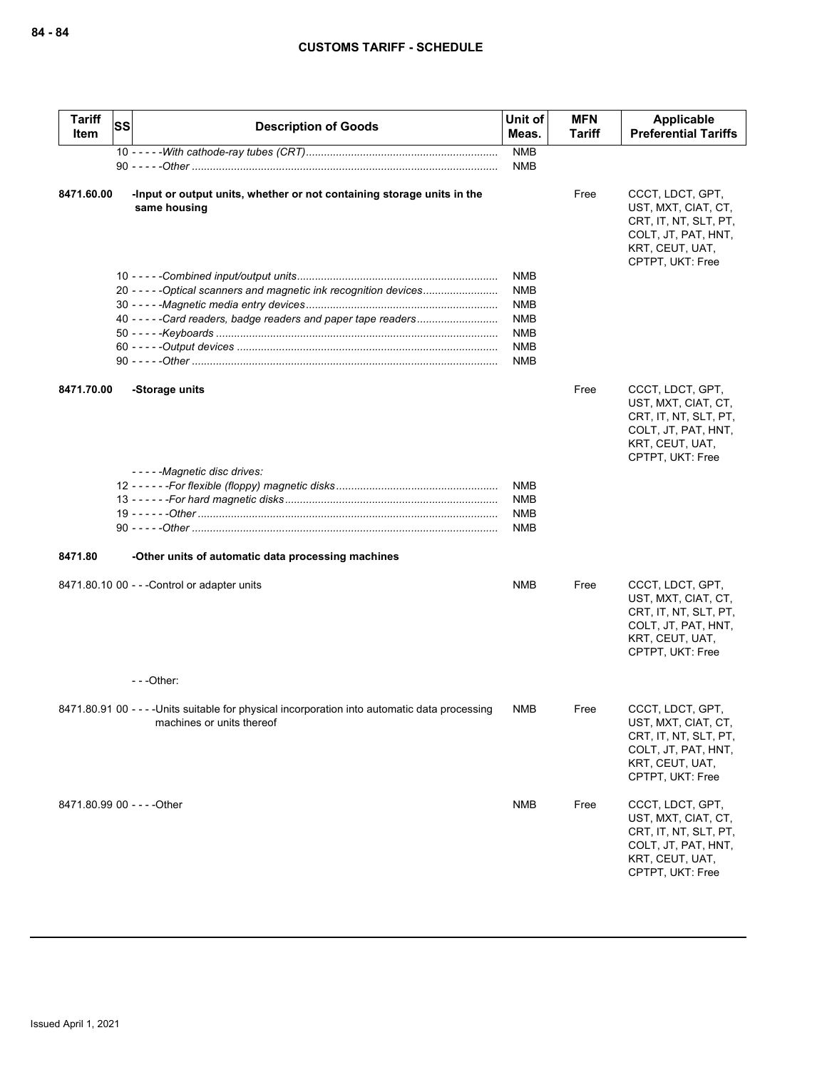| Tariff Item | SS | Description of Goods | Unit of Meas. | MFN Tariff | Applicable Preferential Tariffs |
|---|---|---|---|---|---|
| | | 10 - - - - -*With cathode-ray tubes (CRT)* | NMB | | |
| | | 90 - - - - -*Other* | NMB | | |
| **8471.60.00** | | **-Input or output units, whether or not containing storage units in the same housing** | | Free | CCCT, LDCT, GPT, UST, MXT, CIAT, CT, CRT, IT, NT, SLT, PT, COLT, JT, PAT, HNT, KRT, CEUT, UAT, CPTPT, UKT: Free |
| | | 10 - - - - -*Combined input/output units* | NMB | | |
| | | 20 - - - - -*Optical scanners and magnetic ink recognition devices* | NMB | | |
| | | 30 - - - - -*Magnetic media entry devices* | NMB | | |
| | | 40 - - - - -*Card readers, badge readers and paper tape readers* | NMB | | |
| | | 50 - - - - -*Keyboards* | NMB | | |
| | | 60 - - - - -*Output devices* | NMB | | |
| | | 90 - - - - -*Other* | NMB | | |
| **8471.70.00** | | **-Storage units** | | Free | CCCT, LDCT, GPT, UST, MXT, CIAT, CT, CRT, IT, NT, SLT, PT, COLT, JT, PAT, HNT, KRT, CEUT, UAT, CPTPT, UKT: Free |
| | | - - - - -*Magnetic disc drives:* | | | |
| | | 12 - - - - - -*For flexible (floppy) magnetic disks* | NMB | | |
| | | 13 - - - - - -*For hard magnetic disks* | NMB | | |
| | | 19 - - - - - -*Other* | NMB | | |
| | | 90 - - - - -*Other* | NMB | | |
| **8471.80** | | **-Other units of automatic data processing machines** | | | |
| 8471.80.10 | 00 | - - -Control or adapter units | NMB | Free | CCCT, LDCT, GPT, UST, MXT, CIAT, CT, CRT, IT, NT, SLT, PT, COLT, JT, PAT, HNT, KRT, CEUT, UAT, CPTPT, UKT: Free |
| | | - - -Other: | | | |
| 8471.80.91 | 00 | - - - -Units suitable for physical incorporation into automatic data processing machines or units thereof | NMB | Free | CCCT, LDCT, GPT, UST, MXT, CIAT, CT, CRT, IT, NT, SLT, PT, COLT, JT, PAT, HNT, KRT, CEUT, UAT, CPTPT, UKT: Free |
| 8471.80.99 | 00 | - - - -Other | NMB | Free | CCCT, LDCT, GPT, UST, MXT, CIAT, CT, CRT, IT, NT, SLT, PT, COLT, JT, PAT, HNT, KRT, CEUT, UAT, CPTPT, UKT: Free |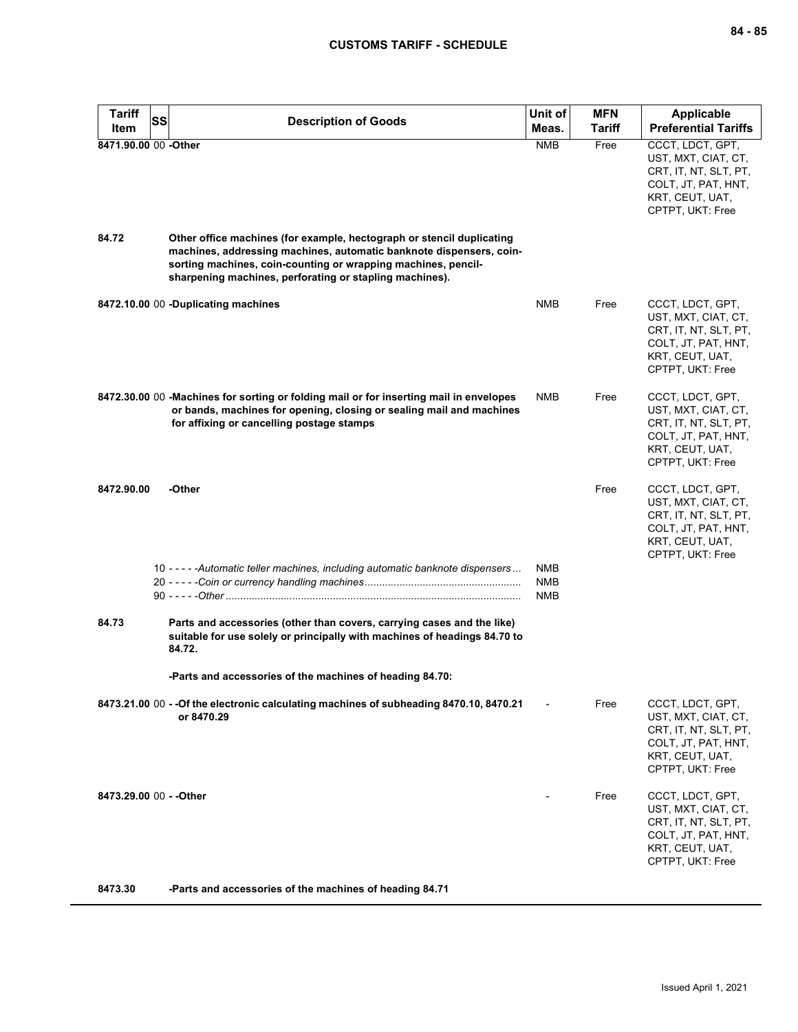| Tariff Item | SS | Description of Goods | Unit of Meas. | MFN Tariff | Applicable Preferential Tariffs |
|---|---|---|---|---|---|
| 8471.90.00 | 00 | -Other | NMB | Free | CCCT, LDCT, GPT, UST, MXT, CIAT, CT, CRT, IT, NT, SLT, PT, COLT, JT, PAT, HNT, KRT, CEUT, UAT, CPTPT, UKT: Free |
| 84.72 | | **Other office machines (for example, hectograph or stencil duplicating machines, addressing machines, automatic banknote dispensers, coin-sorting machines, coin-counting or wrapping machines, pencil-sharpening machines, perforating or stapling machines).** | | | |
| 8472.10.00 | 00 | -Duplicating machines | NMB | Free | CCCT, LDCT, GPT, UST, MXT, CIAT, CT, CRT, IT, NT, SLT, PT, COLT, JT, PAT, HNT, KRT, CEUT, UAT, CPTPT, UKT: Free |
| 8472.30.00 | 00 | -Machines for sorting or folding mail or for inserting mail in envelopes or bands, machines for opening, closing or sealing mail and machines for affixing or cancelling postage stamps | NMB | Free | CCCT, LDCT, GPT, UST, MXT, CIAT, CT, CRT, IT, NT, SLT, PT, COLT, JT, PAT, HNT, KRT, CEUT, UAT, CPTPT, UKT: Free |
| 8472.90.00 | | -Other | | Free | CCCT, LDCT, GPT, UST, MXT, CIAT, CT, CRT, IT, NT, SLT, PT, COLT, JT, PAT, HNT, KRT, CEUT, UAT, CPTPT, UKT: Free |
| | 10 | - - - - -*Automatic teller machines, including automatic banknote dispensers* | NMB | | |
| | 20 | - - - - -*Coin or currency handling machines* | NMB | | |
| | 90 | - - - - -*Other* | NMB | | |
| 84.73 | | **Parts and accessories (other than covers, carrying cases and the like) suitable for use solely or principally with machines of headings 84.70 to 84.72.** | | | |
| | | -Parts and accessories of the machines of heading 84.70: | | | |
| 8473.21.00 | 00 | - -Of the electronic calculating machines of subheading 8470.10, 8470.21 or 8470.29 | - | Free | CCCT, LDCT, GPT, UST, MXT, CIAT, CT, CRT, IT, NT, SLT, PT, COLT, JT, PAT, HNT, KRT, CEUT, UAT, CPTPT, UKT: Free |
| 8473.29.00 | 00 | - -Other | - | Free | CCCT, LDCT, GPT, UST, MXT, CIAT, CT, CRT, IT, NT, SLT, PT, COLT, JT, PAT, HNT, KRT, CEUT, UAT, CPTPT, UKT: Free |
| 8473.30 | | -Parts and accessories of the machines of heading 84.71 | | | |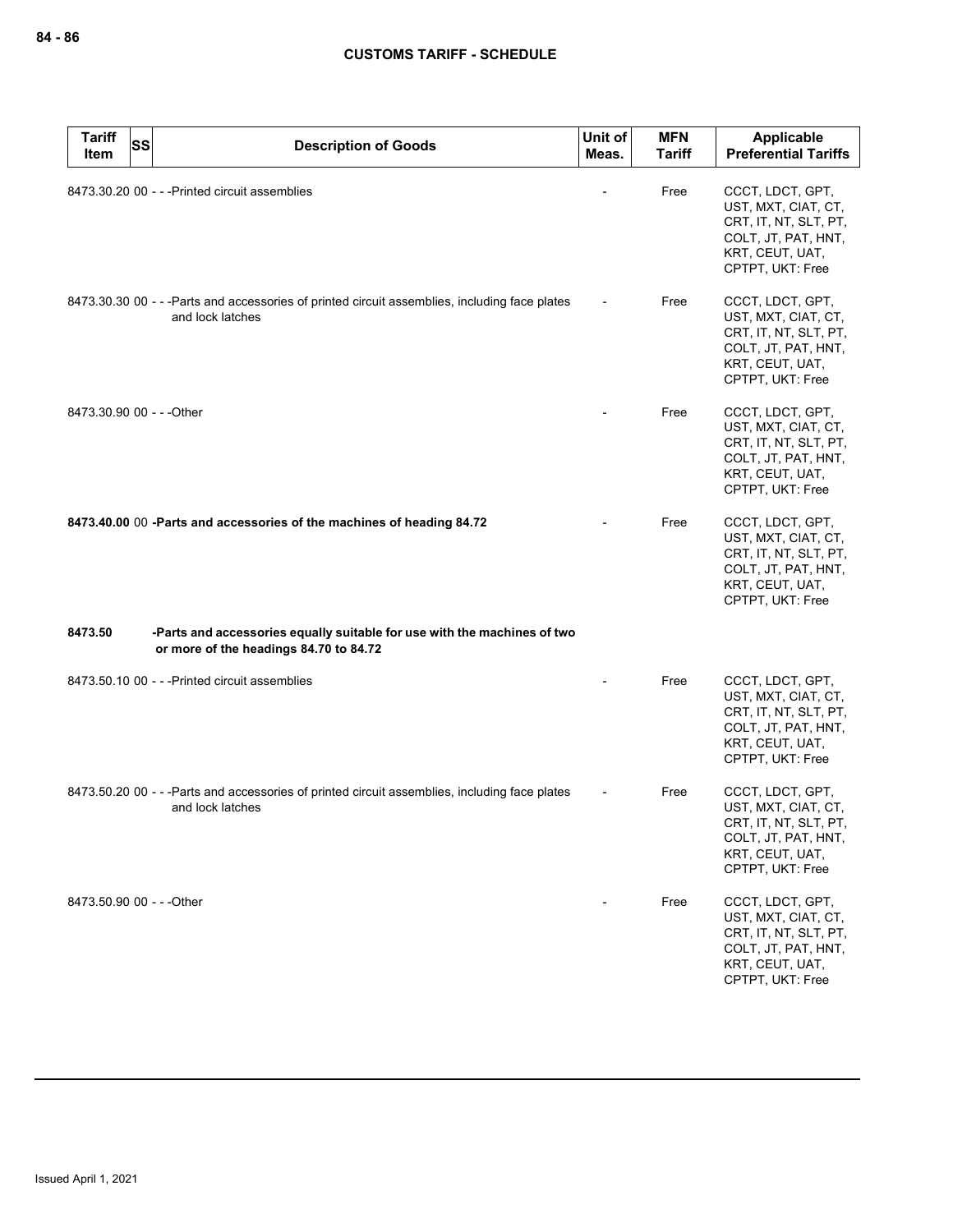| Tariff Item | SS | Description of Goods | Unit of Meas. | MFN Tariff | Applicable Preferential Tariffs |
|---|---|---|---|---|---|
| 8473.30.20 | 00 | - - -Printed circuit assemblies | - | Free | CCCT, LDCT, GPT, UST, MXT, CIAT, CT, CRT, IT, NT, SLT, PT, COLT, JT, PAT, HNT, KRT, CEUT, UAT, CPTPT, UKT: Free |
| 8473.30.30 | 00 | - - -Parts and accessories of printed circuit assemblies, including face plates and lock latches | - | Free | CCCT, LDCT, GPT, UST, MXT, CIAT, CT, CRT, IT, NT, SLT, PT, COLT, JT, PAT, HNT, KRT, CEUT, UAT, CPTPT, UKT: Free |
| 8473.30.90 | 00 | - - -Other | - | Free | CCCT, LDCT, GPT, UST, MXT, CIAT, CT, CRT, IT, NT, SLT, PT, COLT, JT, PAT, HNT, KRT, CEUT, UAT, CPTPT, UKT: Free |
| **8473.40.00** | 00 | **-Parts and accessories of the machines of heading 84.72** | - | Free | CCCT, LDCT, GPT, UST, MXT, CIAT, CT, CRT, IT, NT, SLT, PT, COLT, JT, PAT, HNT, KRT, CEUT, UAT, CPTPT, UKT: Free |
| **8473.50** | | **-Parts and accessories equally suitable for use with the machines of two or more of the headings 84.70 to 84.72** | | | |
| 8473.50.10 | 00 | - - -Printed circuit assemblies | - | Free | CCCT, LDCT, GPT, UST, MXT, CIAT, CT, CRT, IT, NT, SLT, PT, COLT, JT, PAT, HNT, KRT, CEUT, UAT, CPTPT, UKT: Free |
| 8473.50.20 | 00 | - - -Parts and accessories of printed circuit assemblies, including face plates and lock latches | - | Free | CCCT, LDCT, GPT, UST, MXT, CIAT, CT, CRT, IT, NT, SLT, PT, COLT, JT, PAT, HNT, KRT, CEUT, UAT, CPTPT, UKT: Free |
| 8473.50.90 | 00 | - - -Other | - | Free | CCCT, LDCT, GPT, UST, MXT, CIAT, CT, CRT, IT, NT, SLT, PT, COLT, JT, PAT, HNT, KRT, CEUT, UAT, CPTPT, UKT: Free |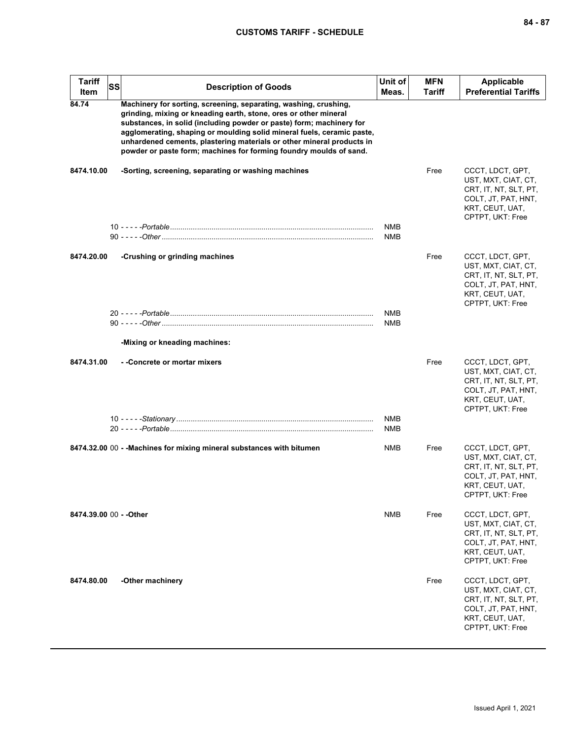| Tariff Item | SS | Description of Goods | Unit of Meas. | MFN Tariff | Applicable Preferential Tariffs |
|---|---|---|---|---|---|
| 84.74 | | **Machinery for sorting, screening, separating, washing, crushing, grinding, mixing or kneading earth, stone, ores or other mineral substances, in solid (including powder or paste) form; machinery for agglomerating, shaping or moulding solid mineral fuels, ceramic paste, unhardened cements, plastering materials or other mineral products in powder or paste form; machines for forming foundry moulds of sand.** | | | |
| 8474.10.00 | | **-Sorting, screening, separating or washing machines** | | Free | CCCT, LDCT, GPT, UST, MXT, CIAT, CT, CRT, IT, NT, SLT, PT, COLT, JT, PAT, HNT, KRT, CEUT, UAT, CPTPT, UKT: Free |
| | 10 | - - - - -*Portable* | NMB | | |
| | 90 | - - - - -*Other* | NMB | | |
| 8474.20.00 | | **-Crushing or grinding machines** | | Free | CCCT, LDCT, GPT, UST, MXT, CIAT, CT, CRT, IT, NT, SLT, PT, COLT, JT, PAT, HNT, KRT, CEUT, UAT, CPTPT, UKT: Free |
| | 20 | - - - - -*Portable* | NMB | | |
| | 90 | - - - - -*Other* | NMB | | |
| | | **-Mixing or kneading machines:** | | | |
| 8474.31.00 | | **- -Concrete or mortar mixers** | | Free | CCCT, LDCT, GPT, UST, MXT, CIAT, CT, CRT, IT, NT, SLT, PT, COLT, JT, PAT, HNT, KRT, CEUT, UAT, CPTPT, UKT: Free |
| | 10 | - - - - -*Stationary* | NMB | | |
| | 20 | - - - - -*Portable* | NMB | | |
| 8474.32.00 | 00 | **- -Machines for mixing mineral substances with bitumen** | NMB | Free | CCCT, LDCT, GPT, UST, MXT, CIAT, CT, CRT, IT, NT, SLT, PT, COLT, JT, PAT, HNT, KRT, CEUT, UAT, CPTPT, UKT: Free |
| 8474.39.00 | 00 | **- -Other** | NMB | Free | CCCT, LDCT, GPT, UST, MXT, CIAT, CT, CRT, IT, NT, SLT, PT, COLT, JT, PAT, HNT, KRT, CEUT, UAT, CPTPT, UKT: Free |
| 8474.80.00 | | **-Other machinery** | | Free | CCCT, LDCT, GPT, UST, MXT, CIAT, CT, CRT, IT, NT, SLT, PT, COLT, JT, PAT, HNT, KRT, CEUT, UAT, CPTPT, UKT: Free |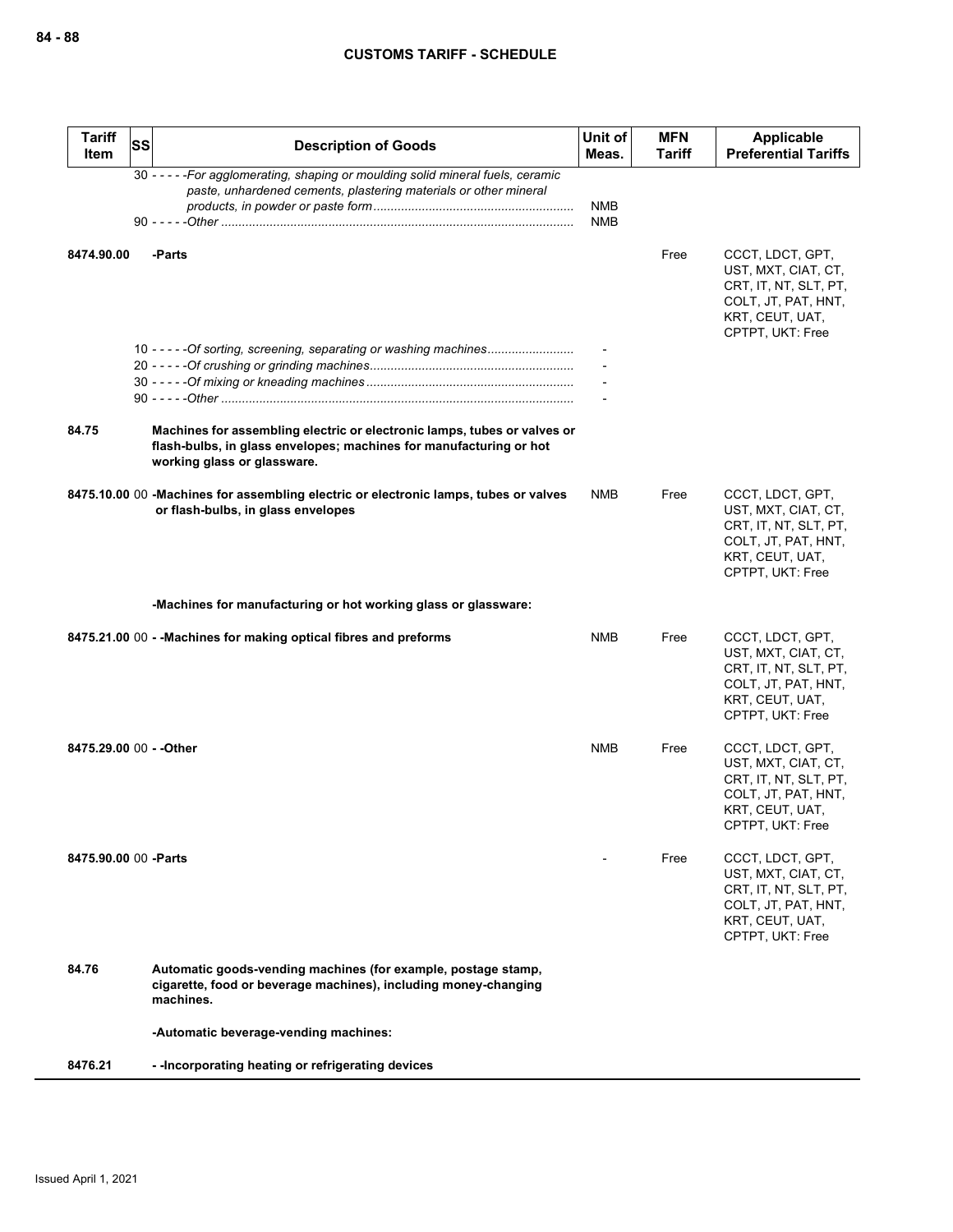| Tariff Item | SS | Description of Goods | Unit of Meas. | MFN Tariff | Applicable Preferential Tariffs |
|---|---|---|---|---|---|
| | | 30 - - - - -*For agglomerating, shaping or moulding solid mineral fuels, ceramic paste, unhardened cements, plastering materials or other mineral products, in powder or paste form* | NMB | | |
| | | 90 - - - - -*Other* | NMB | | |
| **8474.90.00** | | **-Parts** | | Free | CCCT, LDCT, GPT, UST, MXT, CIAT, CT, CRT, IT, NT, SLT, PT, COLT, JT, PAT, HNT, KRT, CEUT, UAT, CPTPT, UKT: Free |
| | | 10 - - - - -*Of sorting, screening, separating or washing machines* | - | | |
| | | 20 - - - - -*Of crushing or grinding machines* | - | | |
| | | 30 - - - - -*Of mixing or kneading machines* | - | | |
| | | 90 - - - - -*Other* | - | | |
| **84.75** | | **Machines for assembling electric or electronic lamps, tubes or valves or flash-bulbs, in glass envelopes; machines for manufacturing or hot working glass or glassware.** | | | |
| **8475.10.00** | 00 | **-Machines for assembling electric or electronic lamps, tubes or valves or flash-bulbs, in glass envelopes** | NMB | Free | CCCT, LDCT, GPT, UST, MXT, CIAT, CT, CRT, IT, NT, SLT, PT, COLT, JT, PAT, HNT, KRT, CEUT, UAT, CPTPT, UKT: Free |
| | | **-Machines for manufacturing or hot working glass or glassware:** | | | |
| **8475.21.00** | 00 | **- -Machines for making optical fibres and preforms** | NMB | Free | CCCT, LDCT, GPT, UST, MXT, CIAT, CT, CRT, IT, NT, SLT, PT, COLT, JT, PAT, HNT, KRT, CEUT, UAT, CPTPT, UKT: Free |
| **8475.29.00** | 00 | **- -Other** | NMB | Free | CCCT, LDCT, GPT, UST, MXT, CIAT, CT, CRT, IT, NT, SLT, PT, COLT, JT, PAT, HNT, KRT, CEUT, UAT, CPTPT, UKT: Free |
| **8475.90.00** | 00 | **-Parts** | - | Free | CCCT, LDCT, GPT, UST, MXT, CIAT, CT, CRT, IT, NT, SLT, PT, COLT, JT, PAT, HNT, KRT, CEUT, UAT, CPTPT, UKT: Free |
| **84.76** | | **Automatic goods-vending machines (for example, postage stamp, cigarette, food or beverage machines), including money-changing machines.** | | | |
| | | **-Automatic beverage-vending machines:** | | | |
| **8476.21** | | **- -Incorporating heating or refrigerating devices** | | | |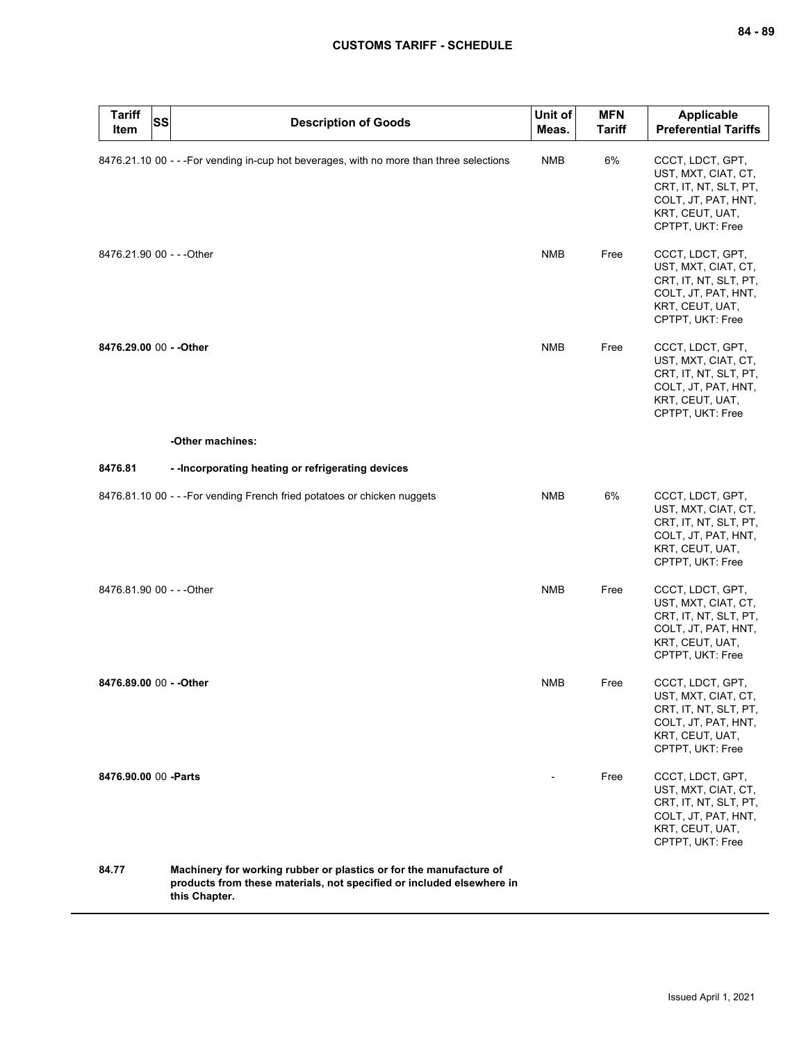| Tariff Item | SS | Description of Goods | Unit of Meas. | MFN Tariff | Applicable Preferential Tariffs |
|---|---|---|---|---|---|
| 8476.21.10 | 00 | - - -For vending in-cup hot beverages, with no more than three selections | NMB | 6% | CCCT, LDCT, GPT, UST, MXT, CIAT, CT, CRT, IT, NT, SLT, PT, COLT, JT, PAT, HNT, KRT, CEUT, UAT, CPTPT, UKT: Free |
| 8476.21.90 | 00 | - - -Other | NMB | Free | CCCT, LDCT, GPT, UST, MXT, CIAT, CT, CRT, IT, NT, SLT, PT, COLT, JT, PAT, HNT, KRT, CEUT, UAT, CPTPT, UKT: Free |
| **8476.29.00** | 00 | **- -Other** | NMB | Free | CCCT, LDCT, GPT, UST, MXT, CIAT, CT, CRT, IT, NT, SLT, PT, COLT, JT, PAT, HNT, KRT, CEUT, UAT, CPTPT, UKT: Free |
| | | **-Other machines:** | | | |
| **8476.81** | | **- -Incorporating heating or refrigerating devices** | | | |
| 8476.81.10 | 00 | - - -For vending French fried potatoes or chicken nuggets | NMB | 6% | CCCT, LDCT, GPT, UST, MXT, CIAT, CT, CRT, IT, NT, SLT, PT, COLT, JT, PAT, HNT, KRT, CEUT, UAT, CPTPT, UKT: Free |
| 8476.81.90 | 00 | - - -Other | NMB | Free | CCCT, LDCT, GPT, UST, MXT, CIAT, CT, CRT, IT, NT, SLT, PT, COLT, JT, PAT, HNT, KRT, CEUT, UAT, CPTPT, UKT: Free |
| **8476.89.00** | 00 | **- -Other** | NMB | Free | CCCT, LDCT, GPT, UST, MXT, CIAT, CT, CRT, IT, NT, SLT, PT, COLT, JT, PAT, HNT, KRT, CEUT, UAT, CPTPT, UKT: Free |
| **8476.90.00** | 00 | **-Parts** | - | Free | CCCT, LDCT, GPT, UST, MXT, CIAT, CT, CRT, IT, NT, SLT, PT, COLT, JT, PAT, HNT, KRT, CEUT, UAT, CPTPT, UKT: Free |
| **84.77** | | **Machinery for working rubber or plastics or for the manufacture of products from these materials, not specified or included elsewhere in this Chapter.** | | | |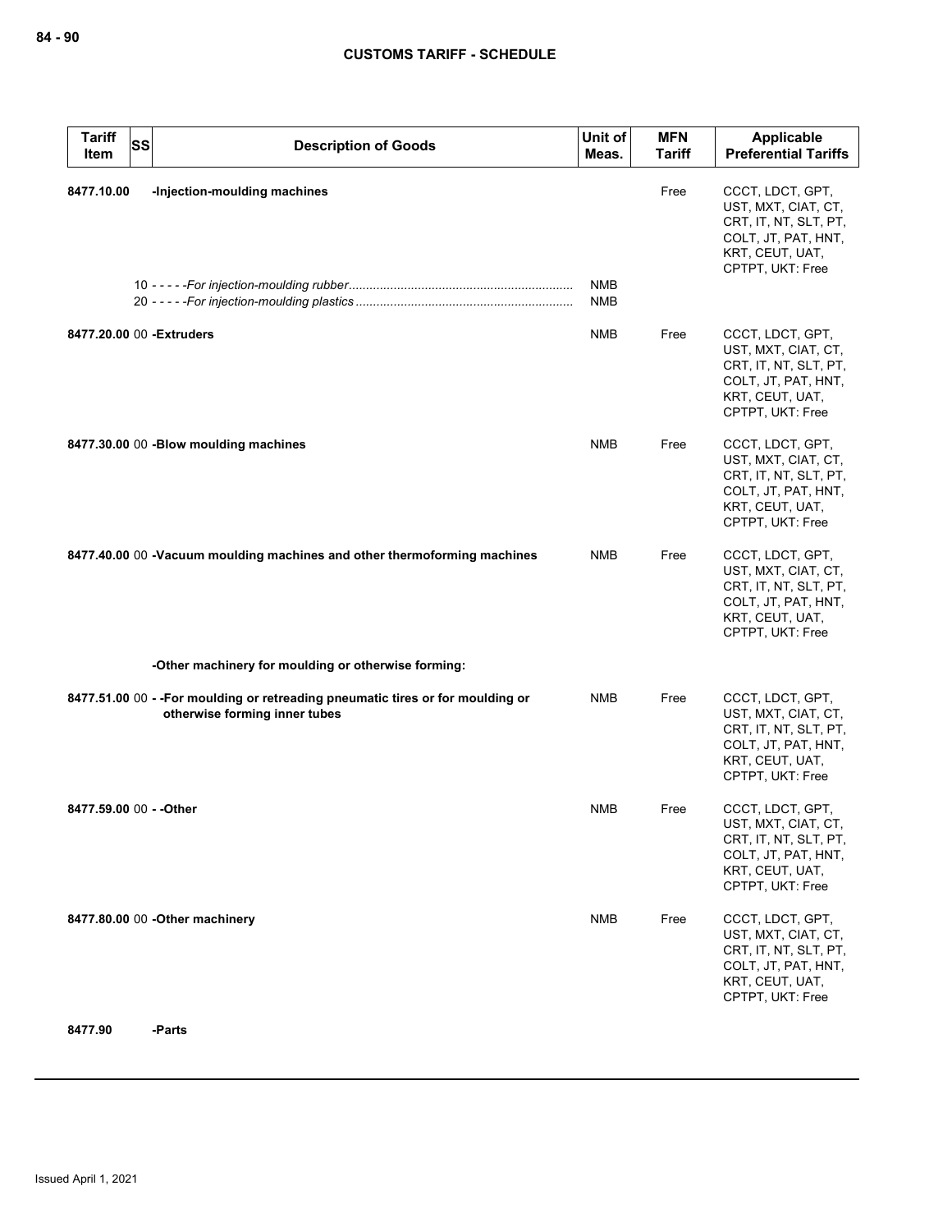| Tariff Item | SS | Description of Goods | Unit of Meas. | MFN Tariff | Applicable Preferential Tariffs |
|---|---|---|---|---|---|
| **8477.10.00** | | **-Injection-moulding machines** | | Free | CCCT, LDCT, GPT, UST, MXT, CIAT, CT, CRT, IT, NT, SLT, PT, COLT, JT, PAT, HNT, KRT, CEUT, UAT, CPTPT, UKT: Free |
| | 10 | - - - - -*For injection-moulding rubber* | NMB | | |
| | 20 | - - - - -*For injection-moulding plastics* | NMB | | |
| **8477.20.00** | 00 | **-Extruders** | NMB | Free | CCCT, LDCT, GPT, UST, MXT, CIAT, CT, CRT, IT, NT, SLT, PT, COLT, JT, PAT, HNT, KRT, CEUT, UAT, CPTPT, UKT: Free |
| **8477.30.00** | 00 | **-Blow moulding machines** | NMB | Free | CCCT, LDCT, GPT, UST, MXT, CIAT, CT, CRT, IT, NT, SLT, PT, COLT, JT, PAT, HNT, KRT, CEUT, UAT, CPTPT, UKT: Free |
| **8477.40.00** | 00 | **-Vacuum moulding machines and other thermoforming machines** | NMB | Free | CCCT, LDCT, GPT, UST, MXT, CIAT, CT, CRT, IT, NT, SLT, PT, COLT, JT, PAT, HNT, KRT, CEUT, UAT, CPTPT, UKT: Free |
| | | **-Other machinery for moulding or otherwise forming:** | | | |
| **8477.51.00** | 00 | **- -For moulding or retreading pneumatic tires or for moulding or otherwise forming inner tubes** | NMB | Free | CCCT, LDCT, GPT, UST, MXT, CIAT, CT, CRT, IT, NT, SLT, PT, COLT, JT, PAT, HNT, KRT, CEUT, UAT, CPTPT, UKT: Free |
| **8477.59.00** | 00 | **- -Other** | NMB | Free | CCCT, LDCT, GPT, UST, MXT, CIAT, CT, CRT, IT, NT, SLT, PT, COLT, JT, PAT, HNT, KRT, CEUT, UAT, CPTPT, UKT: Free |
| **8477.80.00** | 00 | **-Other machinery** | NMB | Free | CCCT, LDCT, GPT, UST, MXT, CIAT, CT, CRT, IT, NT, SLT, PT, COLT, JT, PAT, HNT, KRT, CEUT, UAT, CPTPT, UKT: Free |
| **8477.90** | | **-Parts** | | | |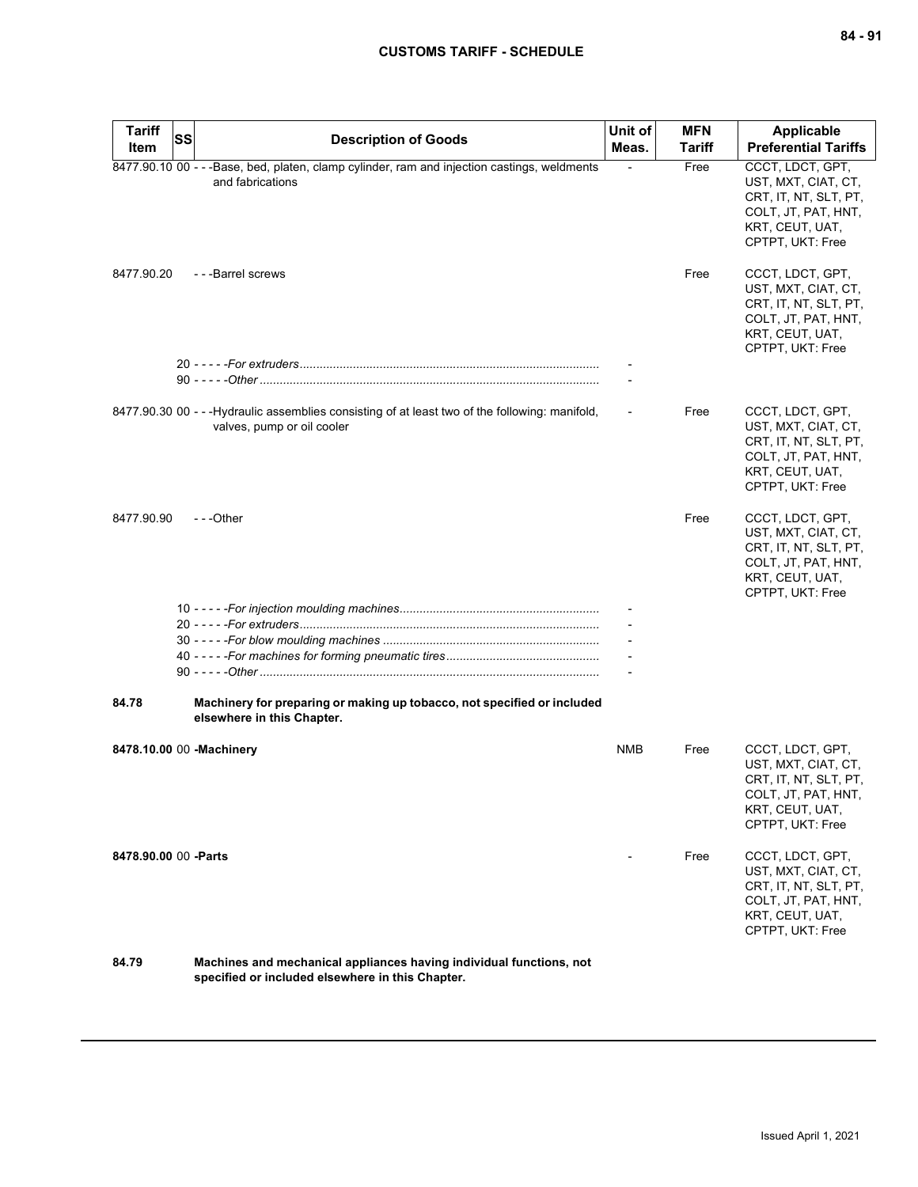| Tariff Item | SS | Description of Goods | Unit of Meas. | MFN Tariff | Applicable Preferential Tariffs |
|---|---|---|---|---|---|
| 8477.90.10 | 00 | - - -Base, bed, platen, clamp cylinder, ram and injection castings, weldments and fabrications | - | Free | CCCT, LDCT, GPT, UST, MXT, CIAT, CT, CRT, IT, NT, SLT, PT, COLT, JT, PAT, HNT, KRT, CEUT, UAT, CPTPT, UKT: Free |
| 8477.90.20 | | - - -Barrel screws | | Free | CCCT, LDCT, GPT, UST, MXT, CIAT, CT, CRT, IT, NT, SLT, PT, COLT, JT, PAT, HNT, KRT, CEUT, UAT, CPTPT, UKT: Free |
| | 20 | - - - - -*For extruders* | - | | |
| | 90 | - - - - -*Other* | - | | |
| 8477.90.30 | 00 | - - -Hydraulic assemblies consisting of at least two of the following: manifold, valves, pump or oil cooler | - | Free | CCCT, LDCT, GPT, UST, MXT, CIAT, CT, CRT, IT, NT, SLT, PT, COLT, JT, PAT, HNT, KRT, CEUT, UAT, CPTPT, UKT: Free |
| 8477.90.90 | | - - -Other | | Free | CCCT, LDCT, GPT, UST, MXT, CIAT, CT, CRT, IT, NT, SLT, PT, COLT, JT, PAT, HNT, KRT, CEUT, UAT, CPTPT, UKT: Free |
| | 10 | - - - - -*For injection moulding machines* | - | | |
| | 20 | - - - - -*For extruders* | - | | |
| | 30 | - - - - -*For blow moulding machines* | - | | |
| | 40 | - - - - -*For machines for forming pneumatic tires* | - | | |
| | 90 | - - - - -*Other* | - | | |
| **84.78** | | **Machinery for preparing or making up tobacco, not specified or included elsewhere in this Chapter.** | | | |
| **8478.10.00** | 00 | **-Machinery** | NMB | Free | CCCT, LDCT, GPT, UST, MXT, CIAT, CT, CRT, IT, NT, SLT, PT, COLT, JT, PAT, HNT, KRT, CEUT, UAT, CPTPT, UKT: Free |
| **8478.90.00** | 00 | **-Parts** | - | Free | CCCT, LDCT, GPT, UST, MXT, CIAT, CT, CRT, IT, NT, SLT, PT, COLT, JT, PAT, HNT, KRT, CEUT, UAT, CPTPT, UKT: Free |
| **84.79** | | **Machines and mechanical appliances having individual functions, not specified or included elsewhere in this Chapter.** | | | |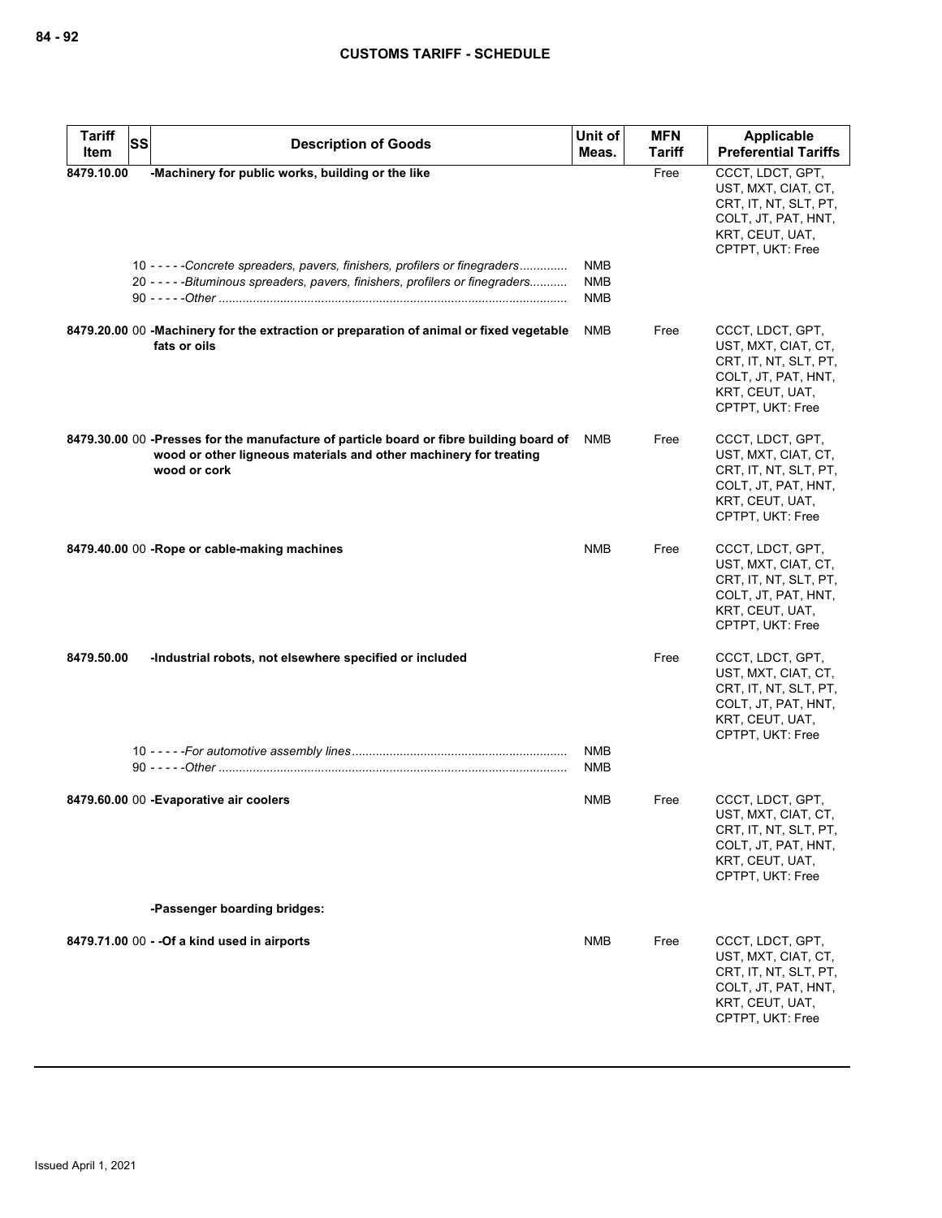| Tariff Item | SS | Description of Goods | Unit of Meas. | MFN Tariff | Applicable Preferential Tariffs |
|---|---|---|---|---|---|
| 8479.10.00 | | **-Machinery for public works, building or the like** | | Free | CCCT, LDCT, GPT, UST, MXT, CIAT, CT, CRT, IT, NT, SLT, PT, COLT, JT, PAT, HNT, KRT, CEUT, UAT, CPTPT, UKT: Free |
| | 10 | - - - - -*Concrete spreaders, pavers, finishers, profilers or finegraders* | NMB | | |
| | 20 | - - - - -*Bituminous spreaders, pavers, finishers, profilers or finegraders* | NMB | | |
| | 90 | - - - - -*Other* | NMB | | |
| 8479.20.00 | 00 | **-Machinery for the extraction or preparation of animal or fixed vegetable fats or oils** | NMB | Free | CCCT, LDCT, GPT, UST, MXT, CIAT, CT, CRT, IT, NT, SLT, PT, COLT, JT, PAT, HNT, KRT, CEUT, UAT, CPTPT, UKT: Free |
| 8479.30.00 | 00 | **-Presses for the manufacture of particle board or fibre building board of wood or other ligneous materials and other machinery for treating wood or cork** | NMB | Free | CCCT, LDCT, GPT, UST, MXT, CIAT, CT, CRT, IT, NT, SLT, PT, COLT, JT, PAT, HNT, KRT, CEUT, UAT, CPTPT, UKT: Free |
| 8479.40.00 | 00 | **-Rope or cable-making machines** | NMB | Free | CCCT, LDCT, GPT, UST, MXT, CIAT, CT, CRT, IT, NT, SLT, PT, COLT, JT, PAT, HNT, KRT, CEUT, UAT, CPTPT, UKT: Free |
| 8479.50.00 | | **-Industrial robots, not elsewhere specified or included** | | Free | CCCT, LDCT, GPT, UST, MXT, CIAT, CT, CRT, IT, NT, SLT, PT, COLT, JT, PAT, HNT, KRT, CEUT, UAT, CPTPT, UKT: Free |
| | 10 | - - - - -*For automotive assembly lines* | NMB | | |
| | 90 | - - - - -*Other* | NMB | | |
| 8479.60.00 | 00 | **-Evaporative air coolers** | NMB | Free | CCCT, LDCT, GPT, UST, MXT, CIAT, CT, CRT, IT, NT, SLT, PT, COLT, JT, PAT, HNT, KRT, CEUT, UAT, CPTPT, UKT: Free |
| | | **-Passenger boarding bridges:** | | | |
| 8479.71.00 | 00 | **- -Of a kind used in airports** | NMB | Free | CCCT, LDCT, GPT, UST, MXT, CIAT, CT, CRT, IT, NT, SLT, PT, COLT, JT, PAT, HNT, KRT, CEUT, UAT, CPTPT, UKT: Free |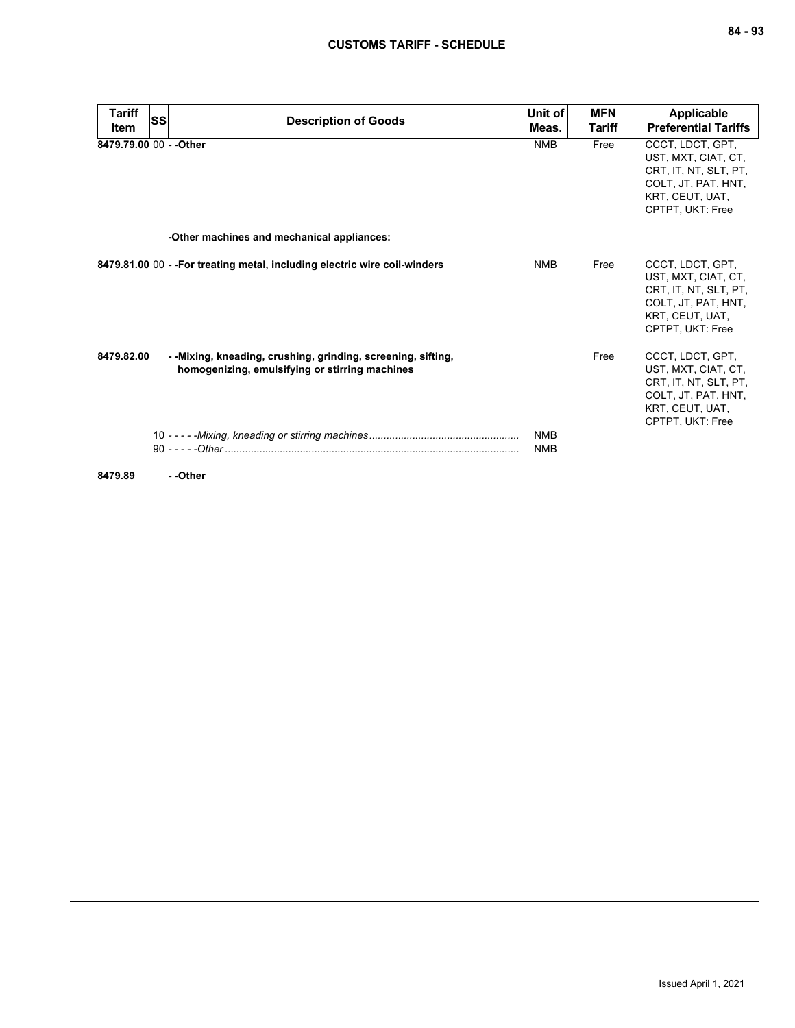| Tariff Item | SS | Description of Goods | Unit of Meas. | MFN Tariff | Applicable Preferential Tariffs |
|---|---|---|---|---|---|
| 8479.79.00 | 00 | - -Other | NMB | Free | CCCT, LDCT, GPT, UST, MXT, CIAT, CT, CRT, IT, NT, SLT, PT, COLT, JT, PAT, HNT, KRT, CEUT, UAT, CPTPT, UKT: Free |
| | | -Other machines and mechanical appliances: | | | |
| 8479.81.00 | 00 | - -For treating metal, including electric wire coil-winders | NMB | Free | CCCT, LDCT, GPT, UST, MXT, CIAT, CT, CRT, IT, NT, SLT, PT, COLT, JT, PAT, HNT, KRT, CEUT, UAT, CPTPT, UKT: Free |
| 8479.82.00 | | - -Mixing, kneading, crushing, grinding, screening, sifting, homogenizing, emulsifying or stirring machines | | Free | CCCT, LDCT, GPT, UST, MXT, CIAT, CT, CRT, IT, NT, SLT, PT, COLT, JT, PAT, HNT, KRT, CEUT, UAT, CPTPT, UKT: Free |
| | 10 | - - - - -*Mixing, kneading or stirring machines* | NMB | | |
| | 90 | - - - - -*Other* | NMB | | |
| 8479.89 | | - -Other | | | |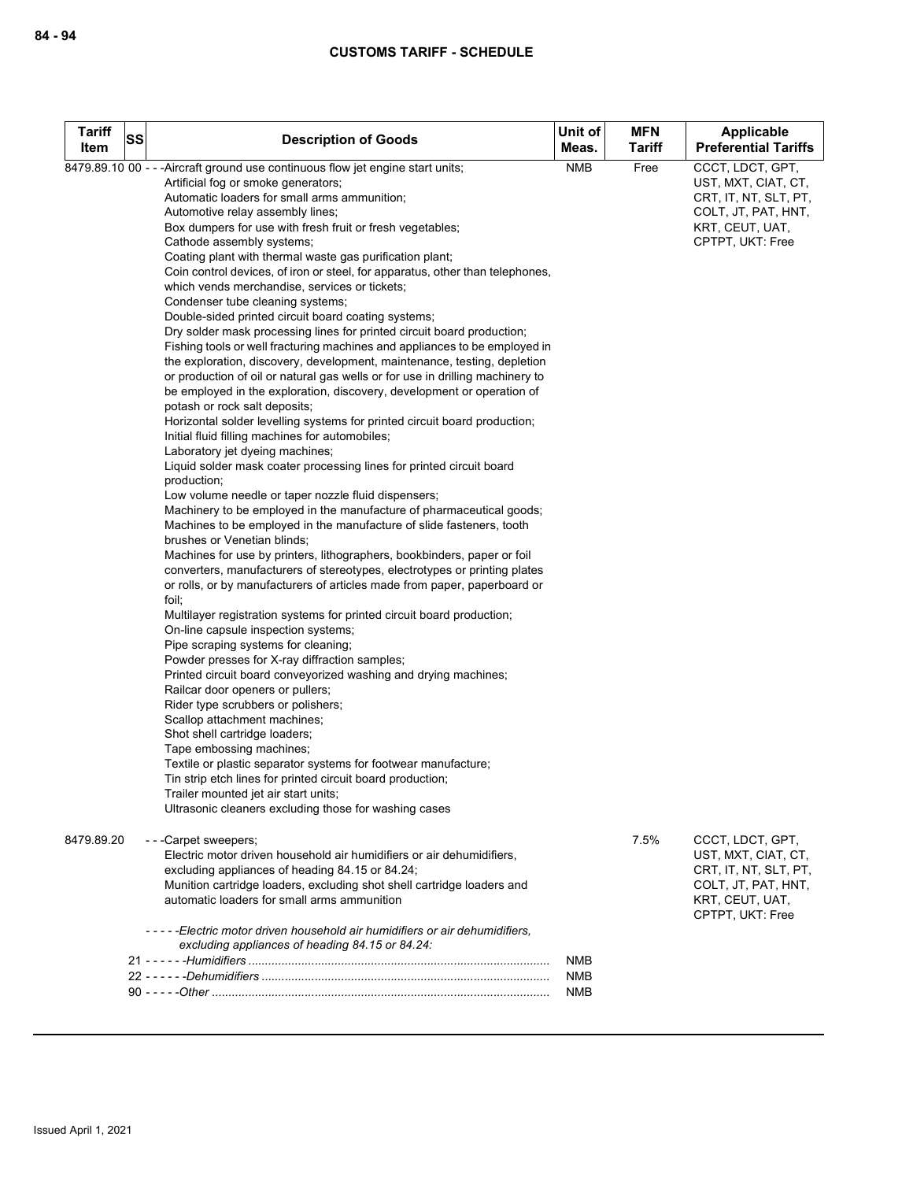| Tariff Item | SS | Description of Goods | Unit of Meas. | MFN Tariff | Applicable Preferential Tariffs |
|---|---|---|---|---|---|
| 8479.89.10 | 00 | - - -Aircraft ground use continuous flow jet engine start units;<br>Artificial fog or smoke generators;<br>Automatic loaders for small arms ammunition;<br>Automotive relay assembly lines;<br>Box dumpers for use with fresh fruit or fresh vegetables;<br>Cathode assembly systems;<br>Coating plant with thermal waste gas purification plant;<br>Coin control devices, of iron or steel, for apparatus, other than telephones, which vends merchandise, services or tickets;<br>Condenser tube cleaning systems;<br>Double-sided printed circuit board coating systems;<br>Dry solder mask processing lines for printed circuit board production;<br>Fishing tools or well fracturing machines and appliances to be employed in the exploration, discovery, development, maintenance, testing, depletion or production of oil or natural gas wells or for use in drilling machinery to be employed in the exploration, discovery, development or operation of potash or rock salt deposits;<br>Horizontal solder levelling systems for printed circuit board production;<br>Initial fluid filling machines for automobiles;<br>Laboratory jet dyeing machines;<br>Liquid solder mask coater processing lines for printed circuit board production;<br>Low volume needle or taper nozzle fluid dispensers;<br>Machinery to be employed in the manufacture of pharmaceutical goods;<br>Machines to be employed in the manufacture of slide fasteners, tooth brushes or Venetian blinds;<br>Machines for use by printers, lithographers, bookbinders, paper or foil converters, manufacturers of stereotypes, electrotypes or printing plates or rolls, or by manufacturers of articles made from paper, paperboard or foil;<br>Multilayer registration systems for printed circuit board production;<br>On-line capsule inspection systems;<br>Pipe scraping systems for cleaning;<br>Powder presses for X-ray diffraction samples;<br>Printed circuit board conveyorized washing and drying machines;<br>Railcar door openers or pullers;<br>Rider type scrubbers or polishers;<br>Scallop attachment machines;<br>Shot shell cartridge loaders;<br>Tape embossing machines;<br>Textile or plastic separator systems for footwear manufacture;<br>Tin strip etch lines for printed circuit board production;<br>Trailer mounted jet air start units;<br>Ultrasonic cleaners excluding those for washing cases | NMB | Free | CCCT, LDCT, GPT, UST, MXT, CIAT, CT, CRT, IT, NT, SLT, PT, COLT, JT, PAT, HNT, KRT, CEUT, UAT, CPTPT, UKT: Free |
| 8479.89.20 | | - - -Carpet sweepers;<br>Electric motor driven household air humidifiers or air dehumidifiers, excluding appliances of heading 84.15 or 84.24;<br>Munition cartridge loaders, excluding shot shell cartridge loaders and automatic loaders for small arms ammunition | | 7.5% | CCCT, LDCT, GPT, UST, MXT, CIAT, CT, CRT, IT, NT, SLT, PT, COLT, JT, PAT, HNT, KRT, CEUT, UAT, CPTPT, UKT: Free |
| | | - - - - -*Electric motor driven household air humidifiers or air dehumidifiers, excluding appliances of heading 84.15 or 84.24:* | | | |
| | 21 | - - - - - -*Humidifiers* | NMB | | |
| | 22 | - - - - - -*Dehumidifiers* | NMB | | |
| | 90 | - - - - -*Other* | NMB | | |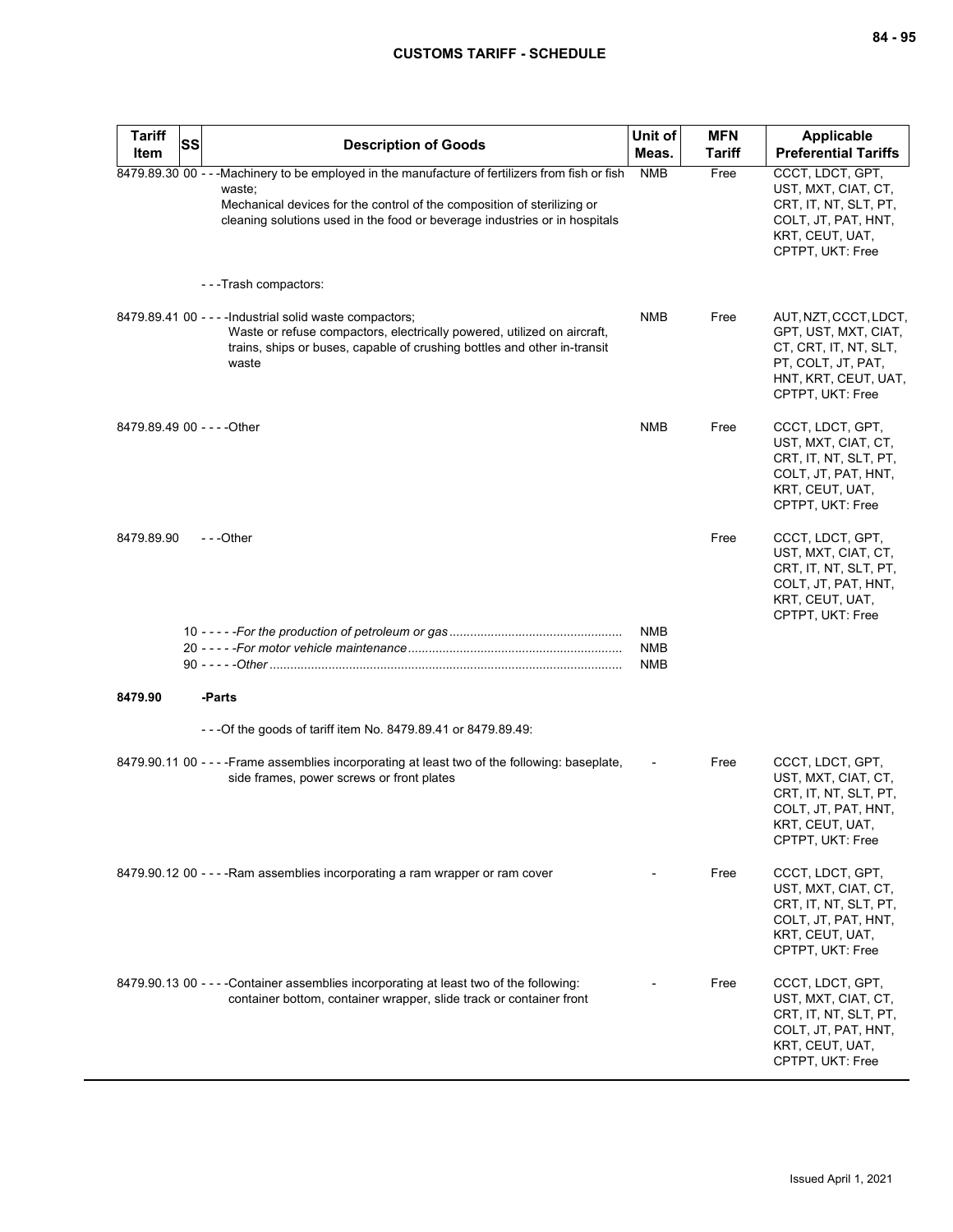| Tariff Item | SS | Description of Goods | Unit of Meas. | MFN Tariff | Applicable Preferential Tariffs |
|---|---|---|---|---|---|
| 8479.89.30 | 00 | - - -Machinery to be employed in the manufacture of fertilizers from fish or fish waste;<br>Mechanical devices for the control of the composition of sterilizing or cleaning solutions used in the food or beverage industries or in hospitals | NMB | Free | CCCT, LDCT, GPT, UST, MXT, CIAT, CT, CRT, IT, NT, SLT, PT, COLT, JT, PAT, HNT, KRT, CEUT, UAT, CPTPT, UKT: Free |
| | | - - -Trash compactors: | | | |
| 8479.89.41 | 00 | - - - -Industrial solid waste compactors;<br>Waste or refuse compactors, electrically powered, utilized on aircraft, trains, ships or buses, capable of crushing bottles and other in-transit waste | NMB | Free | AUT, NZT, CCCT, LDCT, GPT, UST, MXT, CIAT, CT, CRT, IT, NT, SLT, PT, COLT, JT, PAT, HNT, KRT, CEUT, UAT, CPTPT, UKT: Free |
| 8479.89.49 | 00 | - - - -Other | NMB | Free | CCCT, LDCT, GPT, UST, MXT, CIAT, CT, CRT, IT, NT, SLT, PT, COLT, JT, PAT, HNT, KRT, CEUT, UAT, CPTPT, UKT: Free |
| 8479.89.90 | | - - -Other | | Free | CCCT, LDCT, GPT, UST, MXT, CIAT, CT, CRT, IT, NT, SLT, PT, COLT, JT, PAT, HNT, KRT, CEUT, UAT, CPTPT, UKT: Free |
| | 10 | - - - - -*For the production of petroleum or gas* | NMB | | |
| | 20 | - - - - -*For motor vehicle maintenance* | NMB | | |
| | 90 | - - - - -*Other* | NMB | | |
| **8479.90** | | **-Parts** | | | |
| | | - - -Of the goods of tariff item No. 8479.89.41 or 8479.89.49: | | | |
| 8479.90.11 | 00 | - - - -Frame assemblies incorporating at least two of the following: baseplate, side frames, power screws or front plates | - | Free | CCCT, LDCT, GPT, UST, MXT, CIAT, CT, CRT, IT, NT, SLT, PT, COLT, JT, PAT, HNT, KRT, CEUT, UAT, CPTPT, UKT: Free |
| 8479.90.12 | 00 | - - - -Ram assemblies incorporating a ram wrapper or ram cover | - | Free | CCCT, LDCT, GPT, UST, MXT, CIAT, CT, CRT, IT, NT, SLT, PT, COLT, JT, PAT, HNT, KRT, CEUT, UAT, CPTPT, UKT: Free |
| 8479.90.13 | 00 | - - - -Container assemblies incorporating at least two of the following: container bottom, container wrapper, slide track or container front | - | Free | CCCT, LDCT, GPT, UST, MXT, CIAT, CT, CRT, IT, NT, SLT, PT, COLT, JT, PAT, HNT, KRT, CEUT, UAT, CPTPT, UKT: Free |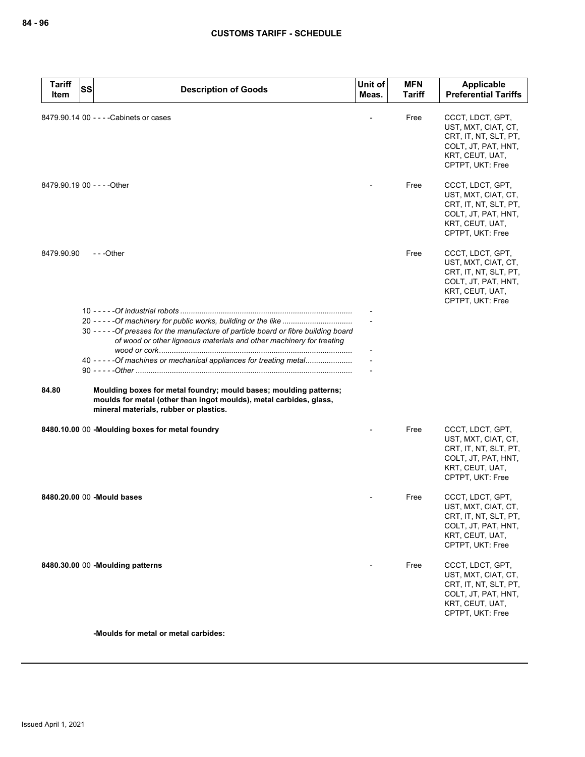| Tariff Item | SS | Description of Goods | Unit of Meas. | MFN Tariff | Applicable Preferential Tariffs |
|---|---|---|---|---|---|
| 8479.90.14 | 00 | - - - -Cabinets or cases | - | Free | CCCT, LDCT, GPT, UST, MXT, CIAT, CT, CRT, IT, NT, SLT, PT, COLT, JT, PAT, HNT, KRT, CEUT, UAT, CPTPT, UKT: Free |
| 8479.90.19 | 00 | - - - -Other | - | Free | CCCT, LDCT, GPT, UST, MXT, CIAT, CT, CRT, IT, NT, SLT, PT, COLT, JT, PAT, HNT, KRT, CEUT, UAT, CPTPT, UKT: Free |
| 8479.90.90 | | - - -Other | | Free | CCCT, LDCT, GPT, UST, MXT, CIAT, CT, CRT, IT, NT, SLT, PT, COLT, JT, PAT, HNT, KRT, CEUT, UAT, CPTPT, UKT: Free |
| | 10 | - - - - -*Of industrial robots* | - | | |
| | 20 | - - - - -*Of machinery for public works, building or the like* | - | | |
| | 30 | - - - - -*Of presses for the manufacture of particle board or fibre building board of wood or other ligneous materials and other machinery for treating wood or cork* | - | | |
| | 40 | - - - - -*Of machines or mechanical appliances for treating metal* | - | | |
| | 90 | - - - - -*Other* | - | | |
| **84.80** | | **Moulding boxes for metal foundry; mould bases; moulding patterns; moulds for metal (other than ingot moulds), metal carbides, glass, mineral materials, rubber or plastics.** | | | |
| **8480.10.00** | 00 | **-Moulding boxes for metal foundry** | - | Free | CCCT, LDCT, GPT, UST, MXT, CIAT, CT, CRT, IT, NT, SLT, PT, COLT, JT, PAT, HNT, KRT, CEUT, UAT, CPTPT, UKT: Free |
| **8480.20.00** | 00 | **-Mould bases** | - | Free | CCCT, LDCT, GPT, UST, MXT, CIAT, CT, CRT, IT, NT, SLT, PT, COLT, JT, PAT, HNT, KRT, CEUT, UAT, CPTPT, UKT: Free |
| **8480.30.00** | 00 | **-Moulding patterns** | - | Free | CCCT, LDCT, GPT, UST, MXT, CIAT, CT, CRT, IT, NT, SLT, PT, COLT, JT, PAT, HNT, KRT, CEUT, UAT, CPTPT, UKT: Free |
| | | **-Moulds for metal or metal carbides:** | | | |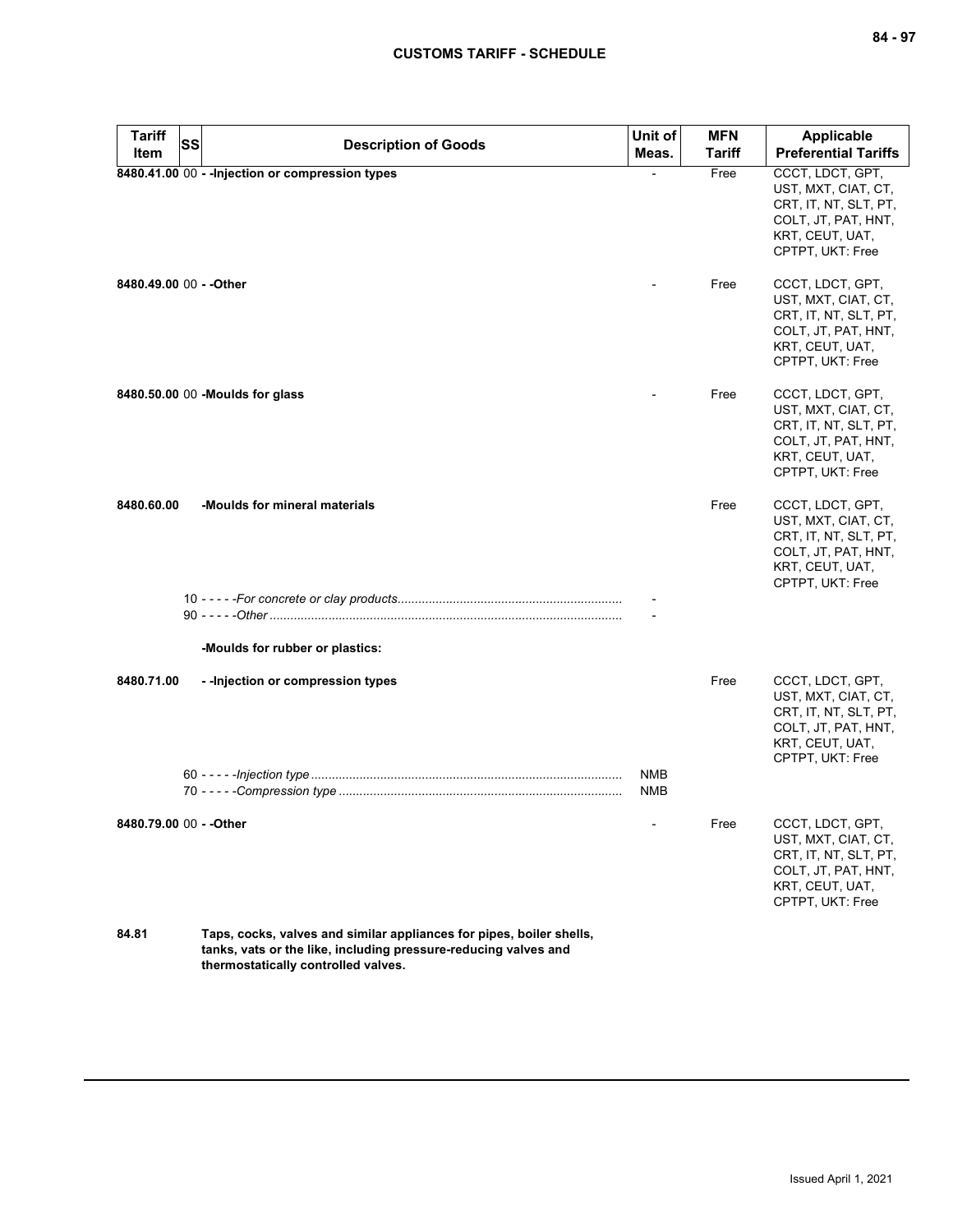| Tariff Item | SS | Description of Goods | Unit of Meas. | MFN Tariff | Applicable Preferential Tariffs |
|---|---|---|---|---|---|
| 8480.41.00 | 00 | - -Injection or compression types | - | Free | CCCT, LDCT, GPT, UST, MXT, CIAT, CT, CRT, IT, NT, SLT, PT, COLT, JT, PAT, HNT, KRT, CEUT, UAT, CPTPT, UKT: Free |
| 8480.49.00 | 00 | - -Other | - | Free | CCCT, LDCT, GPT, UST, MXT, CIAT, CT, CRT, IT, NT, SLT, PT, COLT, JT, PAT, HNT, KRT, CEUT, UAT, CPTPT, UKT: Free |
| 8480.50.00 | 00 | -Moulds for glass | - | Free | CCCT, LDCT, GPT, UST, MXT, CIAT, CT, CRT, IT, NT, SLT, PT, COLT, JT, PAT, HNT, KRT, CEUT, UAT, CPTPT, UKT: Free |
| 8480.60.00 | | -Moulds for mineral materials | | Free | CCCT, LDCT, GPT, UST, MXT, CIAT, CT, CRT, IT, NT, SLT, PT, COLT, JT, PAT, HNT, KRT, CEUT, UAT, CPTPT, UKT: Free |
| | 10 | - - - - -*For concrete or clay products* | - | | |
| | 90 | - - - - -*Other* | - | | |
| | | -Moulds for rubber or plastics: | | | |
| 8480.71.00 | | - -Injection or compression types | | Free | CCCT, LDCT, GPT, UST, MXT, CIAT, CT, CRT, IT, NT, SLT, PT, COLT, JT, PAT, HNT, KRT, CEUT, UAT, CPTPT, UKT: Free |
| | 60 | - - - - -*Injection type* | NMB | | |
| | 70 | - - - - -*Compression type* | NMB | | |
| 8480.79.00 | 00 | - -Other | - | Free | CCCT, LDCT, GPT, UST, MXT, CIAT, CT, CRT, IT, NT, SLT, PT, COLT, JT, PAT, HNT, KRT, CEUT, UAT, CPTPT, UKT: Free |
| 84.81 | | Taps, cocks, valves and similar appliances for pipes, boiler shells, tanks, vats or the like, including pressure-reducing valves and thermostatically controlled valves. | | | |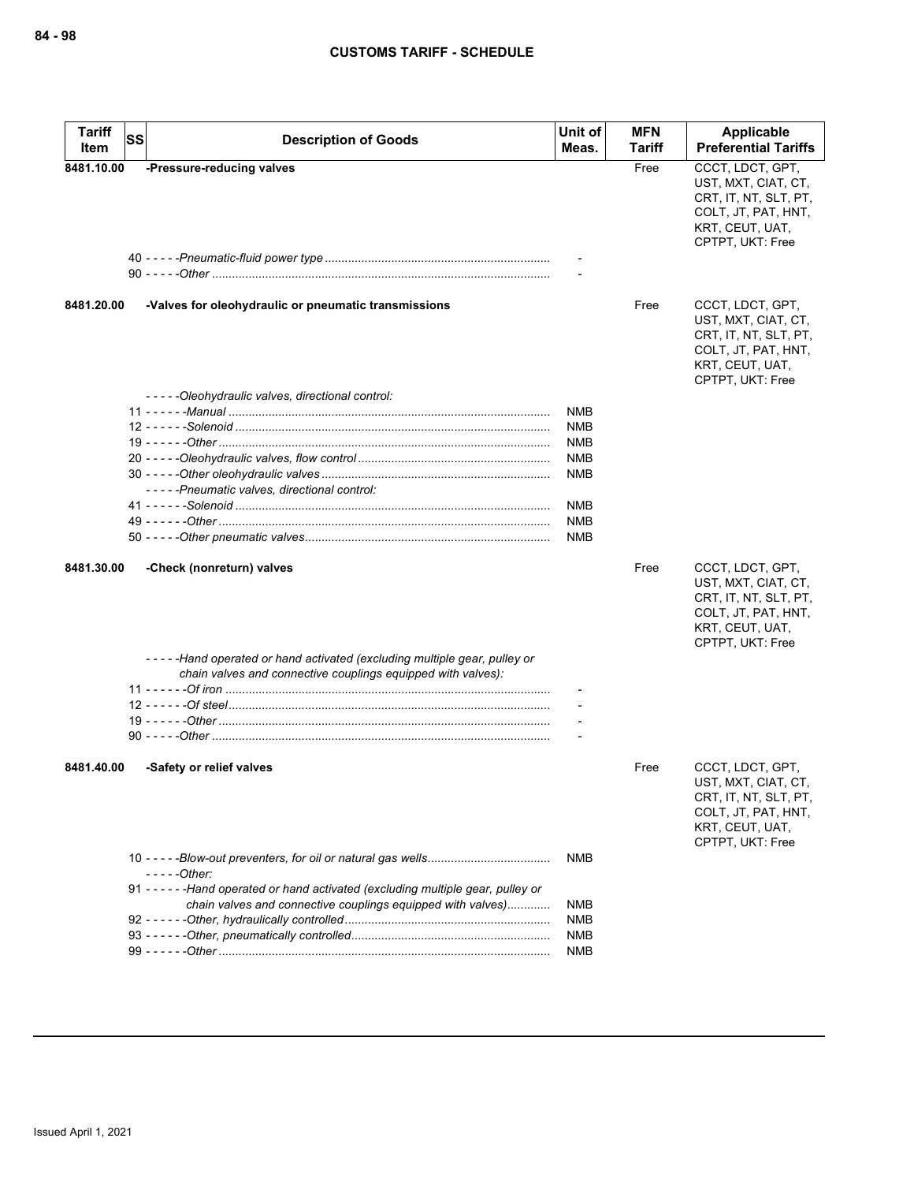| Tariff Item | SS | Description of Goods | Unit of Meas. | MFN Tariff | Applicable Preferential Tariffs |
|---|---|---|---|---|---|
| 8481.10.00 | | -Pressure-reducing valves | | Free | CCCT, LDCT, GPT, UST, MXT, CIAT, CT, CRT, IT, NT, SLT, PT, COLT, JT, PAT, HNT, KRT, CEUT, UAT, CPTPT, UKT: Free |
| | | 40 - - - - -*Pneumatic-fluid power type* | - | | |
| | | 90 - - - - -*Other* | - | | |
| 8481.20.00 | | -Valves for oleohydraulic or pneumatic transmissions | | Free | CCCT, LDCT, GPT, UST, MXT, CIAT, CT, CRT, IT, NT, SLT, PT, COLT, JT, PAT, HNT, KRT, CEUT, UAT, CPTPT, UKT: Free |
| | | - - - - -*Oleohydraulic valves, directional control:* | | | |
| | | 11 - - - - - -*Manual* | NMB | | |
| | | 12 - - - - - -*Solenoid* | NMB | | |
| | | 19 - - - - - -*Other* | NMB | | |
| | | 20 - - - - -*Oleohydraulic valves, flow control* | NMB | | |
| | | 30 - - - - -*Other oleohydraulic valves* | NMB | | |
| | | - - - - -*Pneumatic valves, directional control:* | | | |
| | | 41 - - - - - -*Solenoid* | NMB | | |
| | | 49 - - - - - -*Other* | NMB | | |
| | | 50 - - - - -*Other pneumatic valves* | NMB | | |
| 8481.30.00 | | -Check (nonreturn) valves | | Free | CCCT, LDCT, GPT, UST, MXT, CIAT, CT, CRT, IT, NT, SLT, PT, COLT, JT, PAT, HNT, KRT, CEUT, UAT, CPTPT, UKT: Free |
| | | - - - - -*Hand operated or hand activated (excluding multiple gear, pulley or chain valves and connective couplings equipped with valves):* | | | |
| | | 11 - - - - - -*Of iron* | - | | |
| | | 12 - - - - - -*Of steel* | - | | |
| | | 19 - - - - - -*Other* | - | | |
| | | 90 - - - - -*Other* | - | | |
| 8481.40.00 | | -Safety or relief valves | | Free | CCCT, LDCT, GPT, UST, MXT, CIAT, CT, CRT, IT, NT, SLT, PT, COLT, JT, PAT, HNT, KRT, CEUT, UAT, CPTPT, UKT: Free |
| | | 10 - - - - -*Blow-out preventers, for oil or natural gas wells* | NMB | | |
| | | - - - - -*Other:* | | | |
| | | 91 - - - - - -*Hand operated or hand activated (excluding multiple gear, pulley or chain valves and connective couplings equipped with valves)* | NMB | | |
| | | 92 - - - - - -*Other, hydraulically controlled* | NMB | | |
| | | 93 - - - - - -*Other, pneumatically controlled* | NMB | | |
| | | 99 - - - - - -*Other* | NMB | | |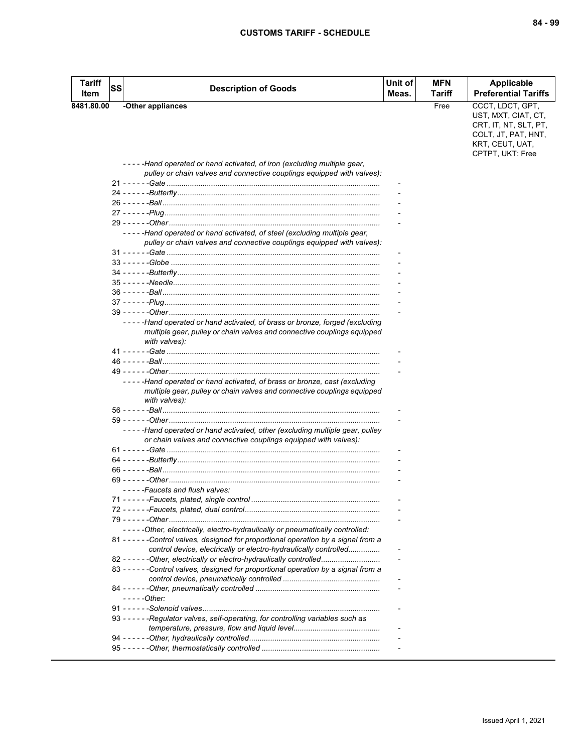| Tariff Item | SS | Description of Goods | Unit of Meas. | MFN Tariff | Applicable Preferential Tariffs |
|---|---|---|---|---|---|
| 8481.80.00 | | -Other appliances | | Free | CCCT, LDCT, GPT, UST, MXT, CIAT, CT, CRT, IT, NT, SLT, PT, COLT, JT, PAT, HNT, KRT, CEUT, UAT, CPTPT, UKT: Free |
| | | - - - - -Hand operated or hand activated, of iron (excluding multiple gear, pulley or chain valves and connective couplings equipped with valves): | | | |
| | | 21 - - - - - -Gate | - | | |
| | | 24 - - - - - -Butterfly | - | | |
| | | 26 - - - - - -Ball | - | | |
| | | 27 - - - - - -Plug | - | | |
| | | 29 - - - - - -Other | - | | |
| | | - - - - -Hand operated or hand activated, of steel (excluding multiple gear, pulley or chain valves and connective couplings equipped with valves): | | | |
| | | 31 - - - - - -Gate | - | | |
| | | 33 - - - - - -Globe | - | | |
| | | 34 - - - - - -Butterfly | - | | |
| | | 35 - - - - - -Needle | - | | |
| | | 36 - - - - - -Ball | - | | |
| | | 37 - - - - - -Plug | - | | |
| | | 39 - - - - - -Other | - | | |
| | | - - - - -Hand operated or hand activated, of brass or bronze, forged (excluding multiple gear, pulley or chain valves and connective couplings equipped with valves): | | | |
| | | 41 - - - - - -Gate | - | | |
| | | 46 - - - - - -Ball | - | | |
| | | 49 - - - - - -Other | - | | |
| | | - - - - -Hand operated or hand activated, of brass or bronze, cast (excluding multiple gear, pulley or chain valves and connective couplings equipped with valves): | | | |
| | | 56 - - - - - -Ball | - | | |
| | | 59 - - - - - -Other | - | | |
| | | - - - - -Hand operated or hand activated, other (excluding multiple gear, pulley or chain valves and connective couplings equipped with valves): | | | |
| | | 61 - - - - - -Gate | - | | |
| | | 64 - - - - - -Butterfly | - | | |
| | | 66 - - - - - -Ball | - | | |
| | | 69 - - - - - -Other | - | | |
| | | - - - - -Faucets and flush valves: | | | |
| | | 71 - - - - - -Faucets, plated, single control | - | | |
| | | 72 - - - - - -Faucets, plated, dual control | - | | |
| | | 79 - - - - - -Other | - | | |
| | | - - - - -Other, electrically, electro-hydraulically or pneumatically controlled: | | | |
| | | 81 - - - - - -Control valves, designed for proportional operation by a signal from a control device, electrically or electro-hydraulically controlled | - | | |
| | | 82 - - - - - -Other, electrically or electro-hydraulically controlled | - | | |
| | | 83 - - - - - -Control valves, designed for proportional operation by a signal from a control device, pneumatically controlled | - | | |
| | | 84 - - - - - -Other, pneumatically controlled | - | | |
| | | - - - - -Other: | | | |
| | | 91 - - - - - -Solenoid valves | - | | |
| | | 93 - - - - - -Regulator valves, self-operating, for controlling variables such as temperature, pressure, flow and liquid level | - | | |
| | | 94 - - - - - -Other, hydraulically controlled | - | | |
| | | 95 - - - - - -Other, thermostatically controlled | - | | |

Issued April 1, 2021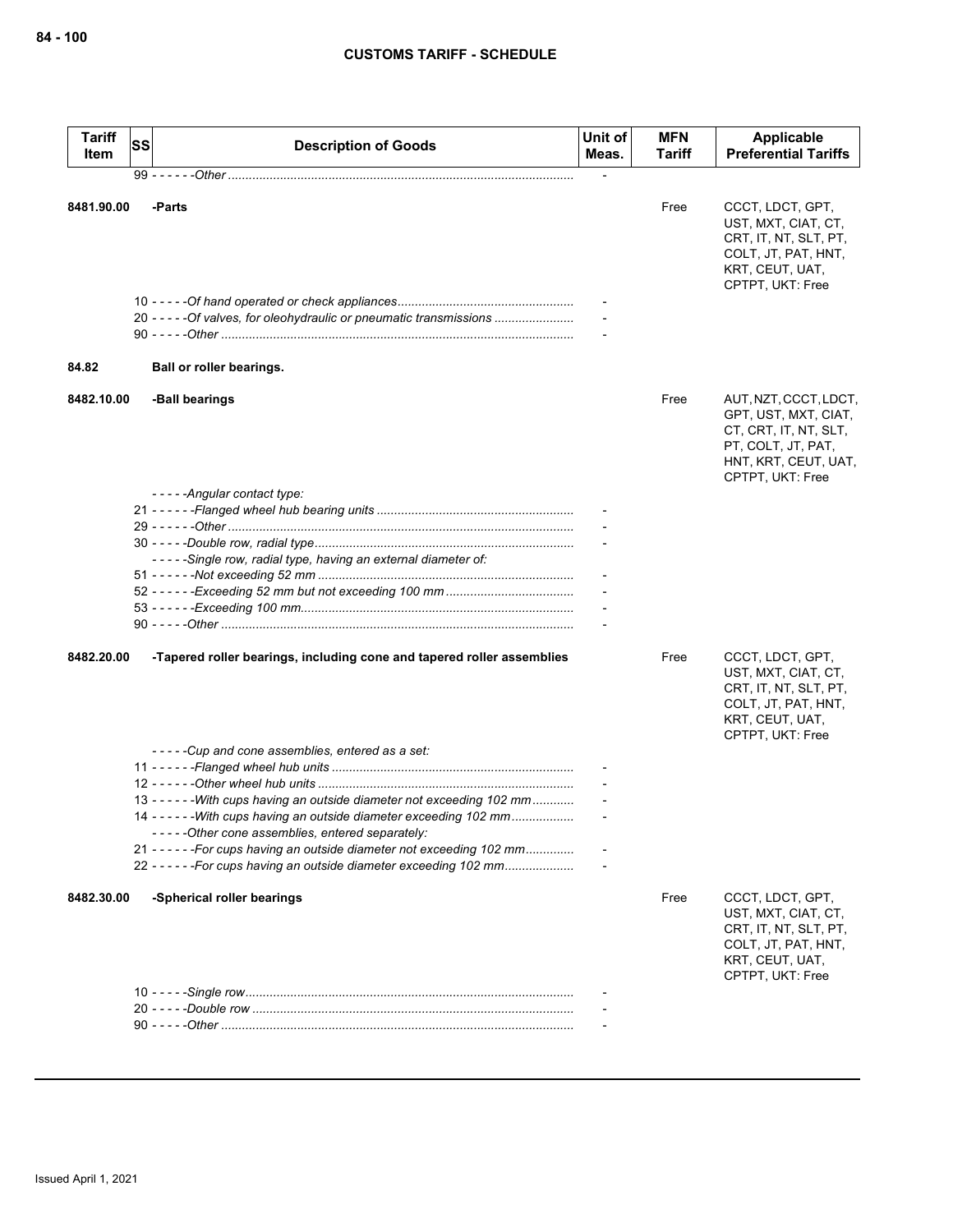| Tariff Item | SS | Description of Goods | Unit of Meas. | MFN Tariff | Applicable Preferential Tariffs |
|---|---|---|---|---|---|
| | | 99 - - - - - -*Other* | - | | |
| 8481.90.00 | | -Parts | | Free | CCCT, LDCT, GPT, UST, MXT, CIAT, CT, CRT, IT, NT, SLT, PT, COLT, JT, PAT, HNT, KRT, CEUT, UAT, CPTPT, UKT: Free |
| | | 10 - - - - -*Of hand operated or check appliances* | - | | |
| | | 20 - - - - -*Of valves, for oleohydraulic or pneumatic transmissions* | - | | |
| | | 90 - - - - -*Other* | - | | |
| 84.82 | | **Ball or roller bearings.** | | | |
| 8482.10.00 | | -Ball bearings | | Free | AUT, NZT, CCCT, LDCT, GPT, UST, MXT, CIAT, CT, CRT, IT, NT, SLT, PT, COLT, JT, PAT, HNT, KRT, CEUT, UAT, CPTPT, UKT: Free |
| | | - - - - -*Angular contact type:* | | | |
| | | 21 - - - - - -*Flanged wheel hub bearing units* | - | | |
| | | 29 - - - - - -*Other* | - | | |
| | | 30 - - - - -*Double row, radial type* | - | | |
| | | - - - - -*Single row, radial type, having an external diameter of:* | | | |
| | | 51 - - - - - -*Not exceeding 52 mm* | - | | |
| | | 52 - - - - - -*Exceeding 52 mm but not exceeding 100 mm* | - | | |
| | | 53 - - - - - -*Exceeding 100 mm* | - | | |
| | | 90 - - - - -*Other* | - | | |
| 8482.20.00 | | -Tapered roller bearings, including cone and tapered roller assemblies | | Free | CCCT, LDCT, GPT, UST, MXT, CIAT, CT, CRT, IT, NT, SLT, PT, COLT, JT, PAT, HNT, KRT, CEUT, UAT, CPTPT, UKT: Free |
| | | - - - - -*Cup and cone assemblies, entered as a set:* | | | |
| | | 11 - - - - - -*Flanged wheel hub units* | - | | |
| | | 12 - - - - - -*Other wheel hub units* | - | | |
| | | 13 - - - - - -*With cups having an outside diameter not exceeding 102 mm* | - | | |
| | | 14 - - - - - -*With cups having an outside diameter exceeding 102 mm* | - | | |
| | | - - - - -*Other cone assemblies, entered separately:* | | | |
| | | 21 - - - - - -*For cups having an outside diameter not exceeding 102 mm* | - | | |
| | | 22 - - - - - -*For cups having an outside diameter exceeding 102 mm* | - | | |
| 8482.30.00 | | -Spherical roller bearings | | Free | CCCT, LDCT, GPT, UST, MXT, CIAT, CT, CRT, IT, NT, SLT, PT, COLT, JT, PAT, HNT, KRT, CEUT, UAT, CPTPT, UKT: Free |
| | | 10 - - - - -*Single row* | - | | |
| | | 20 - - - - -*Double row* | - | | |
| | | 90 - - - - -*Other* | - | | |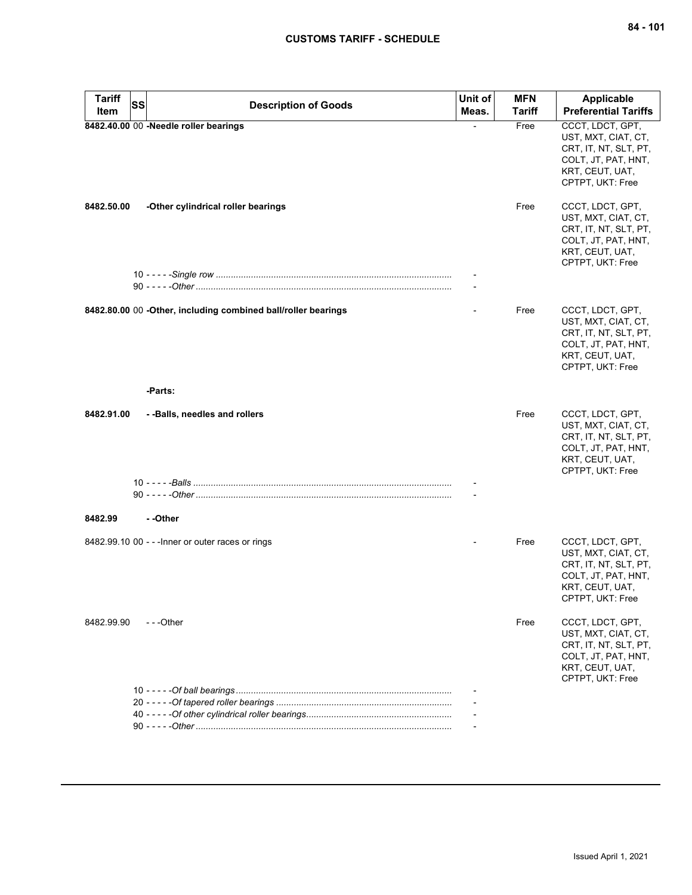| Tariff Item | SS | Description of Goods | Unit of Meas. | MFN Tariff | Applicable Preferential Tariffs |
|---|---|---|---|---|---|
| **8482.40.00** | 00 | **-Needle roller bearings** | - | Free | CCCT, LDCT, GPT, UST, MXT, CIAT, CT, CRT, IT, NT, SLT, PT, COLT, JT, PAT, HNT, KRT, CEUT, UAT, CPTPT, UKT: Free |
| **8482.50.00** | | **-Other cylindrical roller bearings** | | Free | CCCT, LDCT, GPT, UST, MXT, CIAT, CT, CRT, IT, NT, SLT, PT, COLT, JT, PAT, HNT, KRT, CEUT, UAT, CPTPT, UKT: Free |
| | 10 | - - - - -*Single row* | - | | |
| | 90 | - - - - -*Other* | - | | |
| **8482.80.00** | 00 | **-Other, including combined ball/roller bearings** | - | Free | CCCT, LDCT, GPT, UST, MXT, CIAT, CT, CRT, IT, NT, SLT, PT, COLT, JT, PAT, HNT, KRT, CEUT, UAT, CPTPT, UKT: Free |
| | | **-Parts:** | | | |
| **8482.91.00** | | **- -Balls, needles and rollers** | | Free | CCCT, LDCT, GPT, UST, MXT, CIAT, CT, CRT, IT, NT, SLT, PT, COLT, JT, PAT, HNT, KRT, CEUT, UAT, CPTPT, UKT: Free |
| | 10 | - - - - -*Balls* | - | | |
| | 90 | - - - - -*Other* | - | | |
| **8482.99** | | **- -Other** | | | |
| 8482.99.10 | 00 | - - -Inner or outer races or rings | - | Free | CCCT, LDCT, GPT, UST, MXT, CIAT, CT, CRT, IT, NT, SLT, PT, COLT, JT, PAT, HNT, KRT, CEUT, UAT, CPTPT, UKT: Free |
| 8482.99.90 | | - - -Other | | Free | CCCT, LDCT, GPT, UST, MXT, CIAT, CT, CRT, IT, NT, SLT, PT, COLT, JT, PAT, HNT, KRT, CEUT, UAT, CPTPT, UKT: Free |
| | 10 | - - - - -*Of ball bearings* | - | | |
| | 20 | - - - - -*Of tapered roller bearings* | - | | |
| | 40 | - - - - -*Of other cylindrical roller bearings* | - | | |
| | 90 | - - - - -*Other* | - | | |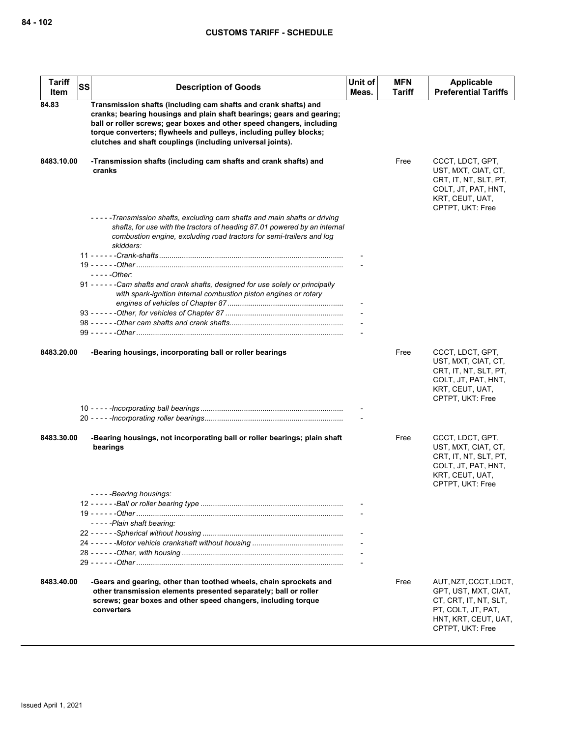| Tariff Item | SS | Description of Goods | Unit of Meas. | MFN Tariff | Applicable Preferential Tariffs |
|---|---|---|---|---|---|
| 84.83 | | **Transmission shafts (including cam shafts and crank shafts) and cranks; bearing housings and plain shaft bearings; gears and gearing; ball or roller screws; gear boxes and other speed changers, including torque converters; flywheels and pulleys, including pulley blocks; clutches and shaft couplings (including universal joints).** | | | |
| 8483.10.00 | | **-Transmission shafts (including cam shafts and crank shafts) and cranks** | | Free | CCCT, LDCT, GPT, UST, MXT, CIAT, CT, CRT, IT, NT, SLT, PT, COLT, JT, PAT, HNT, KRT, CEUT, UAT, CPTPT, UKT: Free |
| | | *-----Transmission shafts, excluding cam shafts and main shafts or driving shafts, for use with the tractors of heading 87.01 powered by an internal combustion engine, excluding road tractors for semi-trailers and log skidders:* | | | |
| | | 11 ------*Crank-shafts* | - | | |
| | | 19 ------*Other* | - | | |
| | | *-----Other:* | | | |
| | | 91 ------*Cam shafts and crank shafts, designed for use solely or principally with spark-ignition internal combustion piston engines or rotary engines of vehicles of Chapter 87* | - | | |
| | | 93 ------*Other, for vehicles of Chapter 87* | - | | |
| | | 98 ------*Other cam shafts and crank shafts* | - | | |
| | | 99 ------*Other* | - | | |
| 8483.20.00 | | **-Bearing housings, incorporating ball or roller bearings** | | Free | CCCT, LDCT, GPT, UST, MXT, CIAT, CT, CRT, IT, NT, SLT, PT, COLT, JT, PAT, HNT, KRT, CEUT, UAT, CPTPT, UKT: Free |
| | | 10 -----*Incorporating ball bearings* | - | | |
| | | 20 -----*Incorporating roller bearings* | - | | |
| 8483.30.00 | | **-Bearing housings, not incorporating ball or roller bearings; plain shaft bearings** | | Free | CCCT, LDCT, GPT, UST, MXT, CIAT, CT, CRT, IT, NT, SLT, PT, COLT, JT, PAT, HNT, KRT, CEUT, UAT, CPTPT, UKT: Free |
| | | *-----Bearing housings:* | | | |
| | | 12 ------*Ball or roller bearing type* | - | | |
| | | 19 ------*Other* | - | | |
| | | *-----Plain shaft bearing:* | | | |
| | | 22 ------*Spherical without housing* | - | | |
| | | 24 ------*Motor vehicle crankshaft without housing* | - | | |
| | | 28 ------*Other, with housing* | - | | |
| | | 29 ------*Other* | - | | |
| 8483.40.00 | | **-Gears and gearing, other than toothed wheels, chain sprockets and other transmission elements presented separately; ball or roller screws; gear boxes and other speed changers, including torque converters** | | Free | AUT, NZT, CCCT, LDCT, GPT, UST, MXT, CIAT, CT, CRT, IT, NT, SLT, PT, COLT, JT, PAT, HNT, KRT, CEUT, UAT, CPTPT, UKT: Free |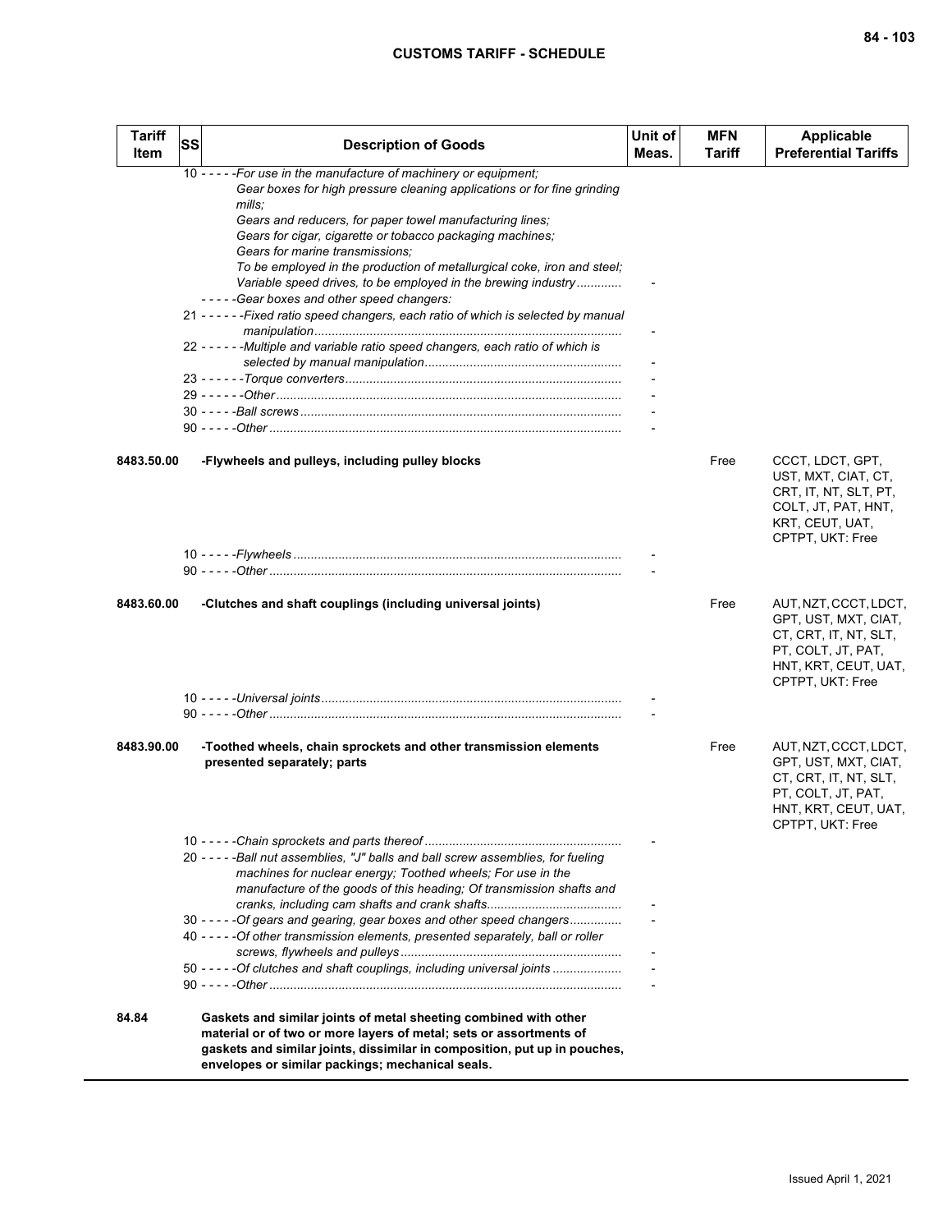| Tariff Item | SS | Description of Goods | Unit of Meas. | MFN Tariff | Applicable Preferential Tariffs |
|---|---|---|---|---|---|
| | | 10 - - - - -*For use in the manufacture of machinery or equipment;* *Gear boxes for high pressure cleaning applications or for fine grinding mills;* *Gears and reducers, for paper towel manufacturing lines;* *Gears for cigar, cigarette or tobacco packaging machines;* *Gears for marine transmissions;* *To be employed in the production of metallurgical coke, iron and steel;* *Variable speed drives, to be employed in the brewing industry*............ | - | | |
| | | - - - - -*Gear boxes and other speed changers:* | | | |
| | | 21 - - - - - -*Fixed ratio speed changers, each ratio of which is selected by manual manipulation*........................................................................................ | - | | |
| | | 22 - - - - - -*Multiple and variable ratio speed changers, each ratio of which is selected by manual manipulation*........................................................ | - | | |
| | | 23 - - - - - -*Torque converters*............................................................................... | - | | |
| | | 29 - - - - - -*Other*................................................................................................... | - | | |
| | | 30 - - - - -*Ball screws*............................................................................................ | - | | |
| | | 90 - - - - -*Other*..................................................................................................... | - | | |
| 8483.50.00 | | **-Flywheels and pulleys, including pulley blocks** | | Free | CCCT, LDCT, GPT, UST, MXT, CIAT, CT, CRT, IT, NT, SLT, PT, COLT, JT, PAT, HNT, KRT, CEUT, UAT, CPTPT, UKT: Free |
| | | 10 - - - - -*Flywheels*.............................................................................................. | - | | |
| | | 90 - - - - -*Other*..................................................................................................... | - | | |
| 8483.60.00 | | **-Clutches and shaft couplings (including universal joints)** | | Free | AUT, NZT, CCCT, LDCT, GPT, UST, MXT, CIAT, CT, CRT, IT, NT, SLT, PT, COLT, JT, PAT, HNT, KRT, CEUT, UAT, CPTPT, UKT: Free |
| | | 10 - - - - -*Universal joints*...................................................................................... | - | | |
| | | 90 - - - - -*Other*..................................................................................................... | - | | |
| 8483.90.00 | | **-Toothed wheels, chain sprockets and other transmission elements presented separately; parts** | | Free | AUT, NZT, CCCT, LDCT, GPT, UST, MXT, CIAT, CT, CRT, IT, NT, SLT, PT, COLT, JT, PAT, HNT, KRT, CEUT, UAT, CPTPT, UKT: Free |
| | | 10 - - - - -*Chain sprockets and parts thereof*........................................................ | - | | |
| | | 20 - - - - -*Ball nut assemblies, "J" balls and ball screw assemblies, for fueling machines for nuclear energy; Toothed wheels; For use in the manufacture of the goods of this heading; Of transmission shafts and cranks, including cam shafts and crank shafts*...................................... | - | | |
| | | 30 - - - - -*Of gears and gearing, gear boxes and other speed changers*............... | - | | |
| | | 40 - - - - -*Of other transmission elements, presented separately, ball or roller screws, flywheels and pulleys*................................................................ | - | | |
| | | 50 - - - - -*Of clutches and shaft couplings, including universal joints*.................... | - | | |
| | | 90 - - - - -*Other*..................................................................................................... | - | | |
| 84.84 | | **Gaskets and similar joints of metal sheeting combined with other material or of two or more layers of metal; sets or assortments of gaskets and similar joints, dissimilar in composition, put up in pouches, envelopes or similar packings; mechanical seals.** | | | |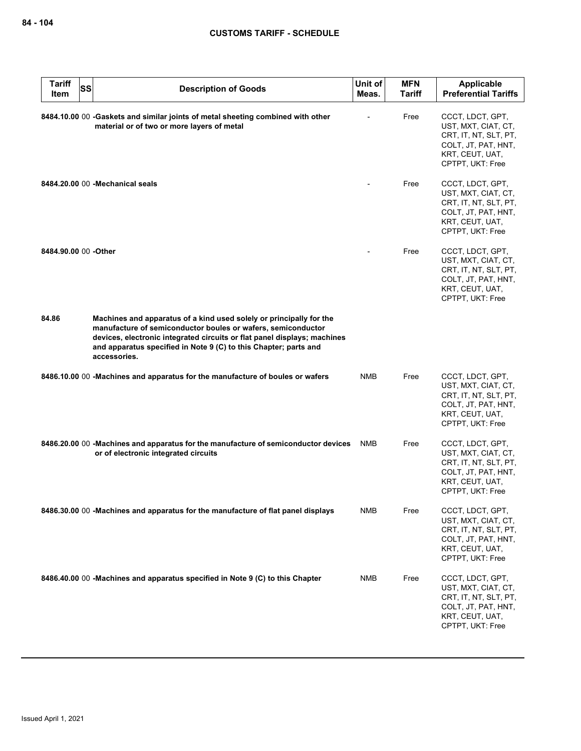| Tariff Item | SS | Description of Goods | Unit of Meas. | MFN Tariff | Applicable Preferential Tariffs |
|---|---|---|---|---|---|
| 8484.10.00 | 00 | **-Gaskets and similar joints of metal sheeting combined with other material or of two or more layers of metal** | - | Free | CCCT, LDCT, GPT, UST, MXT, CIAT, CT, CRT, IT, NT, SLT, PT, COLT, JT, PAT, HNT, KRT, CEUT, UAT, CPTPT, UKT: Free |
| 8484.20.00 | 00 | **-Mechanical seals** | - | Free | CCCT, LDCT, GPT, UST, MXT, CIAT, CT, CRT, IT, NT, SLT, PT, COLT, JT, PAT, HNT, KRT, CEUT, UAT, CPTPT, UKT: Free |
| 8484.90.00 | 00 | **-Other** | - | Free | CCCT, LDCT, GPT, UST, MXT, CIAT, CT, CRT, IT, NT, SLT, PT, COLT, JT, PAT, HNT, KRT, CEUT, UAT, CPTPT, UKT: Free |
| 84.86 | | **Machines and apparatus of a kind used solely or principally for the manufacture of semiconductor boules or wafers, semiconductor devices, electronic integrated circuits or flat panel displays; machines and apparatus specified in Note 9 (C) to this Chapter; parts and accessories.** | | | |
| 8486.10.00 | 00 | **-Machines and apparatus for the manufacture of boules or wafers** | NMB | Free | CCCT, LDCT, GPT, UST, MXT, CIAT, CT, CRT, IT, NT, SLT, PT, COLT, JT, PAT, HNT, KRT, CEUT, UAT, CPTPT, UKT: Free |
| 8486.20.00 | 00 | **-Machines and apparatus for the manufacture of semiconductor devices or of electronic integrated circuits** | NMB | Free | CCCT, LDCT, GPT, UST, MXT, CIAT, CT, CRT, IT, NT, SLT, PT, COLT, JT, PAT, HNT, KRT, CEUT, UAT, CPTPT, UKT: Free |
| 8486.30.00 | 00 | **-Machines and apparatus for the manufacture of flat panel displays** | NMB | Free | CCCT, LDCT, GPT, UST, MXT, CIAT, CT, CRT, IT, NT, SLT, PT, COLT, JT, PAT, HNT, KRT, CEUT, UAT, CPTPT, UKT: Free |
| 8486.40.00 | 00 | **-Machines and apparatus specified in Note 9 (C) to this Chapter** | NMB | Free | CCCT, LDCT, GPT, UST, MXT, CIAT, CT, CRT, IT, NT, SLT, PT, COLT, JT, PAT, HNT, KRT, CEUT, UAT, CPTPT, UKT: Free |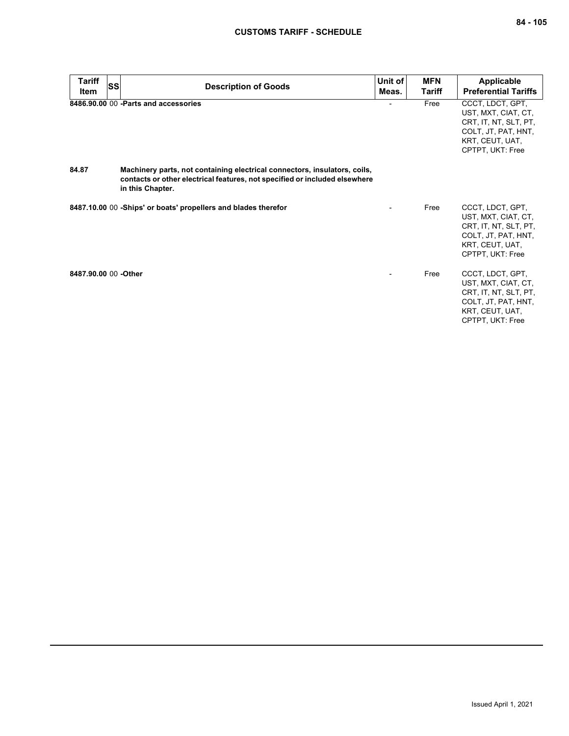| Tariff Item | SS | Description of Goods | Unit of Meas. | MFN Tariff | Applicable Preferential Tariffs |
|---|---|---|---|---|---|
| 8486.90.00 | 00 | **-Parts and accessories** | - | Free | CCCT, LDCT, GPT, UST, MXT, CIAT, CT, CRT, IT, NT, SLT, PT, COLT, JT, PAT, HNT, KRT, CEUT, UAT, CPTPT, UKT: Free |
| 84.87 | | **Machinery parts, not containing electrical connectors, insulators, coils, contacts or other electrical features, not specified or included elsewhere in this Chapter.** | | | |
| 8487.10.00 | 00 | **-Ships' or boats' propellers and blades therefor** | - | Free | CCCT, LDCT, GPT, UST, MXT, CIAT, CT, CRT, IT, NT, SLT, PT, COLT, JT, PAT, HNT, KRT, CEUT, UAT, CPTPT, UKT: Free |
| 8487.90.00 | 00 | **-Other** | - | Free | CCCT, LDCT, GPT, UST, MXT, CIAT, CT, CRT, IT, NT, SLT, PT, COLT, JT, PAT, HNT, KRT, CEUT, UAT, CPTPT, UKT: Free |